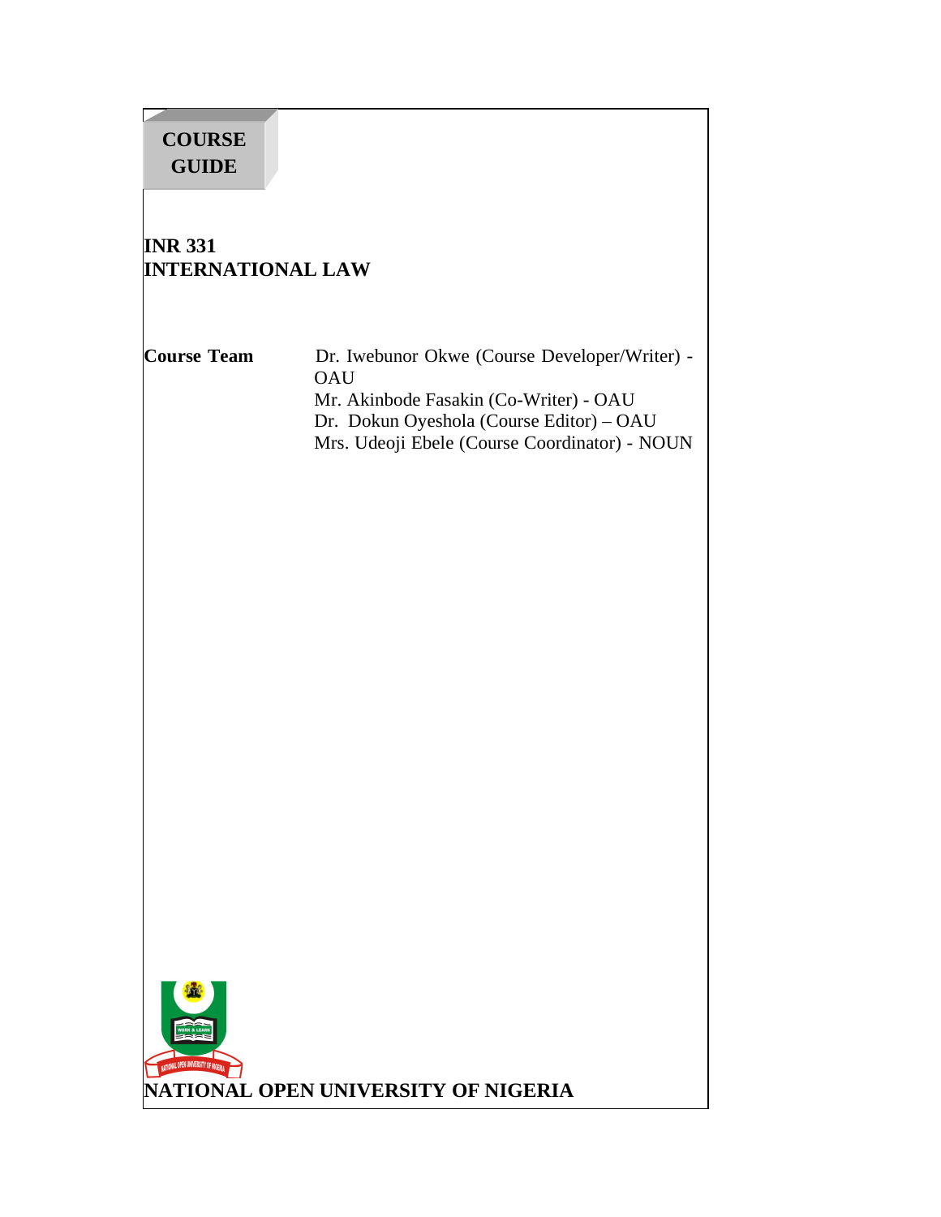**COURSE GUIDE**

# INR 331
# INTERNATIONAL LAW

**Course Team**

Dr. Iwebunor Okwe (Course Developer/Writer) - OAU
Mr. Akinbode Fasakin (Co-Writer) - OAU
Dr. Dokun Oyeshola (Course Editor) – OAU
Mrs. Udeoji Ebele (Course Coordinator) - NOUN

**NATIONAL OPEN UNIVERSITY OF NIGERIA**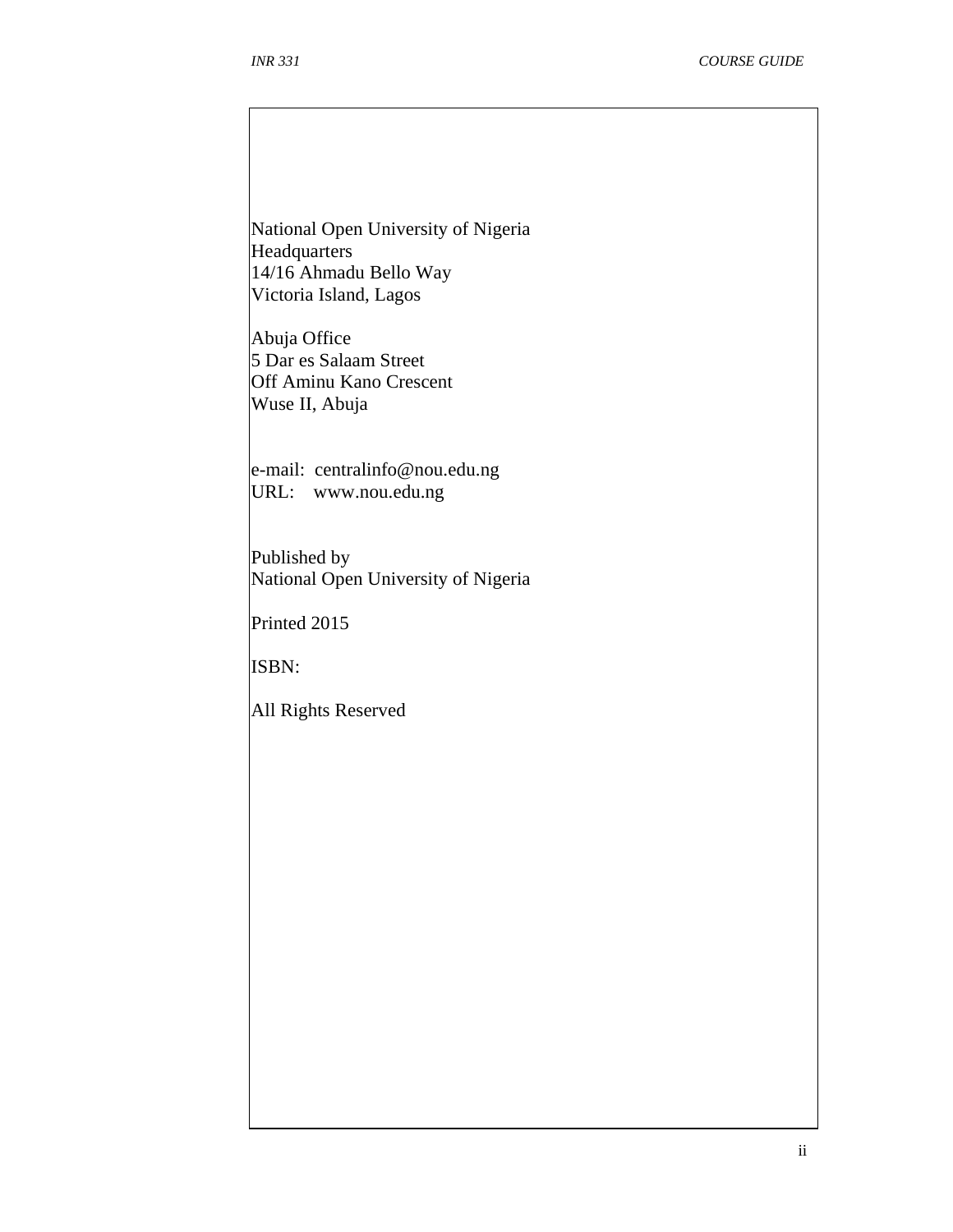National Open University of Nigeria  
Headquarters  
14/16 Ahmadu Bello Way  
Victoria Island, Lagos

Abuja Office  
5 Dar es Salaam Street  
Off Aminu Kano Crescent  
Wuse II, Abuja

e-mail: centralinfo@nou.edu.ng  
URL: www.nou.edu.ng

Published by  
National Open University of Nigeria

Printed 2015

ISBN:

All Rights Reserved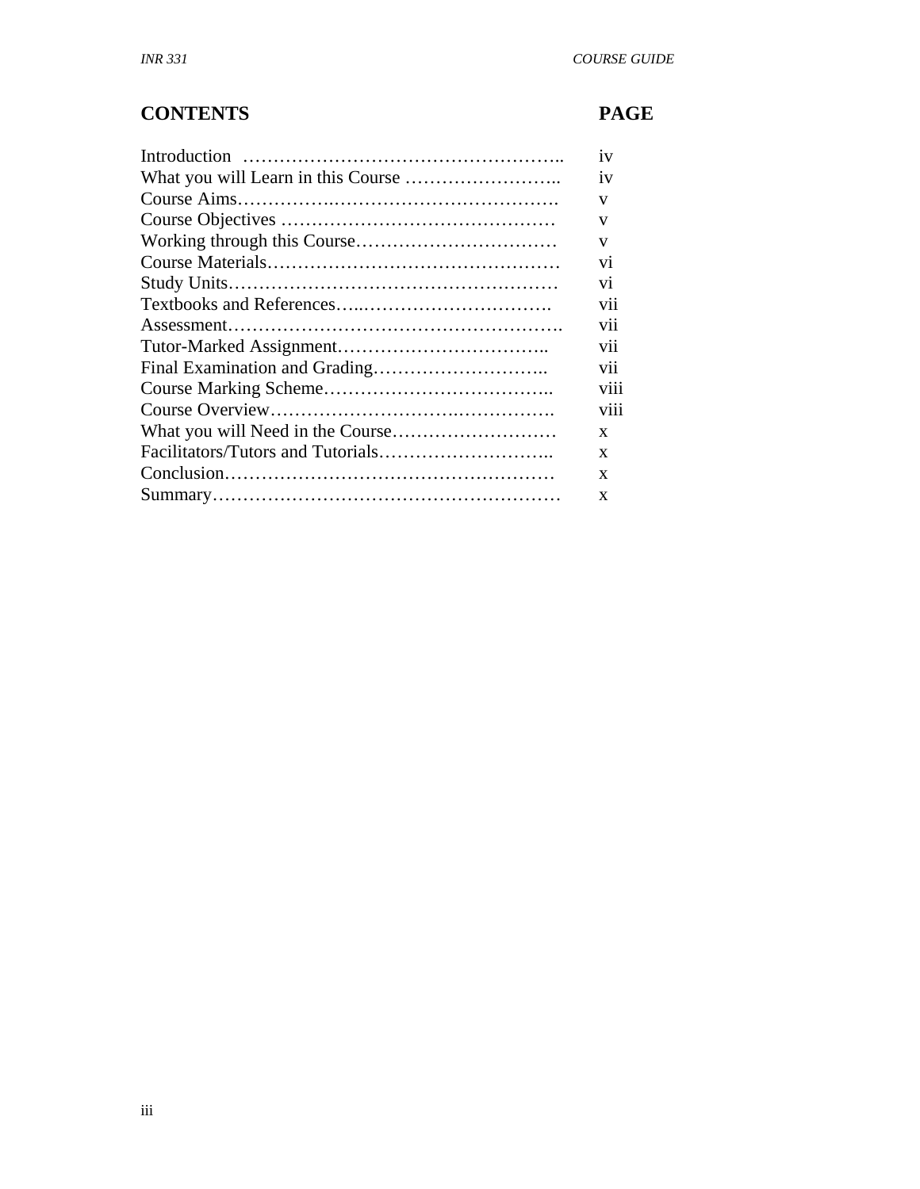## CONTENTS

| CONTENTS | PAGE |
|---|---|
| Introduction | iv |
| What you will Learn in this Course | iv |
| Course Aims | v |
| Course Objectives | v |
| Working through this Course | v |
| Course Materials | vi |
| Study Units | vi |
| Textbooks and References | vii |
| Assessment | vii |
| Tutor-Marked Assignment | vii |
| Final Examination and Grading | vii |
| Course Marking Scheme | viii |
| Course Overview | viii |
| What you will Need in the Course | x |
| Facilitators/Tutors and Tutorials | x |
| Conclusion | x |
| Summary | x |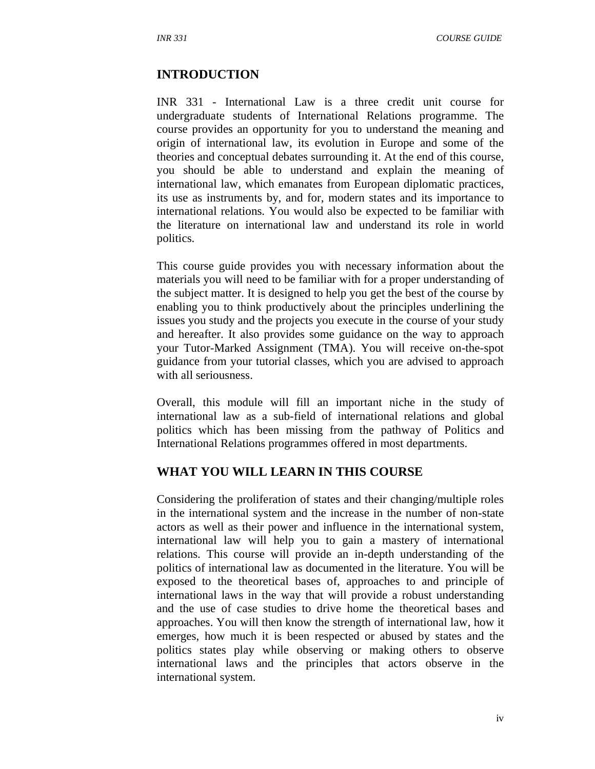## INTRODUCTION

INR 331 - International Law is a three credit unit course for undergraduate students of International Relations programme. The course provides an opportunity for you to understand the meaning and origin of international law, its evolution in Europe and some of the theories and conceptual debates surrounding it. At the end of this course, you should be able to understand and explain the meaning of international law, which emanates from European diplomatic practices, its use as instruments by, and for, modern states and its importance to international relations. You would also be expected to be familiar with the literature on international law and understand its role in world politics.

This course guide provides you with necessary information about the materials you will need to be familiar with for a proper understanding of the subject matter. It is designed to help you get the best of the course by enabling you to think productively about the principles underlining the issues you study and the projects you execute in the course of your study and hereafter. It also provides some guidance on the way to approach your Tutor-Marked Assignment (TMA). You will receive on-the-spot guidance from your tutorial classes, which you are advised to approach with all seriousness.

Overall, this module will fill an important niche in the study of international law as a sub-field of international relations and global politics which has been missing from the pathway of Politics and International Relations programmes offered in most departments.

## WHAT YOU WILL LEARN IN THIS COURSE

Considering the proliferation of states and their changing/multiple roles in the international system and the increase in the number of non-state actors as well as their power and influence in the international system, international law will help you to gain a mastery of international relations. This course will provide an in-depth understanding of the politics of international law as documented in the literature. You will be exposed to the theoretical bases of, approaches to and principle of international laws in the way that will provide a robust understanding and the use of case studies to drive home the theoretical bases and approaches. You will then know the strength of international law, how it emerges, how much it is been respected or abused by states and the politics states play while observing or making others to observe international laws and the principles that actors observe in the international system.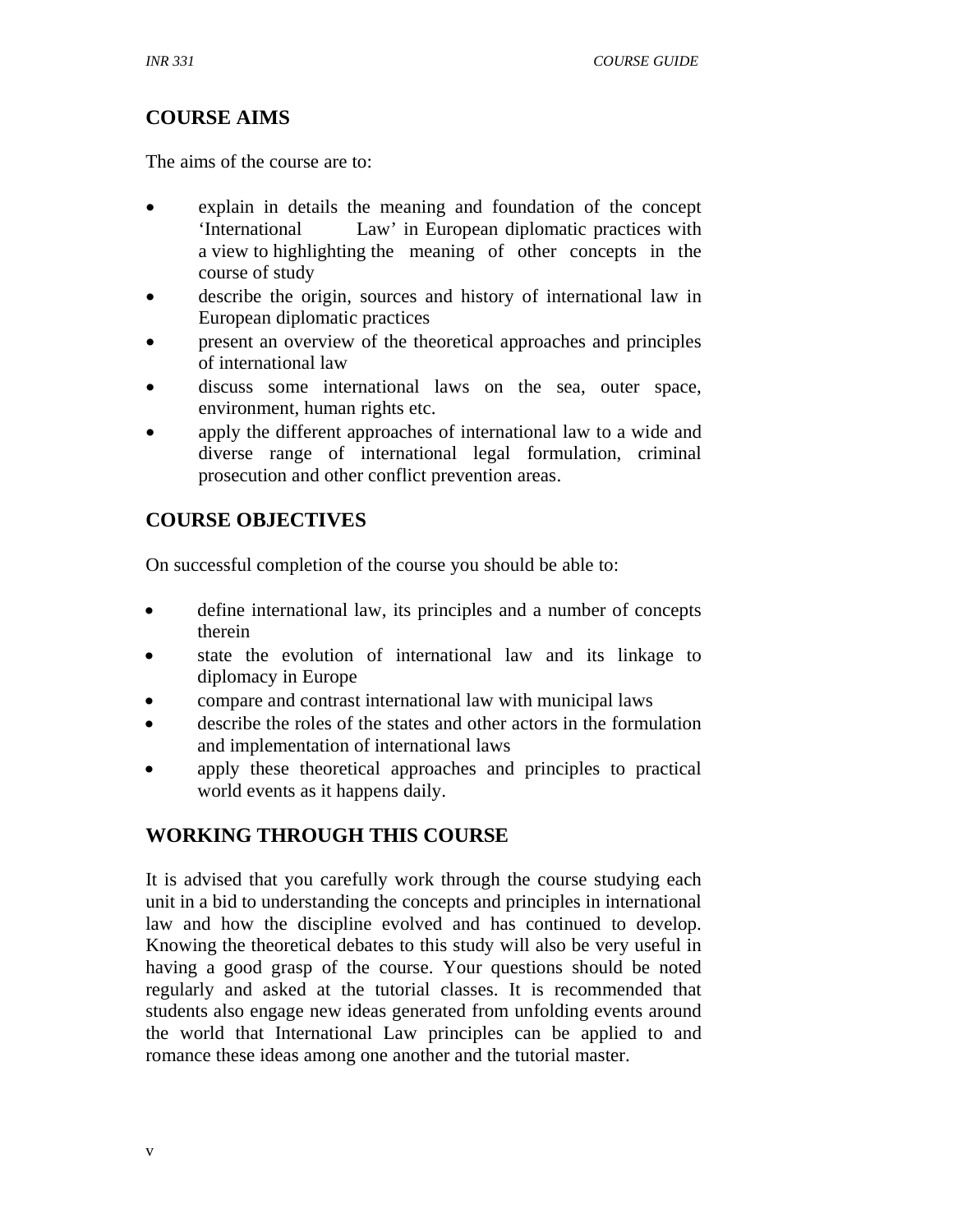## COURSE AIMS

The aims of the course are to:

- explain in details the meaning and foundation of the concept 'International Law' in European diplomatic practices with a view to highlighting the meaning of other concepts in the course of study
- describe the origin, sources and history of international law in European diplomatic practices
- present an overview of the theoretical approaches and principles of international law
- discuss some international laws on the sea, outer space, environment, human rights etc.
- apply the different approaches of international law to a wide and diverse range of international legal formulation, criminal prosecution and other conflict prevention areas.

## COURSE OBJECTIVES

On successful completion of the course you should be able to:

- define international law, its principles and a number of concepts therein
- state the evolution of international law and its linkage to diplomacy in Europe
- compare and contrast international law with municipal laws
- describe the roles of the states and other actors in the formulation and implementation of international laws
- apply these theoretical approaches and principles to practical world events as it happens daily.

## WORKING THROUGH THIS COURSE

It is advised that you carefully work through the course studying each unit in a bid to understanding the concepts and principles in international law and how the discipline evolved and has continued to develop. Knowing the theoretical debates to this study will also be very useful in having a good grasp of the course. Your questions should be noted regularly and asked at the tutorial classes. It is recommended that students also engage new ideas generated from unfolding events around the world that International Law principles can be applied to and romance these ideas among one another and the tutorial master.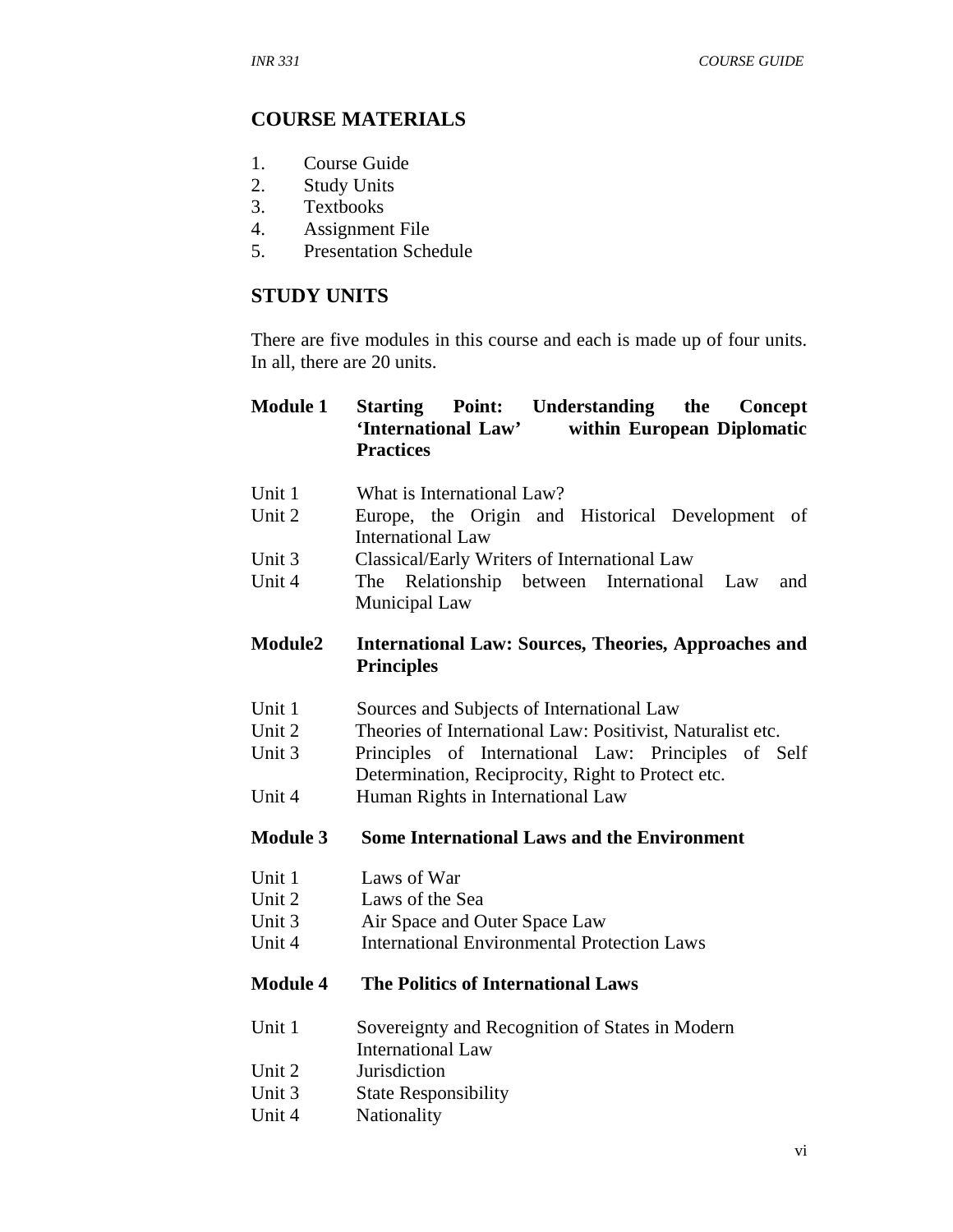## COURSE MATERIALS

1. Course Guide
2. Study Units
3. Textbooks
4. Assignment File
5. Presentation Schedule

## STUDY UNITS

There are five modules in this course and each is made up of four units. In all, there are 20 units.

**Module 1 Starting Point: Understanding the Concept 'International Law' within European Diplomatic Practices**

Unit 1 What is International Law?
Unit 2 Europe, the Origin and Historical Development of International Law
Unit 3 Classical/Early Writers of International Law
Unit 4 The Relationship between International Law and Municipal Law

**Module2 International Law: Sources, Theories, Approaches and Principles**

Unit 1 Sources and Subjects of International Law
Unit 2 Theories of International Law: Positivist, Naturalist etc.
Unit 3 Principles of International Law: Principles of Self Determination, Reciprocity, Right to Protect etc.
Unit 4 Human Rights in International Law

**Module 3 Some International Laws and the Environment**

Unit 1 Laws of War
Unit 2 Laws of the Sea
Unit 3 Air Space and Outer Space Law
Unit 4 International Environmental Protection Laws

**Module 4 The Politics of International Laws**

Unit 1 Sovereignty and Recognition of States in Modern International Law
Unit 2 Jurisdiction
Unit 3 State Responsibility
Unit 4 Nationality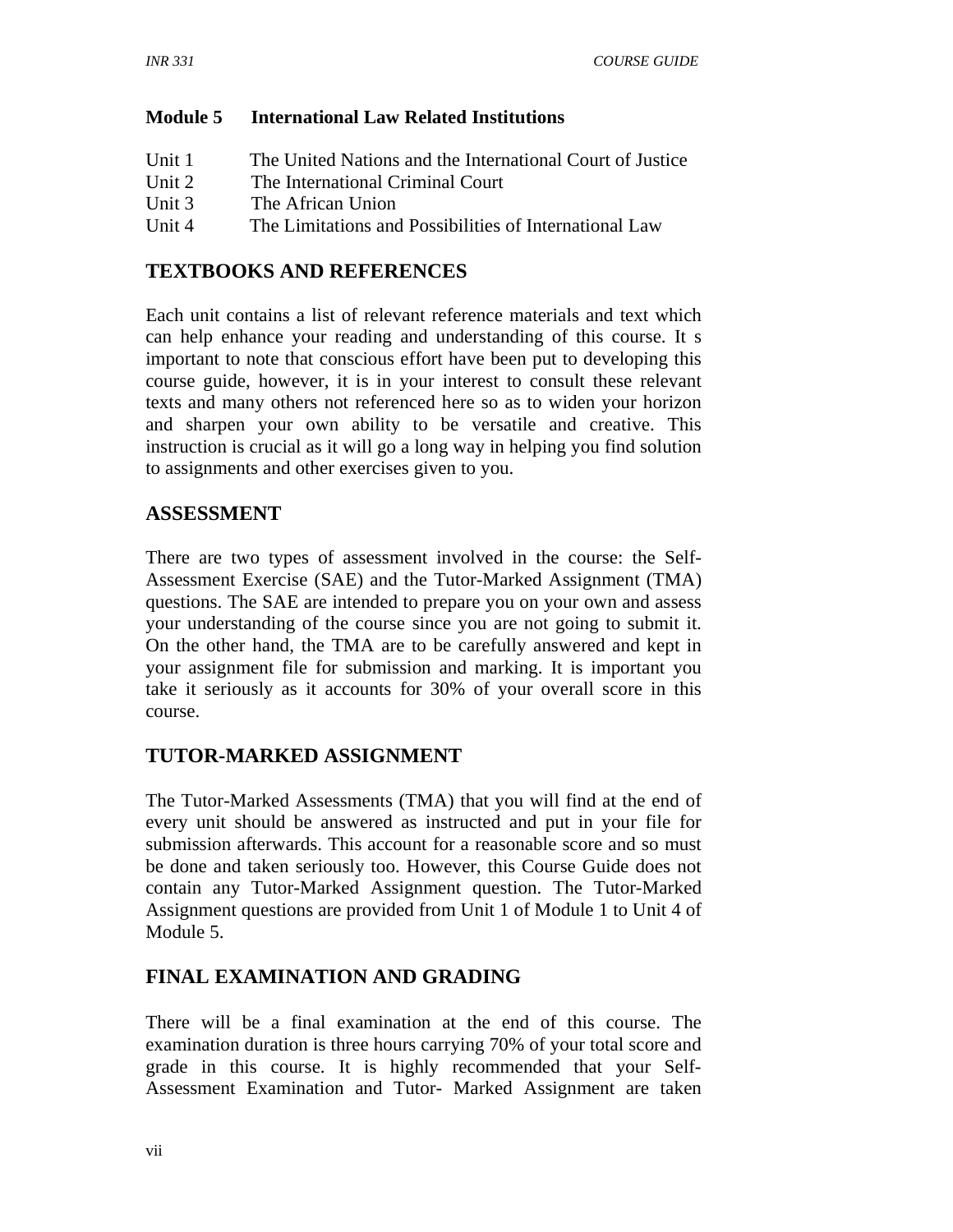**Module 5 International Law Related Institutions**

Unit 1 The United Nations and the International Court of Justice
Unit 2 The International Criminal Court
Unit 3 The African Union
Unit 4 The Limitations and Possibilities of International Law

## TEXTBOOKS AND REFERENCES

Each unit contains a list of relevant reference materials and text which can help enhance your reading and understanding of this course. It s important to note that conscious effort have been put to developing this course guide, however, it is in your interest to consult these relevant texts and many others not referenced here so as to widen your horizon and sharpen your own ability to be versatile and creative. This instruction is crucial as it will go a long way in helping you find solution to assignments and other exercises given to you.

## ASSESSMENT

There are two types of assessment involved in the course: the Self-Assessment Exercise (SAE) and the Tutor-Marked Assignment (TMA) questions. The SAE are intended to prepare you on your own and assess your understanding of the course since you are not going to submit it. On the other hand, the TMA are to be carefully answered and kept in your assignment file for submission and marking. It is important you take it seriously as it accounts for 30% of your overall score in this course.

## TUTOR-MARKED ASSIGNMENT

The Tutor-Marked Assessments (TMA) that you will find at the end of every unit should be answered as instructed and put in your file for submission afterwards. This account for a reasonable score and so must be done and taken seriously too. However, this Course Guide does not contain any Tutor-Marked Assignment question. The Tutor-Marked Assignment questions are provided from Unit 1 of Module 1 to Unit 4 of Module 5.

## FINAL EXAMINATION AND GRADING

There will be a final examination at the end of this course. The examination duration is three hours carrying 70% of your total score and grade in this course. It is highly recommended that your Self-Assessment Examination and Tutor- Marked Assignment are taken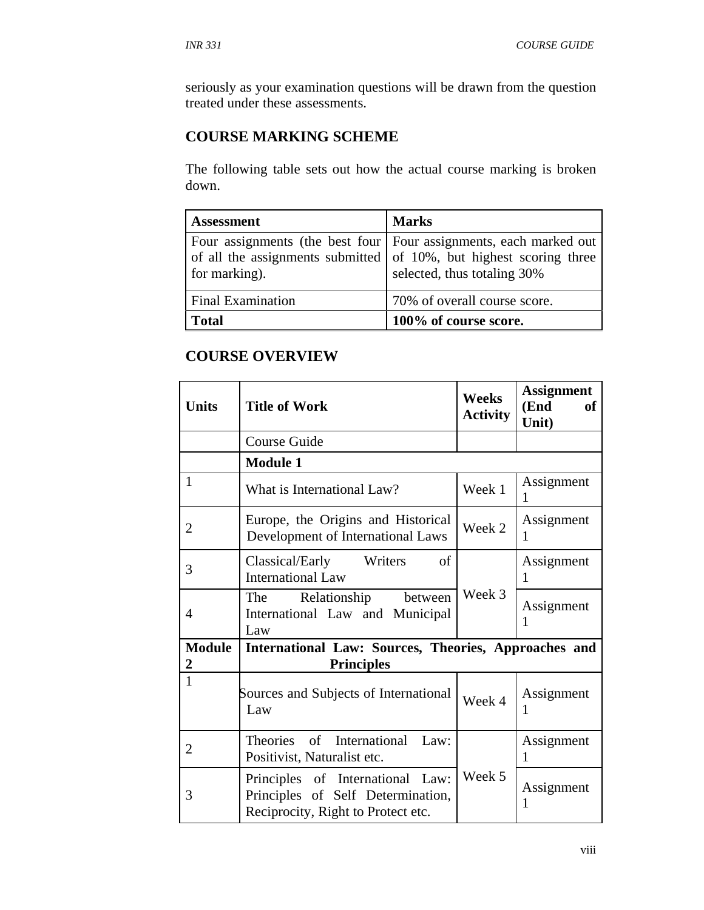seriously as your examination questions will be drawn from the question treated under these assessments.

## COURSE MARKING SCHEME

The following table sets out how the actual course marking is broken down.

| Assessment | Marks |
|---|---|
| Four assignments (the best four of all the assignments submitted for marking). | Four assignments, each marked out of 10%, but highest scoring three selected, thus totaling 30% |
| Final Examination | 70% of overall course score. |
| **Total** | **100% of course score.** |

## COURSE OVERVIEW

| Units | Title of Work | Weeks Activity | Assignment (End of Unit) |
|---|---|---|---|
| | Course Guide | | |
| | **Module 1** | | |
| 1 | What is International Law? | Week 1 | Assignment 1 |
| 2 | Europe, the Origins and Historical Development of International Laws | Week 2 | Assignment 1 |
| 3 | Classical/Early Writers of International Law | Week 3 | Assignment 1 |
| 4 | The Relationship between International Law and Municipal Law | | Assignment 1 |
| **Module 2** | **International Law: Sources, Theories, Approaches and Principles** | | |
| 1 | Sources and Subjects of International Law | Week 4 | Assignment 1 |
| 2 | Theories of International Law: Positivist, Naturalist etc. | Week 5 | Assignment 1 |
| 3 | Principles of International Law: Principles of Self Determination, Reciprocity, Right to Protect etc. | | Assignment 1 |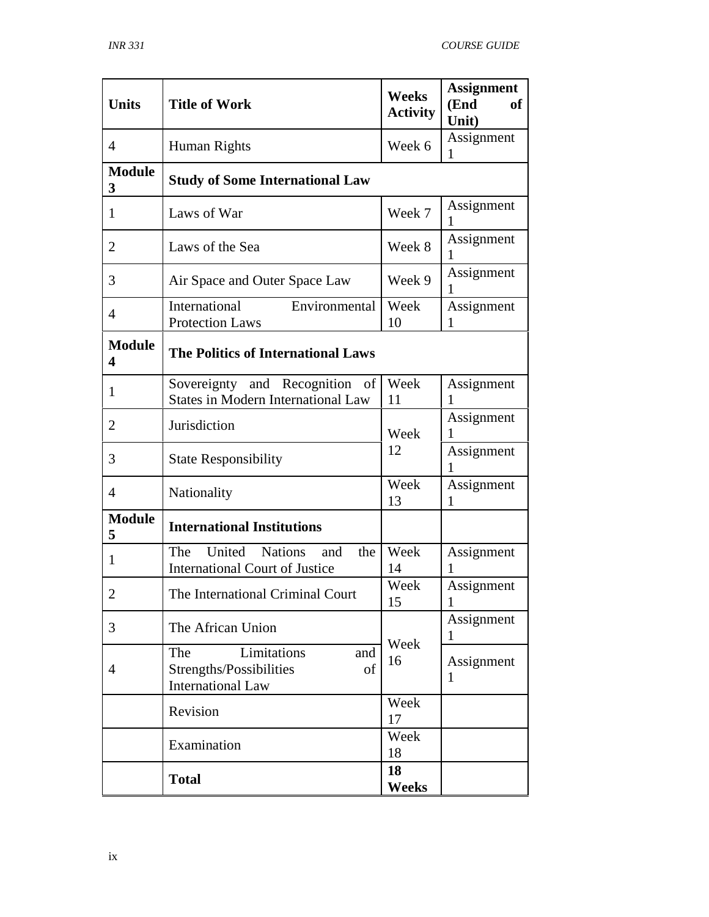| Units | Title of Work | Weeks Activity | Assignment (End of Unit) |
|---|---|---|---|
| 4 | Human Rights | Week 6 | Assignment 1 |
| **Module 3** | **Study of Some International Law** | | |
| 1 | Laws of War | Week 7 | Assignment 1 |
| 2 | Laws of the Sea | Week 8 | Assignment 1 |
| 3 | Air Space and Outer Space Law | Week 9 | Assignment 1 |
| 4 | International Environmental Protection Laws | Week 10 | Assignment 1 |
| **Module 4** | **The Politics of International Laws** | | |
| 1 | Sovereignty and Recognition of States in Modern International Law | Week 11 | Assignment 1 |
| 2 | Jurisdiction | Week 12 | Assignment 1 |
| 3 | State Responsibility | | Assignment 1 |
| 4 | Nationality | Week 13 | Assignment 1 |
| **Module 5** | **International Institutions** | | |
| 1 | The United Nations and the International Court of Justice | Week 14 | Assignment 1 |
| 2 | The International Criminal Court | Week 15 | Assignment 1 |
| 3 | The African Union | Week 16 | Assignment 1 |
| 4 | The Limitations and Strengths/Possibilities of International Law | | Assignment 1 |
| | Revision | Week 17 | |
| | Examination | Week 18 | |
| | **Total** | **18 Weeks** | |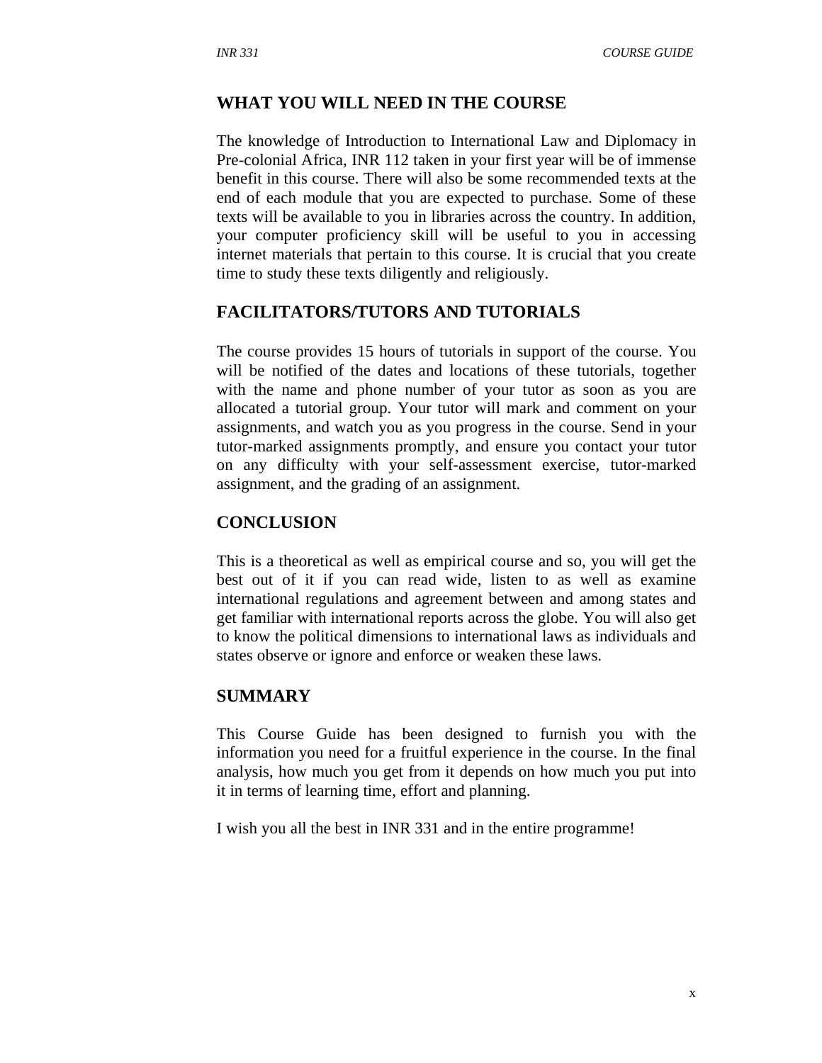## WHAT YOU WILL NEED IN THE COURSE

The knowledge of Introduction to International Law and Diplomacy in Pre-colonial Africa, INR 112 taken in your first year will be of immense benefit in this course. There will also be some recommended texts at the end of each module that you are expected to purchase. Some of these texts will be available to you in libraries across the country. In addition, your computer proficiency skill will be useful to you in accessing internet materials that pertain to this course. It is crucial that you create time to study these texts diligently and religiously.

## FACILITATORS/TUTORS AND TUTORIALS

The course provides 15 hours of tutorials in support of the course. You will be notified of the dates and locations of these tutorials, together with the name and phone number of your tutor as soon as you are allocated a tutorial group. Your tutor will mark and comment on your assignments, and watch you as you progress in the course. Send in your tutor-marked assignments promptly, and ensure you contact your tutor on any difficulty with your self-assessment exercise, tutor-marked assignment, and the grading of an assignment.

## CONCLUSION

This is a theoretical as well as empirical course and so, you will get the best out of it if you can read wide, listen to as well as examine international regulations and agreement between and among states and get familiar with international reports across the globe. You will also get to know the political dimensions to international laws as individuals and states observe or ignore and enforce or weaken these laws.

## SUMMARY

This Course Guide has been designed to furnish you with the information you need for a fruitful experience in the course. In the final analysis, how much you get from it depends on how much you put into it in terms of learning time, effort and planning.

I wish you all the best in INR 331 and in the entire programme!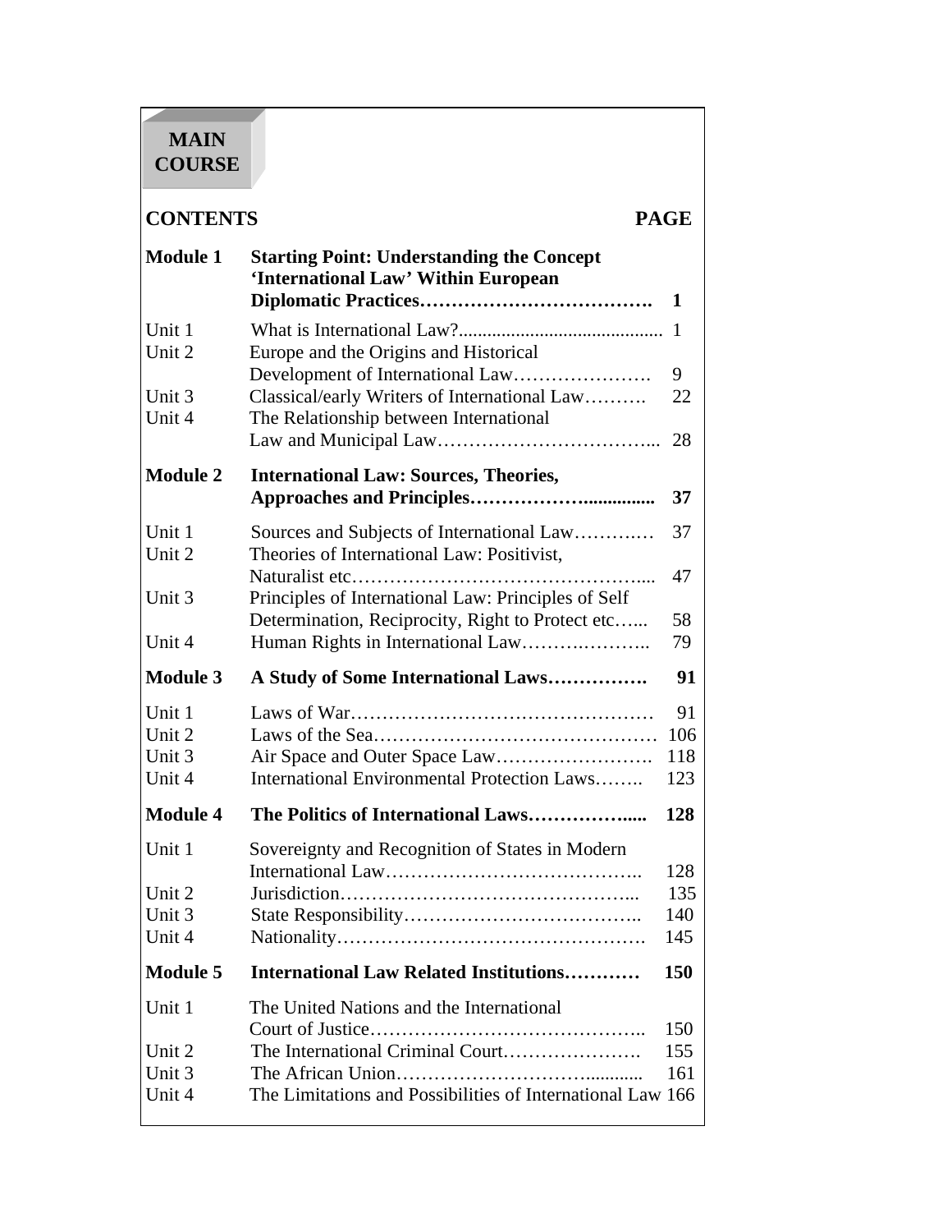# MAIN COURSE

| CONTENTS | | PAGE |
|---|---|---|
| **Module 1** | **Starting Point: Understanding the Concept 'International Law' Within European Diplomatic Practices……………………………….** | **1** |
| Unit 1 | What is International Law?........................................... | 1 |
| Unit 2 | Europe and the Origins and Historical Development of International Law…………………. | 9 |
| Unit 3 | Classical/early Writers of International Law………. | 22 |
| Unit 4 | The Relationship between International Law and Municipal Law……………………………... | 28 |
| **Module 2** | **International Law: Sources, Theories, Approaches and Principles……………….............** | **37** |
| Unit 1 | Sources and Subjects of International Law…………. | 37 |
| Unit 2 | Theories of International Law: Positivist, Naturalist etc……………………………………….... | 47 |
| Unit 3 | Principles of International Law: Principles of Self Determination, Reciprocity, Right to Protect etc…... | 58 |
| Unit 4 | Human Rights in International Law…………………. | 79 |
| **Module 3** | **A Study of Some International Laws…………….** | **91** |
| Unit 1 | Laws of War………………………………………… | 91 |
| Unit 2 | Laws of the Sea……………………………………… | 106 |
| Unit 3 | Air Space and Outer Space Law……………………. | 118 |
| Unit 4 | International Environmental Protection Laws…….. | 123 |
| **Module 4** | **The Politics of International Laws……………......** | **128** |
| Unit 1 | Sovereignty and Recognition of States in Modern International Law………………………………….. | 128 |
| Unit 2 | Jurisdiction………………………………………... | 135 |
| Unit 3 | State Responsibility……………………………….. | 140 |
| Unit 4 | Nationality…………………………………………. | 145 |
| **Module 5** | **International Law Related Institutions…………** | **150** |
| Unit 1 | The United Nations and the International Court of Justice…………………………………….. | 150 |
| Unit 2 | The International Criminal Court…………………. | 155 |
| Unit 3 | The African Union………………………….......... | 161 |
| Unit 4 | The Limitations and Possibilities of International Law | 166 |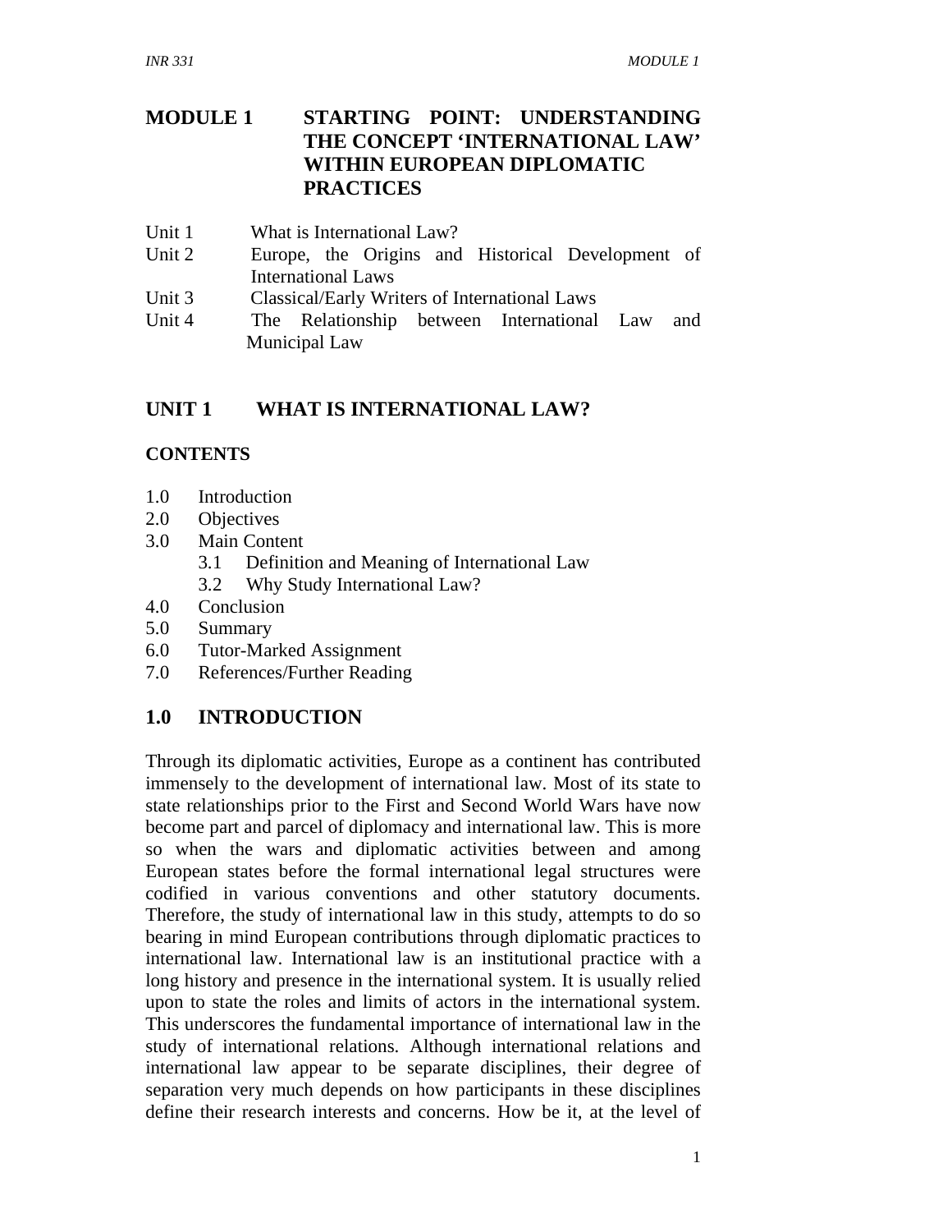# MODULE 1 STARTING POINT: UNDERSTANDING THE CONCEPT 'INTERNATIONAL LAW' WITHIN EUROPEAN DIPLOMATIC PRACTICES

Unit 1 What is International Law?
Unit 2 Europe, the Origins and Historical Development of International Laws
Unit 3 Classical/Early Writers of International Laws
Unit 4 The Relationship between International Law and Municipal Law

## UNIT 1 WHAT IS INTERNATIONAL LAW?

### CONTENTS

1.0 Introduction
2.0 Objectives
3.0 Main Content
  3.1 Definition and Meaning of International Law
  3.2 Why Study International Law?
4.0 Conclusion
5.0 Summary
6.0 Tutor-Marked Assignment
7.0 References/Further Reading

## 1.0 INTRODUCTION

Through its diplomatic activities, Europe as a continent has contributed immensely to the development of international law. Most of its state to state relationships prior to the First and Second World Wars have now become part and parcel of diplomacy and international law. This is more so when the wars and diplomatic activities between and among European states before the formal international legal structures were codified in various conventions and other statutory documents. Therefore, the study of international law in this study, attempts to do so bearing in mind European contributions through diplomatic practices to international law. International law is an institutional practice with a long history and presence in the international system. It is usually relied upon to state the roles and limits of actors in the international system. This underscores the fundamental importance of international law in the study of international relations. Although international relations and international law appear to be separate disciplines, their degree of separation very much depends on how participants in these disciplines define their research interests and concerns. How be it, at the level of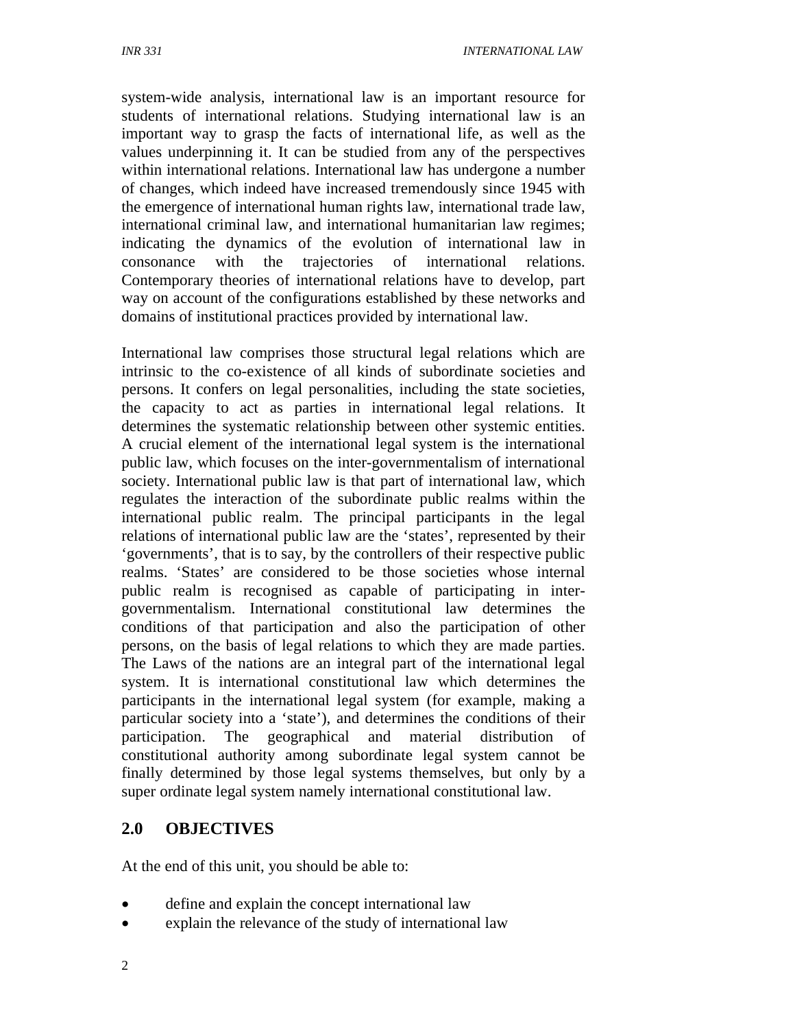system-wide analysis, international law is an important resource for students of international relations. Studying international law is an important way to grasp the facts of international life, as well as the values underpinning it. It can be studied from any of the perspectives within international relations. International law has undergone a number of changes, which indeed have increased tremendously since 1945 with the emergence of international human rights law, international trade law, international criminal law, and international humanitarian law regimes; indicating the dynamics of the evolution of international law in consonance with the trajectories of international relations. Contemporary theories of international relations have to develop, part way on account of the configurations established by these networks and domains of institutional practices provided by international law.

International law comprises those structural legal relations which are intrinsic to the co-existence of all kinds of subordinate societies and persons. It confers on legal personalities, including the state societies, the capacity to act as parties in international legal relations. It determines the systematic relationship between other systemic entities. A crucial element of the international legal system is the international public law, which focuses on the inter-governmentalism of international society. International public law is that part of international law, which regulates the interaction of the subordinate public realms within the international public realm. The principal participants in the legal relations of international public law are the 'states', represented by their 'governments', that is to say, by the controllers of their respective public realms. 'States' are considered to be those societies whose internal public realm is recognised as capable of participating in inter-governmentalism. International constitutional law determines the conditions of that participation and also the participation of other persons, on the basis of legal relations to which they are made parties. The Laws of the nations are an integral part of the international legal system. It is international constitutional law which determines the participants in the international legal system (for example, making a particular society into a 'state'), and determines the conditions of their participation. The geographical and material distribution of constitutional authority among subordinate legal system cannot be finally determined by those legal systems themselves, but only by a super ordinate legal system namely international constitutional law.

## 2.0 OBJECTIVES

At the end of this unit, you should be able to:

- define and explain the concept international law
- explain the relevance of the study of international law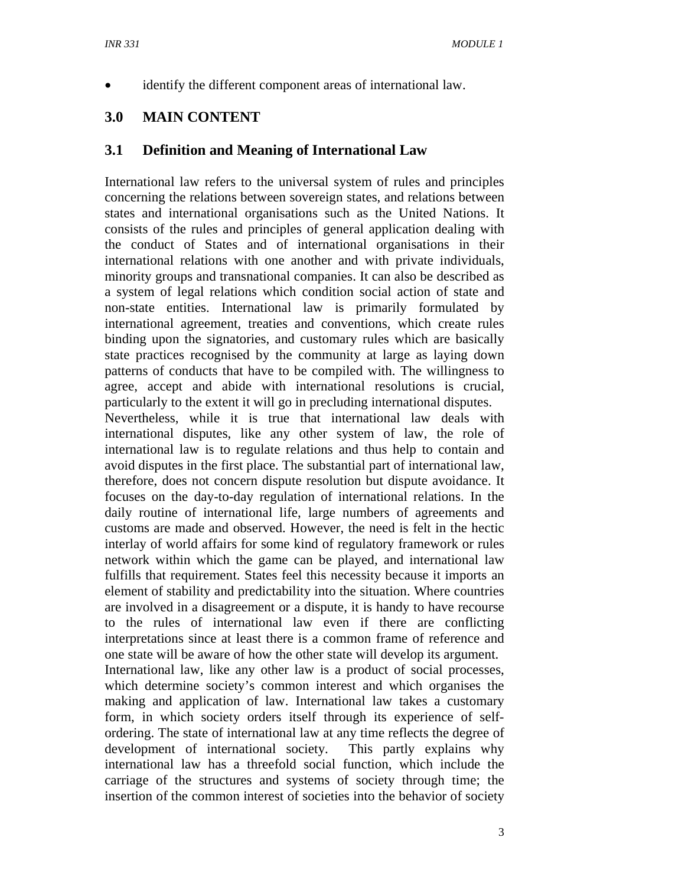- identify the different component areas of international law.

## 3.0 MAIN CONTENT

### 3.1 Definition and Meaning of International Law

International law refers to the universal system of rules and principles concerning the relations between sovereign states, and relations between states and international organisations such as the United Nations. It consists of the rules and principles of general application dealing with the conduct of States and of international organisations in their international relations with one another and with private individuals, minority groups and transnational companies. It can also be described as a system of legal relations which condition social action of state and non-state entities. International law is primarily formulated by international agreement, treaties and conventions, which create rules binding upon the signatories, and customary rules which are basically state practices recognised by the community at large as laying down patterns of conducts that have to be compiled with. The willingness to agree, accept and abide with international resolutions is crucial, particularly to the extent it will go in precluding international disputes.

Nevertheless, while it is true that international law deals with international disputes, like any other system of law, the role of international law is to regulate relations and thus help to contain and avoid disputes in the first place. The substantial part of international law, therefore, does not concern dispute resolution but dispute avoidance. It focuses on the day-to-day regulation of international relations. In the daily routine of international life, large numbers of agreements and customs are made and observed. However, the need is felt in the hectic interlay of world affairs for some kind of regulatory framework or rules network within which the game can be played, and international law fulfills that requirement. States feel this necessity because it imports an element of stability and predictability into the situation. Where countries are involved in a disagreement or a dispute, it is handy to have recourse to the rules of international law even if there are conflicting interpretations since at least there is a common frame of reference and one state will be aware of how the other state will develop its argument.

International law, like any other law is a product of social processes, which determine society's common interest and which organises the making and application of law. International law takes a customary form, in which society orders itself through its experience of self-ordering. The state of international law at any time reflects the degree of development of international society. This partly explains why international law has a threefold social function, which include the carriage of the structures and systems of society through time; the insertion of the common interest of societies into the behavior of society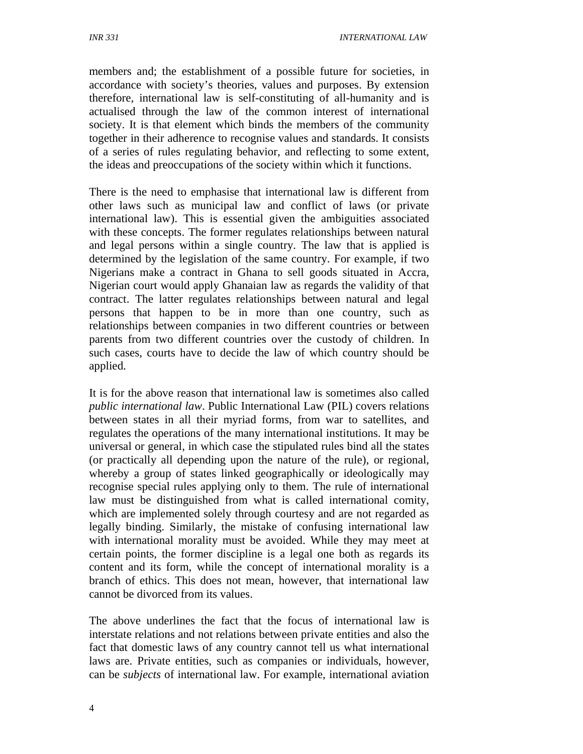members and; the establishment of a possible future for societies, in accordance with society's theories, values and purposes. By extension therefore, international law is self-constituting of all-humanity and is actualised through the law of the common interest of international society. It is that element which binds the members of the community together in their adherence to recognise values and standards. It consists of a series of rules regulating behavior, and reflecting to some extent, the ideas and preoccupations of the society within which it functions.

There is the need to emphasise that international law is different from other laws such as municipal law and conflict of laws (or private international law). This is essential given the ambiguities associated with these concepts. The former regulates relationships between natural and legal persons within a single country. The law that is applied is determined by the legislation of the same country. For example, if two Nigerians make a contract in Ghana to sell goods situated in Accra, Nigerian court would apply Ghanaian law as regards the validity of that contract. The latter regulates relationships between natural and legal persons that happen to be in more than one country, such as relationships between companies in two different countries or between parents from two different countries over the custody of children. In such cases, courts have to decide the law of which country should be applied.

It is for the above reason that international law is sometimes also called *public international law*. Public International Law (PIL) covers relations between states in all their myriad forms, from war to satellites, and regulates the operations of the many international institutions. It may be universal or general, in which case the stipulated rules bind all the states (or practically all depending upon the nature of the rule), or regional, whereby a group of states linked geographically or ideologically may recognise special rules applying only to them. The rule of international law must be distinguished from what is called international comity, which are implemented solely through courtesy and are not regarded as legally binding. Similarly, the mistake of confusing international law with international morality must be avoided. While they may meet at certain points, the former discipline is a legal one both as regards its content and its form, while the concept of international morality is a branch of ethics. This does not mean, however, that international law cannot be divorced from its values.

The above underlines the fact that the focus of international law is interstate relations and not relations between private entities and also the fact that domestic laws of any country cannot tell us what international laws are. Private entities, such as companies or individuals, however, can be *subjects* of international law. For example, international aviation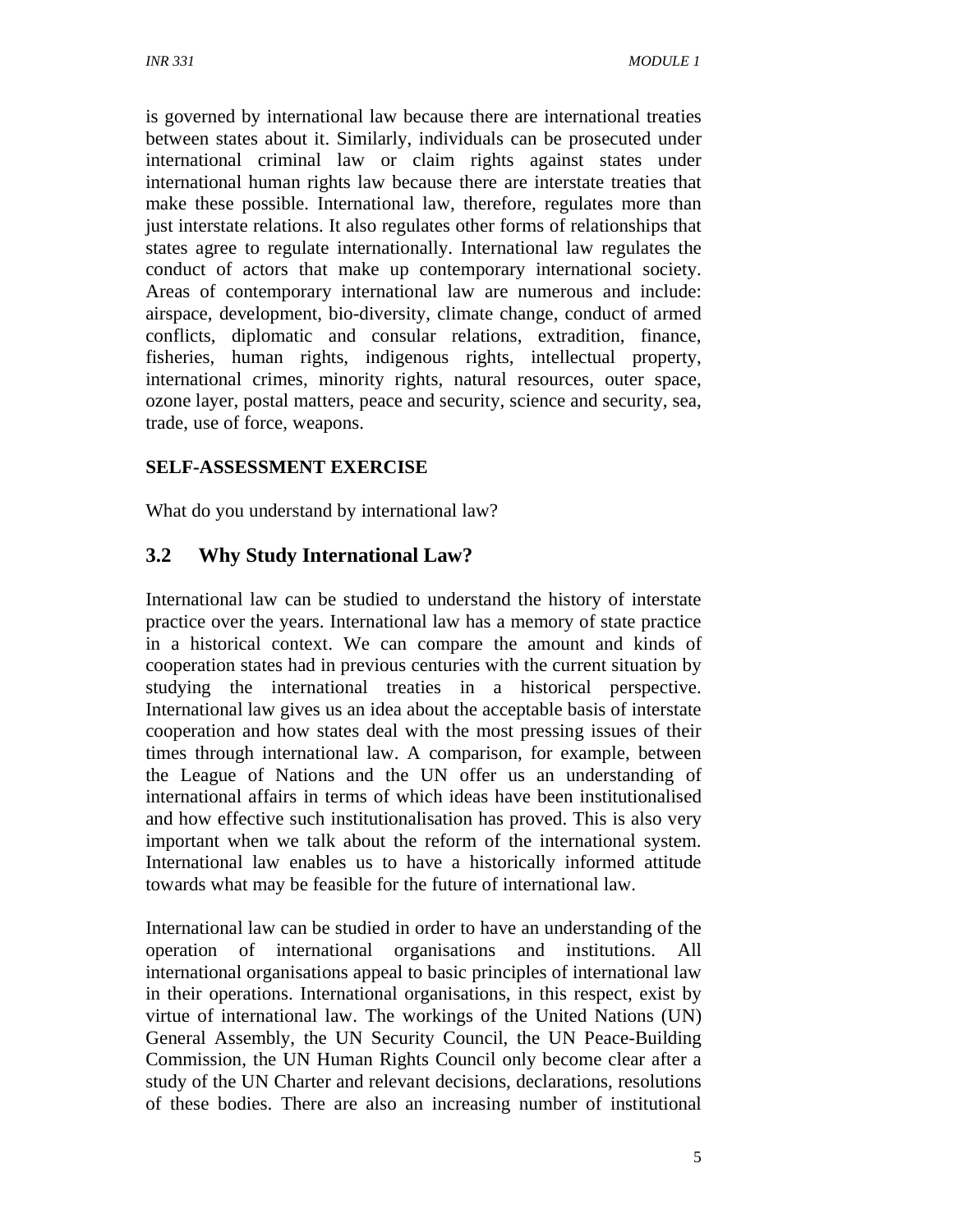is governed by international law because there are international treaties between states about it. Similarly, individuals can be prosecuted under international criminal law or claim rights against states under international human rights law because there are interstate treaties that make these possible. International law, therefore, regulates more than just interstate relations. It also regulates other forms of relationships that states agree to regulate internationally. International law regulates the conduct of actors that make up contemporary international society. Areas of contemporary international law are numerous and include: airspace, development, bio-diversity, climate change, conduct of armed conflicts, diplomatic and consular relations, extradition, finance, fisheries, human rights, indigenous rights, intellectual property, international crimes, minority rights, natural resources, outer space, ozone layer, postal matters, peace and security, science and security, sea, trade, use of force, weapons.

**SELF-ASSESSMENT EXERCISE**

What do you understand by international law?

## 3.2 Why Study International Law?

International law can be studied to understand the history of interstate practice over the years. International law has a memory of state practice in a historical context. We can compare the amount and kinds of cooperation states had in previous centuries with the current situation by studying the international treaties in a historical perspective. International law gives us an idea about the acceptable basis of interstate cooperation and how states deal with the most pressing issues of their times through international law. A comparison, for example, between the League of Nations and the UN offer us an understanding of international affairs in terms of which ideas have been institutionalised and how effective such institutionalisation has proved. This is also very important when we talk about the reform of the international system. International law enables us to have a historically informed attitude towards what may be feasible for the future of international law.

International law can be studied in order to have an understanding of the operation of international organisations and institutions. All international organisations appeal to basic principles of international law in their operations. International organisations, in this respect, exist by virtue of international law. The workings of the United Nations (UN) General Assembly, the UN Security Council, the UN Peace-Building Commission, the UN Human Rights Council only become clear after a study of the UN Charter and relevant decisions, declarations, resolutions of these bodies. There are also an increasing number of institutional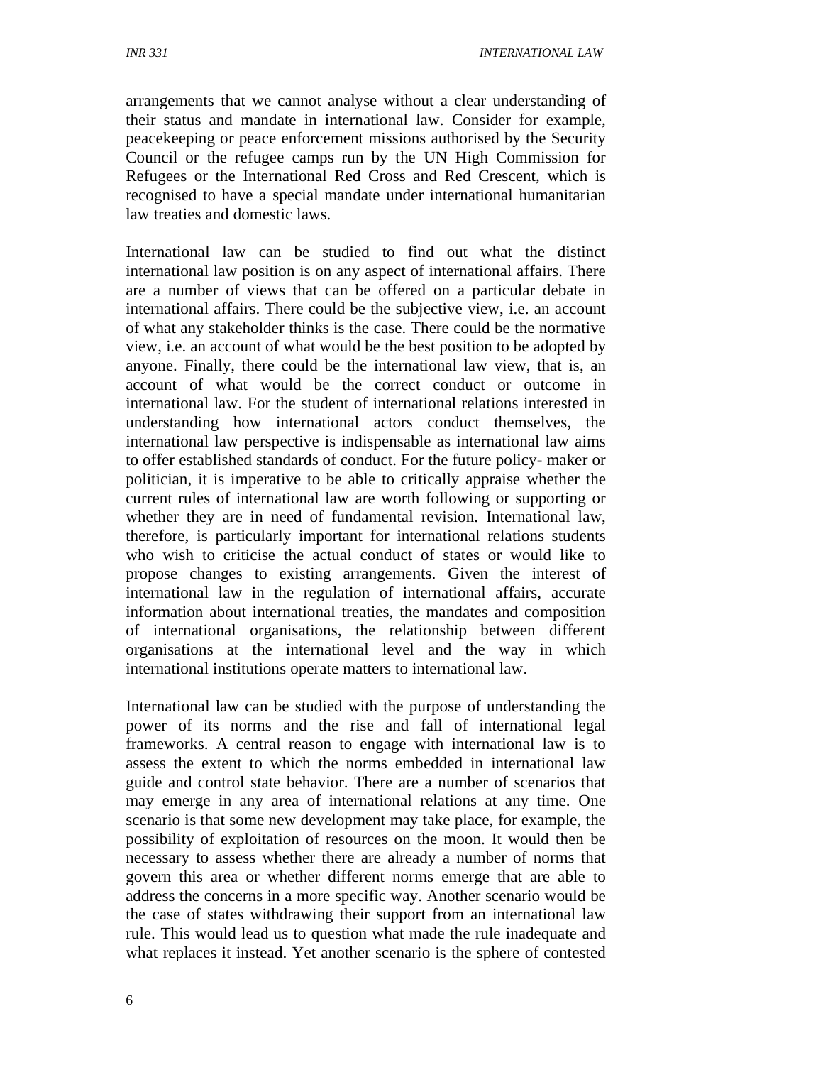arrangements that we cannot analyse without a clear understanding of their status and mandate in international law. Consider for example, peacekeeping or peace enforcement missions authorised by the Security Council or the refugee camps run by the UN High Commission for Refugees or the International Red Cross and Red Crescent, which is recognised to have a special mandate under international humanitarian law treaties and domestic laws.

International law can be studied to find out what the distinct international law position is on any aspect of international affairs. There are a number of views that can be offered on a particular debate in international affairs. There could be the subjective view, i.e. an account of what any stakeholder thinks is the case. There could be the normative view, i.e. an account of what would be the best position to be adopted by anyone. Finally, there could be the international law view, that is, an account of what would be the correct conduct or outcome in international law. For the student of international relations interested in understanding how international actors conduct themselves, the international law perspective is indispensable as international law aims to offer established standards of conduct. For the future policy- maker or politician, it is imperative to be able to critically appraise whether the current rules of international law are worth following or supporting or whether they are in need of fundamental revision. International law, therefore, is particularly important for international relations students who wish to criticise the actual conduct of states or would like to propose changes to existing arrangements. Given the interest of international law in the regulation of international affairs, accurate information about international treaties, the mandates and composition of international organisations, the relationship between different organisations at the international level and the way in which international institutions operate matters to international law.

International law can be studied with the purpose of understanding the power of its norms and the rise and fall of international legal frameworks. A central reason to engage with international law is to assess the extent to which the norms embedded in international law guide and control state behavior. There are a number of scenarios that may emerge in any area of international relations at any time. One scenario is that some new development may take place, for example, the possibility of exploitation of resources on the moon. It would then be necessary to assess whether there are already a number of norms that govern this area or whether different norms emerge that are able to address the concerns in a more specific way. Another scenario would be the case of states withdrawing their support from an international law rule. This would lead us to question what made the rule inadequate and what replaces it instead. Yet another scenario is the sphere of contested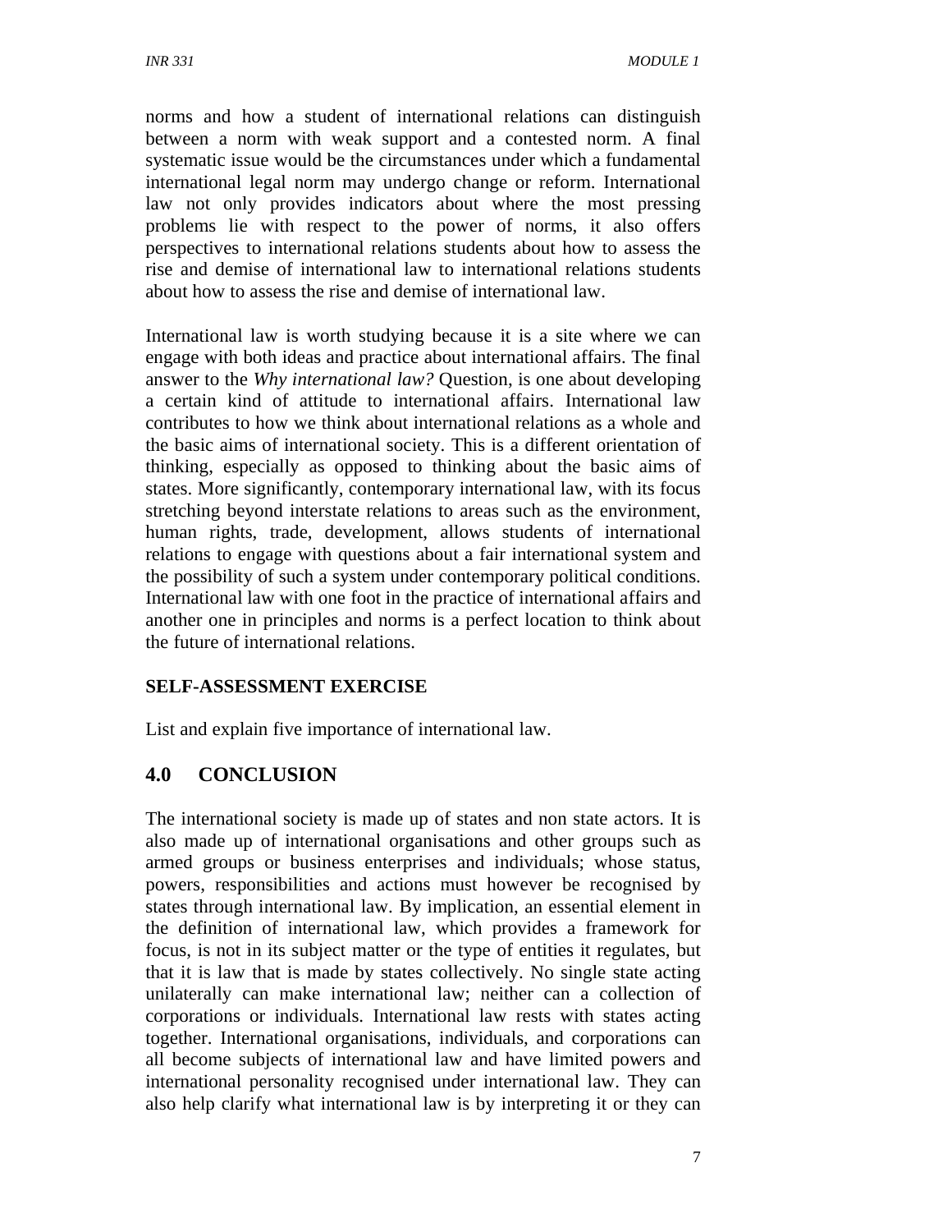norms and how a student of international relations can distinguish between a norm with weak support and a contested norm. A final systematic issue would be the circumstances under which a fundamental international legal norm may undergo change or reform. International law not only provides indicators about where the most pressing problems lie with respect to the power of norms, it also offers perspectives to international relations students about how to assess the rise and demise of international law to international relations students about how to assess the rise and demise of international law.

International law is worth studying because it is a site where we can engage with both ideas and practice about international affairs. The final answer to the *Why international law?* Question, is one about developing a certain kind of attitude to international affairs. International law contributes to how we think about international relations as a whole and the basic aims of international society. This is a different orientation of thinking, especially as opposed to thinking about the basic aims of states. More significantly, contemporary international law, with its focus stretching beyond interstate relations to areas such as the environment, human rights, trade, development, allows students of international relations to engage with questions about a fair international system and the possibility of such a system under contemporary political conditions. International law with one foot in the practice of international affairs and another one in principles and norms is a perfect location to think about the future of international relations.

**SELF-ASSESSMENT EXERCISE**

List and explain five importance of international law.

## 4.0 CONCLUSION

The international society is made up of states and non state actors. It is also made up of international organisations and other groups such as armed groups or business enterprises and individuals; whose status, powers, responsibilities and actions must however be recognised by states through international law. By implication, an essential element in the definition of international law, which provides a framework for focus, is not in its subject matter or the type of entities it regulates, but that it is law that is made by states collectively. No single state acting unilaterally can make international law; neither can a collection of corporations or individuals. International law rests with states acting together. International organisations, individuals, and corporations can all become subjects of international law and have limited powers and international personality recognised under international law. They can also help clarify what international law is by interpreting it or they can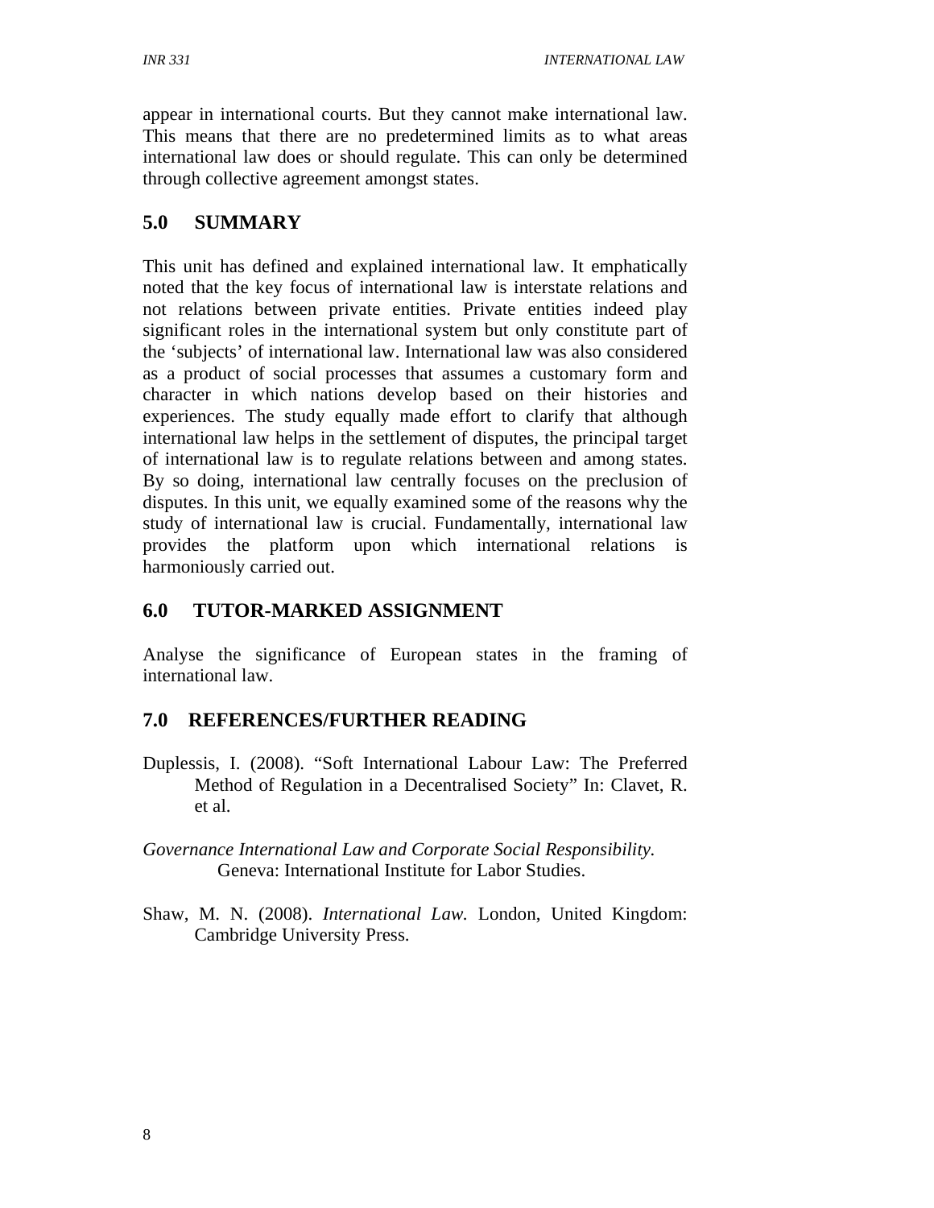appear in international courts. But they cannot make international law. This means that there are no predetermined limits as to what areas international law does or should regulate. This can only be determined through collective agreement amongst states.

## 5.0 SUMMARY

This unit has defined and explained international law. It emphatically noted that the key focus of international law is interstate relations and not relations between private entities. Private entities indeed play significant roles in the international system but only constitute part of the 'subjects' of international law. International law was also considered as a product of social processes that assumes a customary form and character in which nations develop based on their histories and experiences. The study equally made effort to clarify that although international law helps in the settlement of disputes, the principal target of international law is to regulate relations between and among states. By so doing, international law centrally focuses on the preclusion of disputes. In this unit, we equally examined some of the reasons why the study of international law is crucial. Fundamentally, international law provides the platform upon which international relations is harmoniously carried out.

## 6.0 TUTOR-MARKED ASSIGNMENT

Analyse the significance of European states in the framing of international law.

## 7.0 REFERENCES/FURTHER READING

Duplessis, I. (2008). "Soft International Labour Law: The Preferred Method of Regulation in a Decentralised Society" In: Clavet, R. et al.

*Governance International Law and Corporate Social Responsibility.* Geneva: International Institute for Labor Studies.

Shaw, M. N. (2008). *International Law.* London, United Kingdom: Cambridge University Press.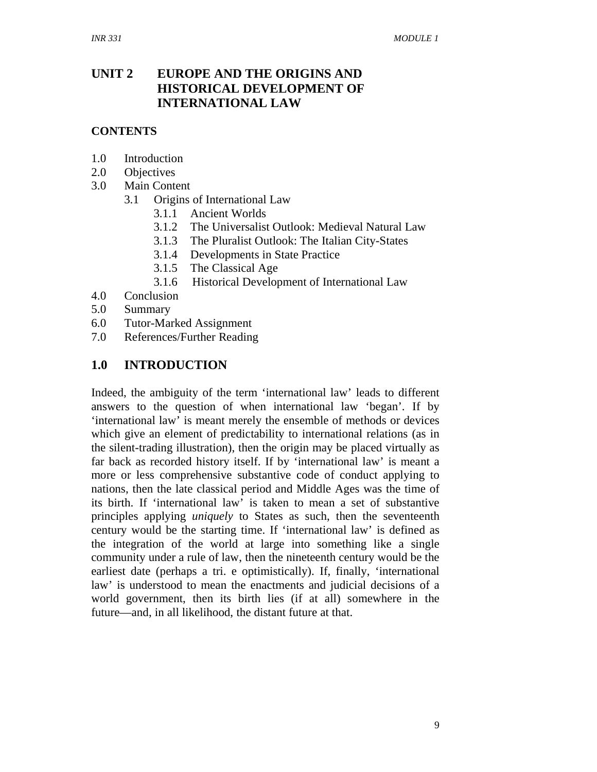# UNIT 2 EUROPE AND THE ORIGINS AND HISTORICAL DEVELOPMENT OF INTERNATIONAL LAW

**CONTENTS**

1.0 Introduction
2.0 Objectives
3.0 Main Content
 3.1 Origins of International Law
  3.1.1 Ancient Worlds
  3.1.2 The Universalist Outlook: Medieval Natural Law
  3.1.3 The Pluralist Outlook: The Italian City-States
  3.1.4 Developments in State Practice
  3.1.5 The Classical Age
  3.1.6 Historical Development of International Law
4.0 Conclusion
5.0 Summary
6.0 Tutor-Marked Assignment
7.0 References/Further Reading

## 1.0 INTRODUCTION

Indeed, the ambiguity of the term 'international law' leads to different answers to the question of when international law 'began'. If by 'international law' is meant merely the ensemble of methods or devices which give an element of predictability to international relations (as in the silent-trading illustration), then the origin may be placed virtually as far back as recorded history itself. If by 'international law' is meant a more or less comprehensive substantive code of conduct applying to nations, then the late classical period and Middle Ages was the time of its birth. If 'international law' is taken to mean a set of substantive principles applying *uniquely* to States as such, then the seventeenth century would be the starting time. If 'international law' is defined as the integration of the world at large into something like a single community under a rule of law, then the nineteenth century would be the earliest date (perhaps a tri. e optimistically). If, finally, 'international law' is understood to mean the enactments and judicial decisions of a world government, then its birth lies (if at all) somewhere in the future—and, in all likelihood, the distant future at that.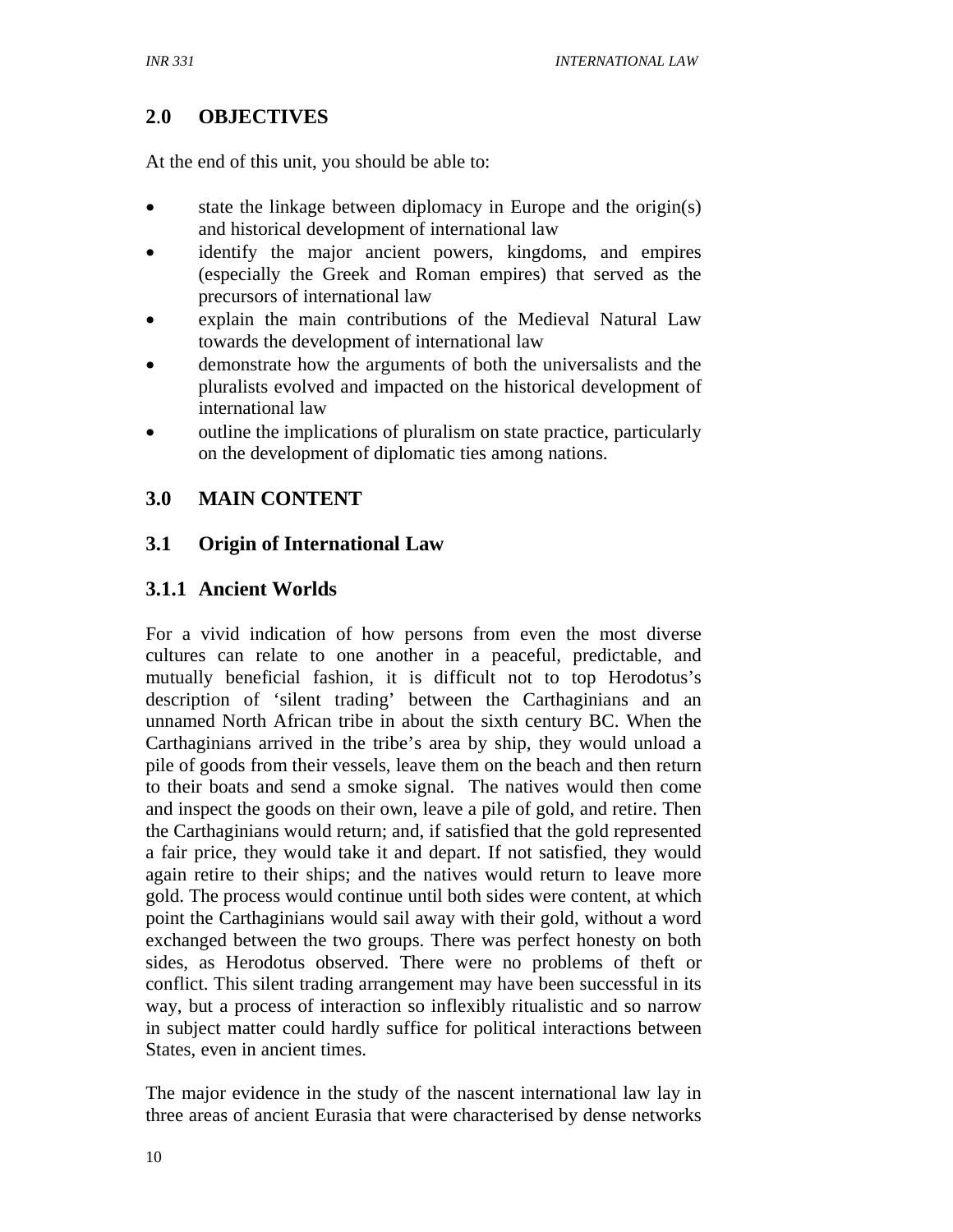## 2.0 OBJECTIVES

At the end of this unit, you should be able to:

- state the linkage between diplomacy in Europe and the origin(s) and historical development of international law
- identify the major ancient powers, kingdoms, and empires (especially the Greek and Roman empires) that served as the precursors of international law
- explain the main contributions of the Medieval Natural Law towards the development of international law
- demonstrate how the arguments of both the universalists and the pluralists evolved and impacted on the historical development of international law
- outline the implications of pluralism on state practice, particularly on the development of diplomatic ties among nations.

## 3.0 MAIN CONTENT

## 3.1 Origin of International Law

### 3.1.1 Ancient Worlds

For a vivid indication of how persons from even the most diverse cultures can relate to one another in a peaceful, predictable, and mutually beneficial fashion, it is difficult not to top Herodotus's description of 'silent trading' between the Carthaginians and an unnamed North African tribe in about the sixth century BC. When the Carthaginians arrived in the tribe's area by ship, they would unload a pile of goods from their vessels, leave them on the beach and then return to their boats and send a smoke signal. The natives would then come and inspect the goods on their own, leave a pile of gold, and retire. Then the Carthaginians would return; and, if satisfied that the gold represented a fair price, they would take it and depart. If not satisfied, they would again retire to their ships; and the natives would return to leave more gold. The process would continue until both sides were content, at which point the Carthaginians would sail away with their gold, without a word exchanged between the two groups. There was perfect honesty on both sides, as Herodotus observed. There were no problems of theft or conflict. This silent trading arrangement may have been successful in its way, but a process of interaction so inflexibly ritualistic and so narrow in subject matter could hardly suffice for political interactions between States, even in ancient times.

The major evidence in the study of the nascent international law lay in three areas of ancient Eurasia that were characterised by dense networks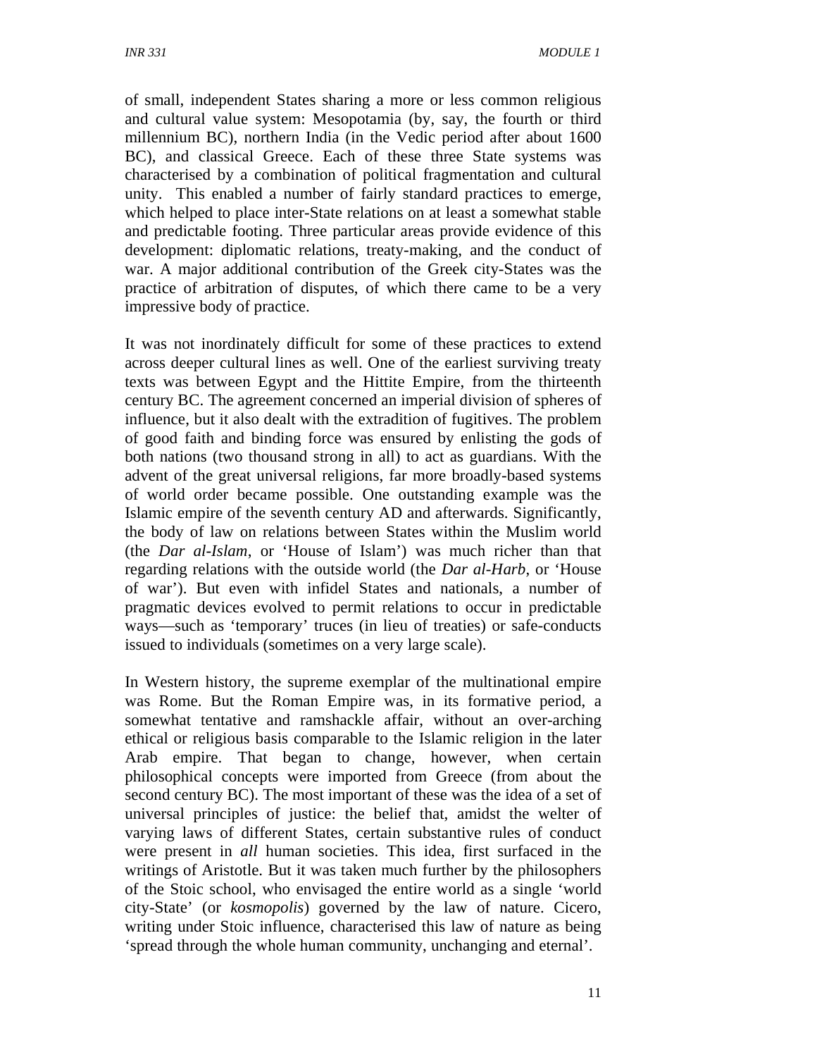of small, independent States sharing a more or less common religious and cultural value system: Mesopotamia (by, say, the fourth or third millennium BC), northern India (in the Vedic period after about 1600 BC), and classical Greece. Each of these three State systems was characterised by a combination of political fragmentation and cultural unity. This enabled a number of fairly standard practices to emerge, which helped to place inter-State relations on at least a somewhat stable and predictable footing. Three particular areas provide evidence of this development: diplomatic relations, treaty-making, and the conduct of war. A major additional contribution of the Greek city-States was the practice of arbitration of disputes, of which there came to be a very impressive body of practice.

It was not inordinately difficult for some of these practices to extend across deeper cultural lines as well. One of the earliest surviving treaty texts was between Egypt and the Hittite Empire, from the thirteenth century BC. The agreement concerned an imperial division of spheres of influence, but it also dealt with the extradition of fugitives. The problem of good faith and binding force was ensured by enlisting the gods of both nations (two thousand strong in all) to act as guardians. With the advent of the great universal religions, far more broadly-based systems of world order became possible. One outstanding example was the Islamic empire of the seventh century AD and afterwards. Significantly, the body of law on relations between States within the Muslim world (the *Dar al-Islam*, or 'House of Islam') was much richer than that regarding relations with the outside world (the *Dar al-Harb*, or 'House of war'). But even with infidel States and nationals, a number of pragmatic devices evolved to permit relations to occur in predictable ways—such as 'temporary' truces (in lieu of treaties) or safe-conducts issued to individuals (sometimes on a very large scale).

In Western history, the supreme exemplar of the multinational empire was Rome. But the Roman Empire was, in its formative period, a somewhat tentative and ramshackle affair, without an over-arching ethical or religious basis comparable to the Islamic religion in the later Arab empire. That began to change, however, when certain philosophical concepts were imported from Greece (from about the second century BC). The most important of these was the idea of a set of universal principles of justice: the belief that, amidst the welter of varying laws of different States, certain substantive rules of conduct were present in *all* human societies. This idea, first surfaced in the writings of Aristotle. But it was taken much further by the philosophers of the Stoic school, who envisaged the entire world as a single 'world city-State' (or *kosmopolis*) governed by the law of nature. Cicero, writing under Stoic influence, characterised this law of nature as being 'spread through the whole human community, unchanging and eternal'.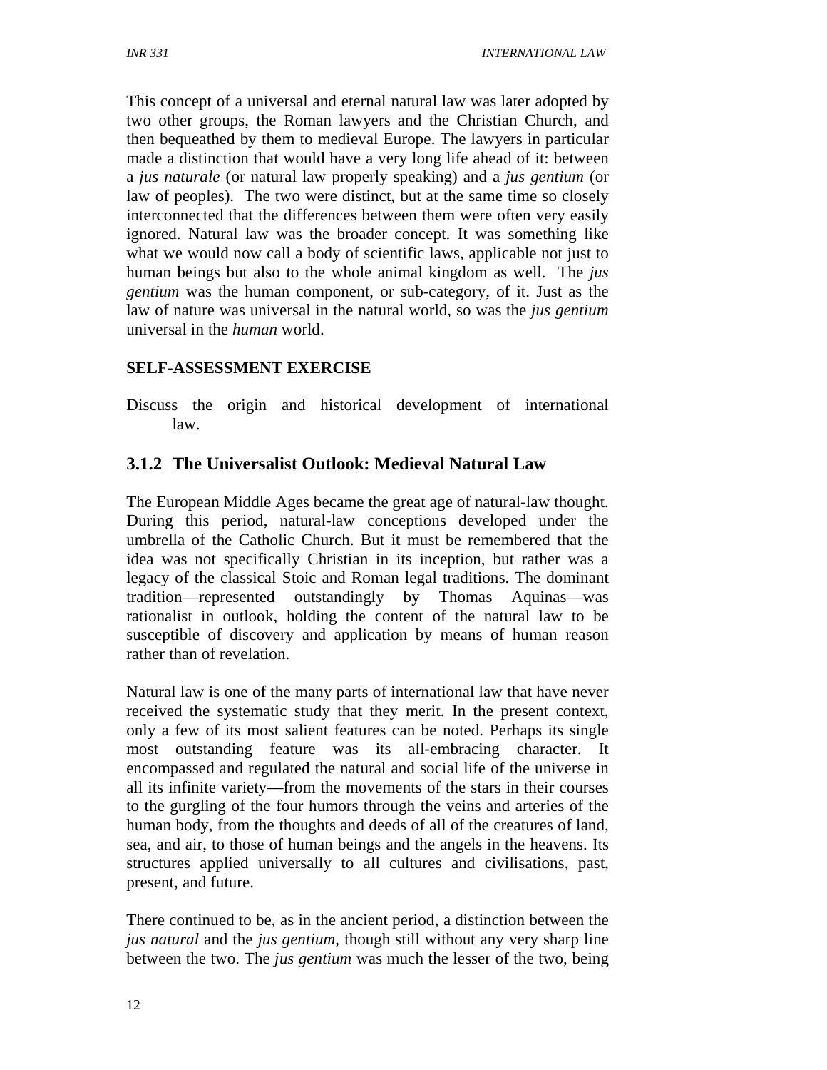This concept of a universal and eternal natural law was later adopted by two other groups, the Roman lawyers and the Christian Church, and then bequeathed by them to medieval Europe. The lawyers in particular made a distinction that would have a very long life ahead of it: between a *jus naturale* (or natural law properly speaking) and a *jus gentium* (or law of peoples). The two were distinct, but at the same time so closely interconnected that the differences between them were often very easily ignored. Natural law was the broader concept. It was something like what we would now call a body of scientific laws, applicable not just to human beings but also to the whole animal kingdom as well. The *jus gentium* was the human component, or sub-category, of it. Just as the law of nature was universal in the natural world, so was the *jus gentium* universal in the *human* world.

**SELF-ASSESSMENT EXERCISE**

Discuss the origin and historical development of international law.

### 3.1.2 The Universalist Outlook: Medieval Natural Law

The European Middle Ages became the great age of natural-law thought. During this period, natural-law conceptions developed under the umbrella of the Catholic Church. But it must be remembered that the idea was not specifically Christian in its inception, but rather was a legacy of the classical Stoic and Roman legal traditions. The dominant tradition—represented outstandingly by Thomas Aquinas—was rationalist in outlook, holding the content of the natural law to be susceptible of discovery and application by means of human reason rather than of revelation.

Natural law is one of the many parts of international law that have never received the systematic study that they merit. In the present context, only a few of its most salient features can be noted. Perhaps its single most outstanding feature was its all-embracing character. It encompassed and regulated the natural and social life of the universe in all its infinite variety—from the movements of the stars in their courses to the gurgling of the four humors through the veins and arteries of the human body, from the thoughts and deeds of all of the creatures of land, sea, and air, to those of human beings and the angels in the heavens. Its structures applied universally to all cultures and civilisations, past, present, and future.

There continued to be, as in the ancient period, a distinction between the *jus natural* and the *jus gentium*, though still without any very sharp line between the two. The *jus gentium* was much the lesser of the two, being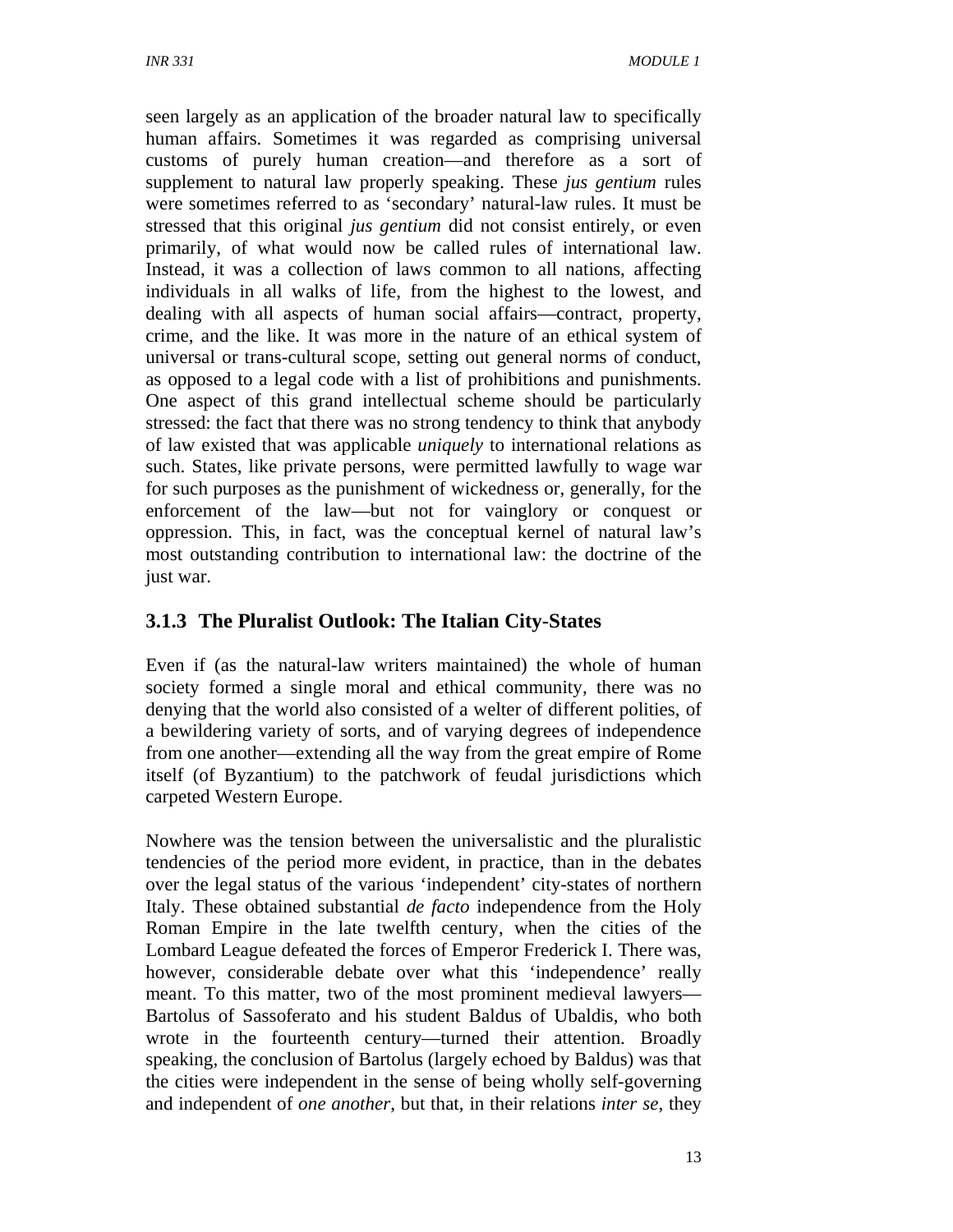seen largely as an application of the broader natural law to specifically human affairs. Sometimes it was regarded as comprising universal customs of purely human creation—and therefore as a sort of supplement to natural law properly speaking. These *jus gentium* rules were sometimes referred to as 'secondary' natural-law rules. It must be stressed that this original *jus gentium* did not consist entirely, or even primarily, of what would now be called rules of international law. Instead, it was a collection of laws common to all nations, affecting individuals in all walks of life, from the highest to the lowest, and dealing with all aspects of human social affairs—contract, property, crime, and the like. It was more in the nature of an ethical system of universal or trans-cultural scope, setting out general norms of conduct, as opposed to a legal code with a list of prohibitions and punishments. One aspect of this grand intellectual scheme should be particularly stressed: the fact that there was no strong tendency to think that anybody of law existed that was applicable *uniquely* to international relations as such. States, like private persons, were permitted lawfully to wage war for such purposes as the punishment of wickedness or, generally, for the enforcement of the law—but not for vainglory or conquest or oppression. This, in fact, was the conceptual kernel of natural law's most outstanding contribution to international law: the doctrine of the just war.

### 3.1.3 The Pluralist Outlook: The Italian City-States

Even if (as the natural-law writers maintained) the whole of human society formed a single moral and ethical community, there was no denying that the world also consisted of a welter of different polities, of a bewildering variety of sorts, and of varying degrees of independence from one another—extending all the way from the great empire of Rome itself (of Byzantium) to the patchwork of feudal jurisdictions which carpeted Western Europe.

Nowhere was the tension between the universalistic and the pluralistic tendencies of the period more evident, in practice, than in the debates over the legal status of the various 'independent' city-states of northern Italy. These obtained substantial *de facto* independence from the Holy Roman Empire in the late twelfth century, when the cities of the Lombard League defeated the forces of Emperor Frederick I. There was, however, considerable debate over what this 'independence' really meant. To this matter, two of the most prominent medieval lawyers—Bartolus of Sassoferato and his student Baldus of Ubaldis, who both wrote in the fourteenth century—turned their attention. Broadly speaking, the conclusion of Bartolus (largely echoed by Baldus) was that the cities were independent in the sense of being wholly self-governing and independent of *one another*, but that, in their relations *inter se*, they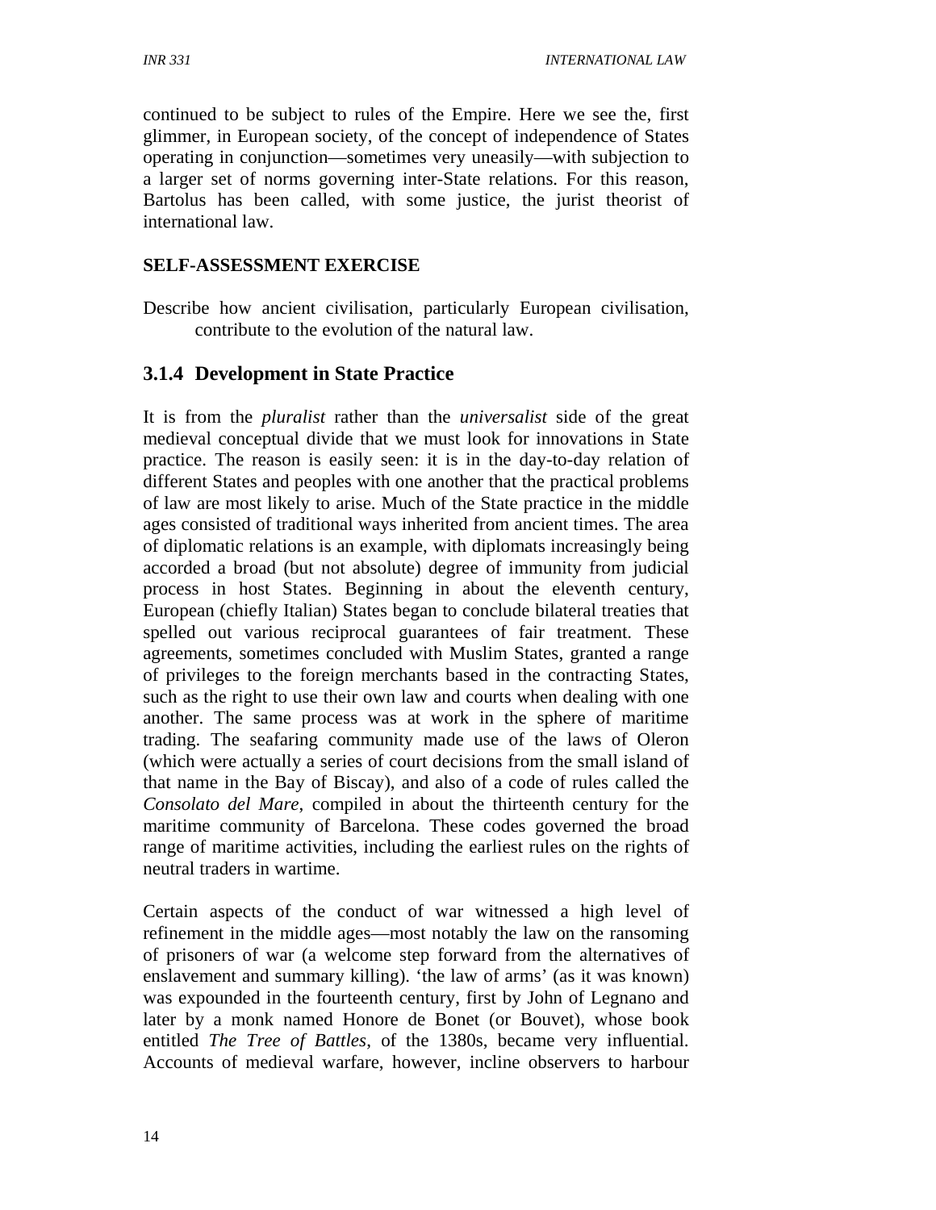continued to be subject to rules of the Empire. Here we see the, first glimmer, in European society, of the concept of independence of States operating in conjunction—sometimes very uneasily—with subjection to a larger set of norms governing inter-State relations. For this reason, Bartolus has been called, with some justice, the jurist theorist of international law.

**SELF-ASSESSMENT EXERCISE**

Describe how ancient civilisation, particularly European civilisation, contribute to the evolution of the natural law.

### 3.1.4 Development in State Practice

It is from the *pluralist* rather than the *universalist* side of the great medieval conceptual divide that we must look for innovations in State practice. The reason is easily seen: it is in the day-to-day relation of different States and peoples with one another that the practical problems of law are most likely to arise. Much of the State practice in the middle ages consisted of traditional ways inherited from ancient times. The area of diplomatic relations is an example, with diplomats increasingly being accorded a broad (but not absolute) degree of immunity from judicial process in host States. Beginning in about the eleventh century, European (chiefly Italian) States began to conclude bilateral treaties that spelled out various reciprocal guarantees of fair treatment. These agreements, sometimes concluded with Muslim States, granted a range of privileges to the foreign merchants based in the contracting States, such as the right to use their own law and courts when dealing with one another. The same process was at work in the sphere of maritime trading. The seafaring community made use of the laws of Oleron (which were actually a series of court decisions from the small island of that name in the Bay of Biscay), and also of a code of rules called the *Consolato del Mare*, compiled in about the thirteenth century for the maritime community of Barcelona. These codes governed the broad range of maritime activities, including the earliest rules on the rights of neutral traders in wartime.

Certain aspects of the conduct of war witnessed a high level of refinement in the middle ages—most notably the law on the ransoming of prisoners of war (a welcome step forward from the alternatives of enslavement and summary killing). 'the law of arms' (as it was known) was expounded in the fourteenth century, first by John of Legnano and later by a monk named Honore de Bonet (or Bouvet), whose book entitled *The Tree of Battles*, of the 1380s, became very influential. Accounts of medieval warfare, however, incline observers to harbour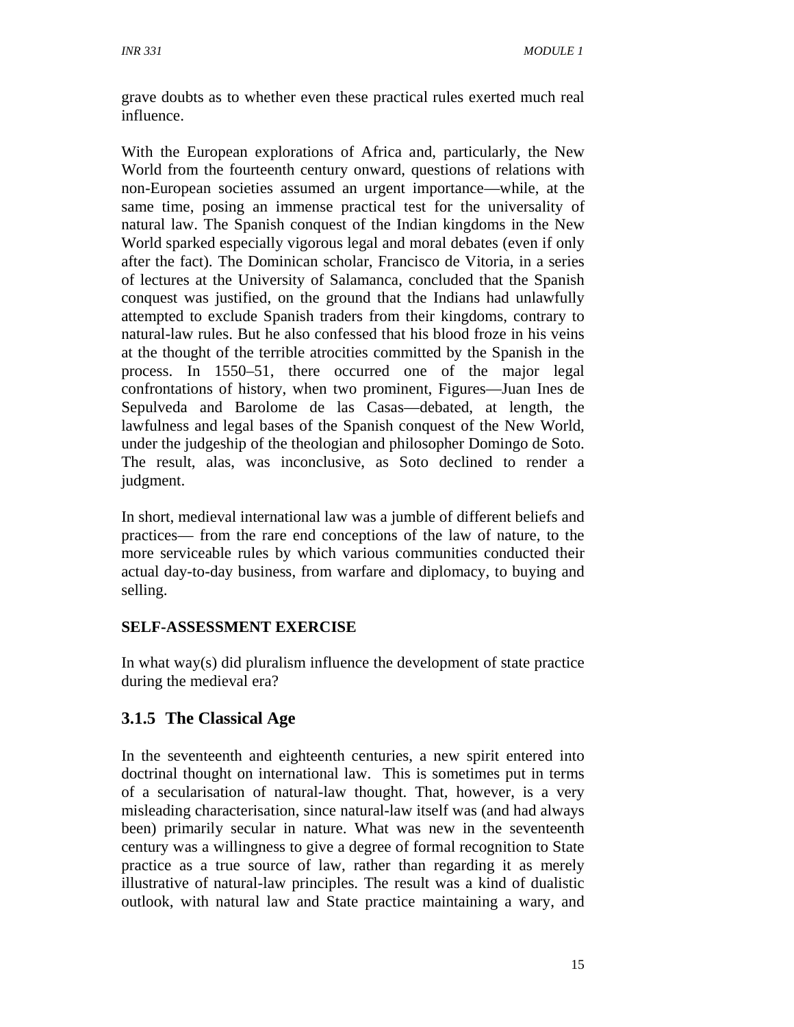grave doubts as to whether even these practical rules exerted much real influence.

With the European explorations of Africa and, particularly, the New World from the fourteenth century onward, questions of relations with non-European societies assumed an urgent importance—while, at the same time, posing an immense practical test for the universality of natural law. The Spanish conquest of the Indian kingdoms in the New World sparked especially vigorous legal and moral debates (even if only after the fact). The Dominican scholar, Francisco de Vitoria, in a series of lectures at the University of Salamanca, concluded that the Spanish conquest was justified, on the ground that the Indians had unlawfully attempted to exclude Spanish traders from their kingdoms, contrary to natural-law rules. But he also confessed that his blood froze in his veins at the thought of the terrible atrocities committed by the Spanish in the process. In 1550–51, there occurred one of the major legal confrontations of history, when two prominent, Figures—Juan Ines de Sepulveda and Barolome de las Casas—debated, at length, the lawfulness and legal bases of the Spanish conquest of the New World, under the judgeship of the theologian and philosopher Domingo de Soto. The result, alas, was inconclusive, as Soto declined to render a judgment.

In short, medieval international law was a jumble of different beliefs and practices— from the rare end conceptions of the law of nature, to the more serviceable rules by which various communities conducted their actual day-to-day business, from warfare and diplomacy, to buying and selling.

**SELF-ASSESSMENT EXERCISE**

In what way(s) did pluralism influence the development of state practice during the medieval era?

### 3.1.5 The Classical Age

In the seventeenth and eighteenth centuries, a new spirit entered into doctrinal thought on international law. This is sometimes put in terms of a secularisation of natural-law thought. That, however, is a very misleading characterisation, since natural-law itself was (and had always been) primarily secular in nature. What was new in the seventeenth century was a willingness to give a degree of formal recognition to State practice as a true source of law, rather than regarding it as merely illustrative of natural-law principles. The result was a kind of dualistic outlook, with natural law and State practice maintaining a wary, and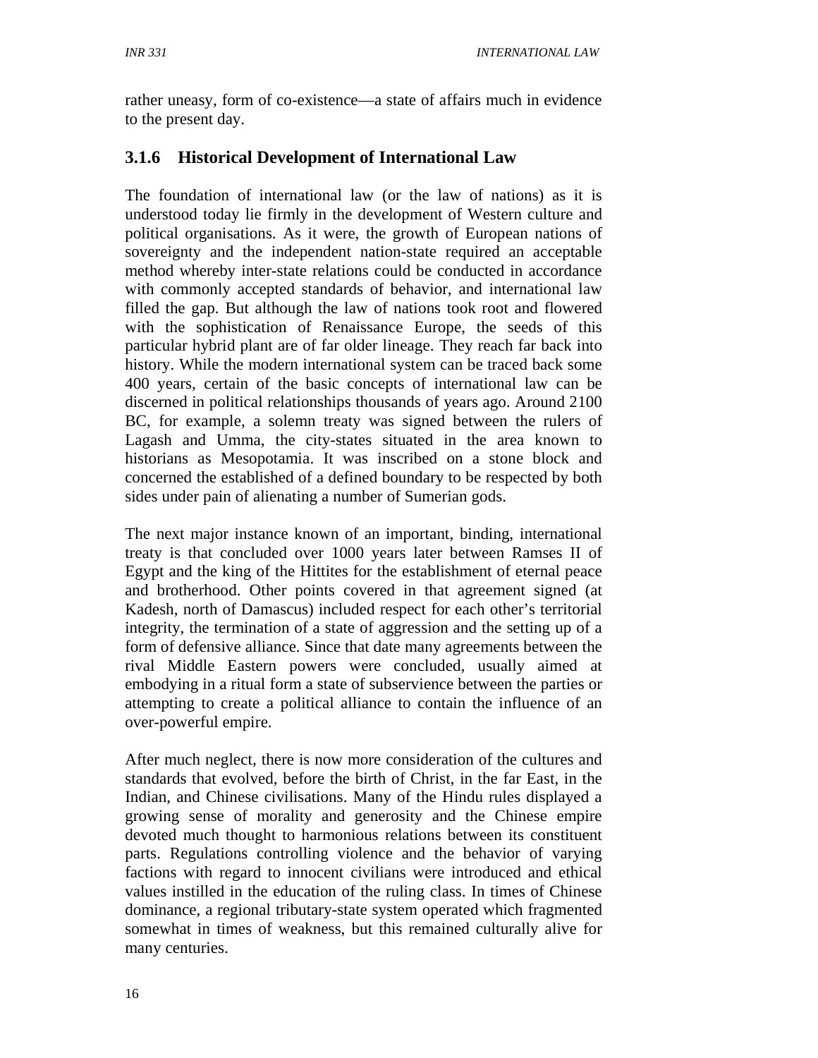rather uneasy, form of co-existence—a state of affairs much in evidence to the present day.

### 3.1.6 Historical Development of International Law

The foundation of international law (or the law of nations) as it is understood today lie firmly in the development of Western culture and political organisations. As it were, the growth of European nations of sovereignty and the independent nation-state required an acceptable method whereby inter-state relations could be conducted in accordance with commonly accepted standards of behavior, and international law filled the gap. But although the law of nations took root and flowered with the sophistication of Renaissance Europe, the seeds of this particular hybrid plant are of far older lineage. They reach far back into history. While the modern international system can be traced back some 400 years, certain of the basic concepts of international law can be discerned in political relationships thousands of years ago. Around 2100 BC, for example, a solemn treaty was signed between the rulers of Lagash and Umma, the city-states situated in the area known to historians as Mesopotamia. It was inscribed on a stone block and concerned the established of a defined boundary to be respected by both sides under pain of alienating a number of Sumerian gods.

The next major instance known of an important, binding, international treaty is that concluded over 1000 years later between Ramses II of Egypt and the king of the Hittites for the establishment of eternal peace and brotherhood. Other points covered in that agreement signed (at Kadesh, north of Damascus) included respect for each other's territorial integrity, the termination of a state of aggression and the setting up of a form of defensive alliance. Since that date many agreements between the rival Middle Eastern powers were concluded, usually aimed at embodying in a ritual form a state of subservience between the parties or attempting to create a political alliance to contain the influence of an over-powerful empire.

After much neglect, there is now more consideration of the cultures and standards that evolved, before the birth of Christ, in the far East, in the Indian, and Chinese civilisations. Many of the Hindu rules displayed a growing sense of morality and generosity and the Chinese empire devoted much thought to harmonious relations between its constituent parts. Regulations controlling violence and the behavior of varying factions with regard to innocent civilians were introduced and ethical values instilled in the education of the ruling class. In times of Chinese dominance, a regional tributary-state system operated which fragmented somewhat in times of weakness, but this remained culturally alive for many centuries.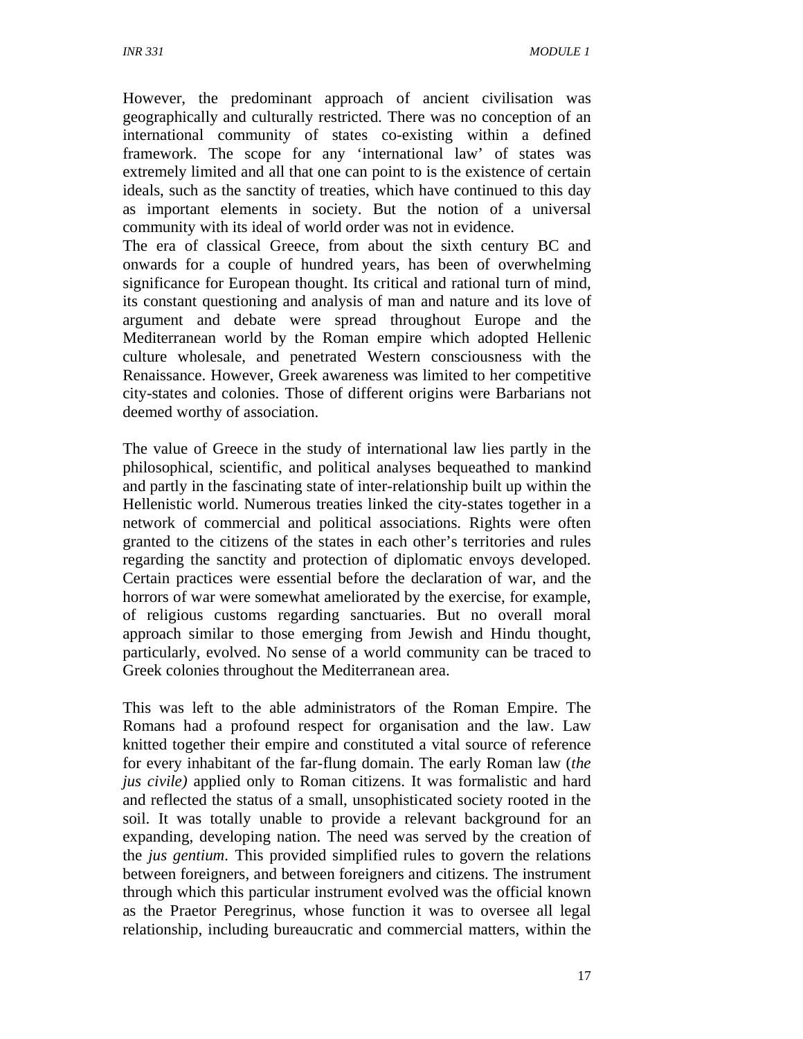However, the predominant approach of ancient civilisation was geographically and culturally restricted. There was no conception of an international community of states co-existing within a defined framework. The scope for any 'international law' of states was extremely limited and all that one can point to is the existence of certain ideals, such as the sanctity of treaties, which have continued to this day as important elements in society. But the notion of a universal community with its ideal of world order was not in evidence.

The era of classical Greece, from about the sixth century BC and onwards for a couple of hundred years, has been of overwhelming significance for European thought. Its critical and rational turn of mind, its constant questioning and analysis of man and nature and its love of argument and debate were spread throughout Europe and the Mediterranean world by the Roman empire which adopted Hellenic culture wholesale, and penetrated Western consciousness with the Renaissance. However, Greek awareness was limited to her competitive city-states and colonies. Those of different origins were Barbarians not deemed worthy of association.

The value of Greece in the study of international law lies partly in the philosophical, scientific, and political analyses bequeathed to mankind and partly in the fascinating state of inter-relationship built up within the Hellenistic world. Numerous treaties linked the city-states together in a network of commercial and political associations. Rights were often granted to the citizens of the states in each other's territories and rules regarding the sanctity and protection of diplomatic envoys developed. Certain practices were essential before the declaration of war, and the horrors of war were somewhat ameliorated by the exercise, for example, of religious customs regarding sanctuaries. But no overall moral approach similar to those emerging from Jewish and Hindu thought, particularly, evolved. No sense of a world community can be traced to Greek colonies throughout the Mediterranean area.

This was left to the able administrators of the Roman Empire. The Romans had a profound respect for organisation and the law. Law knitted together their empire and constituted a vital source of reference for every inhabitant of the far-flung domain. The early Roman law (*the jus civile)* applied only to Roman citizens. It was formalistic and hard and reflected the status of a small, unsophisticated society rooted in the soil. It was totally unable to provide a relevant background for an expanding, developing nation. The need was served by the creation of the *jus gentium*. This provided simplified rules to govern the relations between foreigners, and between foreigners and citizens. The instrument through which this particular instrument evolved was the official known as the Praetor Peregrinus, whose function it was to oversee all legal relationship, including bureaucratic and commercial matters, within the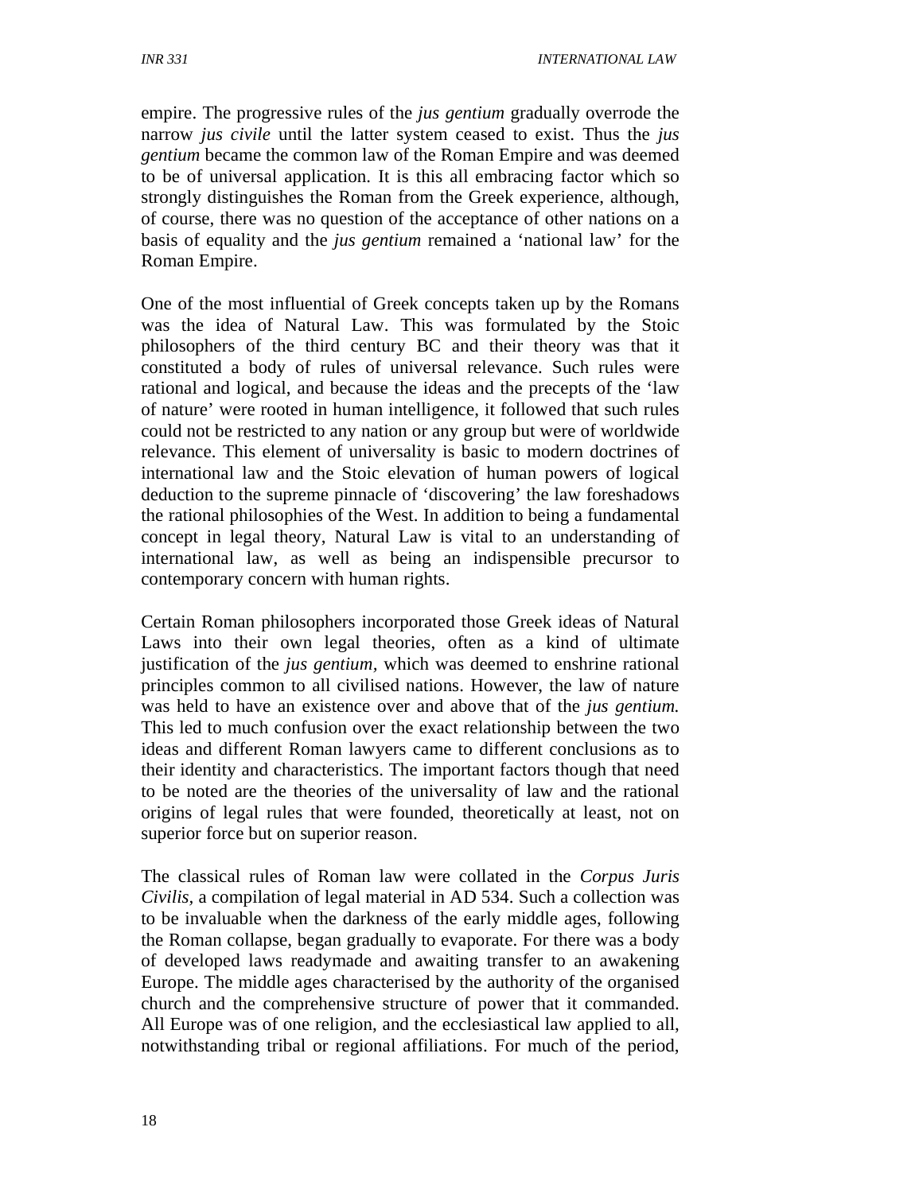empire. The progressive rules of the *jus gentium* gradually overrode the narrow *jus civile* until the latter system ceased to exist. Thus the *jus gentium* became the common law of the Roman Empire and was deemed to be of universal application. It is this all embracing factor which so strongly distinguishes the Roman from the Greek experience, although, of course, there was no question of the acceptance of other nations on a basis of equality and the *jus gentium* remained a 'national law' for the Roman Empire.

One of the most influential of Greek concepts taken up by the Romans was the idea of Natural Law. This was formulated by the Stoic philosophers of the third century BC and their theory was that it constituted a body of rules of universal relevance. Such rules were rational and logical, and because the ideas and the precepts of the 'law of nature' were rooted in human intelligence, it followed that such rules could not be restricted to any nation or any group but were of worldwide relevance. This element of universality is basic to modern doctrines of international law and the Stoic elevation of human powers of logical deduction to the supreme pinnacle of 'discovering' the law foreshadows the rational philosophies of the West. In addition to being a fundamental concept in legal theory, Natural Law is vital to an understanding of international law, as well as being an indispensible precursor to contemporary concern with human rights.

Certain Roman philosophers incorporated those Greek ideas of Natural Laws into their own legal theories, often as a kind of ultimate justification of the *jus gentium,* which was deemed to enshrine rational principles common to all civilised nations. However, the law of nature was held to have an existence over and above that of the *jus gentium.* This led to much confusion over the exact relationship between the two ideas and different Roman lawyers came to different conclusions as to their identity and characteristics. The important factors though that need to be noted are the theories of the universality of law and the rational origins of legal rules that were founded, theoretically at least, not on superior force but on superior reason.

The classical rules of Roman law were collated in the *Corpus Juris Civilis,* a compilation of legal material in AD 534. Such a collection was to be invaluable when the darkness of the early middle ages, following the Roman collapse, began gradually to evaporate. For there was a body of developed laws readymade and awaiting transfer to an awakening Europe. The middle ages characterised by the authority of the organised church and the comprehensive structure of power that it commanded. All Europe was of one religion, and the ecclesiastical law applied to all, notwithstanding tribal or regional affiliations. For much of the period,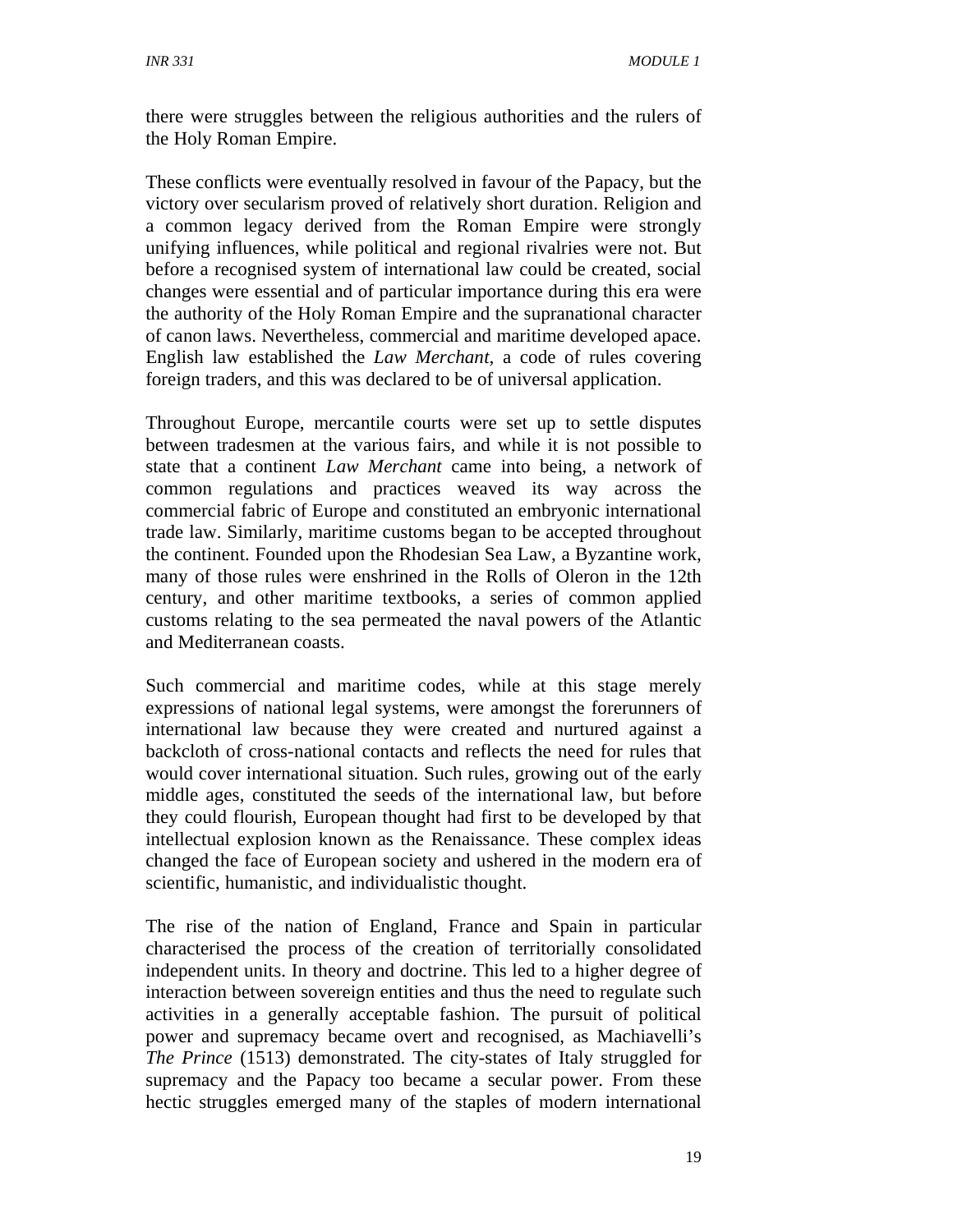there were struggles between the religious authorities and the rulers of the Holy Roman Empire.

These conflicts were eventually resolved in favour of the Papacy, but the victory over secularism proved of relatively short duration. Religion and a common legacy derived from the Roman Empire were strongly unifying influences, while political and regional rivalries were not. But before a recognised system of international law could be created, social changes were essential and of particular importance during this era were the authority of the Holy Roman Empire and the supranational character of canon laws. Nevertheless, commercial and maritime developed apace. English law established the *Law Merchant*, a code of rules covering foreign traders, and this was declared to be of universal application.

Throughout Europe, mercantile courts were set up to settle disputes between tradesmen at the various fairs, and while it is not possible to state that a continent *Law Merchant* came into being, a network of common regulations and practices weaved its way across the commercial fabric of Europe and constituted an embryonic international trade law. Similarly, maritime customs began to be accepted throughout the continent. Founded upon the Rhodesian Sea Law, a Byzantine work, many of those rules were enshrined in the Rolls of Oleron in the 12th century, and other maritime textbooks, a series of common applied customs relating to the sea permeated the naval powers of the Atlantic and Mediterranean coasts.

Such commercial and maritime codes, while at this stage merely expressions of national legal systems, were amongst the forerunners of international law because they were created and nurtured against a backcloth of cross-national contacts and reflects the need for rules that would cover international situation. Such rules, growing out of the early middle ages, constituted the seeds of the international law, but before they could flourish, European thought had first to be developed by that intellectual explosion known as the Renaissance. These complex ideas changed the face of European society and ushered in the modern era of scientific, humanistic, and individualistic thought.

The rise of the nation of England, France and Spain in particular characterised the process of the creation of territorially consolidated independent units. In theory and doctrine. This led to a higher degree of interaction between sovereign entities and thus the need to regulate such activities in a generally acceptable fashion. The pursuit of political power and supremacy became overt and recognised, as Machiavelli's *The Prince* (1513) demonstrated. The city-states of Italy struggled for supremacy and the Papacy too became a secular power. From these hectic struggles emerged many of the staples of modern international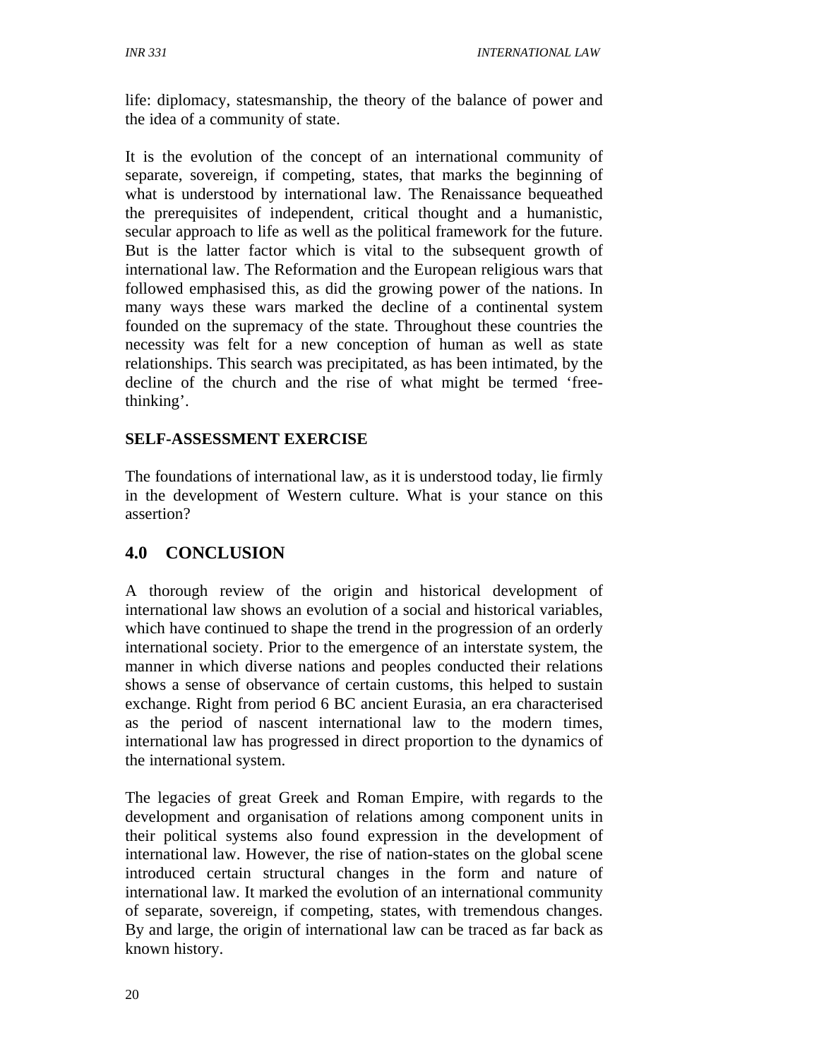life: diplomacy, statesmanship, the theory of the balance of power and the idea of a community of state.

It is the evolution of the concept of an international community of separate, sovereign, if competing, states, that marks the beginning of what is understood by international law. The Renaissance bequeathed the prerequisites of independent, critical thought and a humanistic, secular approach to life as well as the political framework for the future. But is the latter factor which is vital to the subsequent growth of international law. The Reformation and the European religious wars that followed emphasised this, as did the growing power of the nations. In many ways these wars marked the decline of a continental system founded on the supremacy of the state. Throughout these countries the necessity was felt for a new conception of human as well as state relationships. This search was precipitated, as has been intimated, by the decline of the church and the rise of what might be termed 'free-thinking'.

**SELF-ASSESSMENT EXERCISE**

The foundations of international law, as it is understood today, lie firmly in the development of Western culture. What is your stance on this assertion?

## 4.0 CONCLUSION

A thorough review of the origin and historical development of international law shows an evolution of a social and historical variables, which have continued to shape the trend in the progression of an orderly international society. Prior to the emergence of an interstate system, the manner in which diverse nations and peoples conducted their relations shows a sense of observance of certain customs, this helped to sustain exchange. Right from period 6 BC ancient Eurasia, an era characterised as the period of nascent international law to the modern times, international law has progressed in direct proportion to the dynamics of the international system.

The legacies of great Greek and Roman Empire, with regards to the development and organisation of relations among component units in their political systems also found expression in the development of international law. However, the rise of nation-states on the global scene introduced certain structural changes in the form and nature of international law. It marked the evolution of an international community of separate, sovereign, if competing, states, with tremendous changes. By and large, the origin of international law can be traced as far back as known history.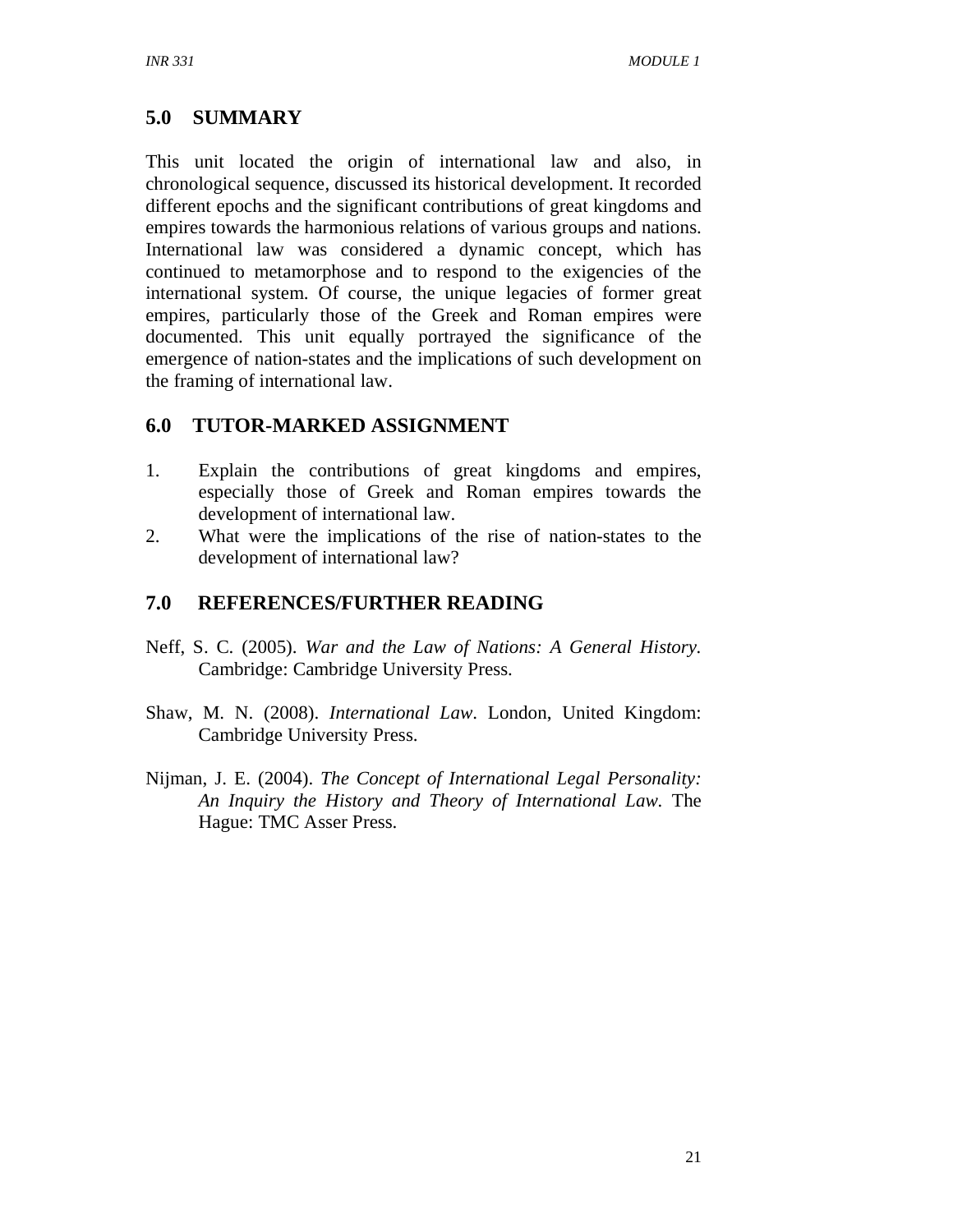## 5.0 SUMMARY

This unit located the origin of international law and also, in chronological sequence, discussed its historical development. It recorded different epochs and the significant contributions of great kingdoms and empires towards the harmonious relations of various groups and nations. International law was considered a dynamic concept, which has continued to metamorphose and to respond to the exigencies of the international system. Of course, the unique legacies of former great empires, particularly those of the Greek and Roman empires were documented. This unit equally portrayed the significance of the emergence of nation-states and the implications of such development on the framing of international law.

## 6.0 TUTOR-MARKED ASSIGNMENT

1. Explain the contributions of great kingdoms and empires, especially those of Greek and Roman empires towards the development of international law.
2. What were the implications of the rise of nation-states to the development of international law?

## 7.0 REFERENCES/FURTHER READING

Neff, S. C. (2005). *War and the Law of Nations: A General History*. Cambridge: Cambridge University Press.

Shaw, M. N. (2008). *International Law*. London, United Kingdom: Cambridge University Press.

Nijman, J. E. (2004). *The Concept of International Legal Personality: An Inquiry the History and Theory of International Law*. The Hague: TMC Asser Press.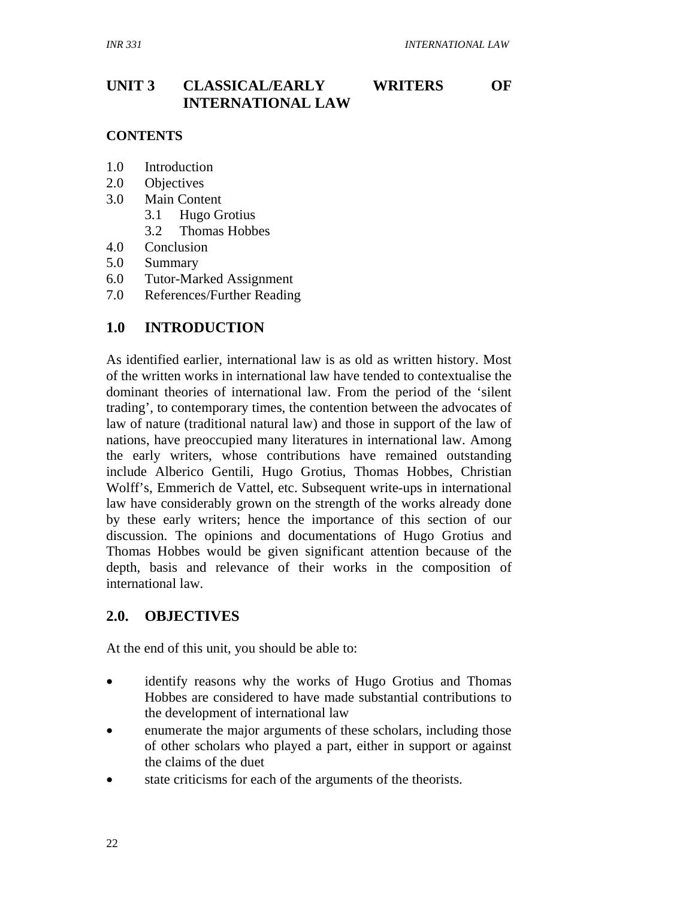# UNIT 3 CLASSICAL/EARLY WRITERS OF INTERNATIONAL LAW

**CONTENTS**

1.0 Introduction
2.0 Objectives
3.0 Main Content
    3.1 Hugo Grotius
    3.2 Thomas Hobbes
4.0 Conclusion
5.0 Summary
6.0 Tutor-Marked Assignment
7.0 References/Further Reading

## 1.0 INTRODUCTION

As identified earlier, international law is as old as written history. Most of the written works in international law have tended to contextualise the dominant theories of international law. From the period of the 'silent trading', to contemporary times, the contention between the advocates of law of nature (traditional natural law) and those in support of the law of nations, have preoccupied many literatures in international law. Among the early writers, whose contributions have remained outstanding include Alberico Gentili, Hugo Grotius, Thomas Hobbes, Christian Wolff's, Emmerich de Vattel, etc. Subsequent write-ups in international law have considerably grown on the strength of the works already done by these early writers; hence the importance of this section of our discussion. The opinions and documentations of Hugo Grotius and Thomas Hobbes would be given significant attention because of the depth, basis and relevance of their works in the composition of international law.

## 2.0. OBJECTIVES

At the end of this unit, you should be able to:

- identify reasons why the works of Hugo Grotius and Thomas Hobbes are considered to have made substantial contributions to the development of international law
- enumerate the major arguments of these scholars, including those of other scholars who played a part, either in support or against the claims of the duet
- state criticisms for each of the arguments of the theorists.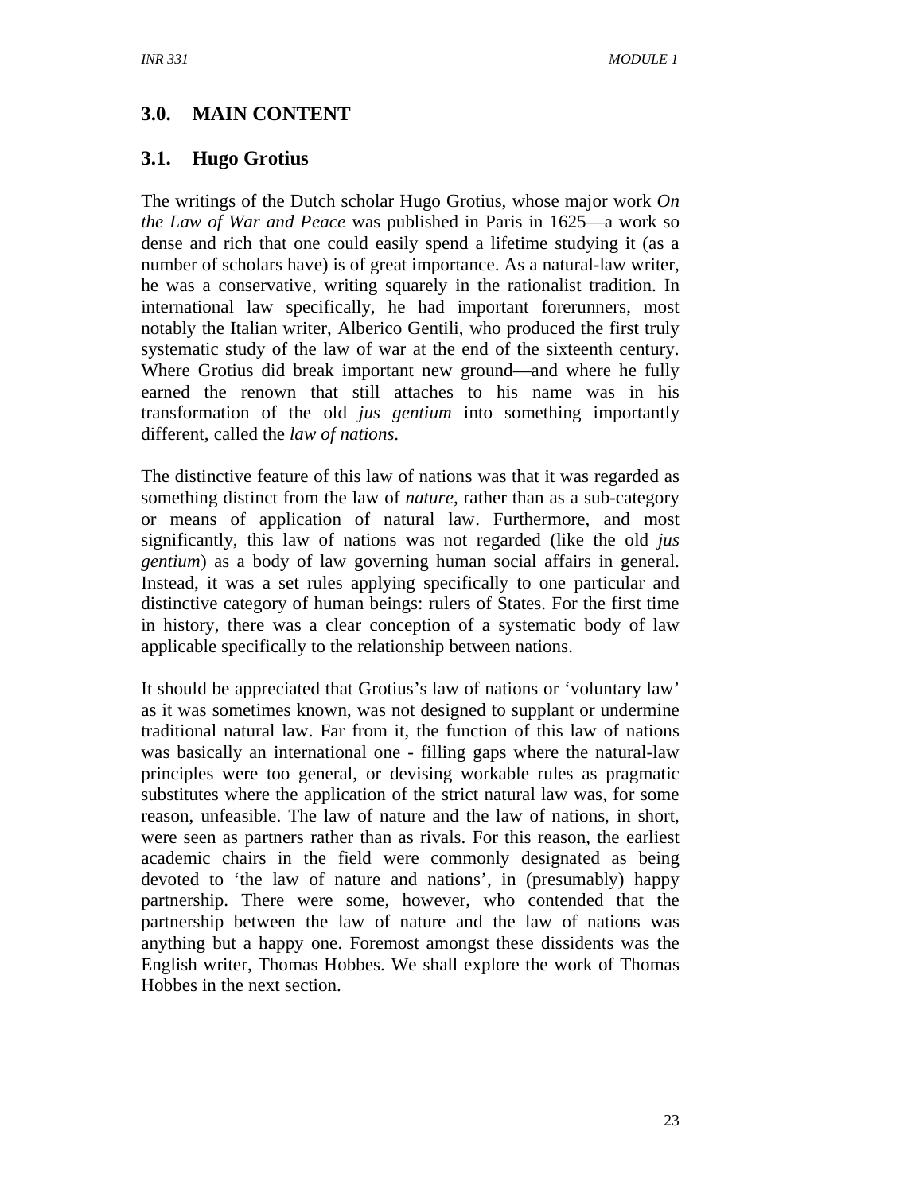## 3.0. MAIN CONTENT

### 3.1. Hugo Grotius

The writings of the Dutch scholar Hugo Grotius, whose major work *On the Law of War and Peace* was published in Paris in 1625—a work so dense and rich that one could easily spend a lifetime studying it (as a number of scholars have) is of great importance. As a natural-law writer, he was a conservative, writing squarely in the rationalist tradition. In international law specifically, he had important forerunners, most notably the Italian writer, Alberico Gentili, who produced the first truly systematic study of the law of war at the end of the sixteenth century. Where Grotius did break important new ground—and where he fully earned the renown that still attaches to his name was in his transformation of the old *jus gentium* into something importantly different, called the *law of nations*.

The distinctive feature of this law of nations was that it was regarded as something distinct from the law of *nature*, rather than as a sub-category or means of application of natural law. Furthermore, and most significantly, this law of nations was not regarded (like the old *jus gentium*) as a body of law governing human social affairs in general. Instead, it was a set rules applying specifically to one particular and distinctive category of human beings: rulers of States. For the first time in history, there was a clear conception of a systematic body of law applicable specifically to the relationship between nations.

It should be appreciated that Grotius's law of nations or 'voluntary law' as it was sometimes known, was not designed to supplant or undermine traditional natural law. Far from it, the function of this law of nations was basically an international one - filling gaps where the natural-law principles were too general, or devising workable rules as pragmatic substitutes where the application of the strict natural law was, for some reason, unfeasible. The law of nature and the law of nations, in short, were seen as partners rather than as rivals. For this reason, the earliest academic chairs in the field were commonly designated as being devoted to 'the law of nature and nations', in (presumably) happy partnership. There were some, however, who contended that the partnership between the law of nature and the law of nations was anything but a happy one. Foremost amongst these dissidents was the English writer, Thomas Hobbes. We shall explore the work of Thomas Hobbes in the next section.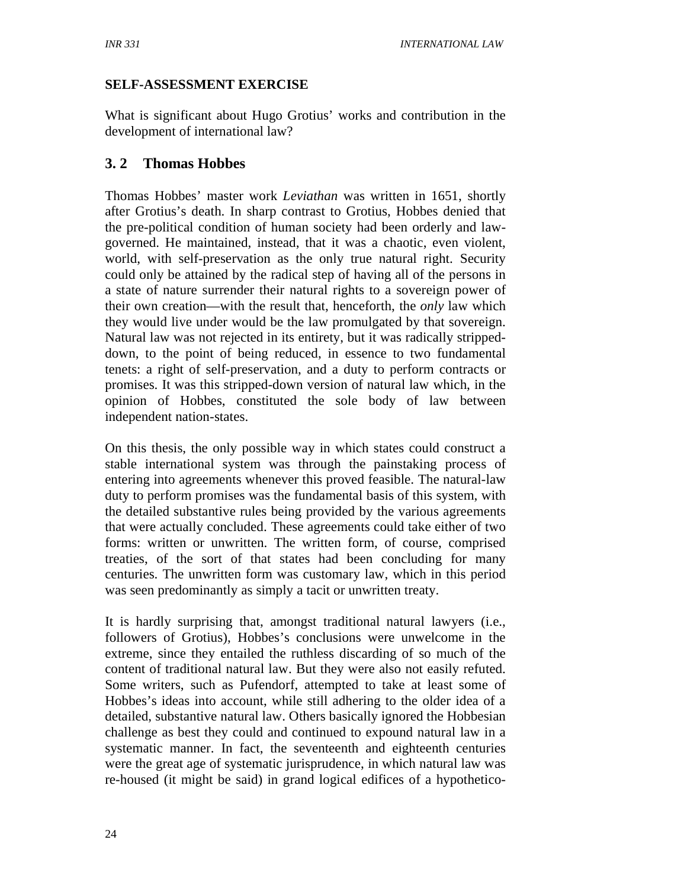**SELF-ASSESSMENT EXERCISE**

What is significant about Hugo Grotius' works and contribution in the development of international law?

## 3. 2 Thomas Hobbes

Thomas Hobbes' master work *Leviathan* was written in 1651, shortly after Grotius's death. In sharp contrast to Grotius, Hobbes denied that the pre-political condition of human society had been orderly and law-governed. He maintained, instead, that it was a chaotic, even violent, world, with self-preservation as the only true natural right. Security could only be attained by the radical step of having all of the persons in a state of nature surrender their natural rights to a sovereign power of their own creation—with the result that, henceforth, the *only* law which they would live under would be the law promulgated by that sovereign. Natural law was not rejected in its entirety, but it was radically stripped-down, to the point of being reduced, in essence to two fundamental tenets: a right of self-preservation, and a duty to perform contracts or promises. It was this stripped-down version of natural law which, in the opinion of Hobbes, constituted the sole body of law between independent nation-states.

On this thesis, the only possible way in which states could construct a stable international system was through the painstaking process of entering into agreements whenever this proved feasible. The natural-law duty to perform promises was the fundamental basis of this system, with the detailed substantive rules being provided by the various agreements that were actually concluded. These agreements could take either of two forms: written or unwritten. The written form, of course, comprised treaties, of the sort of that states had been concluding for many centuries. The unwritten form was customary law, which in this period was seen predominantly as simply a tacit or unwritten treaty.

It is hardly surprising that, amongst traditional natural lawyers (i.e., followers of Grotius), Hobbes's conclusions were unwelcome in the extreme, since they entailed the ruthless discarding of so much of the content of traditional natural law. But they were also not easily refuted. Some writers, such as Pufendorf, attempted to take at least some of Hobbes's ideas into account, while still adhering to the older idea of a detailed, substantive natural law. Others basically ignored the Hobbesian challenge as best they could and continued to expound natural law in a systematic manner. In fact, the seventeenth and eighteenth centuries were the great age of systematic jurisprudence, in which natural law was re-housed (it might be said) in grand logical edifices of a hypothetico-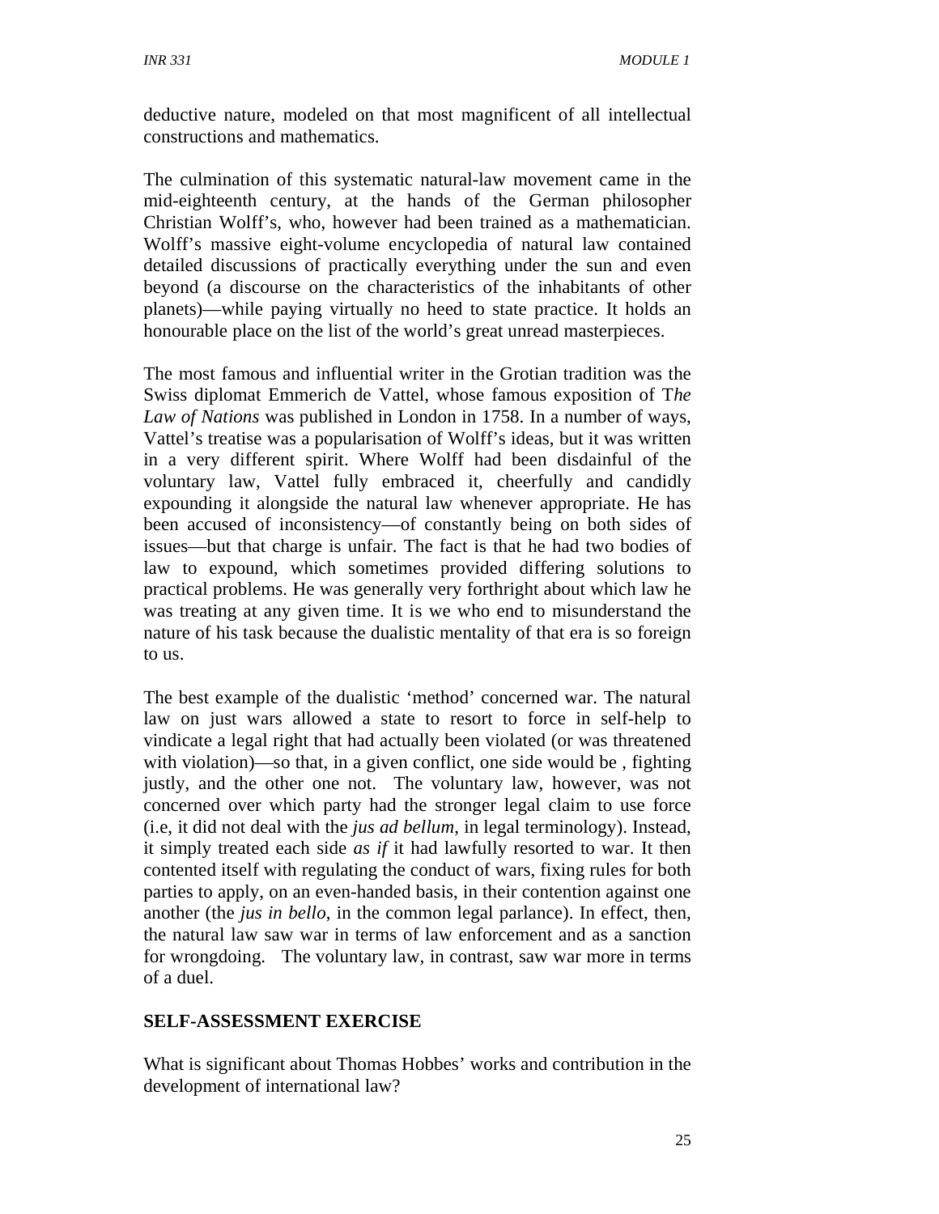deductive nature, modeled on that most magnificent of all intellectual constructions and mathematics.

The culmination of this systematic natural-law movement came in the mid-eighteenth century, at the hands of the German philosopher Christian Wolff's, who, however had been trained as a mathematician. Wolff's massive eight-volume encyclopedia of natural law contained detailed discussions of practically everything under the sun and even beyond (a discourse on the characteristics of the inhabitants of other planets)—while paying virtually no heed to state practice. It holds an honourable place on the list of the world's great unread masterpieces.

The most famous and influential writer in the Grotian tradition was the Swiss diplomat Emmerich de Vattel, whose famous exposition of T*he Law of Nations* was published in London in 1758. In a number of ways, Vattel's treatise was a popularisation of Wolff's ideas, but it was written in a very different spirit. Where Wolff had been disdainful of the voluntary law, Vattel fully embraced it, cheerfully and candidly expounding it alongside the natural law whenever appropriate. He has been accused of inconsistency—of constantly being on both sides of issues—but that charge is unfair. The fact is that he had two bodies of law to expound, which sometimes provided differing solutions to practical problems. He was generally very forthright about which law he was treating at any given time. It is we who end to misunderstand the nature of his task because the dualistic mentality of that era is so foreign to us.

The best example of the dualistic 'method' concerned war. The natural law on just wars allowed a state to resort to force in self-help to vindicate a legal right that had actually been violated (or was threatened with violation)—so that, in a given conflict, one side would be , fighting justly, and the other one not. The voluntary law, however, was not concerned over which party had the stronger legal claim to use force (i.e, it did not deal with the *jus ad bellum*, in legal terminology). Instead, it simply treated each side *as if* it had lawfully resorted to war. It then contented itself with regulating the conduct of wars, fixing rules for both parties to apply, on an even-handed basis, in their contention against one another (the *jus in bello*, in the common legal parlance). In effect, then, the natural law saw war in terms of law enforcement and as a sanction for wrongdoing. The voluntary law, in contrast, saw war more in terms of a duel.

## SELF-ASSESSMENT EXERCISE

What is significant about Thomas Hobbes' works and contribution in the development of international law?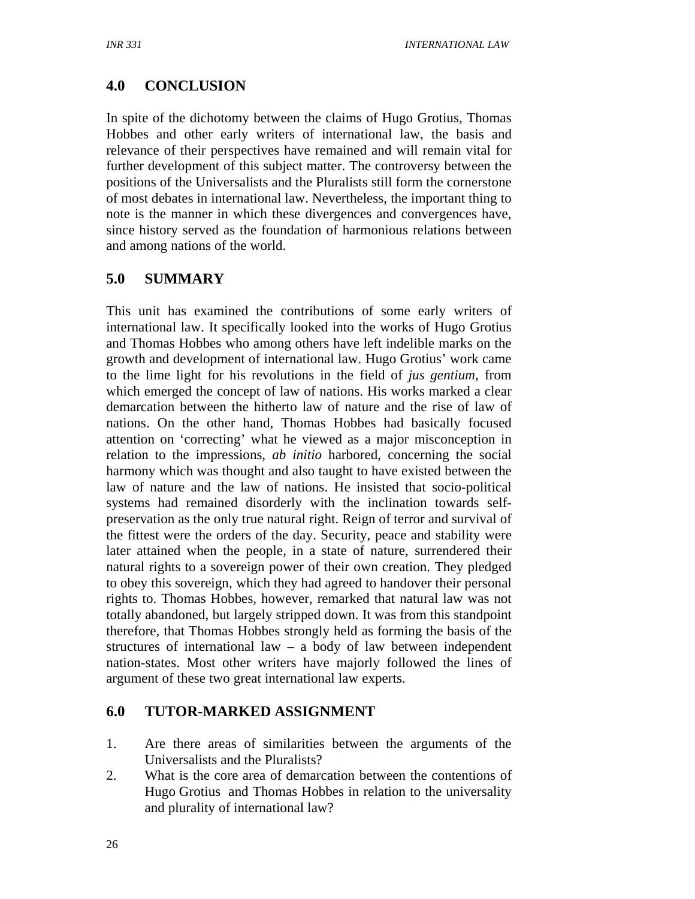## 4.0 CONCLUSION

In spite of the dichotomy between the claims of Hugo Grotius, Thomas Hobbes and other early writers of international law, the basis and relevance of their perspectives have remained and will remain vital for further development of this subject matter. The controversy between the positions of the Universalists and the Pluralists still form the cornerstone of most debates in international law. Nevertheless, the important thing to note is the manner in which these divergences and convergences have, since history served as the foundation of harmonious relations between and among nations of the world.

## 5.0 SUMMARY

This unit has examined the contributions of some early writers of international law. It specifically looked into the works of Hugo Grotius and Thomas Hobbes who among others have left indelible marks on the growth and development of international law. Hugo Grotius' work came to the lime light for his revolutions in the field of *jus gentium,* from which emerged the concept of law of nations. His works marked a clear demarcation between the hitherto law of nature and the rise of law of nations. On the other hand, Thomas Hobbes had basically focused attention on 'correcting' what he viewed as a major misconception in relation to the impressions, *ab initio* harbored, concerning the social harmony which was thought and also taught to have existed between the law of nature and the law of nations. He insisted that socio-political systems had remained disorderly with the inclination towards self-preservation as the only true natural right. Reign of terror and survival of the fittest were the orders of the day. Security, peace and stability were later attained when the people, in a state of nature, surrendered their natural rights to a sovereign power of their own creation. They pledged to obey this sovereign, which they had agreed to handover their personal rights to. Thomas Hobbes, however, remarked that natural law was not totally abandoned, but largely stripped down. It was from this standpoint therefore, that Thomas Hobbes strongly held as forming the basis of the structures of international law – a body of law between independent nation-states. Most other writers have majorly followed the lines of argument of these two great international law experts.

## 6.0 TUTOR-MARKED ASSIGNMENT

1. Are there areas of similarities between the arguments of the Universalists and the Pluralists?
2. What is the core area of demarcation between the contentions of Hugo Grotius and Thomas Hobbes in relation to the universality and plurality of international law?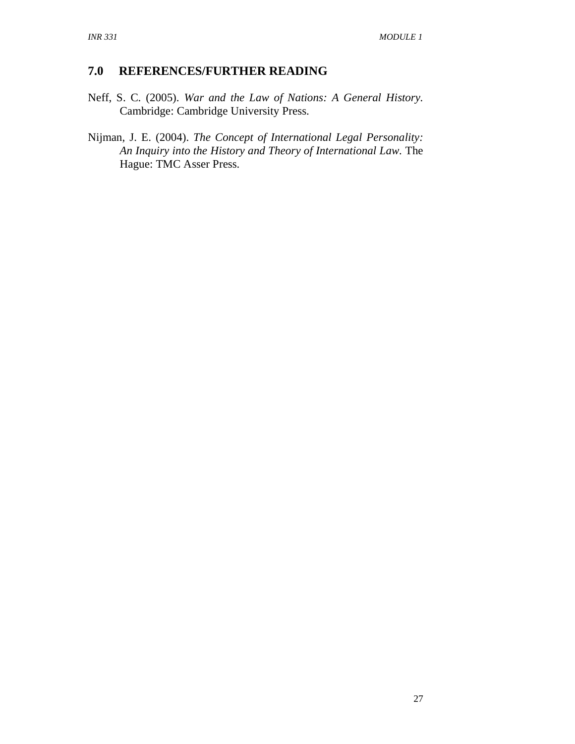## 7.0 REFERENCES/FURTHER READING

Neff, S. C. (2005). *War and the Law of Nations: A General History*. Cambridge: Cambridge University Press.

Nijman, J. E. (2004). *The Concept of International Legal Personality: An Inquiry into the History and Theory of International Law*. The Hague: TMC Asser Press.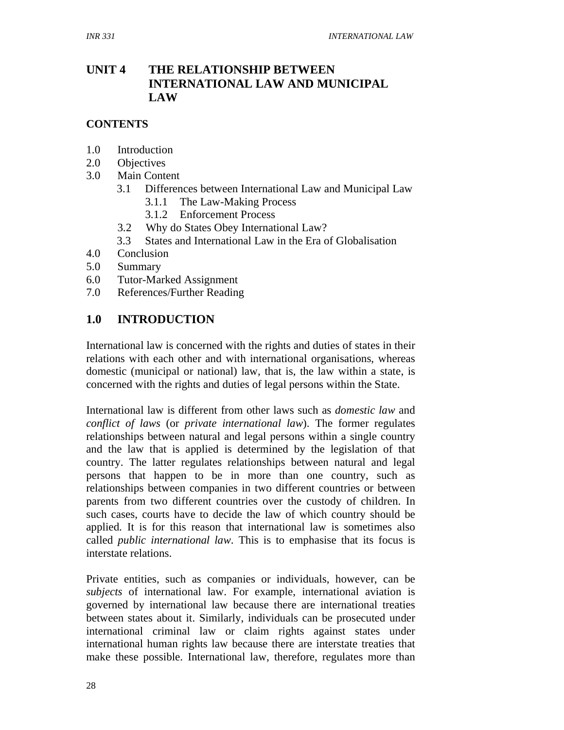# UNIT 4 THE RELATIONSHIP BETWEEN INTERNATIONAL LAW AND MUNICIPAL LAW

**CONTENTS**

1.0 Introduction
2.0 Objectives
3.0 Main Content
    3.1 Differences between International Law and Municipal Law
        3.1.1 The Law-Making Process
        3.1.2 Enforcement Process
    3.2 Why do States Obey International Law?
    3.3 States and International Law in the Era of Globalisation
4.0 Conclusion
5.0 Summary
6.0 Tutor-Marked Assignment
7.0 References/Further Reading

## 1.0 INTRODUCTION

International law is concerned with the rights and duties of states in their relations with each other and with international organisations, whereas domestic (municipal or national) law, that is, the law within a state, is concerned with the rights and duties of legal persons within the State.

International law is different from other laws such as *domestic law* and *conflict of laws* (or *private international law*). The former regulates relationships between natural and legal persons within a single country and the law that is applied is determined by the legislation of that country. The latter regulates relationships between natural and legal persons that happen to be in more than one country, such as relationships between companies in two different countries or between parents from two different countries over the custody of children. In such cases, courts have to decide the law of which country should be applied. It is for this reason that international law is sometimes also called *public international law*. This is to emphasise that its focus is interstate relations.

Private entities, such as companies or individuals, however, can be *subjects* of international law. For example, international aviation is governed by international law because there are international treaties between states about it. Similarly, individuals can be prosecuted under international criminal law or claim rights against states under international human rights law because there are interstate treaties that make these possible. International law, therefore, regulates more than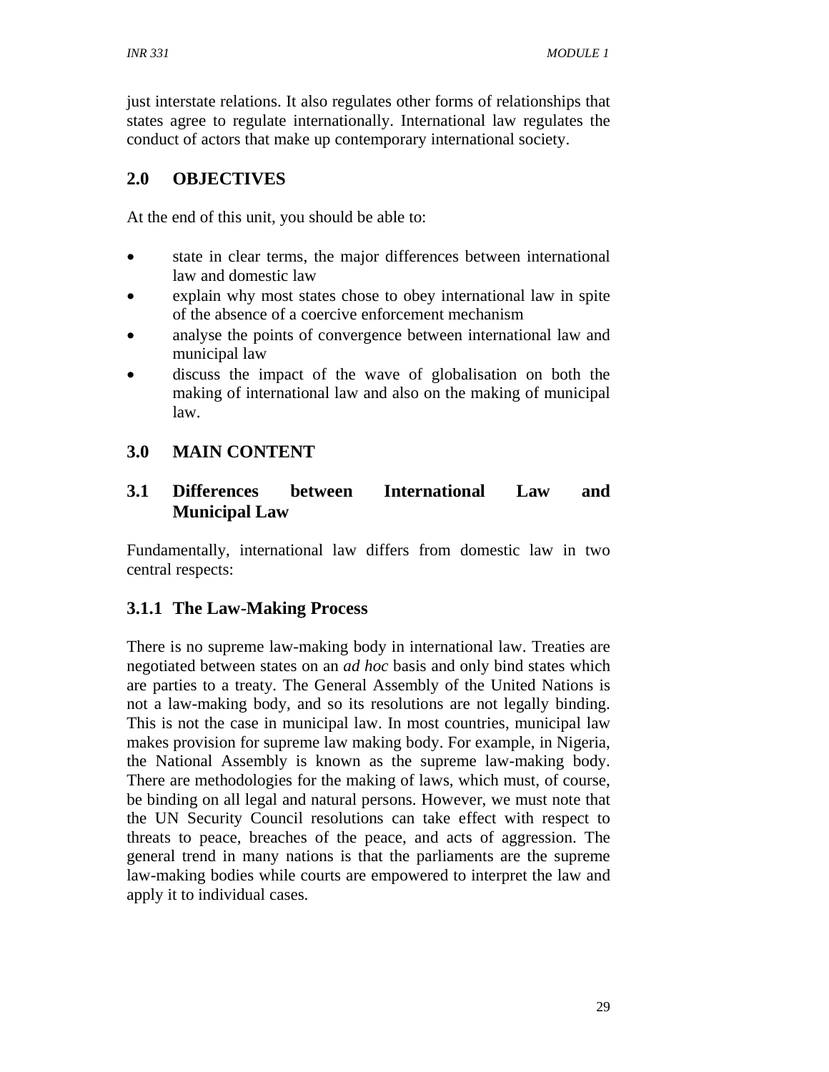just interstate relations. It also regulates other forms of relationships that states agree to regulate internationally. International law regulates the conduct of actors that make up contemporary international society.

## 2.0 OBJECTIVES

At the end of this unit, you should be able to:

- state in clear terms, the major differences between international law and domestic law
- explain why most states chose to obey international law in spite of the absence of a coercive enforcement mechanism
- analyse the points of convergence between international law and municipal law
- discuss the impact of the wave of globalisation on both the making of international law and also on the making of municipal law.

## 3.0 MAIN CONTENT

### 3.1 Differences between International Law and Municipal Law

Fundamentally, international law differs from domestic law in two central respects:

#### 3.1.1 The Law-Making Process

There is no supreme law-making body in international law. Treaties are negotiated between states on an *ad hoc* basis and only bind states which are parties to a treaty. The General Assembly of the United Nations is not a law-making body, and so its resolutions are not legally binding. This is not the case in municipal law. In most countries, municipal law makes provision for supreme law making body. For example, in Nigeria, the National Assembly is known as the supreme law-making body. There are methodologies for the making of laws, which must, of course, be binding on all legal and natural persons. However, we must note that the UN Security Council resolutions can take effect with respect to threats to peace, breaches of the peace, and acts of aggression. The general trend in many nations is that the parliaments are the supreme law-making bodies while courts are empowered to interpret the law and apply it to individual cases.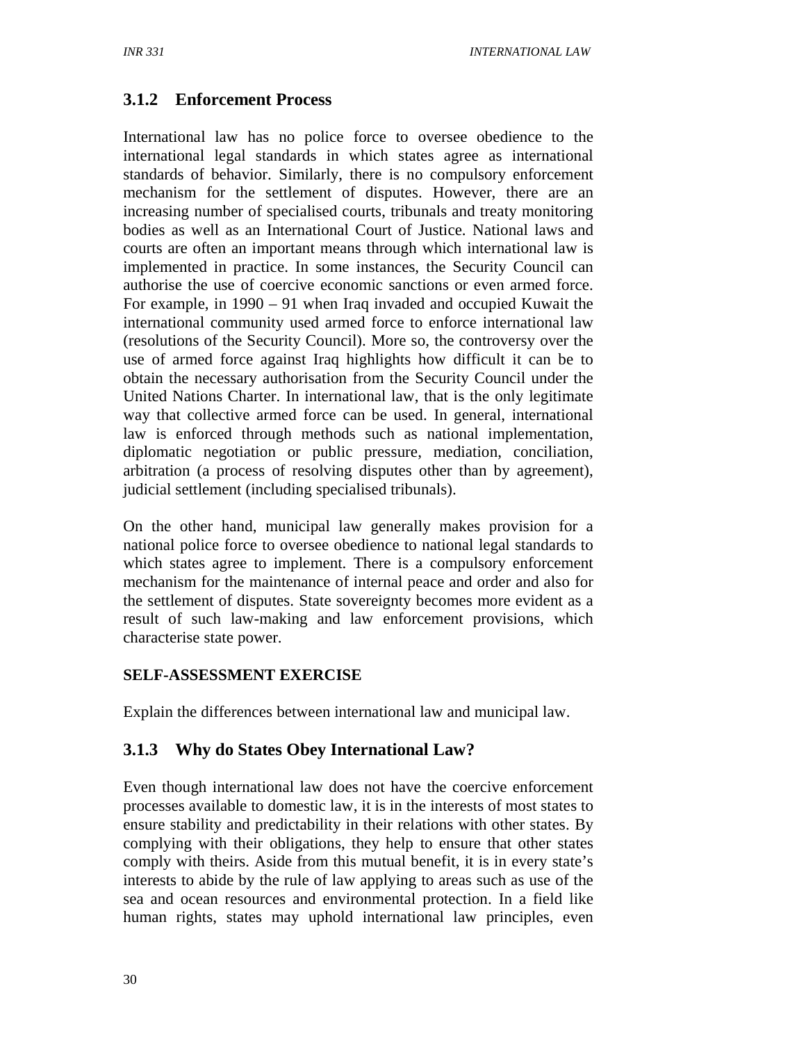### 3.1.2 Enforcement Process

International law has no police force to oversee obedience to the international legal standards in which states agree as international standards of behavior. Similarly, there is no compulsory enforcement mechanism for the settlement of disputes. However, there are an increasing number of specialised courts, tribunals and treaty monitoring bodies as well as an International Court of Justice. National laws and courts are often an important means through which international law is implemented in practice. In some instances, the Security Council can authorise the use of coercive economic sanctions or even armed force. For example, in 1990 – 91 when Iraq invaded and occupied Kuwait the international community used armed force to enforce international law (resolutions of the Security Council). More so, the controversy over the use of armed force against Iraq highlights how difficult it can be to obtain the necessary authorisation from the Security Council under the United Nations Charter. In international law, that is the only legitimate way that collective armed force can be used. In general, international law is enforced through methods such as national implementation, diplomatic negotiation or public pressure, mediation, conciliation, arbitration (a process of resolving disputes other than by agreement), judicial settlement (including specialised tribunals).

On the other hand, municipal law generally makes provision for a national police force to oversee obedience to national legal standards to which states agree to implement. There is a compulsory enforcement mechanism for the maintenance of internal peace and order and also for the settlement of disputes. State sovereignty becomes more evident as a result of such law-making and law enforcement provisions, which characterise state power.

**SELF-ASSESSMENT EXERCISE**

Explain the differences between international law and municipal law.

### 3.1.3 Why do States Obey International Law?

Even though international law does not have the coercive enforcement processes available to domestic law, it is in the interests of most states to ensure stability and predictability in their relations with other states. By complying with their obligations, they help to ensure that other states comply with theirs. Aside from this mutual benefit, it is in every state's interests to abide by the rule of law applying to areas such as use of the sea and ocean resources and environmental protection. In a field like human rights, states may uphold international law principles, even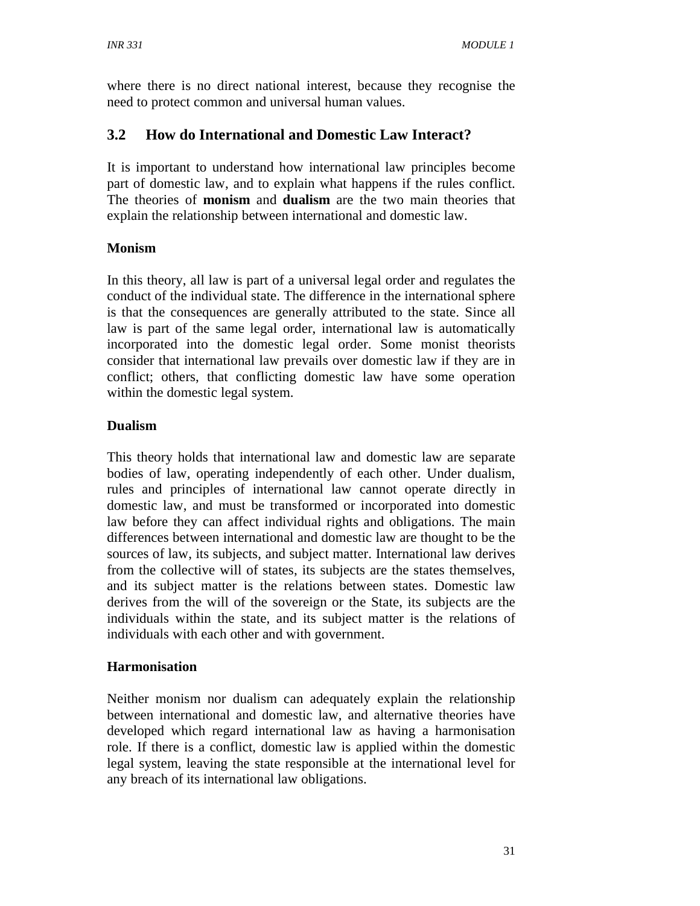where there is no direct national interest, because they recognise the need to protect common and universal human values.

## 3.2 How do International and Domestic Law Interact?

It is important to understand how international law principles become part of domestic law, and to explain what happens if the rules conflict. The theories of **monism** and **dualism** are the two main theories that explain the relationship between international and domestic law.

### Monism

In this theory, all law is part of a universal legal order and regulates the conduct of the individual state. The difference in the international sphere is that the consequences are generally attributed to the state. Since all law is part of the same legal order, international law is automatically incorporated into the domestic legal order. Some monist theorists consider that international law prevails over domestic law if they are in conflict; others, that conflicting domestic law have some operation within the domestic legal system.

### Dualism

This theory holds that international law and domestic law are separate bodies of law, operating independently of each other. Under dualism, rules and principles of international law cannot operate directly in domestic law, and must be transformed or incorporated into domestic law before they can affect individual rights and obligations. The main differences between international and domestic law are thought to be the sources of law, its subjects, and subject matter. International law derives from the collective will of states, its subjects are the states themselves, and its subject matter is the relations between states. Domestic law derives from the will of the sovereign or the State, its subjects are the individuals within the state, and its subject matter is the relations of individuals with each other and with government.

### Harmonisation

Neither monism nor dualism can adequately explain the relationship between international and domestic law, and alternative theories have developed which regard international law as having a harmonisation role. If there is a conflict, domestic law is applied within the domestic legal system, leaving the state responsible at the international level for any breach of its international law obligations.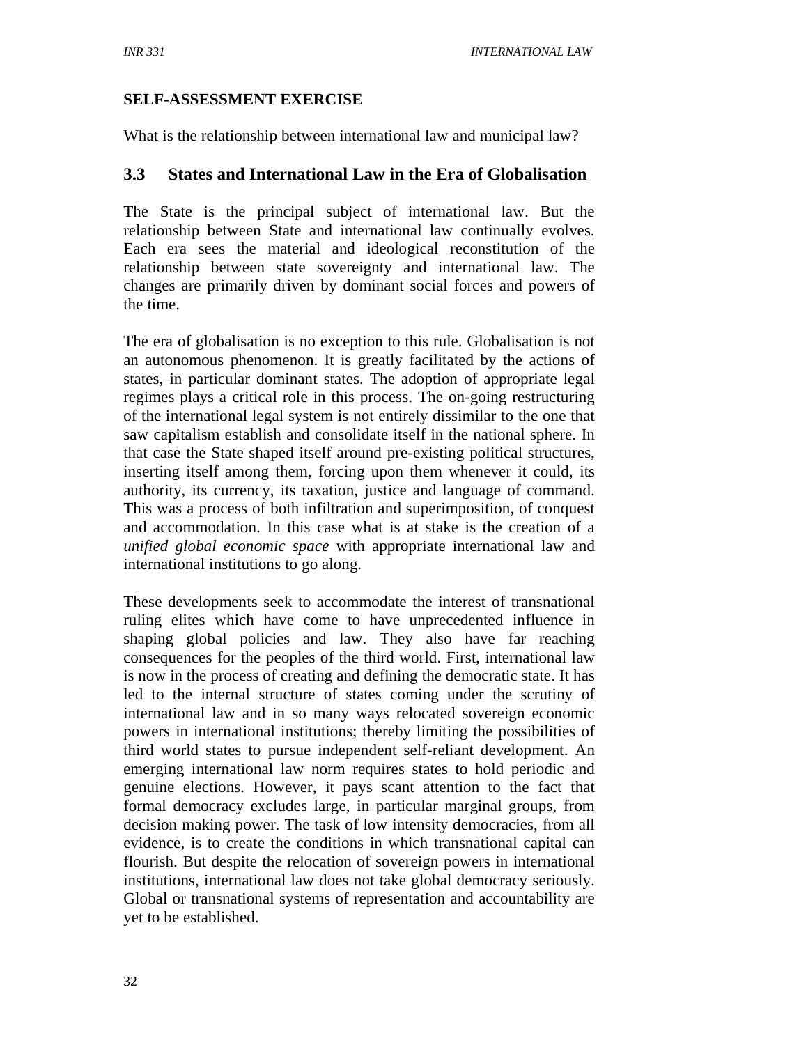**SELF-ASSESSMENT EXERCISE**

What is the relationship between international law and municipal law?

## 3.3 States and International Law in the Era of Globalisation

The State is the principal subject of international law. But the relationship between State and international law continually evolves. Each era sees the material and ideological reconstitution of the relationship between state sovereignty and international law. The changes are primarily driven by dominant social forces and powers of the time.

The era of globalisation is no exception to this rule. Globalisation is not an autonomous phenomenon. It is greatly facilitated by the actions of states, in particular dominant states. The adoption of appropriate legal regimes plays a critical role in this process. The on-going restructuring of the international legal system is not entirely dissimilar to the one that saw capitalism establish and consolidate itself in the national sphere. In that case the State shaped itself around pre-existing political structures, inserting itself among them, forcing upon them whenever it could, its authority, its currency, its taxation, justice and language of command. This was a process of both infiltration and superimposition, of conquest and accommodation. In this case what is at stake is the creation of a *unified global economic space* with appropriate international law and international institutions to go along.

These developments seek to accommodate the interest of transnational ruling elites which have come to have unprecedented influence in shaping global policies and law. They also have far reaching consequences for the peoples of the third world. First, international law is now in the process of creating and defining the democratic state. It has led to the internal structure of states coming under the scrutiny of international law and in so many ways relocated sovereign economic powers in international institutions; thereby limiting the possibilities of third world states to pursue independent self-reliant development. An emerging international law norm requires states to hold periodic and genuine elections. However, it pays scant attention to the fact that formal democracy excludes large, in particular marginal groups, from decision making power. The task of low intensity democracies, from all evidence, is to create the conditions in which transnational capital can flourish. But despite the relocation of sovereign powers in international institutions, international law does not take global democracy seriously. Global or transnational systems of representation and accountability are yet to be established.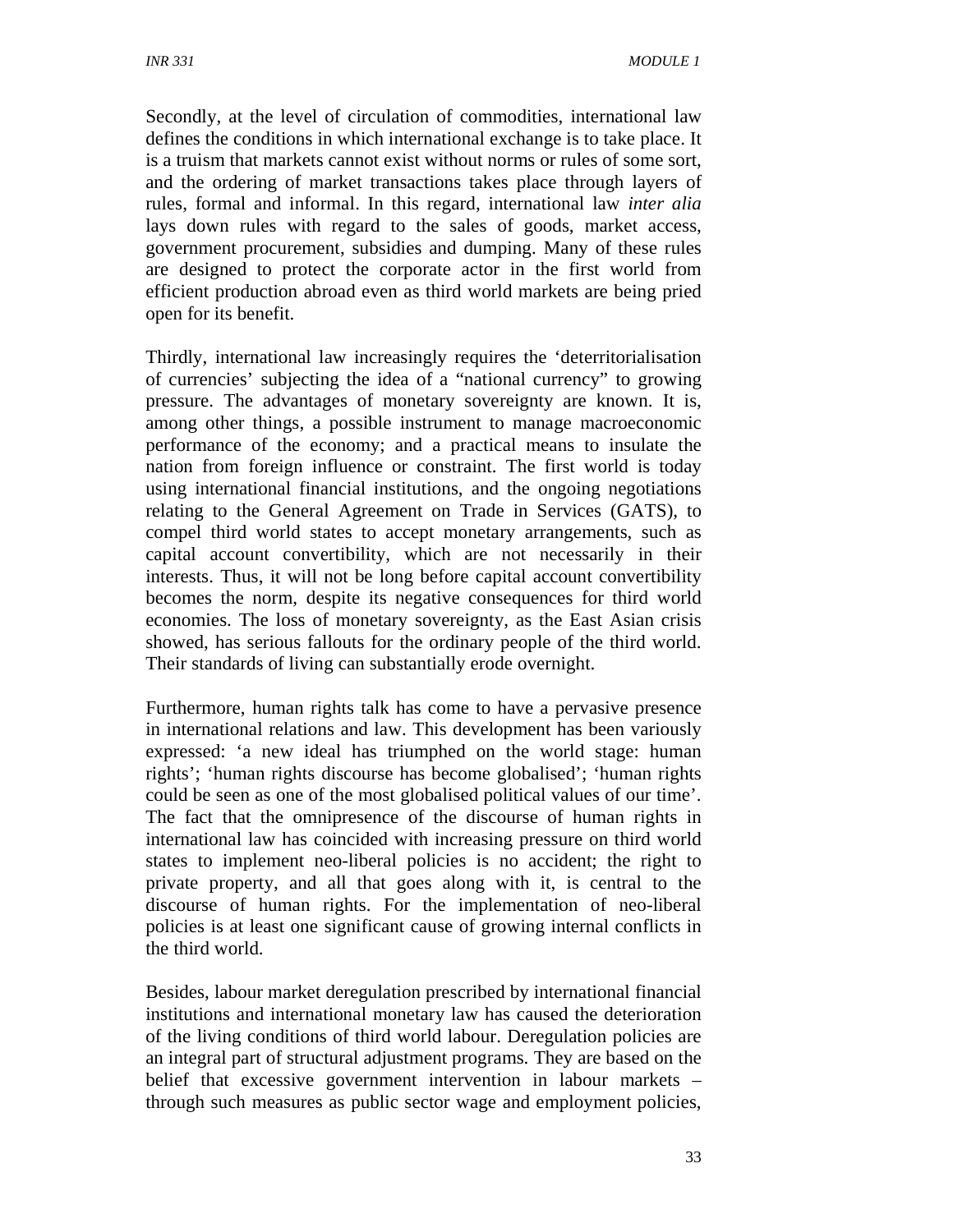Secondly, at the level of circulation of commodities, international law defines the conditions in which international exchange is to take place. It is a truism that markets cannot exist without norms or rules of some sort, and the ordering of market transactions takes place through layers of rules, formal and informal. In this regard, international law *inter alia* lays down rules with regard to the sales of goods, market access, government procurement, subsidies and dumping. Many of these rules are designed to protect the corporate actor in the first world from efficient production abroad even as third world markets are being pried open for its benefit.

Thirdly, international law increasingly requires the 'deterritorialisation of currencies' subjecting the idea of a "national currency" to growing pressure. The advantages of monetary sovereignty are known. It is, among other things, a possible instrument to manage macroeconomic performance of the economy; and a practical means to insulate the nation from foreign influence or constraint. The first world is today using international financial institutions, and the ongoing negotiations relating to the General Agreement on Trade in Services (GATS), to compel third world states to accept monetary arrangements, such as capital account convertibility, which are not necessarily in their interests. Thus, it will not be long before capital account convertibility becomes the norm, despite its negative consequences for third world economies. The loss of monetary sovereignty, as the East Asian crisis showed, has serious fallouts for the ordinary people of the third world. Their standards of living can substantially erode overnight.

Furthermore, human rights talk has come to have a pervasive presence in international relations and law. This development has been variously expressed: 'a new ideal has triumphed on the world stage: human rights'; 'human rights discourse has become globalised'; 'human rights could be seen as one of the most globalised political values of our time'. The fact that the omnipresence of the discourse of human rights in international law has coincided with increasing pressure on third world states to implement neo-liberal policies is no accident; the right to private property, and all that goes along with it, is central to the discourse of human rights. For the implementation of neo-liberal policies is at least one significant cause of growing internal conflicts in the third world.

Besides, labour market deregulation prescribed by international financial institutions and international monetary law has caused the deterioration of the living conditions of third world labour. Deregulation policies are an integral part of structural adjustment programs. They are based on the belief that excessive government intervention in labour markets – through such measures as public sector wage and employment policies,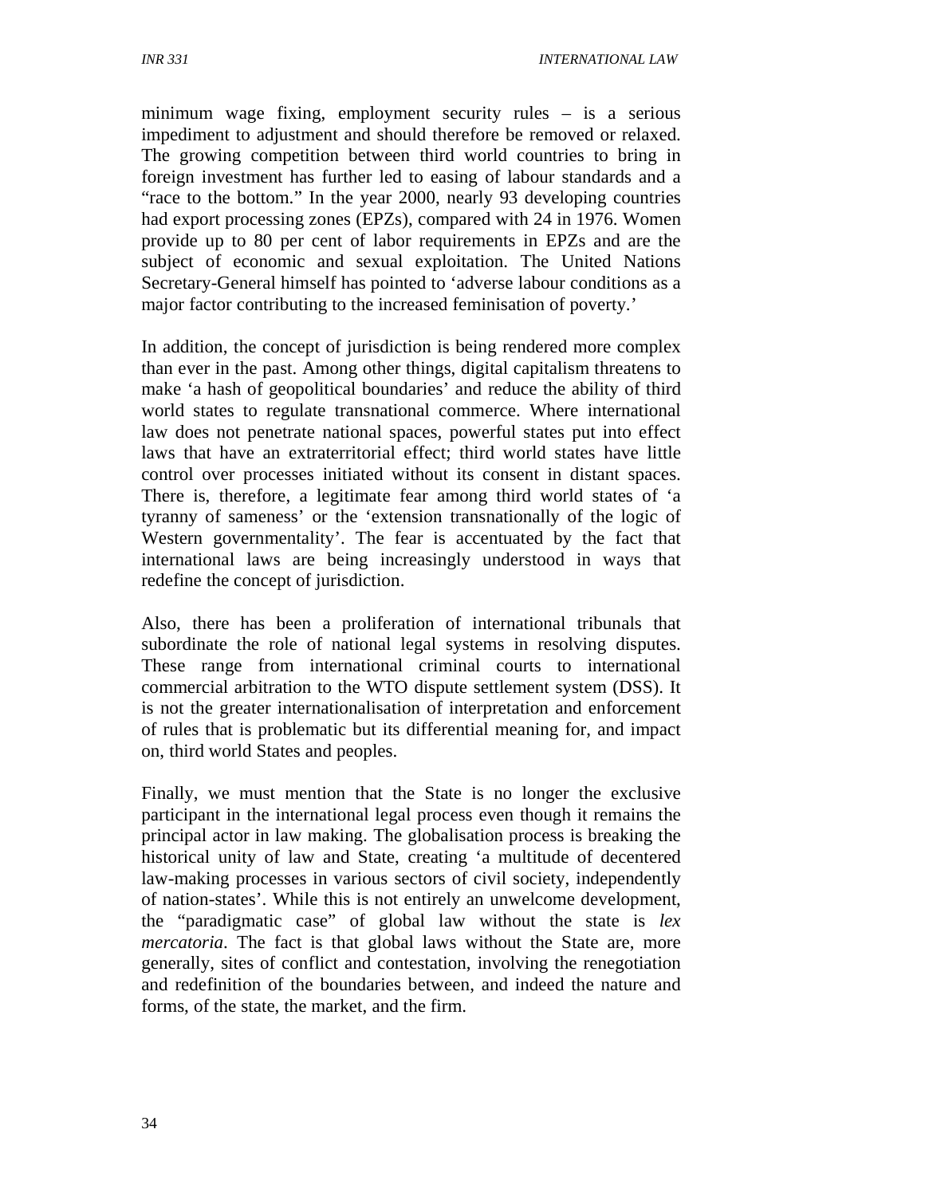minimum wage fixing, employment security rules – is a serious impediment to adjustment and should therefore be removed or relaxed. The growing competition between third world countries to bring in foreign investment has further led to easing of labour standards and a "race to the bottom." In the year 2000, nearly 93 developing countries had export processing zones (EPZs), compared with 24 in 1976. Women provide up to 80 per cent of labor requirements in EPZs and are the subject of economic and sexual exploitation. The United Nations Secretary-General himself has pointed to 'adverse labour conditions as a major factor contributing to the increased feminisation of poverty.'

In addition, the concept of jurisdiction is being rendered more complex than ever in the past. Among other things, digital capitalism threatens to make 'a hash of geopolitical boundaries' and reduce the ability of third world states to regulate transnational commerce. Where international law does not penetrate national spaces, powerful states put into effect laws that have an extraterritorial effect; third world states have little control over processes initiated without its consent in distant spaces. There is, therefore, a legitimate fear among third world states of 'a tyranny of sameness' or the 'extension transnationally of the logic of Western governmentality'. The fear is accentuated by the fact that international laws are being increasingly understood in ways that redefine the concept of jurisdiction.

Also, there has been a proliferation of international tribunals that subordinate the role of national legal systems in resolving disputes. These range from international criminal courts to international commercial arbitration to the WTO dispute settlement system (DSS). It is not the greater internationalisation of interpretation and enforcement of rules that is problematic but its differential meaning for, and impact on, third world States and peoples.

Finally, we must mention that the State is no longer the exclusive participant in the international legal process even though it remains the principal actor in law making. The globalisation process is breaking the historical unity of law and State, creating 'a multitude of decentered law-making processes in various sectors of civil society, independently of nation-states'. While this is not entirely an unwelcome development, the "paradigmatic case" of global law without the state is *lex mercatoria*. The fact is that global laws without the State are, more generally, sites of conflict and contestation, involving the renegotiation and redefinition of the boundaries between, and indeed the nature and forms, of the state, the market, and the firm.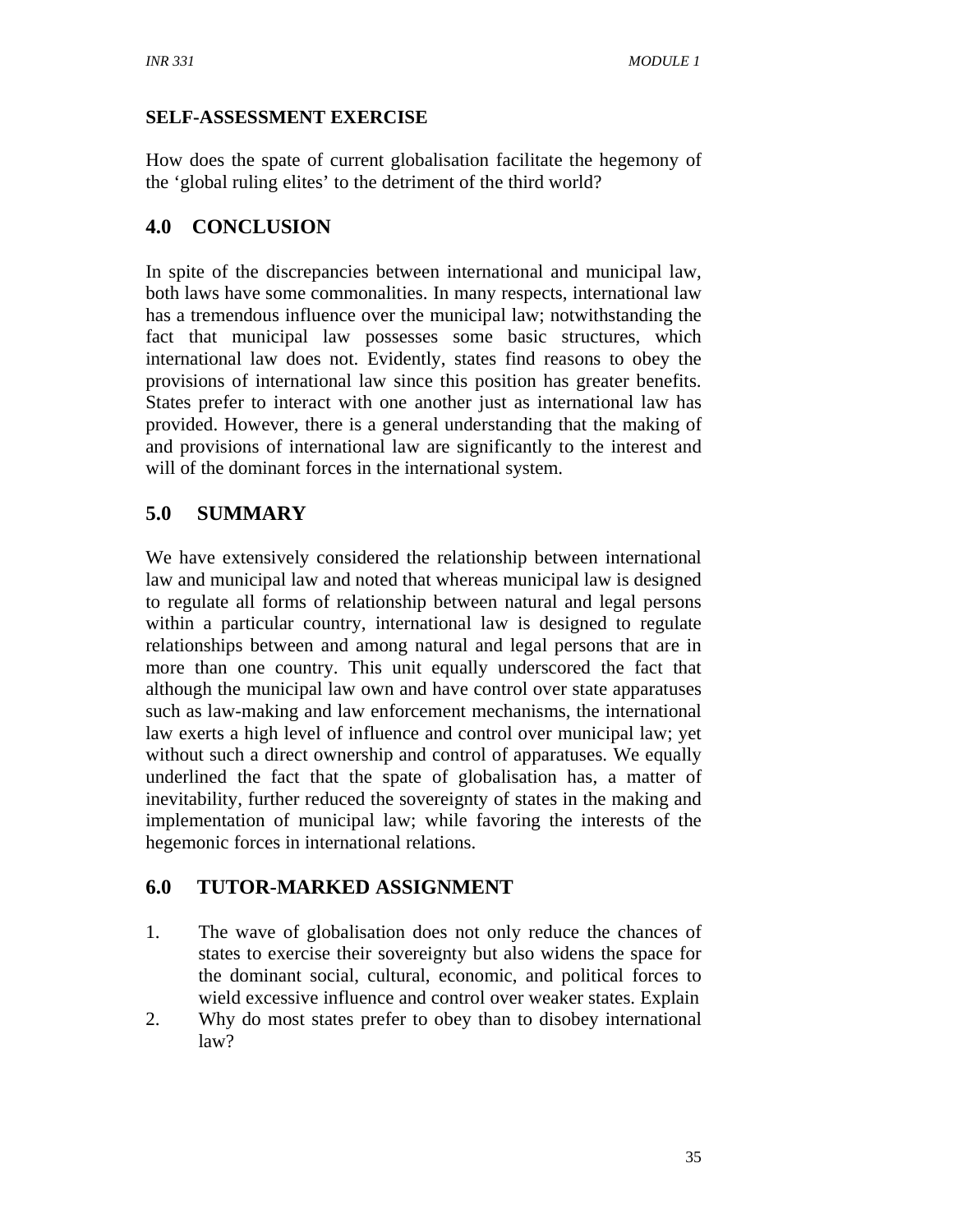**SELF-ASSESSMENT EXERCISE**

How does the spate of current globalisation facilitate the hegemony of the 'global ruling elites' to the detriment of the third world?

## 4.0 CONCLUSION

In spite of the discrepancies between international and municipal law, both laws have some commonalities. In many respects, international law has a tremendous influence over the municipal law; notwithstanding the fact that municipal law possesses some basic structures, which international law does not. Evidently, states find reasons to obey the provisions of international law since this position has greater benefits. States prefer to interact with one another just as international law has provided. However, there is a general understanding that the making of and provisions of international law are significantly to the interest and will of the dominant forces in the international system.

## 5.0 SUMMARY

We have extensively considered the relationship between international law and municipal law and noted that whereas municipal law is designed to regulate all forms of relationship between natural and legal persons within a particular country, international law is designed to regulate relationships between and among natural and legal persons that are in more than one country. This unit equally underscored the fact that although the municipal law own and have control over state apparatuses such as law-making and law enforcement mechanisms, the international law exerts a high level of influence and control over municipal law; yet without such a direct ownership and control of apparatuses. We equally underlined the fact that the spate of globalisation has, a matter of inevitability, further reduced the sovereignty of states in the making and implementation of municipal law; while favoring the interests of the hegemonic forces in international relations.

## 6.0 TUTOR-MARKED ASSIGNMENT

1. The wave of globalisation does not only reduce the chances of states to exercise their sovereignty but also widens the space for the dominant social, cultural, economic, and political forces to wield excessive influence and control over weaker states. Explain
2. Why do most states prefer to obey than to disobey international law?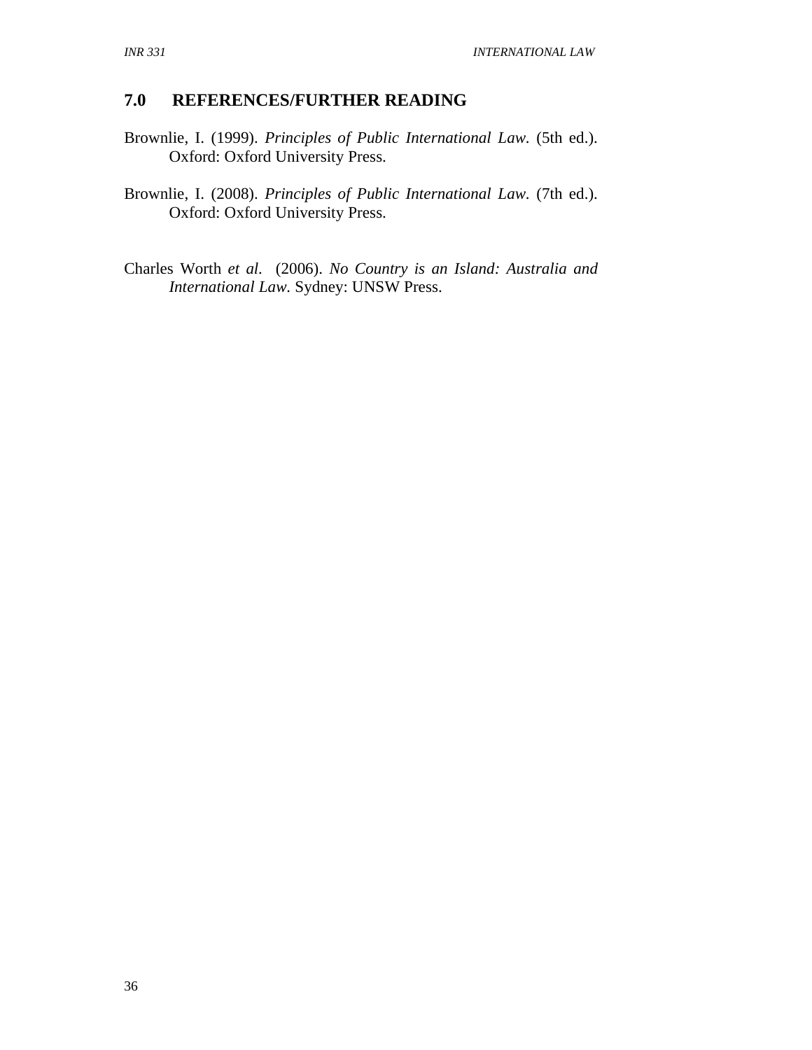## 7.0 REFERENCES/FURTHER READING

Brownlie, I. (1999). *Principles of Public International Law*. (5th ed.). Oxford: Oxford University Press.

Brownlie, I. (2008). *Principles of Public International Law*. (7th ed.). Oxford: Oxford University Press.

Charles Worth *et al.* (2006). *No Country is an Island: Australia and International Law*. Sydney: UNSW Press.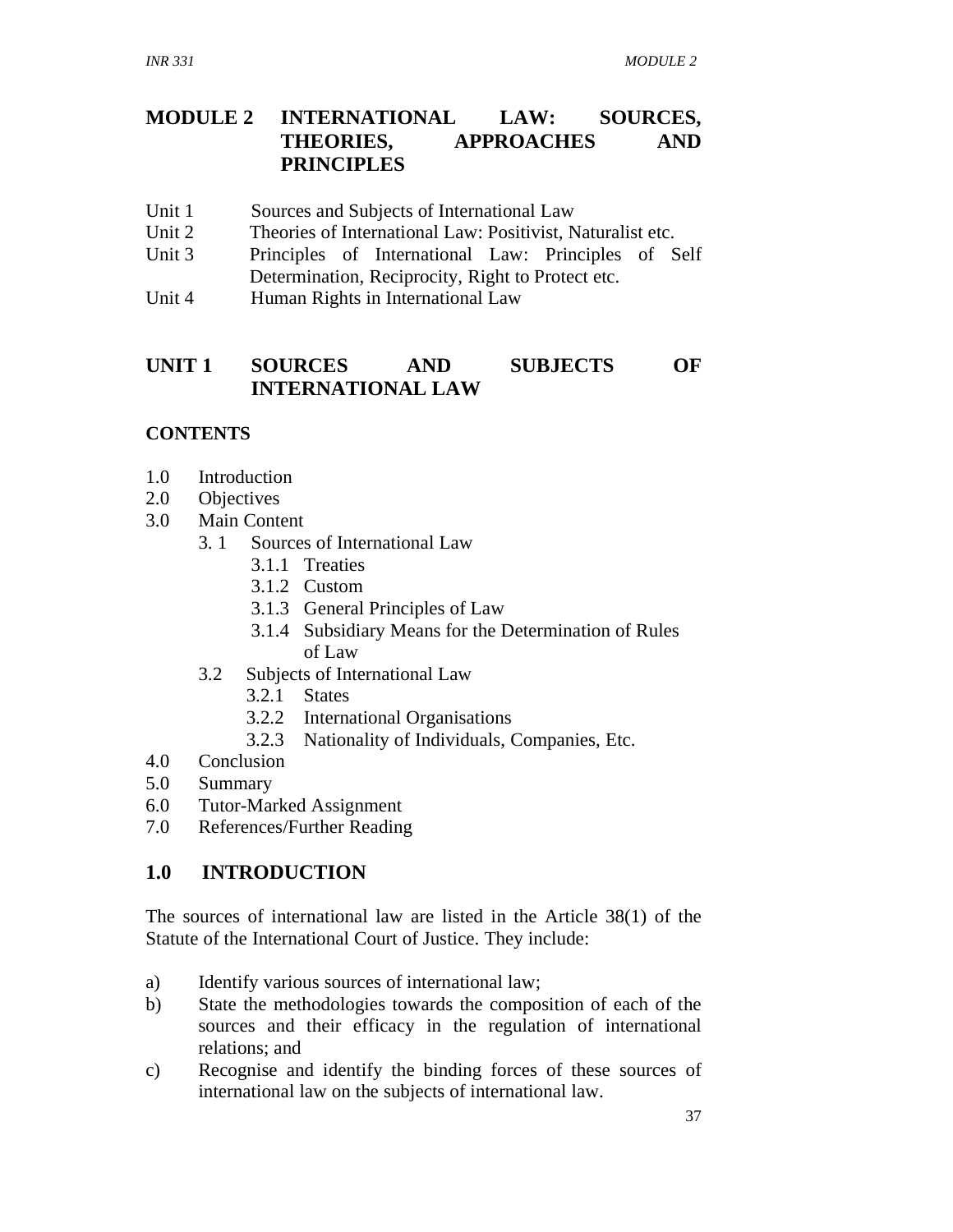# MODULE 2 INTERNATIONAL LAW: SOURCES, THEORIES, APPROACHES AND PRINCIPLES

Unit 1 Sources and Subjects of International Law
Unit 2 Theories of International Law: Positivist, Naturalist etc.
Unit 3 Principles of International Law: Principles of Self Determination, Reciprocity, Right to Protect etc.
Unit 4 Human Rights in International Law

## UNIT 1 SOURCES AND SUBJECTS OF INTERNATIONAL LAW

### CONTENTS

1.0 Introduction
2.0 Objectives
3.0 Main Content
  3. 1 Sources of International Law
    3.1.1 Treaties
    3.1.2 Custom
    3.1.3 General Principles of Law
    3.1.4 Subsidiary Means for the Determination of Rules of Law
  3.2 Subjects of International Law
    3.2.1 States
    3.2.2 International Organisations
    3.2.3 Nationality of Individuals, Companies, Etc.
4.0 Conclusion
5.0 Summary
6.0 Tutor-Marked Assignment
7.0 References/Further Reading

### 1.0 INTRODUCTION

The sources of international law are listed in the Article 38(1) of the Statute of the International Court of Justice. They include:

a) Identify various sources of international law;
b) State the methodologies towards the composition of each of the sources and their efficacy in the regulation of international relations; and
c) Recognise and identify the binding forces of these sources of international law on the subjects of international law.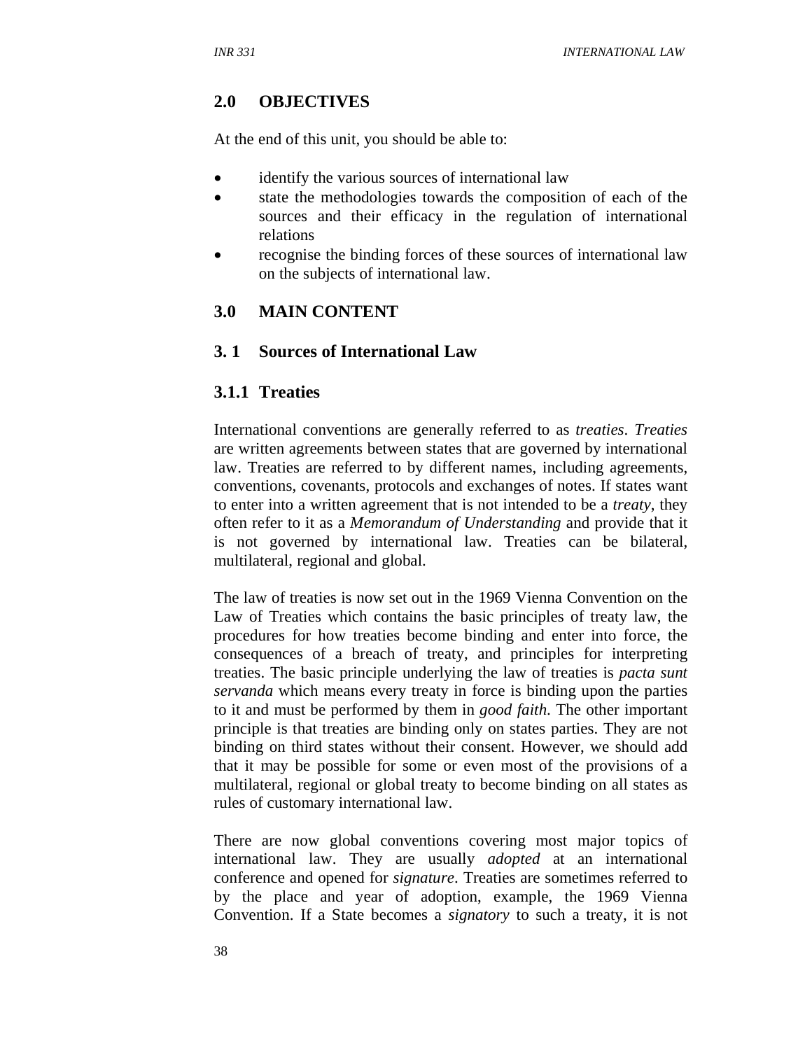## 2.0 OBJECTIVES

At the end of this unit, you should be able to:

- identify the various sources of international law
- state the methodologies towards the composition of each of the sources and their efficacy in the regulation of international relations
- recognise the binding forces of these sources of international law on the subjects of international law.

## 3.0 MAIN CONTENT

### 3. 1 Sources of International Law

#### 3.1.1 Treaties

International conventions are generally referred to as *treaties*. *Treaties* are written agreements between states that are governed by international law. Treaties are referred to by different names, including agreements, conventions, covenants, protocols and exchanges of notes. If states want to enter into a written agreement that is not intended to be a *treaty*, they often refer to it as a *Memorandum of Understanding* and provide that it is not governed by international law. Treaties can be bilateral, multilateral, regional and global.

The law of treaties is now set out in the 1969 Vienna Convention on the Law of Treaties which contains the basic principles of treaty law, the procedures for how treaties become binding and enter into force, the consequences of a breach of treaty, and principles for interpreting treaties. The basic principle underlying the law of treaties is *pacta sunt servanda* which means every treaty in force is binding upon the parties to it and must be performed by them in *good faith*. The other important principle is that treaties are binding only on states parties. They are not binding on third states without their consent. However, we should add that it may be possible for some or even most of the provisions of a multilateral, regional or global treaty to become binding on all states as rules of customary international law.

There are now global conventions covering most major topics of international law. They are usually *adopted* at an international conference and opened for *signature*. Treaties are sometimes referred to by the place and year of adoption, example, the 1969 Vienna Convention. If a State becomes a *signatory* to such a treaty, it is not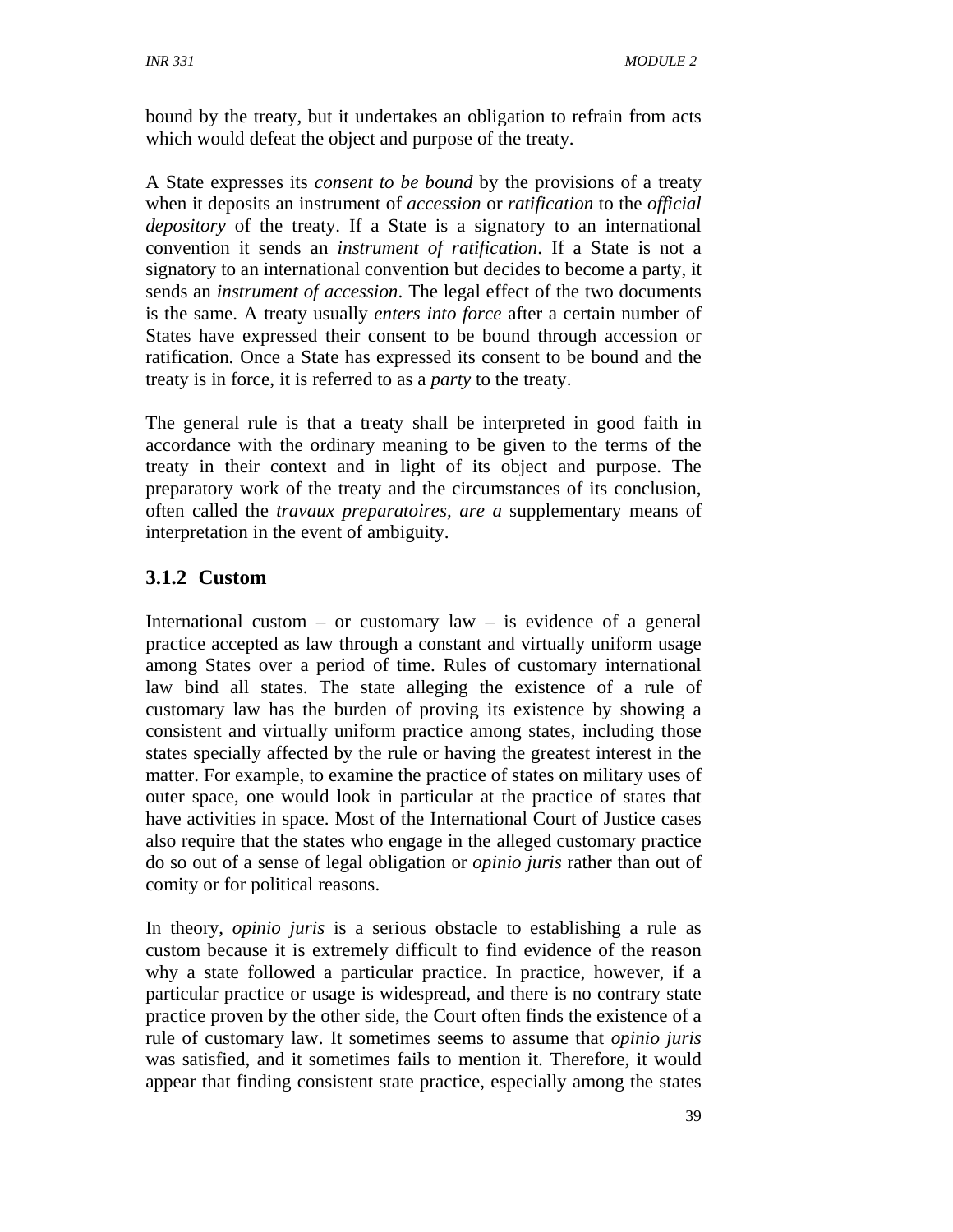bound by the treaty, but it undertakes an obligation to refrain from acts which would defeat the object and purpose of the treaty.

A State expresses its *consent to be bound* by the provisions of a treaty when it deposits an instrument of *accession* or *ratification* to the *official depository* of the treaty. If a State is a signatory to an international convention it sends an *instrument of ratification*. If a State is not a signatory to an international convention but decides to become a party, it sends an *instrument of accession*. The legal effect of the two documents is the same. A treaty usually *enters into force* after a certain number of States have expressed their consent to be bound through accession or ratification. Once a State has expressed its consent to be bound and the treaty is in force, it is referred to as a *party* to the treaty.

The general rule is that a treaty shall be interpreted in good faith in accordance with the ordinary meaning to be given to the terms of the treaty in their context and in light of its object and purpose. The preparatory work of the treaty and the circumstances of its conclusion, often called the *travaux preparatoires, are a* supplementary means of interpretation in the event of ambiguity.

### 3.1.2 Custom

International custom – or customary law – is evidence of a general practice accepted as law through a constant and virtually uniform usage among States over a period of time. Rules of customary international law bind all states. The state alleging the existence of a rule of customary law has the burden of proving its existence by showing a consistent and virtually uniform practice among states, including those states specially affected by the rule or having the greatest interest in the matter. For example, to examine the practice of states on military uses of outer space, one would look in particular at the practice of states that have activities in space. Most of the International Court of Justice cases also require that the states who engage in the alleged customary practice do so out of a sense of legal obligation or *opinio juris* rather than out of comity or for political reasons.

In theory, *opinio juris* is a serious obstacle to establishing a rule as custom because it is extremely difficult to find evidence of the reason why a state followed a particular practice. In practice, however, if a particular practice or usage is widespread, and there is no contrary state practice proven by the other side, the Court often finds the existence of a rule of customary law. It sometimes seems to assume that *opinio juris* was satisfied, and it sometimes fails to mention it. Therefore, it would appear that finding consistent state practice, especially among the states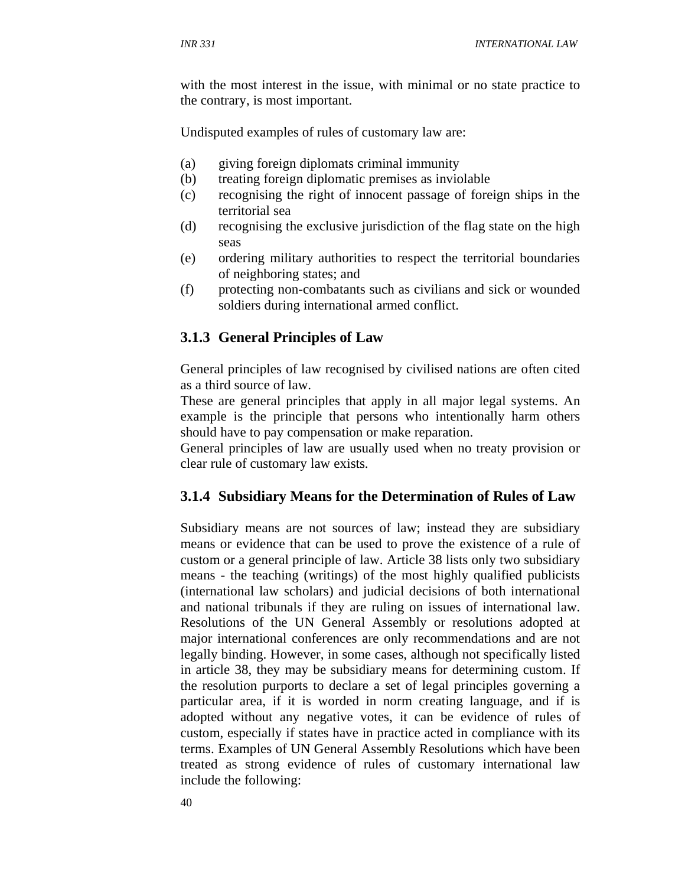with the most interest in the issue, with minimal or no state practice to the contrary, is most important.

Undisputed examples of rules of customary law are:

(a) giving foreign diplomats criminal immunity
(b) treating foreign diplomatic premises as inviolable
(c) recognising the right of innocent passage of foreign ships in the territorial sea
(d) recognising the exclusive jurisdiction of the flag state on the high seas
(e) ordering military authorities to respect the territorial boundaries of neighboring states; and
(f) protecting non-combatants such as civilians and sick or wounded soldiers during international armed conflict.

### 3.1.3 General Principles of Law

General principles of law recognised by civilised nations are often cited as a third source of law.
These are general principles that apply in all major legal systems. An example is the principle that persons who intentionally harm others should have to pay compensation or make reparation.
General principles of law are usually used when no treaty provision or clear rule of customary law exists.

### 3.1.4 Subsidiary Means for the Determination of Rules of Law

Subsidiary means are not sources of law; instead they are subsidiary means or evidence that can be used to prove the existence of a rule of custom or a general principle of law. Article 38 lists only two subsidiary means - the teaching (writings) of the most highly qualified publicists (international law scholars) and judicial decisions of both international and national tribunals if they are ruling on issues of international law. Resolutions of the UN General Assembly or resolutions adopted at major international conferences are only recommendations and are not legally binding. However, in some cases, although not specifically listed in article 38, they may be subsidiary means for determining custom. If the resolution purports to declare a set of legal principles governing a particular area, if it is worded in norm creating language, and if is adopted without any negative votes, it can be evidence of rules of custom, especially if states have in practice acted in compliance with its terms. Examples of UN General Assembly Resolutions which have been treated as strong evidence of rules of customary international law include the following: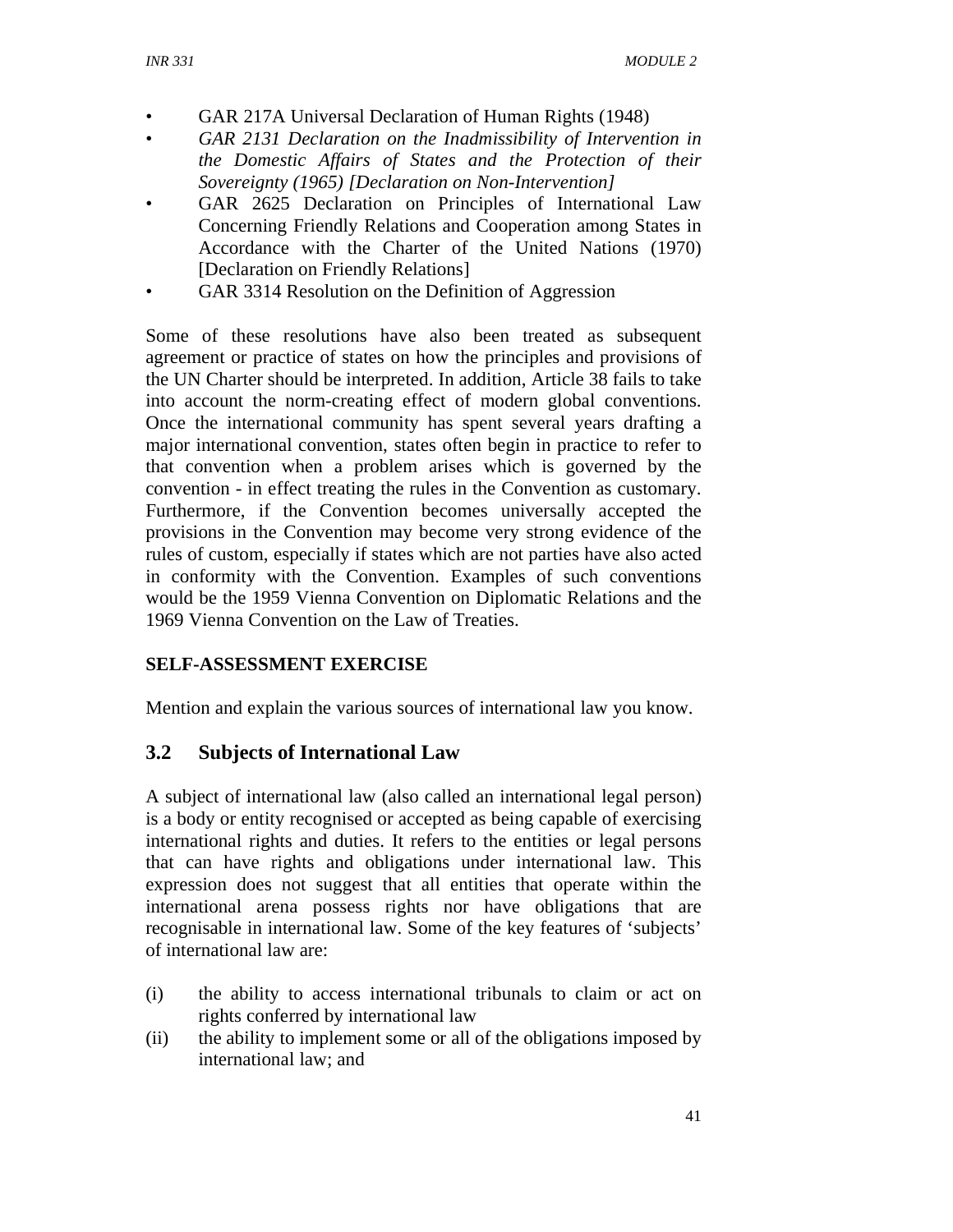- GAR 217A Universal Declaration of Human Rights (1948)
- *GAR 2131 Declaration on the Inadmissibility of Intervention in the Domestic Affairs of States and the Protection of their Sovereignty (1965) [Declaration on Non-Intervention]*
- GAR 2625 Declaration on Principles of International Law Concerning Friendly Relations and Cooperation among States in Accordance with the Charter of the United Nations (1970) [Declaration on Friendly Relations]
- GAR 3314 Resolution on the Definition of Aggression

Some of these resolutions have also been treated as subsequent agreement or practice of states on how the principles and provisions of the UN Charter should be interpreted. In addition, Article 38 fails to take into account the norm-creating effect of modern global conventions. Once the international community has spent several years drafting a major international convention, states often begin in practice to refer to that convention when a problem arises which is governed by the convention - in effect treating the rules in the Convention as customary. Furthermore, if the Convention becomes universally accepted the provisions in the Convention may become very strong evidence of the rules of custom, especially if states which are not parties have also acted in conformity with the Convention. Examples of such conventions would be the 1959 Vienna Convention on Diplomatic Relations and the 1969 Vienna Convention on the Law of Treaties.

**SELF-ASSESSMENT EXERCISE**

Mention and explain the various sources of international law you know.

## 3.2 Subjects of International Law

A subject of international law (also called an international legal person) is a body or entity recognised or accepted as being capable of exercising international rights and duties. It refers to the entities or legal persons that can have rights and obligations under international law. This expression does not suggest that all entities that operate within the international arena possess rights nor have obligations that are recognisable in international law. Some of the key features of 'subjects' of international law are:

(i) the ability to access international tribunals to claim or act on rights conferred by international law
(ii) the ability to implement some or all of the obligations imposed by international law; and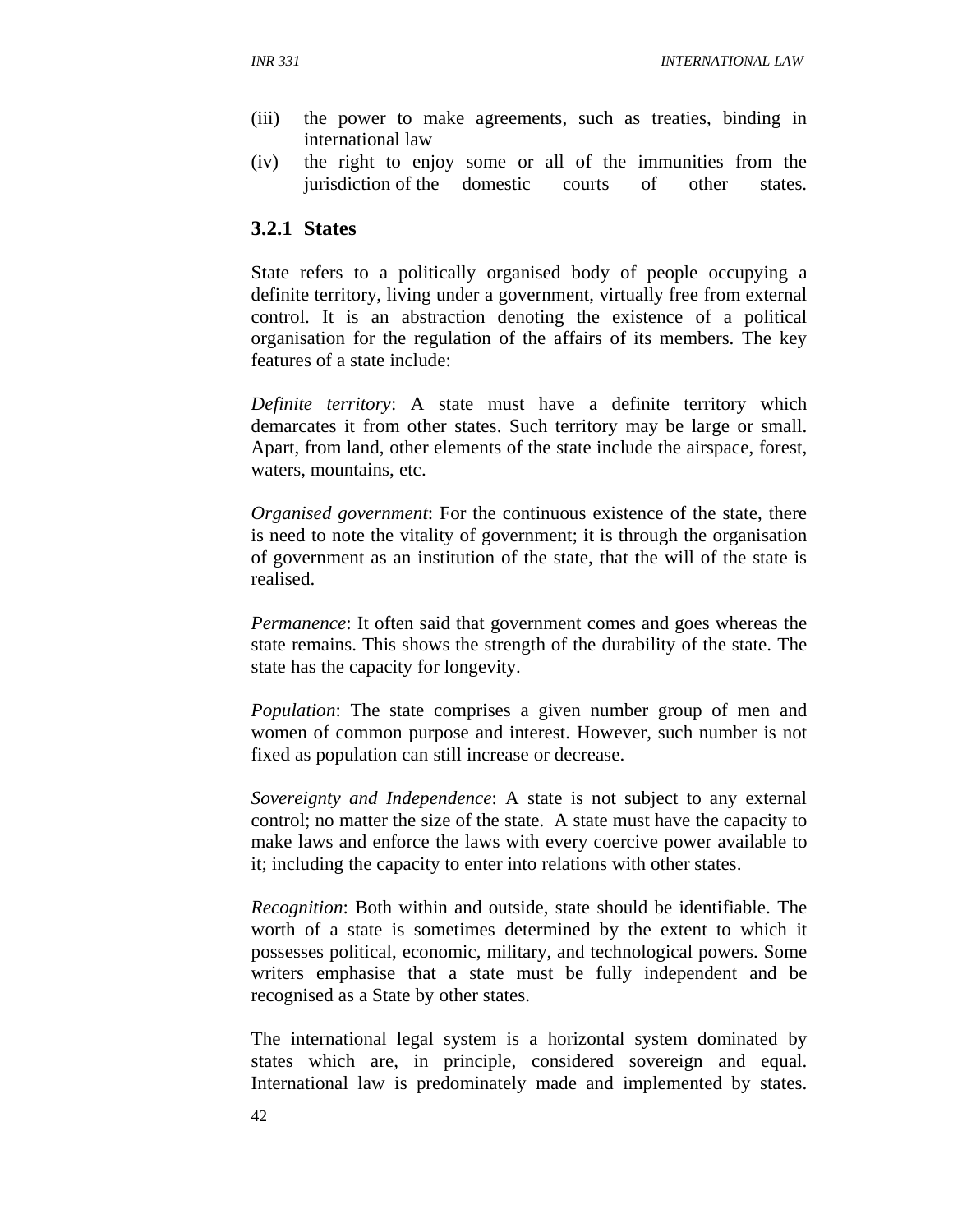(iii) the power to make agreements, such as treaties, binding in international law

(iv) the right to enjoy some or all of the immunities from the jurisdiction of the domestic courts of other states.

### 3.2.1 States

State refers to a politically organised body of people occupying a definite territory, living under a government, virtually free from external control. It is an abstraction denoting the existence of a political organisation for the regulation of the affairs of its members. The key features of a state include:

*Definite territory*: A state must have a definite territory which demarcates it from other states. Such territory may be large or small. Apart, from land, other elements of the state include the airspace, forest, waters, mountains, etc.

*Organised government*: For the continuous existence of the state, there is need to note the vitality of government; it is through the organisation of government as an institution of the state, that the will of the state is realised.

*Permanence*: It often said that government comes and goes whereas the state remains. This shows the strength of the durability of the state. The state has the capacity for longevity.

*Population*: The state comprises a given number group of men and women of common purpose and interest. However, such number is not fixed as population can still increase or decrease.

*Sovereignty and Independence*: A state is not subject to any external control; no matter the size of the state. A state must have the capacity to make laws and enforce the laws with every coercive power available to it; including the capacity to enter into relations with other states.

*Recognition*: Both within and outside, state should be identifiable. The worth of a state is sometimes determined by the extent to which it possesses political, economic, military, and technological powers. Some writers emphasise that a state must be fully independent and be recognised as a State by other states.

The international legal system is a horizontal system dominated by states which are, in principle, considered sovereign and equal. International law is predominately made and implemented by states.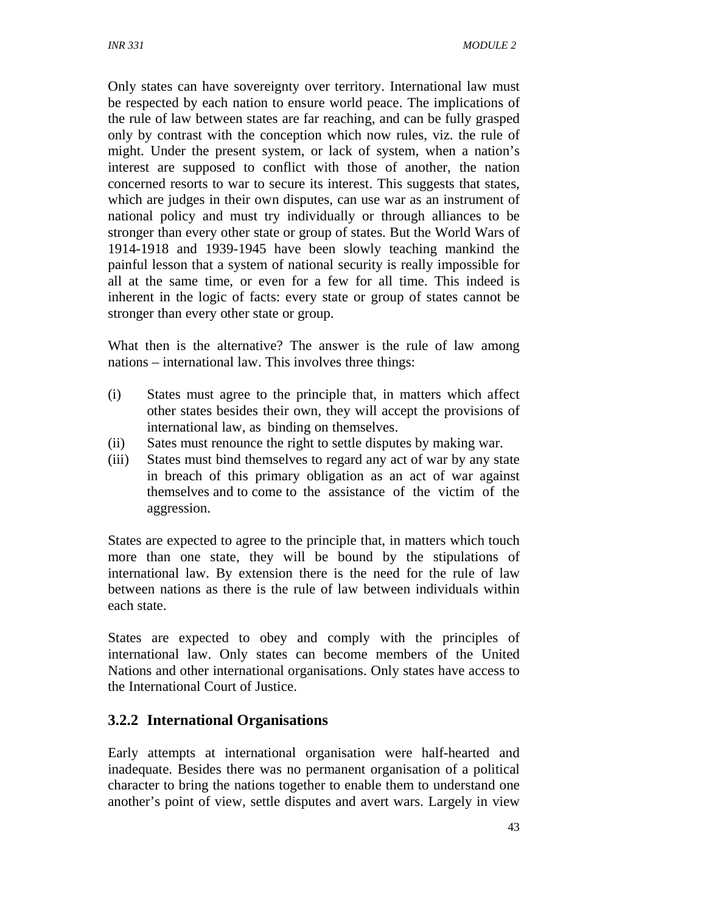Only states can have sovereignty over territory. International law must be respected by each nation to ensure world peace. The implications of the rule of law between states are far reaching, and can be fully grasped only by contrast with the conception which now rules, viz. the rule of might. Under the present system, or lack of system, when a nation's interest are supposed to conflict with those of another, the nation concerned resorts to war to secure its interest. This suggests that states, which are judges in their own disputes, can use war as an instrument of national policy and must try individually or through alliances to be stronger than every other state or group of states. But the World Wars of 1914-1918 and 1939-1945 have been slowly teaching mankind the painful lesson that a system of national security is really impossible for all at the same time, or even for a few for all time. This indeed is inherent in the logic of facts: every state or group of states cannot be stronger than every other state or group.

What then is the alternative? The answer is the rule of law among nations – international law. This involves three things:

(i) States must agree to the principle that, in matters which affect other states besides their own, they will accept the provisions of international law, as binding on themselves.
(ii) Sates must renounce the right to settle disputes by making war.
(iii) States must bind themselves to regard any act of war by any state in breach of this primary obligation as an act of war against themselves and to come to the assistance of the victim of the aggression.

States are expected to agree to the principle that, in matters which touch more than one state, they will be bound by the stipulations of international law. By extension there is the need for the rule of law between nations as there is the rule of law between individuals within each state.

States are expected to obey and comply with the principles of international law. Only states can become members of the United Nations and other international organisations. Only states have access to the International Court of Justice.

### 3.2.2 International Organisations

Early attempts at international organisation were half-hearted and inadequate. Besides there was no permanent organisation of a political character to bring the nations together to enable them to understand one another's point of view, settle disputes and avert wars. Largely in view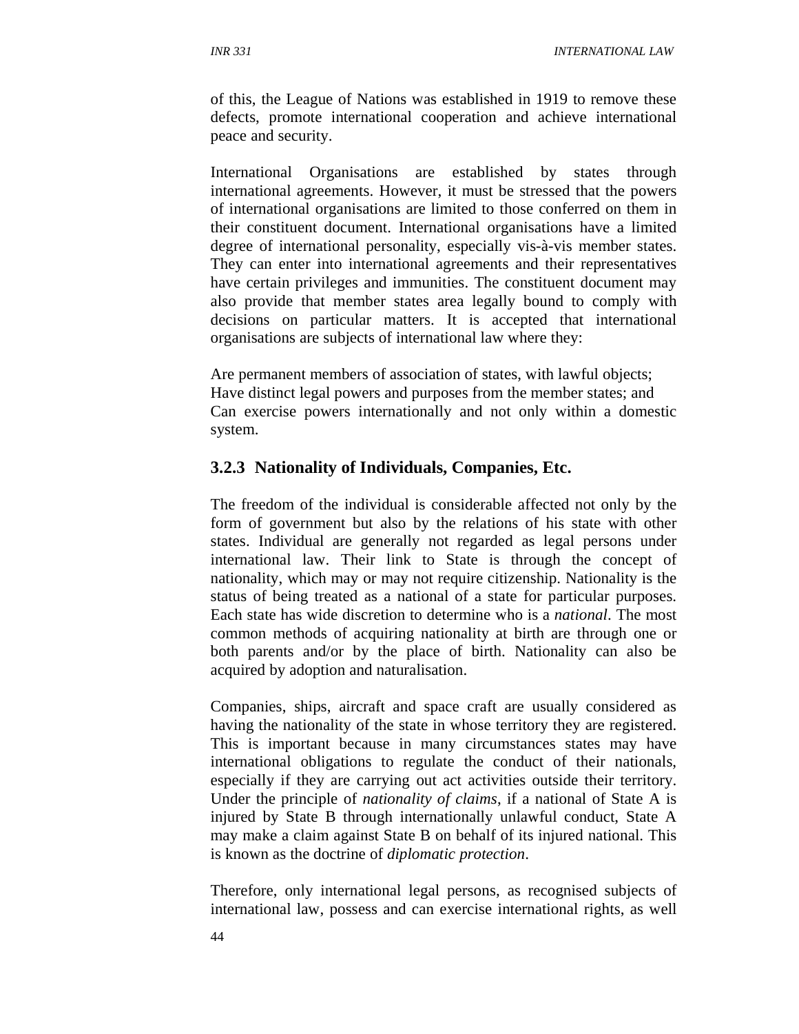of this, the League of Nations was established in 1919 to remove these defects, promote international cooperation and achieve international peace and security.

International Organisations are established by states through international agreements. However, it must be stressed that the powers of international organisations are limited to those conferred on them in their constituent document. International organisations have a limited degree of international personality, especially vis-à-vis member states. They can enter into international agreements and their representatives have certain privileges and immunities. The constituent document may also provide that member states area legally bound to comply with decisions on particular matters. It is accepted that international organisations are subjects of international law where they:

Are permanent members of association of states, with lawful objects;
Have distinct legal powers and purposes from the member states; and
Can exercise powers internationally and not only within a domestic system.

### 3.2.3 Nationality of Individuals, Companies, Etc.

The freedom of the individual is considerable affected not only by the form of government but also by the relations of his state with other states. Individual are generally not regarded as legal persons under international law. Their link to State is through the concept of nationality, which may or may not require citizenship. Nationality is the status of being treated as a national of a state for particular purposes. Each state has wide discretion to determine who is a *national*. The most common methods of acquiring nationality at birth are through one or both parents and/or by the place of birth. Nationality can also be acquired by adoption and naturalisation.

Companies, ships, aircraft and space craft are usually considered as having the nationality of the state in whose territory they are registered. This is important because in many circumstances states may have international obligations to regulate the conduct of their nationals, especially if they are carrying out act activities outside their territory. Under the principle of *nationality of claims*, if a national of State A is injured by State B through internationally unlawful conduct, State A may make a claim against State B on behalf of its injured national. This is known as the doctrine of *diplomatic protection*.

Therefore, only international legal persons, as recognised subjects of international law, possess and can exercise international rights, as well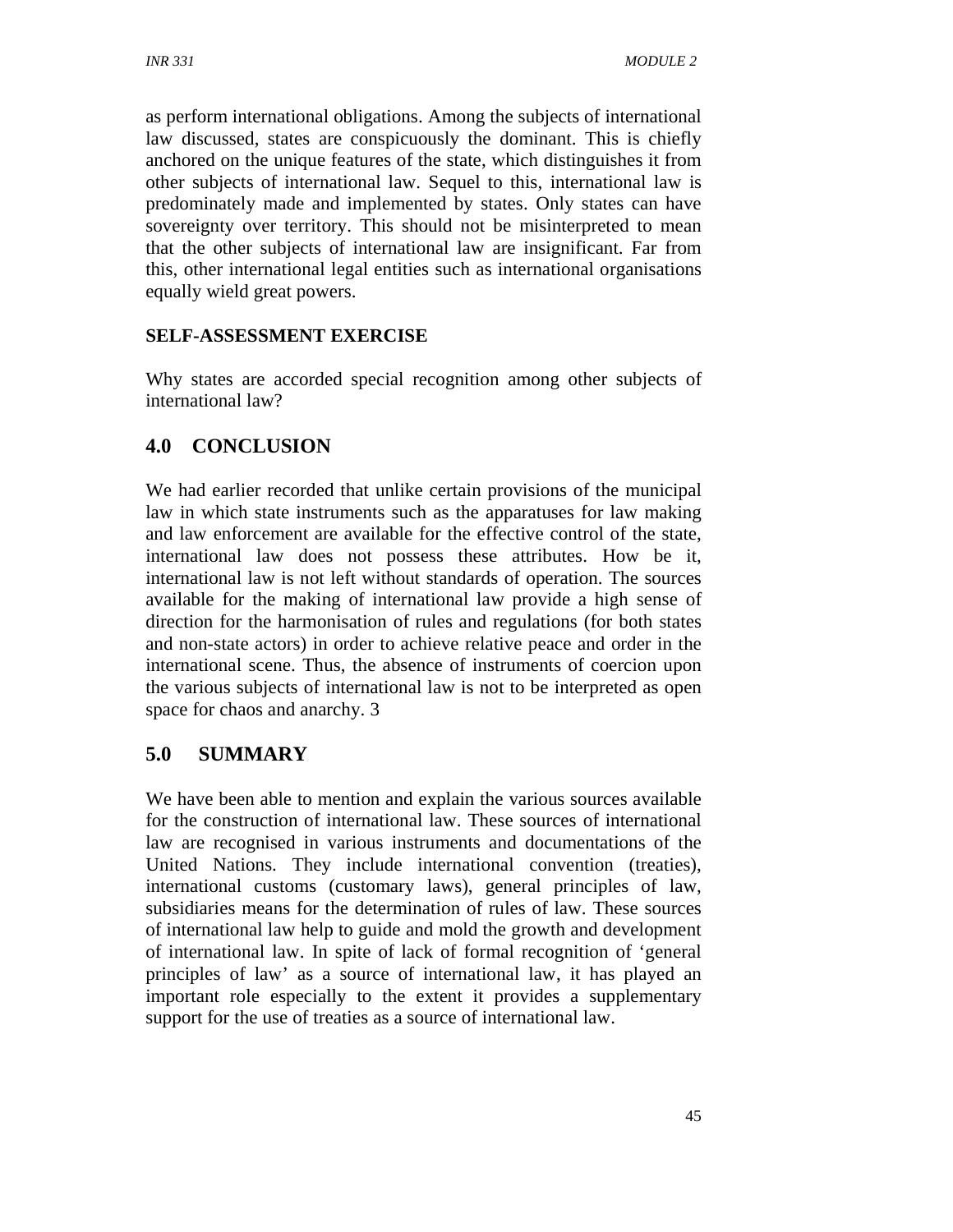as perform international obligations. Among the subjects of international law discussed, states are conspicuously the dominant. This is chiefly anchored on the unique features of the state, which distinguishes it from other subjects of international law. Sequel to this, international law is predominately made and implemented by states. Only states can have sovereignty over territory. This should not be misinterpreted to mean that the other subjects of international law are insignificant. Far from this, other international legal entities such as international organisations equally wield great powers.

**SELF-ASSESSMENT EXERCISE**

Why states are accorded special recognition among other subjects of international law?

## 4.0 CONCLUSION

We had earlier recorded that unlike certain provisions of the municipal law in which state instruments such as the apparatuses for law making and law enforcement are available for the effective control of the state, international law does not possess these attributes. How be it, international law is not left without standards of operation. The sources available for the making of international law provide a high sense of direction for the harmonisation of rules and regulations (for both states and non-state actors) in order to achieve relative peace and order in the international scene. Thus, the absence of instruments of coercion upon the various subjects of international law is not to be interpreted as open space for chaos and anarchy. 3

## 5.0 SUMMARY

We have been able to mention and explain the various sources available for the construction of international law. These sources of international law are recognised in various instruments and documentations of the United Nations. They include international convention (treaties), international customs (customary laws), general principles of law, subsidiaries means for the determination of rules of law. These sources of international law help to guide and mold the growth and development of international law. In spite of lack of formal recognition of 'general principles of law' as a source of international law, it has played an important role especially to the extent it provides a supplementary support for the use of treaties as a source of international law.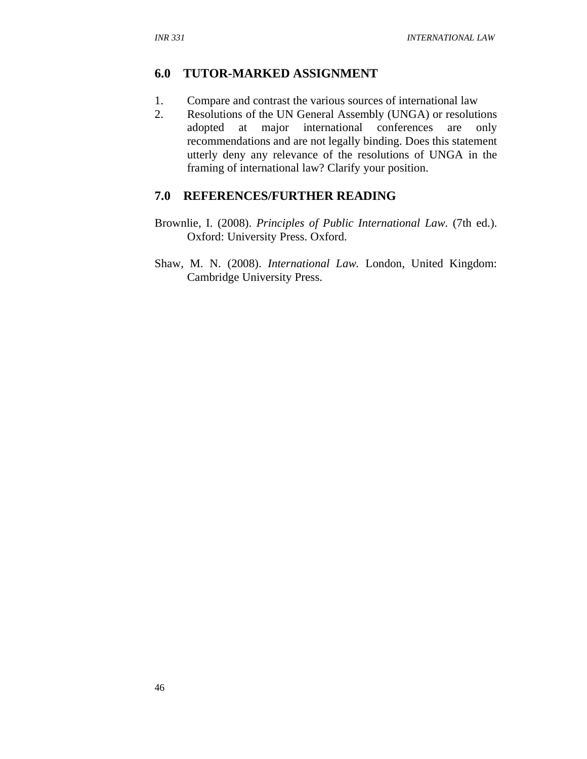## 6.0 TUTOR-MARKED ASSIGNMENT

1. Compare and contrast the various sources of international law
2. Resolutions of the UN General Assembly (UNGA) or resolutions adopted at major international conferences are only recommendations and are not legally binding. Does this statement utterly deny any relevance of the resolutions of UNGA in the framing of international law? Clarify your position.

## 7.0 REFERENCES/FURTHER READING

Brownlie, I. (2008). *Principles of Public International Law*. (7th ed.). Oxford: University Press. Oxford.

Shaw, M. N. (2008). *International Law*. London, United Kingdom: Cambridge University Press.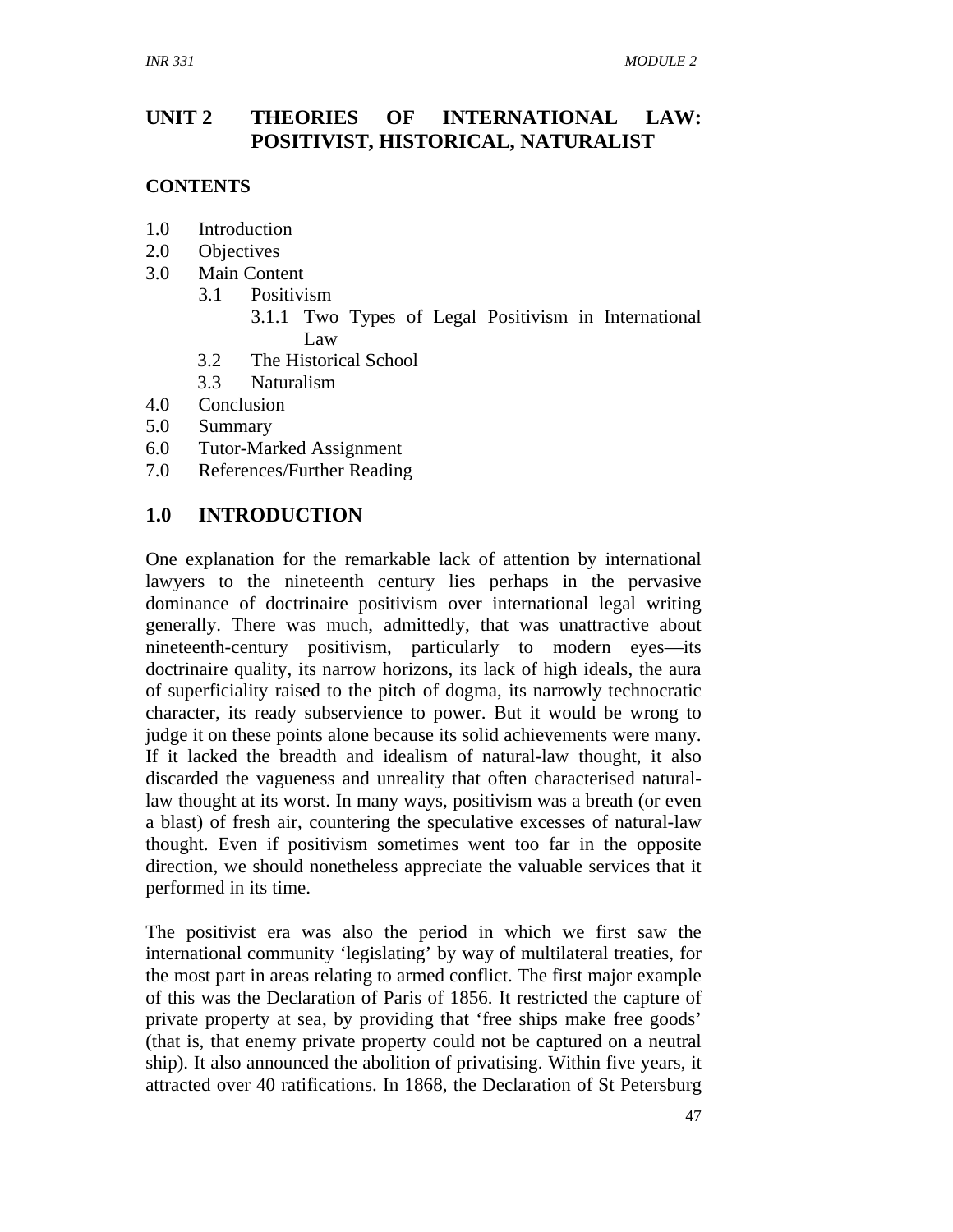## UNIT 2 THEORIES OF INTERNATIONAL LAW: POSITIVIST, HISTORICAL, NATURALIST

### CONTENTS

1.0 Introduction
2.0 Objectives
3.0 Main Content
 3.1 Positivism
  3.1.1 Two Types of Legal Positivism in International Law
 3.2 The Historical School
 3.3 Naturalism
4.0 Conclusion
5.0 Summary
6.0 Tutor-Marked Assignment
7.0 References/Further Reading

## 1.0 INTRODUCTION

One explanation for the remarkable lack of attention by international lawyers to the nineteenth century lies perhaps in the pervasive dominance of doctrinaire positivism over international legal writing generally. There was much, admittedly, that was unattractive about nineteenth-century positivism, particularly to modern eyes—its doctrinaire quality, its narrow horizons, its lack of high ideals, the aura of superficiality raised to the pitch of dogma, its narrowly technocratic character, its ready subservience to power. But it would be wrong to judge it on these points alone because its solid achievements were many. If it lacked the breadth and idealism of natural-law thought, it also discarded the vagueness and unreality that often characterised natural-law thought at its worst. In many ways, positivism was a breath (or even a blast) of fresh air, countering the speculative excesses of natural-law thought. Even if positivism sometimes went too far in the opposite direction, we should nonetheless appreciate the valuable services that it performed in its time.

The positivist era was also the period in which we first saw the international community 'legislating' by way of multilateral treaties, for the most part in areas relating to armed conflict. The first major example of this was the Declaration of Paris of 1856. It restricted the capture of private property at sea, by providing that 'free ships make free goods' (that is, that enemy private property could not be captured on a neutral ship). It also announced the abolition of privatising. Within five years, it attracted over 40 ratifications. In 1868, the Declaration of St Petersburg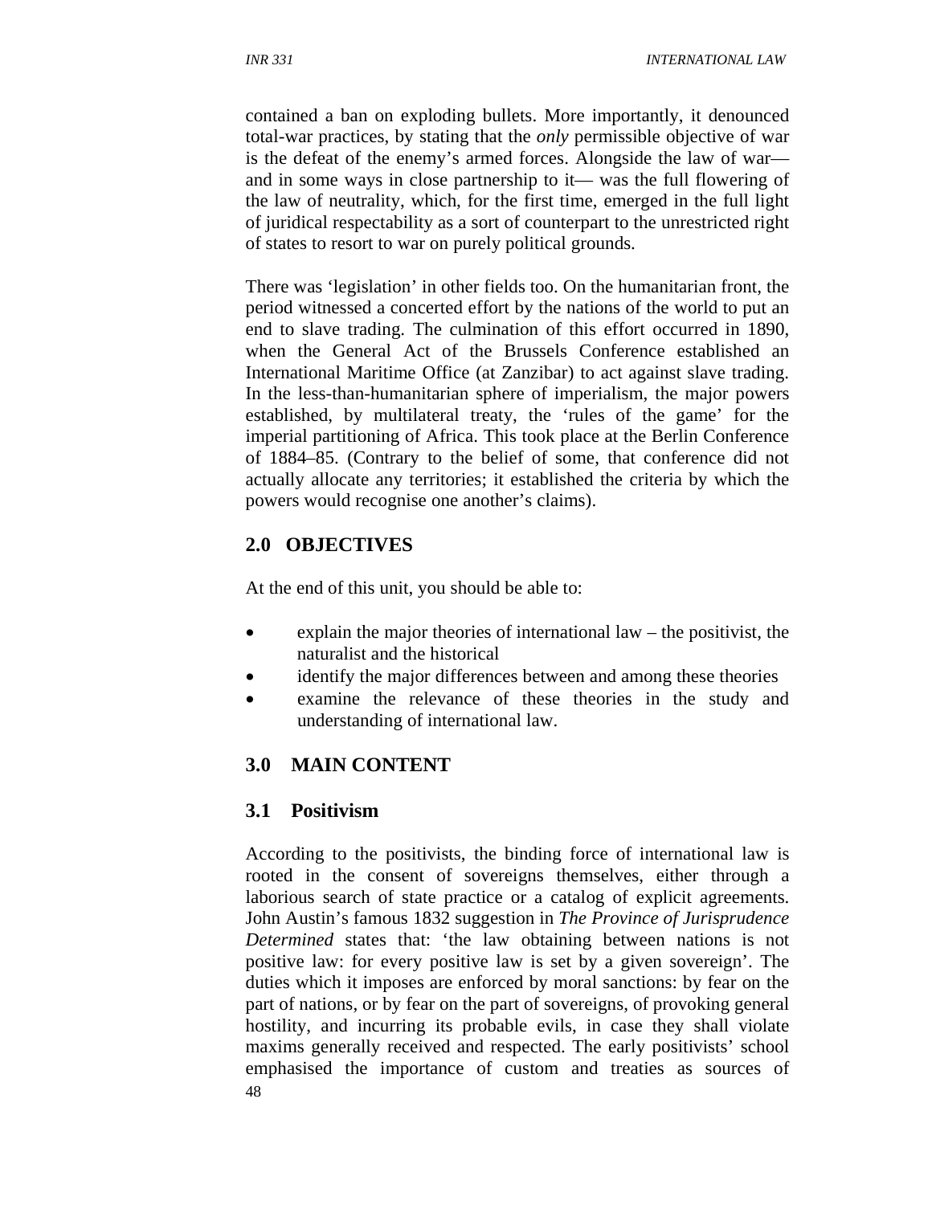contained a ban on exploding bullets. More importantly, it denounced total-war practices, by stating that the *only* permissible objective of war is the defeat of the enemy's armed forces. Alongside the law of war— and in some ways in close partnership to it— was the full flowering of the law of neutrality, which, for the first time, emerged in the full light of juridical respectability as a sort of counterpart to the unrestricted right of states to resort to war on purely political grounds.

There was 'legislation' in other fields too. On the humanitarian front, the period witnessed a concerted effort by the nations of the world to put an end to slave trading. The culmination of this effort occurred in 1890, when the General Act of the Brussels Conference established an International Maritime Office (at Zanzibar) to act against slave trading. In the less-than-humanitarian sphere of imperialism, the major powers established, by multilateral treaty, the 'rules of the game' for the imperial partitioning of Africa. This took place at the Berlin Conference of 1884–85. (Contrary to the belief of some, that conference did not actually allocate any territories; it established the criteria by which the powers would recognise one another's claims).

## 2.0 OBJECTIVES

At the end of this unit, you should be able to:

- explain the major theories of international law – the positivist, the naturalist and the historical
- identify the major differences between and among these theories
- examine the relevance of these theories in the study and understanding of international law.

## 3.0 MAIN CONTENT

### 3.1 Positivism

According to the positivists, the binding force of international law is rooted in the consent of sovereigns themselves, either through a laborious search of state practice or a catalog of explicit agreements. John Austin's famous 1832 suggestion in *The Province of Jurisprudence Determined* states that: 'the law obtaining between nations is not positive law: for every positive law is set by a given sovereign'. The duties which it imposes are enforced by moral sanctions: by fear on the part of nations, or by fear on the part of sovereigns, of provoking general hostility, and incurring its probable evils, in case they shall violate maxims generally received and respected. The early positivists' school emphasised the importance of custom and treaties as sources of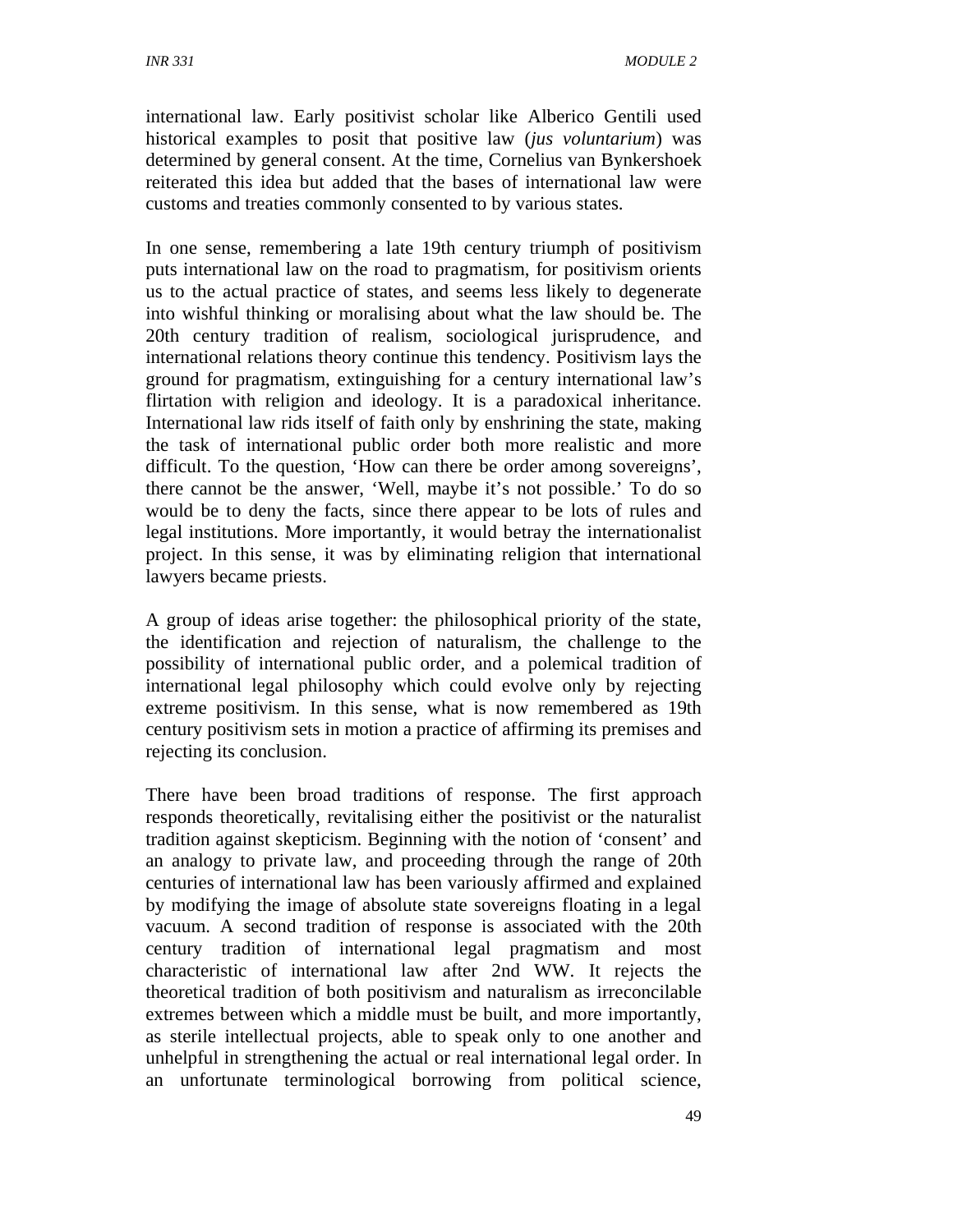international law. Early positivist scholar like Alberico Gentili used historical examples to posit that positive law (*jus voluntarium*) was determined by general consent. At the time, Cornelius van Bynkershoek reiterated this idea but added that the bases of international law were customs and treaties commonly consented to by various states.

In one sense, remembering a late 19th century triumph of positivism puts international law on the road to pragmatism, for positivism orients us to the actual practice of states, and seems less likely to degenerate into wishful thinking or moralising about what the law should be. The 20th century tradition of realism, sociological jurisprudence, and international relations theory continue this tendency. Positivism lays the ground for pragmatism, extinguishing for a century international law's flirtation with religion and ideology. It is a paradoxical inheritance. International law rids itself of faith only by enshrining the state, making the task of international public order both more realistic and more difficult. To the question, 'How can there be order among sovereigns', there cannot be the answer, 'Well, maybe it's not possible.' To do so would be to deny the facts, since there appear to be lots of rules and legal institutions. More importantly, it would betray the internationalist project. In this sense, it was by eliminating religion that international lawyers became priests.

A group of ideas arise together: the philosophical priority of the state, the identification and rejection of naturalism, the challenge to the possibility of international public order, and a polemical tradition of international legal philosophy which could evolve only by rejecting extreme positivism. In this sense, what is now remembered as 19th century positivism sets in motion a practice of affirming its premises and rejecting its conclusion.

There have been broad traditions of response. The first approach responds theoretically, revitalising either the positivist or the naturalist tradition against skepticism. Beginning with the notion of 'consent' and an analogy to private law, and proceeding through the range of 20th centuries of international law has been variously affirmed and explained by modifying the image of absolute state sovereigns floating in a legal vacuum. A second tradition of response is associated with the 20th century tradition of international legal pragmatism and most characteristic of international law after 2nd WW. It rejects the theoretical tradition of both positivism and naturalism as irreconcilable extremes between which a middle must be built, and more importantly, as sterile intellectual projects, able to speak only to one another and unhelpful in strengthening the actual or real international legal order. In an unfortunate terminological borrowing from political science,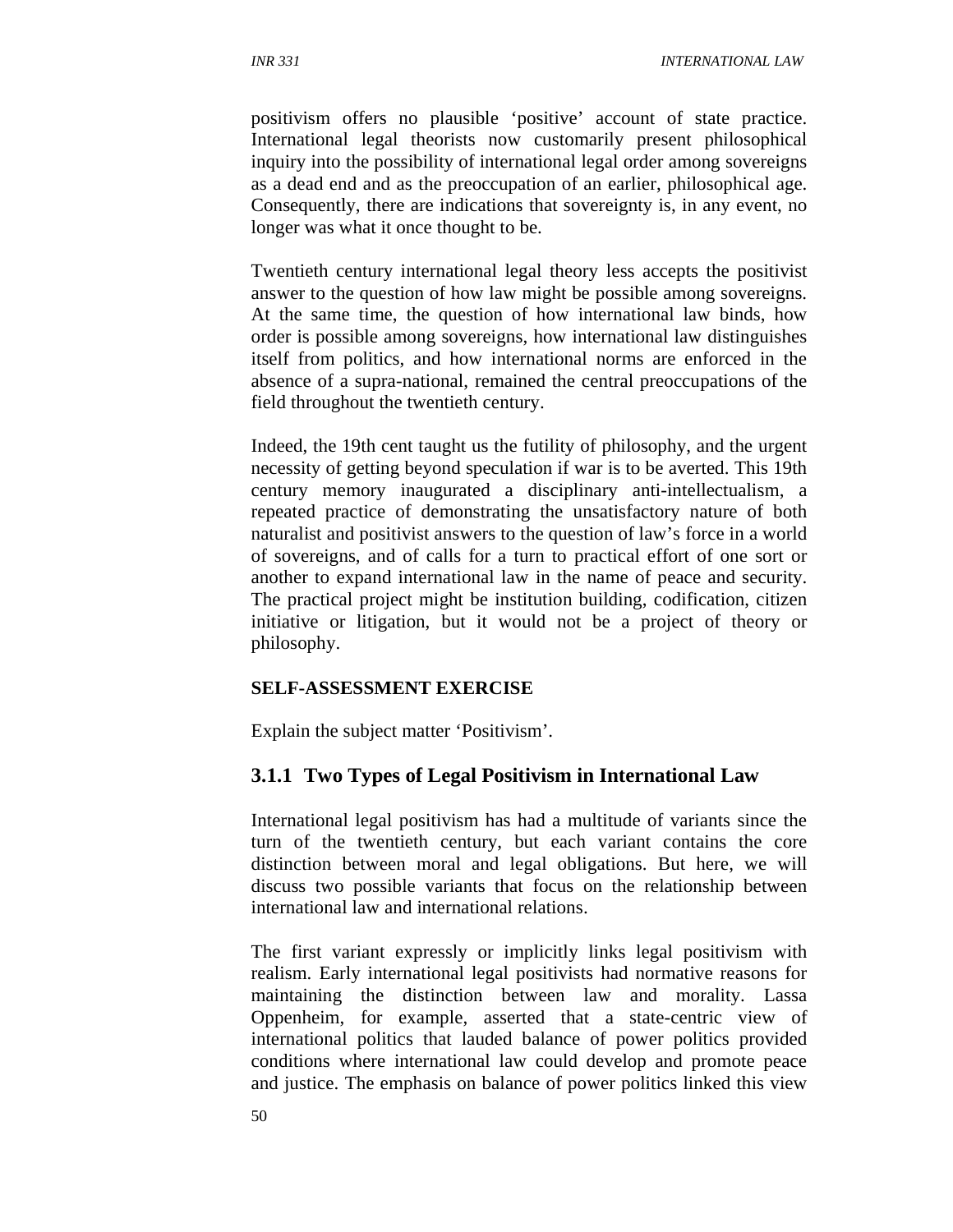positivism offers no plausible 'positive' account of state practice. International legal theorists now customarily present philosophical inquiry into the possibility of international legal order among sovereigns as a dead end and as the preoccupation of an earlier, philosophical age. Consequently, there are indications that sovereignty is, in any event, no longer was what it once thought to be.

Twentieth century international legal theory less accepts the positivist answer to the question of how law might be possible among sovereigns. At the same time, the question of how international law binds, how order is possible among sovereigns, how international law distinguishes itself from politics, and how international norms are enforced in the absence of a supra-national, remained the central preoccupations of the field throughout the twentieth century.

Indeed, the 19th cent taught us the futility of philosophy, and the urgent necessity of getting beyond speculation if war is to be averted. This 19th century memory inaugurated a disciplinary anti-intellectualism, a repeated practice of demonstrating the unsatisfactory nature of both naturalist and positivist answers to the question of law's force in a world of sovereigns, and of calls for a turn to practical effort of one sort or another to expand international law in the name of peace and security. The practical project might be institution building, codification, citizen initiative or litigation, but it would not be a project of theory or philosophy.

**SELF-ASSESSMENT EXERCISE**

Explain the subject matter 'Positivism'.

### 3.1.1 Two Types of Legal Positivism in International Law

International legal positivism has had a multitude of variants since the turn of the twentieth century, but each variant contains the core distinction between moral and legal obligations. But here, we will discuss two possible variants that focus on the relationship between international law and international relations.

The first variant expressly or implicitly links legal positivism with realism. Early international legal positivists had normative reasons for maintaining the distinction between law and morality. Lassa Oppenheim, for example, asserted that a state-centric view of international politics that lauded balance of power politics provided conditions where international law could develop and promote peace and justice. The emphasis on balance of power politics linked this view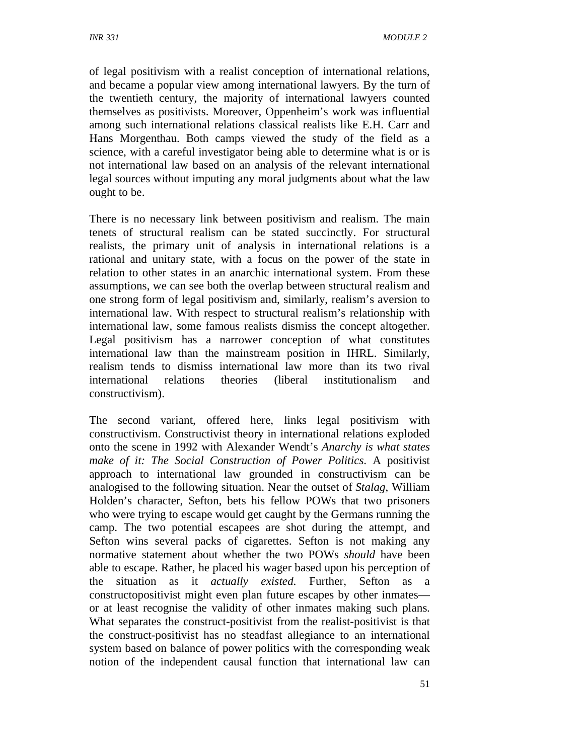of legal positivism with a realist conception of international relations, and became a popular view among international lawyers. By the turn of the twentieth century, the majority of international lawyers counted themselves as positivists. Moreover, Oppenheim's work was influential among such international relations classical realists like E.H. Carr and Hans Morgenthau. Both camps viewed the study of the field as a science, with a careful investigator being able to determine what is or is not international law based on an analysis of the relevant international legal sources without imputing any moral judgments about what the law ought to be.

There is no necessary link between positivism and realism. The main tenets of structural realism can be stated succinctly. For structural realists, the primary unit of analysis in international relations is a rational and unitary state, with a focus on the power of the state in relation to other states in an anarchic international system. From these assumptions, we can see both the overlap between structural realism and one strong form of legal positivism and, similarly, realism's aversion to international law. With respect to structural realism's relationship with international law, some famous realists dismiss the concept altogether. Legal positivism has a narrower conception of what constitutes international law than the mainstream position in IHRL. Similarly, realism tends to dismiss international law more than its two rival international relations theories (liberal institutionalism and constructivism).

The second variant, offered here, links legal positivism with constructivism. Constructivist theory in international relations exploded onto the scene in 1992 with Alexander Wendt's *Anarchy is what states make of it: The Social Construction of Power Politics*. A positivist approach to international law grounded in constructivism can be analogised to the following situation. Near the outset of *Stalag*, William Holden's character, Sefton, bets his fellow POWs that two prisoners who were trying to escape would get caught by the Germans running the camp. The two potential escapees are shot during the attempt, and Sefton wins several packs of cigarettes. Sefton is not making any normative statement about whether the two POWs *should* have been able to escape. Rather, he placed his wager based upon his perception of the situation as it *actually existed*. Further, Sefton as a constructopositivist might even plan future escapes by other inmates—or at least recognise the validity of other inmates making such plans. What separates the construct-positivist from the realist-positivist is that the construct-positivist has no steadfast allegiance to an international system based on balance of power politics with the corresponding weak notion of the independent causal function that international law can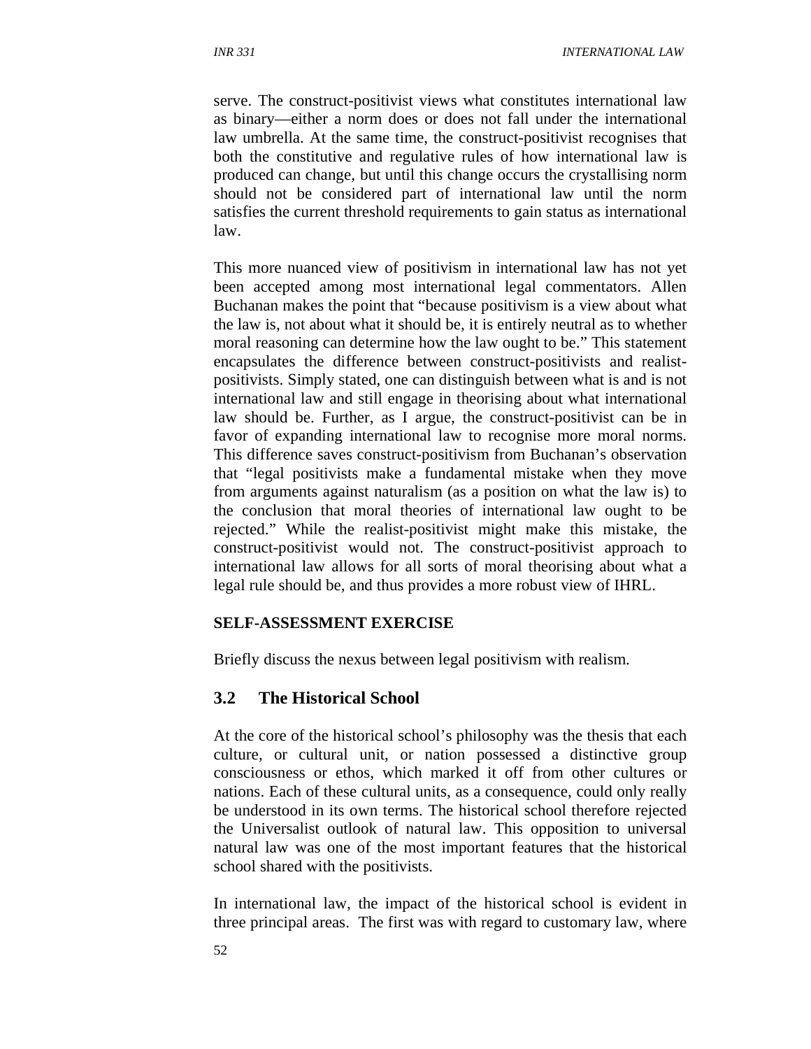serve. The construct-positivist views what constitutes international law as binary—either a norm does or does not fall under the international law umbrella. At the same time, the construct-positivist recognises that both the constitutive and regulative rules of how international law is produced can change, but until this change occurs the crystallising norm should not be considered part of international law until the norm satisfies the current threshold requirements to gain status as international law.

This more nuanced view of positivism in international law has not yet been accepted among most international legal commentators. Allen Buchanan makes the point that "because positivism is a view about what the law is, not about what it should be, it is entirely neutral as to whether moral reasoning can determine how the law ought to be." This statement encapsulates the difference between construct-positivists and realist-positivists. Simply stated, one can distinguish between what is and is not international law and still engage in theorising about what international law should be. Further, as I argue, the construct-positivist can be in favor of expanding international law to recognise more moral norms. This difference saves construct-positivism from Buchanan's observation that "legal positivists make a fundamental mistake when they move from arguments against naturalism (as a position on what the law is) to the conclusion that moral theories of international law ought to be rejected." While the realist-positivist might make this mistake, the construct-positivist would not. The construct-positivist approach to international law allows for all sorts of moral theorising about what a legal rule should be, and thus provides a more robust view of IHRL.

**SELF-ASSESSMENT EXERCISE**

Briefly discuss the nexus between legal positivism with realism.

## 3.2 The Historical School

At the core of the historical school's philosophy was the thesis that each culture, or cultural unit, or nation possessed a distinctive group consciousness or ethos, which marked it off from other cultures or nations. Each of these cultural units, as a consequence, could only really be understood in its own terms. The historical school therefore rejected the Universalist outlook of natural law. This opposition to universal natural law was one of the most important features that the historical school shared with the positivists.

In international law, the impact of the historical school is evident in three principal areas. The first was with regard to customary law, where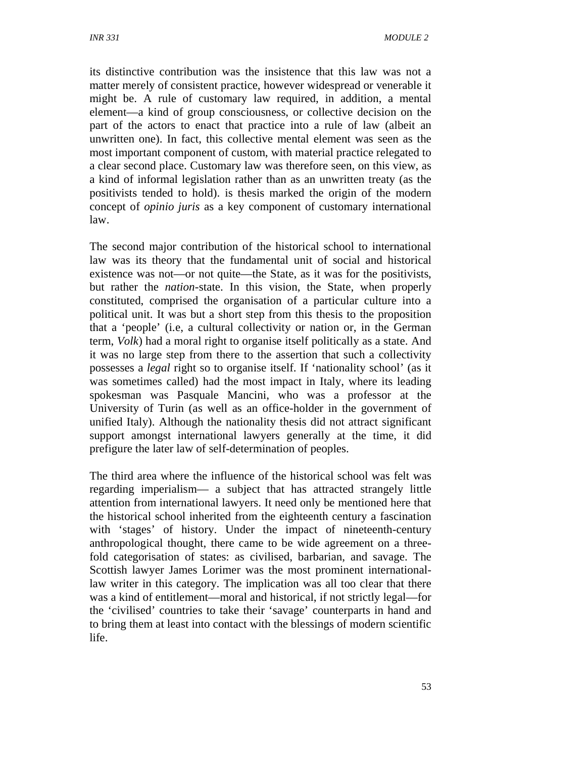its distinctive contribution was the insistence that this law was not a matter merely of consistent practice, however widespread or venerable it might be. A rule of customary law required, in addition, a mental element—a kind of group consciousness, or collective decision on the part of the actors to enact that practice into a rule of law (albeit an unwritten one). In fact, this collective mental element was seen as the most important component of custom, with material practice relegated to a clear second place. Customary law was therefore seen, on this view, as a kind of informal legislation rather than as an unwritten treaty (as the positivists tended to hold). is thesis marked the origin of the modern concept of *opinio juris* as a key component of customary international law.

The second major contribution of the historical school to international law was its theory that the fundamental unit of social and historical existence was not—or not quite—the State, as it was for the positivists, but rather the *nation*-state. In this vision, the State, when properly constituted, comprised the organisation of a particular culture into a political unit. It was but a short step from this thesis to the proposition that a 'people' (i.e, a cultural collectivity or nation or, in the German term, *Volk*) had a moral right to organise itself politically as a state. And it was no large step from there to the assertion that such a collectivity possesses a *legal* right so to organise itself. If 'nationality school' (as it was sometimes called) had the most impact in Italy, where its leading spokesman was Pasquale Mancini, who was a professor at the University of Turin (as well as an office-holder in the government of unified Italy). Although the nationality thesis did not attract significant support amongst international lawyers generally at the time, it did prefigure the later law of self-determination of peoples.

The third area where the influence of the historical school was felt was regarding imperialism— a subject that has attracted strangely little attention from international lawyers. It need only be mentioned here that the historical school inherited from the eighteenth century a fascination with 'stages' of history. Under the impact of nineteenth-century anthropological thought, there came to be wide agreement on a three-fold categorisation of states: as civilised, barbarian, and savage. The Scottish lawyer James Lorimer was the most prominent international-law writer in this category. The implication was all too clear that there was a kind of entitlement—moral and historical, if not strictly legal—for the 'civilised' countries to take their 'savage' counterparts in hand and to bring them at least into contact with the blessings of modern scientific life.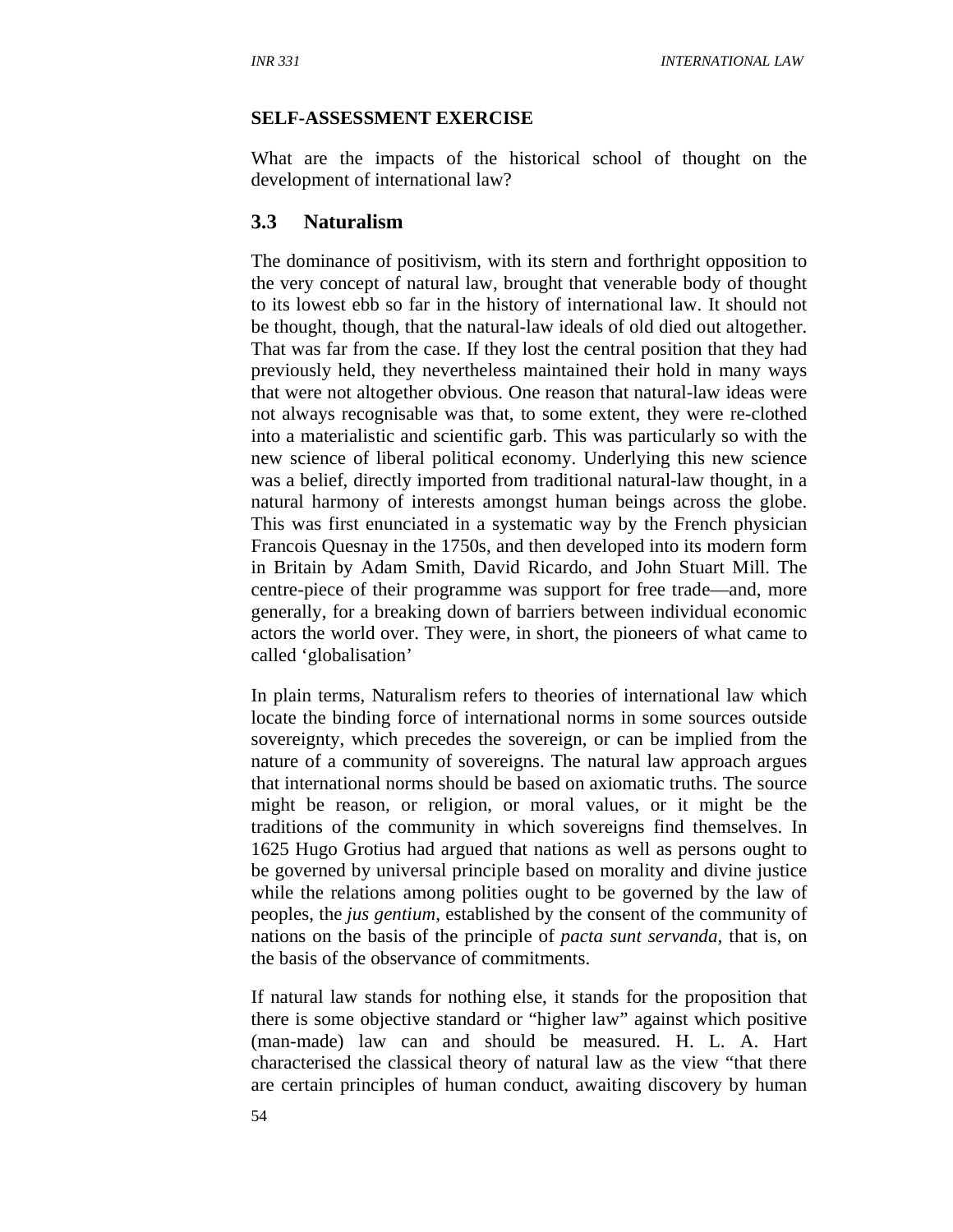**SELF-ASSESSMENT EXERCISE**

What are the impacts of the historical school of thought on the development of international law?

### 3.3 Naturalism

The dominance of positivism, with its stern and forthright opposition to the very concept of natural law, brought that venerable body of thought to its lowest ebb so far in the history of international law. It should not be thought, though, that the natural-law ideals of old died out altogether. That was far from the case. If they lost the central position that they had previously held, they nevertheless maintained their hold in many ways that were not altogether obvious. One reason that natural-law ideas were not always recognisable was that, to some extent, they were re-clothed into a materialistic and scientific garb. This was particularly so with the new science of liberal political economy. Underlying this new science was a belief, directly imported from traditional natural-law thought, in a natural harmony of interests amongst human beings across the globe. This was first enunciated in a systematic way by the French physician Francois Quesnay in the 1750s, and then developed into its modern form in Britain by Adam Smith, David Ricardo, and John Stuart Mill. The centre-piece of their programme was support for free trade—and, more generally, for a breaking down of barriers between individual economic actors the world over. They were, in short, the pioneers of what came to called 'globalisation'

In plain terms, Naturalism refers to theories of international law which locate the binding force of international norms in some sources outside sovereignty, which precedes the sovereign, or can be implied from the nature of a community of sovereigns. The natural law approach argues that international norms should be based on axiomatic truths. The source might be reason, or religion, or moral values, or it might be the traditions of the community in which sovereigns find themselves. In 1625 Hugo Grotius had argued that nations as well as persons ought to be governed by universal principle based on morality and divine justice while the relations among polities ought to be governed by the law of peoples, the *jus gentium*, established by the consent of the community of nations on the basis of the principle of *pacta sunt servanda*, that is, on the basis of the observance of commitments.

If natural law stands for nothing else, it stands for the proposition that there is some objective standard or "higher law" against which positive (man-made) law can and should be measured. H. L. A. Hart characterised the classical theory of natural law as the view "that there are certain principles of human conduct, awaiting discovery by human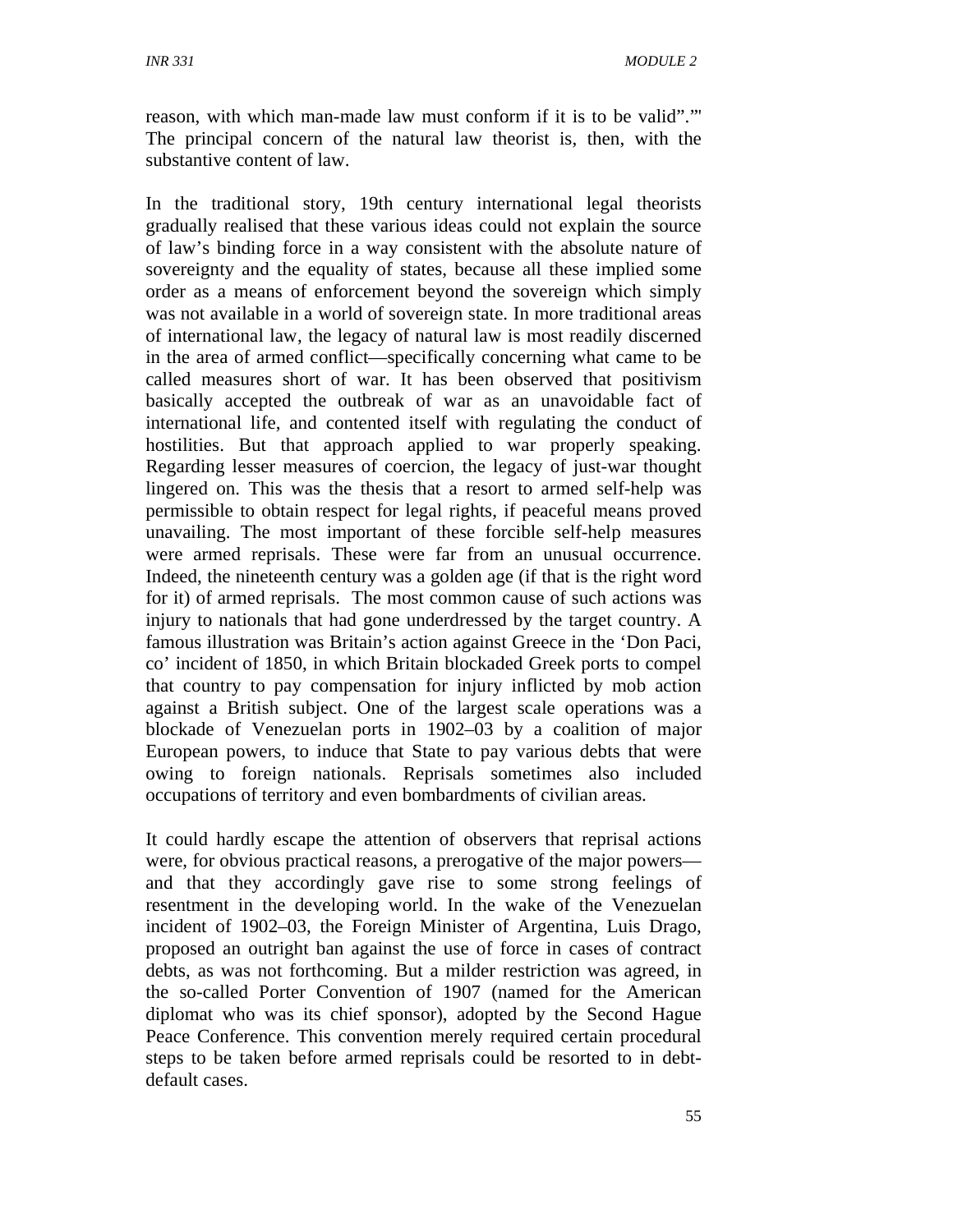reason, with which man-made law must conform if it is to be valid”.”' The principal concern of the natural law theorist is, then, with the substantive content of law.

In the traditional story, 19th century international legal theorists gradually realised that these various ideas could not explain the source of law’s binding force in a way consistent with the absolute nature of sovereignty and the equality of states, because all these implied some order as a means of enforcement beyond the sovereign which simply was not available in a world of sovereign state. In more traditional areas of international law, the legacy of natural law is most readily discerned in the area of armed conflict—specifically concerning what came to be called measures short of war. It has been observed that positivism basically accepted the outbreak of war as an unavoidable fact of international life, and contented itself with regulating the conduct of hostilities. But that approach applied to war properly speaking. Regarding lesser measures of coercion, the legacy of just-war thought lingered on. This was the thesis that a resort to armed self-help was permissible to obtain respect for legal rights, if peaceful means proved unavailing. The most important of these forcible self-help measures were armed reprisals. These were far from an unusual occurrence. Indeed, the nineteenth century was a golden age (if that is the right word for it) of armed reprisals. The most common cause of such actions was injury to nationals that had gone underdressed by the target country. A famous illustration was Britain’s action against Greece in the ‘Don Paci, co’ incident of 1850, in which Britain blockaded Greek ports to compel that country to pay compensation for injury inflicted by mob action against a British subject. One of the largest scale operations was a blockade of Venezuelan ports in 1902–03 by a coalition of major European powers, to induce that State to pay various debts that were owing to foreign nationals. Reprisals sometimes also included occupations of territory and even bombardments of civilian areas.

It could hardly escape the attention of observers that reprisal actions were, for obvious practical reasons, a prerogative of the major powers—and that they accordingly gave rise to some strong feelings of resentment in the developing world. In the wake of the Venezuelan incident of 1902–03, the Foreign Minister of Argentina, Luis Drago, proposed an outright ban against the use of force in cases of contract debts, as was not forthcoming. But a milder restriction was agreed, in the so-called Porter Convention of 1907 (named for the American diplomat who was its chief sponsor), adopted by the Second Hague Peace Conference. This convention merely required certain procedural steps to be taken before armed reprisals could be resorted to in debt-default cases.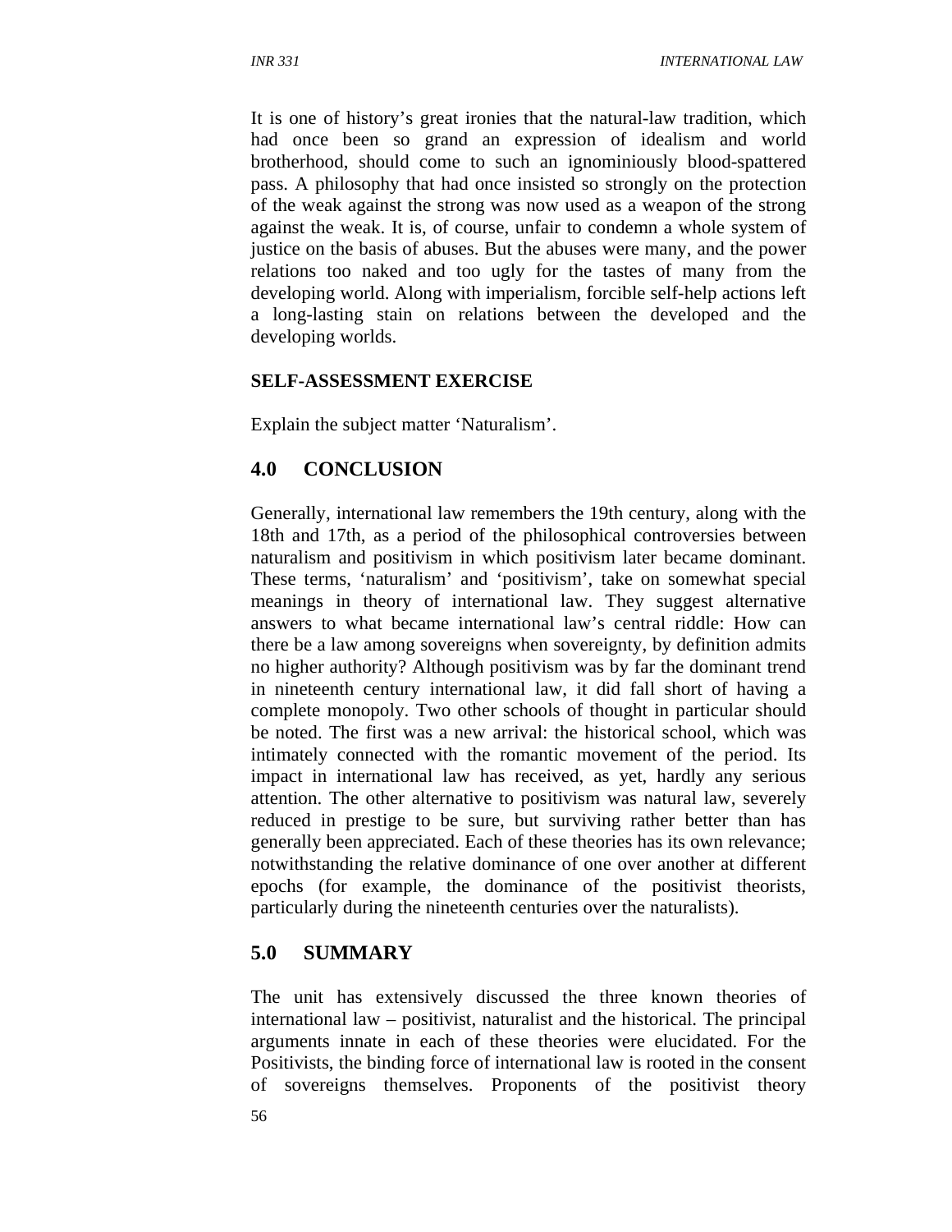It is one of history's great ironies that the natural-law tradition, which had once been so grand an expression of idealism and world brotherhood, should come to such an ignominiously blood-spattered pass. A philosophy that had once insisted so strongly on the protection of the weak against the strong was now used as a weapon of the strong against the weak. It is, of course, unfair to condemn a whole system of justice on the basis of abuses. But the abuses were many, and the power relations too naked and too ugly for the tastes of many from the developing world. Along with imperialism, forcible self-help actions left a long-lasting stain on relations between the developed and the developing worlds.

**SELF-ASSESSMENT EXERCISE**

Explain the subject matter 'Naturalism'.

## 4.0 CONCLUSION

Generally, international law remembers the 19th century, along with the 18th and 17th, as a period of the philosophical controversies between naturalism and positivism in which positivism later became dominant. These terms, 'naturalism' and 'positivism', take on somewhat special meanings in theory of international law. They suggest alternative answers to what became international law's central riddle: How can there be a law among sovereigns when sovereignty, by definition admits no higher authority? Although positivism was by far the dominant trend in nineteenth century international law, it did fall short of having a complete monopoly. Two other schools of thought in particular should be noted. The first was a new arrival: the historical school, which was intimately connected with the romantic movement of the period. Its impact in international law has received, as yet, hardly any serious attention. The other alternative to positivism was natural law, severely reduced in prestige to be sure, but surviving rather better than has generally been appreciated. Each of these theories has its own relevance; notwithstanding the relative dominance of one over another at different epochs (for example, the dominance of the positivist theorists, particularly during the nineteenth centuries over the naturalists).

## 5.0 SUMMARY

The unit has extensively discussed the three known theories of international law – positivist, naturalist and the historical. The principal arguments innate in each of these theories were elucidated. For the Positivists, the binding force of international law is rooted in the consent of sovereigns themselves. Proponents of the positivist theory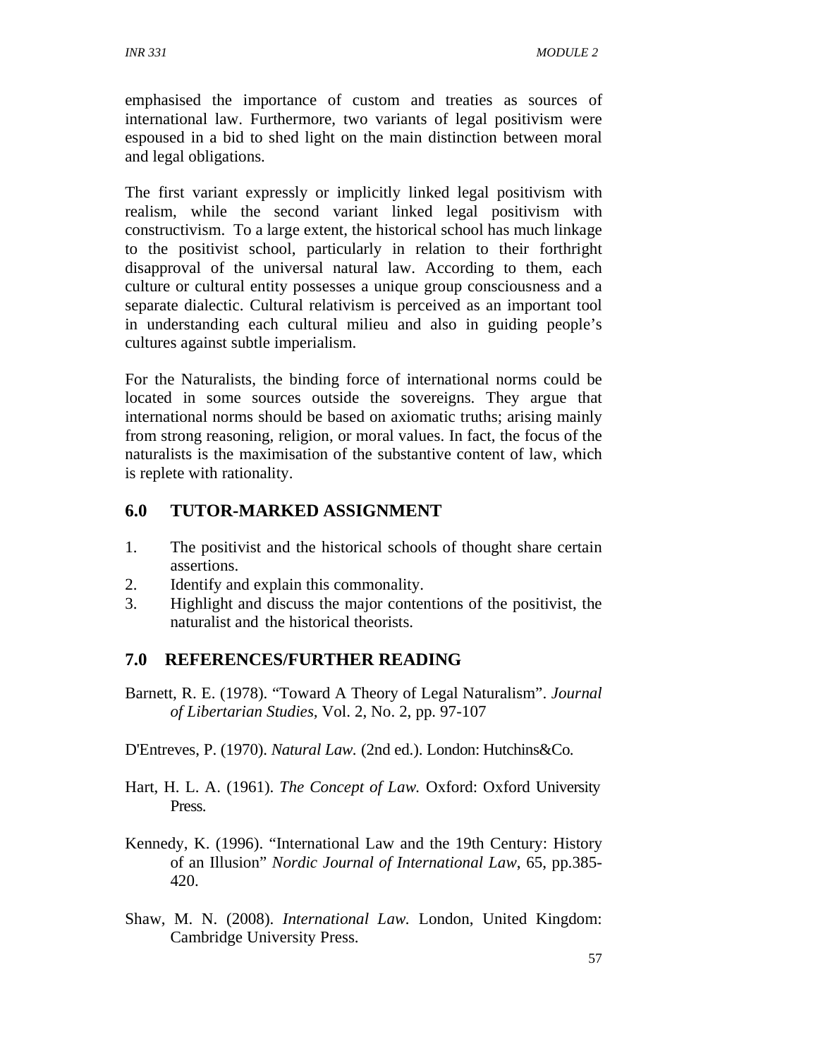emphasised the importance of custom and treaties as sources of international law. Furthermore, two variants of legal positivism were espoused in a bid to shed light on the main distinction between moral and legal obligations.

The first variant expressly or implicitly linked legal positivism with realism, while the second variant linked legal positivism with constructivism. To a large extent, the historical school has much linkage to the positivist school, particularly in relation to their forthright disapproval of the universal natural law. According to them, each culture or cultural entity possesses a unique group consciousness and a separate dialectic. Cultural relativism is perceived as an important tool in understanding each cultural milieu and also in guiding people's cultures against subtle imperialism.

For the Naturalists, the binding force of international norms could be located in some sources outside the sovereigns. They argue that international norms should be based on axiomatic truths; arising mainly from strong reasoning, religion, or moral values. In fact, the focus of the naturalists is the maximisation of the substantive content of law, which is replete with rationality.

## 6.0 TUTOR-MARKED ASSIGNMENT

1. The positivist and the historical schools of thought share certain assertions.
2. Identify and explain this commonality.
3. Highlight and discuss the major contentions of the positivist, the naturalist and the historical theorists.

## 7.0 REFERENCES/FURTHER READING

Barnett, R. E. (1978). "Toward A Theory of Legal Naturalism". *Journal of Libertarian Studies,* Vol. 2, No. 2, pp. 97-107

D'Entreves, P. (1970). *Natural Law.* (2nd ed.). London: Hutchins&Co.

Hart, H. L. A. (1961). *The Concept of Law.* Oxford: Oxford University Press.

Kennedy, K. (1996). "International Law and the 19th Century: History of an Illusion" *Nordic Journal of International Law*, 65, pp.385-420.

Shaw, M. N. (2008). *International Law.* London, United Kingdom: Cambridge University Press.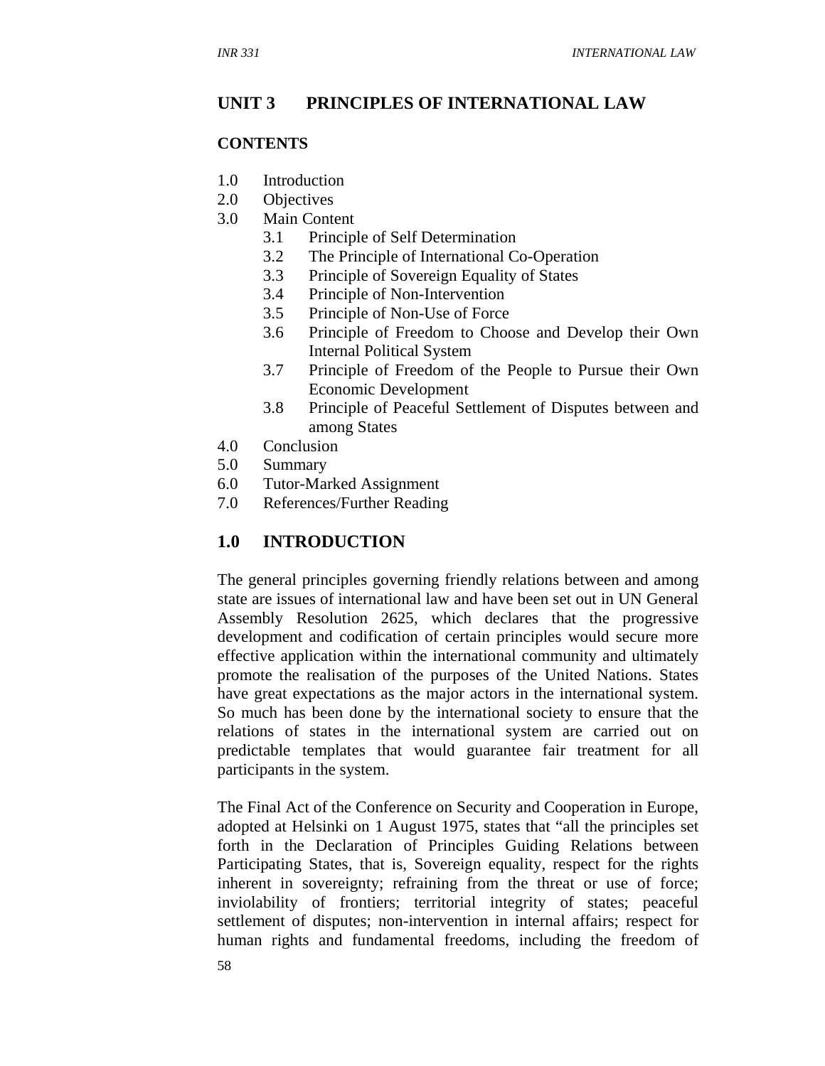## UNIT 3 PRINCIPLES OF INTERNATIONAL LAW

**CONTENTS**

1.0 Introduction
2.0 Objectives
3.0 Main Content
 3.1 Principle of Self Determination
 3.2 The Principle of International Co-Operation
 3.3 Principle of Sovereign Equality of States
 3.4 Principle of Non-Intervention
 3.5 Principle of Non-Use of Force
 3.6 Principle of Freedom to Choose and Develop their Own Internal Political System
 3.7 Principle of Freedom of the People to Pursue their Own Economic Development
 3.8 Principle of Peaceful Settlement of Disputes between and among States
4.0 Conclusion
5.0 Summary
6.0 Tutor-Marked Assignment
7.0 References/Further Reading

## 1.0 INTRODUCTION

The general principles governing friendly relations between and among state are issues of international law and have been set out in UN General Assembly Resolution 2625, which declares that the progressive development and codification of certain principles would secure more effective application within the international community and ultimately promote the realisation of the purposes of the United Nations. States have great expectations as the major actors in the international system. So much has been done by the international society to ensure that the relations of states in the international system are carried out on predictable templates that would guarantee fair treatment for all participants in the system.

The Final Act of the Conference on Security and Cooperation in Europe, adopted at Helsinki on 1 August 1975, states that "all the principles set forth in the Declaration of Principles Guiding Relations between Participating States, that is, Sovereign equality, respect for the rights inherent in sovereignty; refraining from the threat or use of force; inviolability of frontiers; territorial integrity of states; peaceful settlement of disputes; non-intervention in internal affairs; respect for human rights and fundamental freedoms, including the freedom of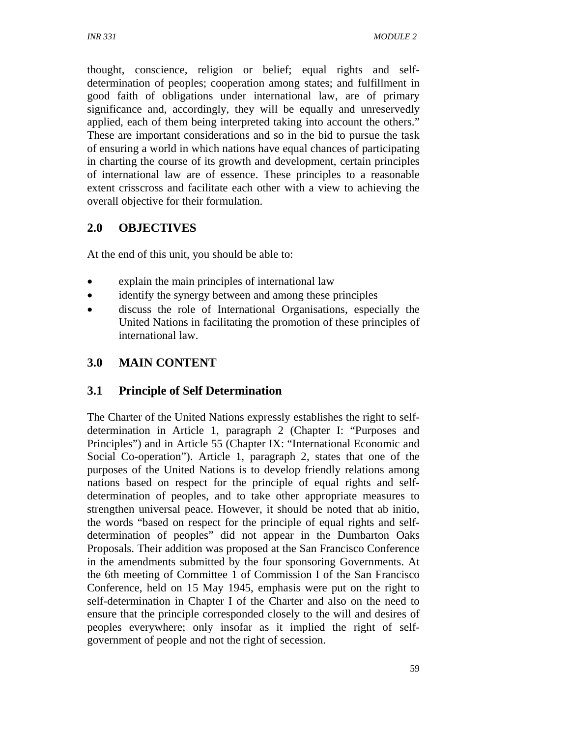thought, conscience, religion or belief; equal rights and self-determination of peoples; cooperation among states; and fulfillment in good faith of obligations under international law, are of primary significance and, accordingly, they will be equally and unreservedly applied, each of them being interpreted taking into account the others." These are important considerations and so in the bid to pursue the task of ensuring a world in which nations have equal chances of participating in charting the course of its growth and development, certain principles of international law are of essence. These principles to a reasonable extent crisscross and facilitate each other with a view to achieving the overall objective for their formulation.

## 2.0 OBJECTIVES

At the end of this unit, you should be able to:

- explain the main principles of international law
- identify the synergy between and among these principles
- discuss the role of International Organisations, especially the United Nations in facilitating the promotion of these principles of international law.

## 3.0 MAIN CONTENT

### 3.1 Principle of Self Determination

The Charter of the United Nations expressly establishes the right to self-determination in Article 1, paragraph 2 (Chapter I: "Purposes and Principles") and in Article 55 (Chapter IX: "International Economic and Social Co-operation"). Article 1, paragraph 2, states that one of the purposes of the United Nations is to develop friendly relations among nations based on respect for the principle of equal rights and self-determination of peoples, and to take other appropriate measures to strengthen universal peace. However, it should be noted that ab initio, the words "based on respect for the principle of equal rights and self-determination of peoples" did not appear in the Dumbarton Oaks Proposals. Their addition was proposed at the San Francisco Conference in the amendments submitted by the four sponsoring Governments. At the 6th meeting of Committee 1 of Commission I of the San Francisco Conference, held on 15 May 1945, emphasis were put on the right to self-determination in Chapter I of the Charter and also on the need to ensure that the principle corresponded closely to the will and desires of peoples everywhere; only insofar as it implied the right of self-government of people and not the right of secession.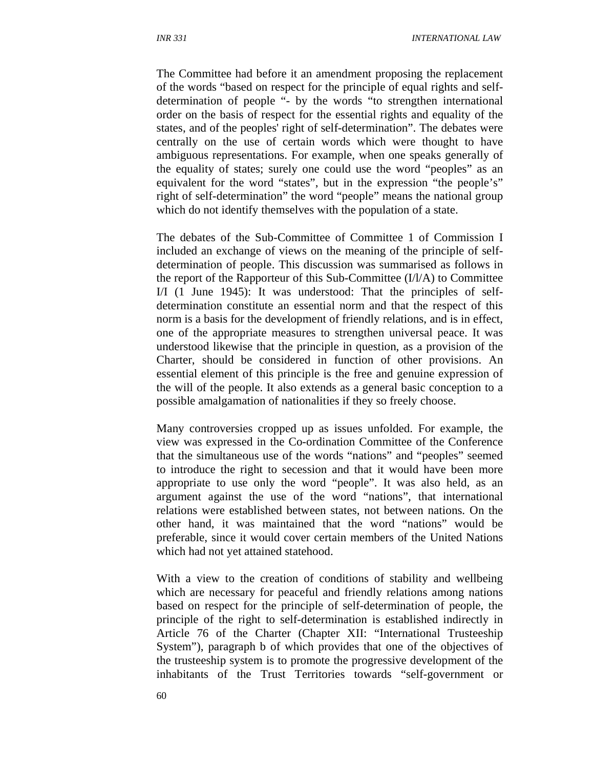The Committee had before it an amendment proposing the replacement of the words "based on respect for the principle of equal rights and self-determination of people "- by the words "to strengthen international order on the basis of respect for the essential rights and equality of the states, and of the peoples' right of self-determination". The debates were centrally on the use of certain words which were thought to have ambiguous representations. For example, when one speaks generally of the equality of states; surely one could use the word "peoples" as an equivalent for the word "states", but in the expression "the people's" right of self-determination" the word "people" means the national group which do not identify themselves with the population of a state.

The debates of the Sub-Committee of Committee 1 of Commission I included an exchange of views on the meaning of the principle of self-determination of people. This discussion was summarised as follows in the report of the Rapporteur of this Sub-Committee (I/l/A) to Committee I/I (1 June 1945): It was understood: That the principles of self-determination constitute an essential norm and that the respect of this norm is a basis for the development of friendly relations, and is in effect, one of the appropriate measures to strengthen universal peace. It was understood likewise that the principle in question, as a provision of the Charter, should be considered in function of other provisions. An essential element of this principle is the free and genuine expression of the will of the people. It also extends as a general basic conception to a possible amalgamation of nationalities if they so freely choose.

Many controversies cropped up as issues unfolded. For example, the view was expressed in the Co-ordination Committee of the Conference that the simultaneous use of the words "nations" and "peoples" seemed to introduce the right to secession and that it would have been more appropriate to use only the word "people". It was also held, as an argument against the use of the word "nations", that international relations were established between states, not between nations. On the other hand, it was maintained that the word "nations" would be preferable, since it would cover certain members of the United Nations which had not yet attained statehood.

With a view to the creation of conditions of stability and wellbeing which are necessary for peaceful and friendly relations among nations based on respect for the principle of self-determination of people, the principle of the right to self-determination is established indirectly in Article 76 of the Charter (Chapter XII: "International Trusteeship System"), paragraph b of which provides that one of the objectives of the trusteeship system is to promote the progressive development of the inhabitants of the Trust Territories towards "self-government or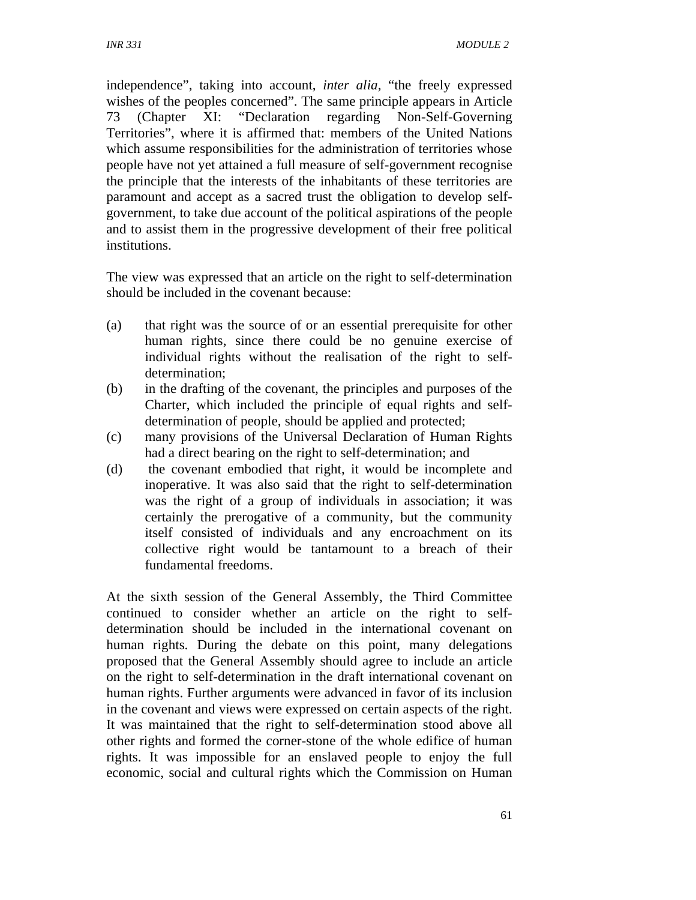independence", taking into account, *inter alia*, "the freely expressed wishes of the peoples concerned". The same principle appears in Article 73 (Chapter XI: "Declaration regarding Non-Self-Governing Territories", where it is affirmed that: members of the United Nations which assume responsibilities for the administration of territories whose people have not yet attained a full measure of self-government recognise the principle that the interests of the inhabitants of these territories are paramount and accept as a sacred trust the obligation to develop self-government, to take due account of the political aspirations of the people and to assist them in the progressive development of their free political institutions.

The view was expressed that an article on the right to self-determination should be included in the covenant because:

(a) that right was the source of or an essential prerequisite for other human rights, since there could be no genuine exercise of individual rights without the realisation of the right to self-determination;

(b) in the drafting of the covenant, the principles and purposes of the Charter, which included the principle of equal rights and self-determination of people, should be applied and protected;

(c) many provisions of the Universal Declaration of Human Rights had a direct bearing on the right to self-determination; and

(d) the covenant embodied that right, it would be incomplete and inoperative. It was also said that the right to self-determination was the right of a group of individuals in association; it was certainly the prerogative of a community, but the community itself consisted of individuals and any encroachment on its collective right would be tantamount to a breach of their fundamental freedoms.

At the sixth session of the General Assembly, the Third Committee continued to consider whether an article on the right to self-determination should be included in the international covenant on human rights. During the debate on this point, many delegations proposed that the General Assembly should agree to include an article on the right to self-determination in the draft international covenant on human rights. Further arguments were advanced in favor of its inclusion in the covenant and views were expressed on certain aspects of the right. It was maintained that the right to self-determination stood above all other rights and formed the corner-stone of the whole edifice of human rights. It was impossible for an enslaved people to enjoy the full economic, social and cultural rights which the Commission on Human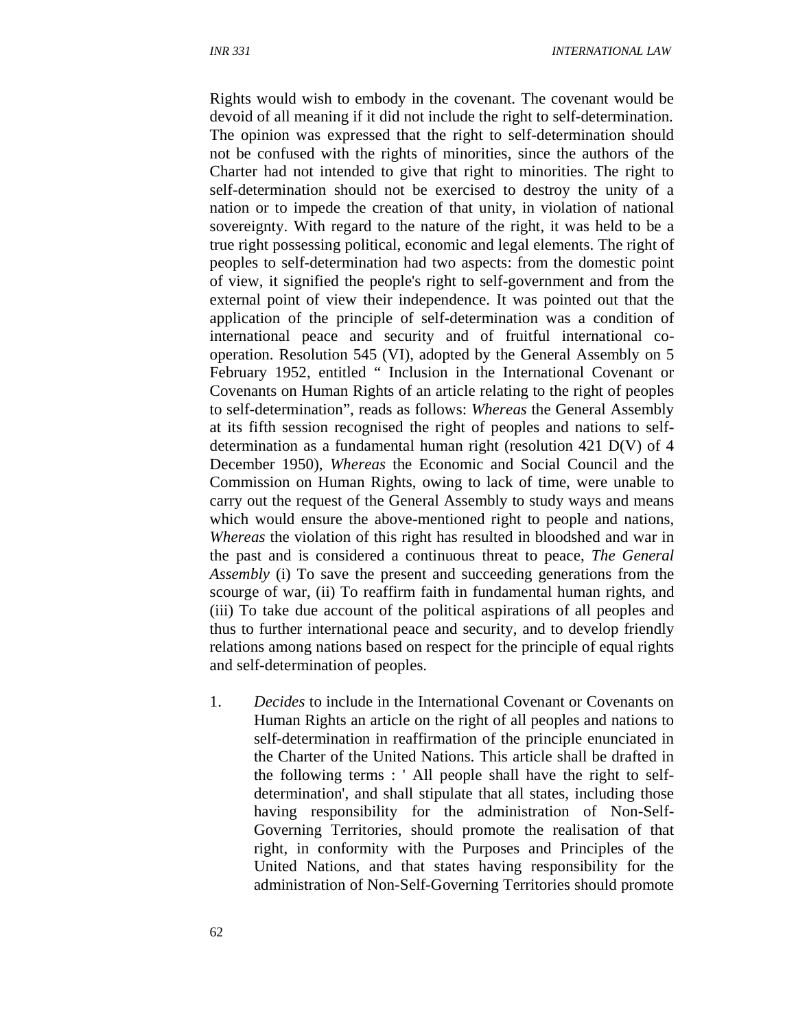Rights would wish to embody in the covenant. The covenant would be devoid of all meaning if it did not include the right to self-determination. The opinion was expressed that the right to self-determination should not be confused with the rights of minorities, since the authors of the Charter had not intended to give that right to minorities. The right to self-determination should not be exercised to destroy the unity of a nation or to impede the creation of that unity, in violation of national sovereignty. With regard to the nature of the right, it was held to be a true right possessing political, economic and legal elements. The right of peoples to self-determination had two aspects: from the domestic point of view, it signified the people's right to self-government and from the external point of view their independence. It was pointed out that the application of the principle of self-determination was a condition of international peace and security and of fruitful international co-operation. Resolution 545 (VI), adopted by the General Assembly on 5 February 1952, entitled " Inclusion in the International Covenant or Covenants on Human Rights of an article relating to the right of peoples to self-determination", reads as follows: *Whereas* the General Assembly at its fifth session recognised the right of peoples and nations to self-determination as a fundamental human right (resolution 421 D(V) of 4 December 1950), *Whereas* the Economic and Social Council and the Commission on Human Rights, owing to lack of time, were unable to carry out the request of the General Assembly to study ways and means which would ensure the above-mentioned right to people and nations, *Whereas* the violation of this right has resulted in bloodshed and war in the past and is considered a continuous threat to peace, *The General Assembly* (i) To save the present and succeeding generations from the scourge of war, (ii) To reaffirm faith in fundamental human rights, and (iii) To take due account of the political aspirations of all peoples and thus to further international peace and security, and to develop friendly relations among nations based on respect for the principle of equal rights and self-determination of peoples.

1. *Decides* to include in the International Covenant or Covenants on Human Rights an article on the right of all peoples and nations to self-determination in reaffirmation of the principle enunciated in the Charter of the United Nations. This article shall be drafted in the following terms : ' All people shall have the right to self-determination', and shall stipulate that all states, including those having responsibility for the administration of Non-Self-Governing Territories, should promote the realisation of that right, in conformity with the Purposes and Principles of the United Nations, and that states having responsibility for the administration of Non-Self-Governing Territories should promote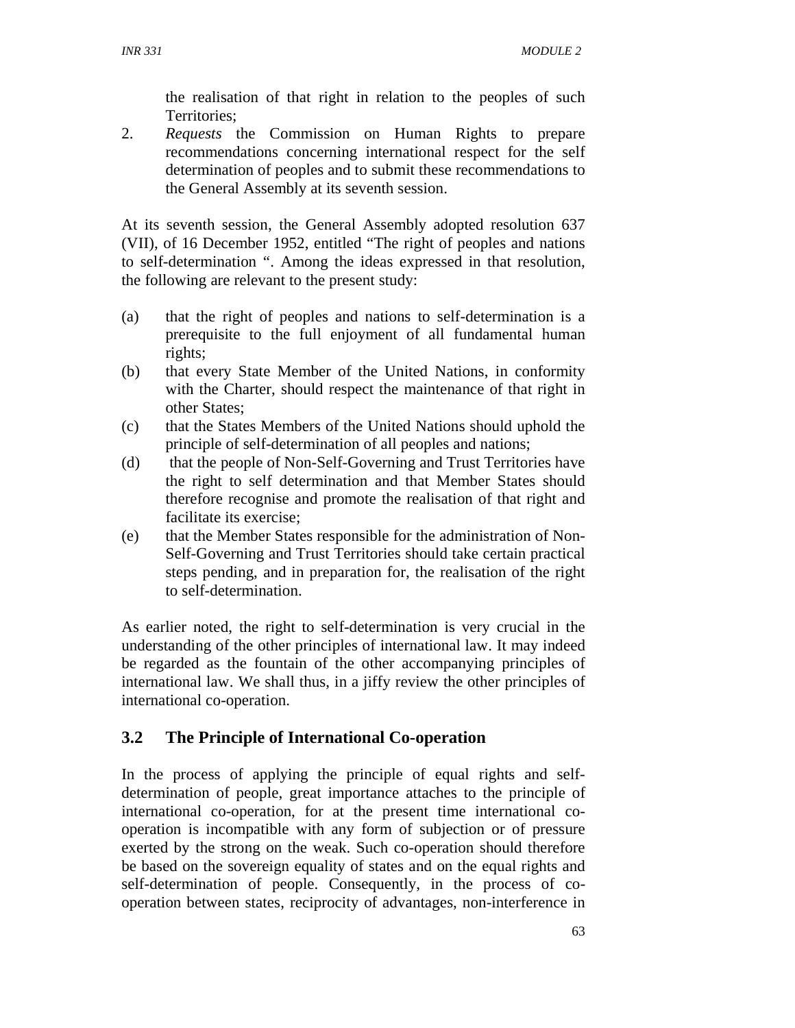the realisation of that right in relation to the peoples of such Territories;

2. *Requests* the Commission on Human Rights to prepare recommendations concerning international respect for the self determination of peoples and to submit these recommendations to the General Assembly at its seventh session.

At its seventh session, the General Assembly adopted resolution 637 (VII), of 16 December 1952, entitled "The right of peoples and nations to self-determination ". Among the ideas expressed in that resolution, the following are relevant to the present study:

(a) that the right of peoples and nations to self-determination is a prerequisite to the full enjoyment of all fundamental human rights;

(b) that every State Member of the United Nations, in conformity with the Charter, should respect the maintenance of that right in other States;

(c) that the States Members of the United Nations should uphold the principle of self-determination of all peoples and nations;

(d) that the people of Non-Self-Governing and Trust Territories have the right to self determination and that Member States should therefore recognise and promote the realisation of that right and facilitate its exercise;

(e) that the Member States responsible for the administration of Non-Self-Governing and Trust Territories should take certain practical steps pending, and in preparation for, the realisation of the right to self-determination.

As earlier noted, the right to self-determination is very crucial in the understanding of the other principles of international law. It may indeed be regarded as the fountain of the other accompanying principles of international law. We shall thus, in a jiffy review the other principles of international co-operation.

## 3.2 The Principle of International Co-operation

In the process of applying the principle of equal rights and self-determination of people, great importance attaches to the principle of international co-operation, for at the present time international co-operation is incompatible with any form of subjection or of pressure exerted by the strong on the weak. Such co-operation should therefore be based on the sovereign equality of states and on the equal rights and self-determination of people. Consequently, in the process of co-operation between states, reciprocity of advantages, non-interference in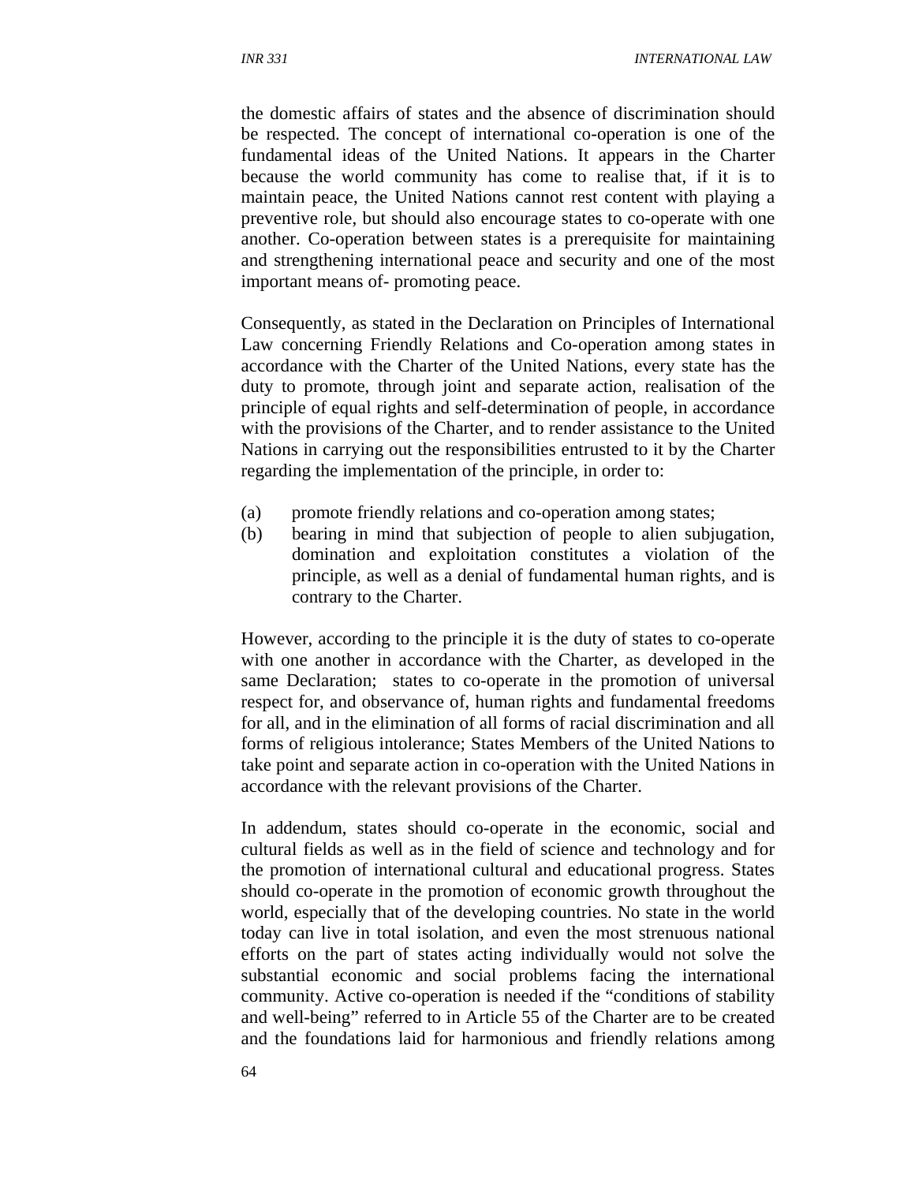the domestic affairs of states and the absence of discrimination should be respected. The concept of international co-operation is one of the fundamental ideas of the United Nations. It appears in the Charter because the world community has come to realise that, if it is to maintain peace, the United Nations cannot rest content with playing a preventive role, but should also encourage states to co-operate with one another. Co-operation between states is a prerequisite for maintaining and strengthening international peace and security and one of the most important means of- promoting peace.

Consequently, as stated in the Declaration on Principles of International Law concerning Friendly Relations and Co-operation among states in accordance with the Charter of the United Nations, every state has the duty to promote, through joint and separate action, realisation of the principle of equal rights and self-determination of people, in accordance with the provisions of the Charter, and to render assistance to the United Nations in carrying out the responsibilities entrusted to it by the Charter regarding the implementation of the principle, in order to:

(a) promote friendly relations and co-operation among states;
(b) bearing in mind that subjection of people to alien subjugation, domination and exploitation constitutes a violation of the principle, as well as a denial of fundamental human rights, and is contrary to the Charter.

However, according to the principle it is the duty of states to co-operate with one another in accordance with the Charter, as developed in the same Declaration; states to co-operate in the promotion of universal respect for, and observance of, human rights and fundamental freedoms for all, and in the elimination of all forms of racial discrimination and all forms of religious intolerance; States Members of the United Nations to take point and separate action in co-operation with the United Nations in accordance with the relevant provisions of the Charter.

In addendum, states should co-operate in the economic, social and cultural fields as well as in the field of science and technology and for the promotion of international cultural and educational progress. States should co-operate in the promotion of economic growth throughout the world, especially that of the developing countries. No state in the world today can live in total isolation, and even the most strenuous national efforts on the part of states acting individually would not solve the substantial economic and social problems facing the international community. Active co-operation is needed if the "conditions of stability and well-being" referred to in Article 55 of the Charter are to be created and the foundations laid for harmonious and friendly relations among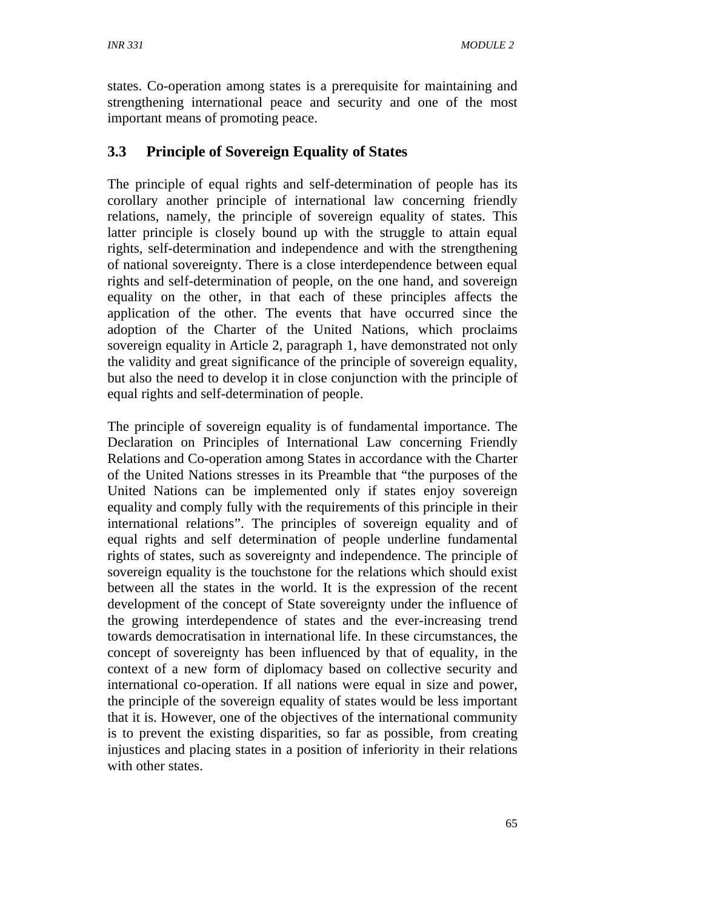states. Co-operation among states is a prerequisite for maintaining and strengthening international peace and security and one of the most important means of promoting peace.

### 3.3 Principle of Sovereign Equality of States

The principle of equal rights and self-determination of people has its corollary another principle of international law concerning friendly relations, namely, the principle of sovereign equality of states. This latter principle is closely bound up with the struggle to attain equal rights, self-determination and independence and with the strengthening of national sovereignty. There is a close interdependence between equal rights and self-determination of people, on the one hand, and sovereign equality on the other, in that each of these principles affects the application of the other. The events that have occurred since the adoption of the Charter of the United Nations, which proclaims sovereign equality in Article 2, paragraph 1, have demonstrated not only the validity and great significance of the principle of sovereign equality, but also the need to develop it in close conjunction with the principle of equal rights and self-determination of people.

The principle of sovereign equality is of fundamental importance. The Declaration on Principles of International Law concerning Friendly Relations and Co-operation among States in accordance with the Charter of the United Nations stresses in its Preamble that "the purposes of the United Nations can be implemented only if states enjoy sovereign equality and comply fully with the requirements of this principle in their international relations". The principles of sovereign equality and of equal rights and self determination of people underline fundamental rights of states, such as sovereignty and independence. The principle of sovereign equality is the touchstone for the relations which should exist between all the states in the world. It is the expression of the recent development of the concept of State sovereignty under the influence of the growing interdependence of states and the ever-increasing trend towards democratisation in international life. In these circumstances, the concept of sovereignty has been influenced by that of equality, in the context of a new form of diplomacy based on collective security and international co-operation. If all nations were equal in size and power, the principle of the sovereign equality of states would be less important that it is. However, one of the objectives of the international community is to prevent the existing disparities, so far as possible, from creating injustices and placing states in a position of inferiority in their relations with other states.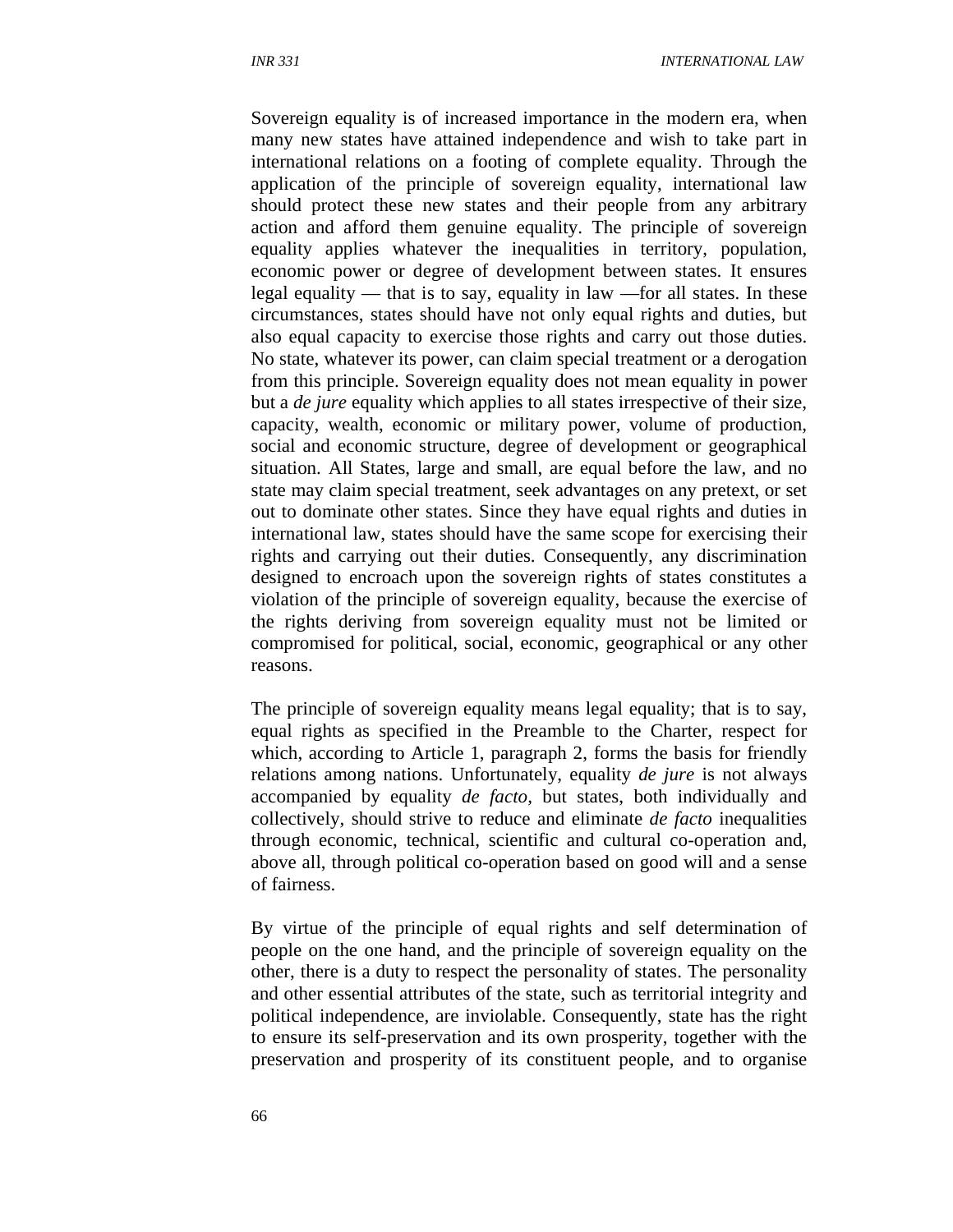Sovereign equality is of increased importance in the modern era, when many new states have attained independence and wish to take part in international relations on a footing of complete equality. Through the application of the principle of sovereign equality, international law should protect these new states and their people from any arbitrary action and afford them genuine equality. The principle of sovereign equality applies whatever the inequalities in territory, population, economic power or degree of development between states. It ensures legal equality — that is to say, equality in law —for all states. In these circumstances, states should have not only equal rights and duties, but also equal capacity to exercise those rights and carry out those duties. No state, whatever its power, can claim special treatment or a derogation from this principle. Sovereign equality does not mean equality in power but a *de jure* equality which applies to all states irrespective of their size, capacity, wealth, economic or military power, volume of production, social and economic structure, degree of development or geographical situation. All States, large and small, are equal before the law, and no state may claim special treatment, seek advantages on any pretext, or set out to dominate other states. Since they have equal rights and duties in international law, states should have the same scope for exercising their rights and carrying out their duties. Consequently, any discrimination designed to encroach upon the sovereign rights of states constitutes a violation of the principle of sovereign equality, because the exercise of the rights deriving from sovereign equality must not be limited or compromised for political, social, economic, geographical or any other reasons.

The principle of sovereign equality means legal equality; that is to say, equal rights as specified in the Preamble to the Charter, respect for which, according to Article 1, paragraph 2, forms the basis for friendly relations among nations. Unfortunately, equality *de jure* is not always accompanied by equality *de facto*, but states, both individually and collectively, should strive to reduce and eliminate *de facto* inequalities through economic, technical, scientific and cultural co-operation and, above all, through political co-operation based on good will and a sense of fairness.

By virtue of the principle of equal rights and self determination of people on the one hand, and the principle of sovereign equality on the other, there is a duty to respect the personality of states. The personality and other essential attributes of the state, such as territorial integrity and political independence, are inviolable. Consequently, state has the right to ensure its self-preservation and its own prosperity, together with the preservation and prosperity of its constituent people, and to organise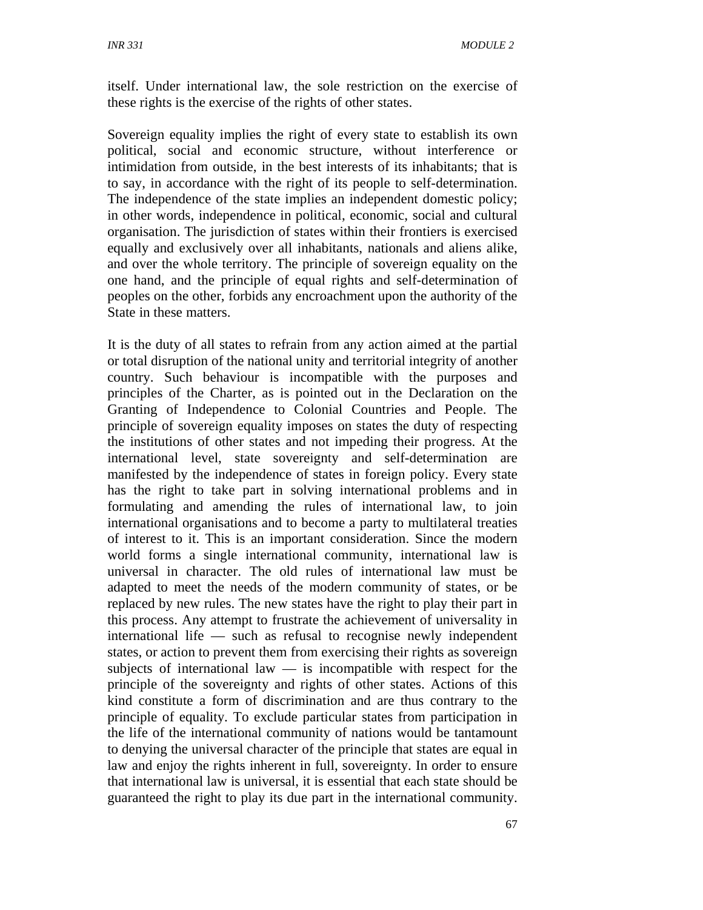itself. Under international law, the sole restriction on the exercise of these rights is the exercise of the rights of other states.

Sovereign equality implies the right of every state to establish its own political, social and economic structure, without interference or intimidation from outside, in the best interests of its inhabitants; that is to say, in accordance with the right of its people to self-determination. The independence of the state implies an independent domestic policy; in other words, independence in political, economic, social and cultural organisation. The jurisdiction of states within their frontiers is exercised equally and exclusively over all inhabitants, nationals and aliens alike, and over the whole territory. The principle of sovereign equality on the one hand, and the principle of equal rights and self-determination of peoples on the other, forbids any encroachment upon the authority of the State in these matters.

It is the duty of all states to refrain from any action aimed at the partial or total disruption of the national unity and territorial integrity of another country. Such behaviour is incompatible with the purposes and principles of the Charter, as is pointed out in the Declaration on the Granting of Independence to Colonial Countries and People. The principle of sovereign equality imposes on states the duty of respecting the institutions of other states and not impeding their progress. At the international level, state sovereignty and self-determination are manifested by the independence of states in foreign policy. Every state has the right to take part in solving international problems and in formulating and amending the rules of international law, to join international organisations and to become a party to multilateral treaties of interest to it. This is an important consideration. Since the modern world forms a single international community, international law is universal in character. The old rules of international law must be adapted to meet the needs of the modern community of states, or be replaced by new rules. The new states have the right to play their part in this process. Any attempt to frustrate the achievement of universality in international life — such as refusal to recognise newly independent states, or action to prevent them from exercising their rights as sovereign subjects of international law — is incompatible with respect for the principle of the sovereignty and rights of other states. Actions of this kind constitute a form of discrimination and are thus contrary to the principle of equality. To exclude particular states from participation in the life of the international community of nations would be tantamount to denying the universal character of the principle that states are equal in law and enjoy the rights inherent in full, sovereignty. In order to ensure that international law is universal, it is essential that each state should be guaranteed the right to play its due part in the international community.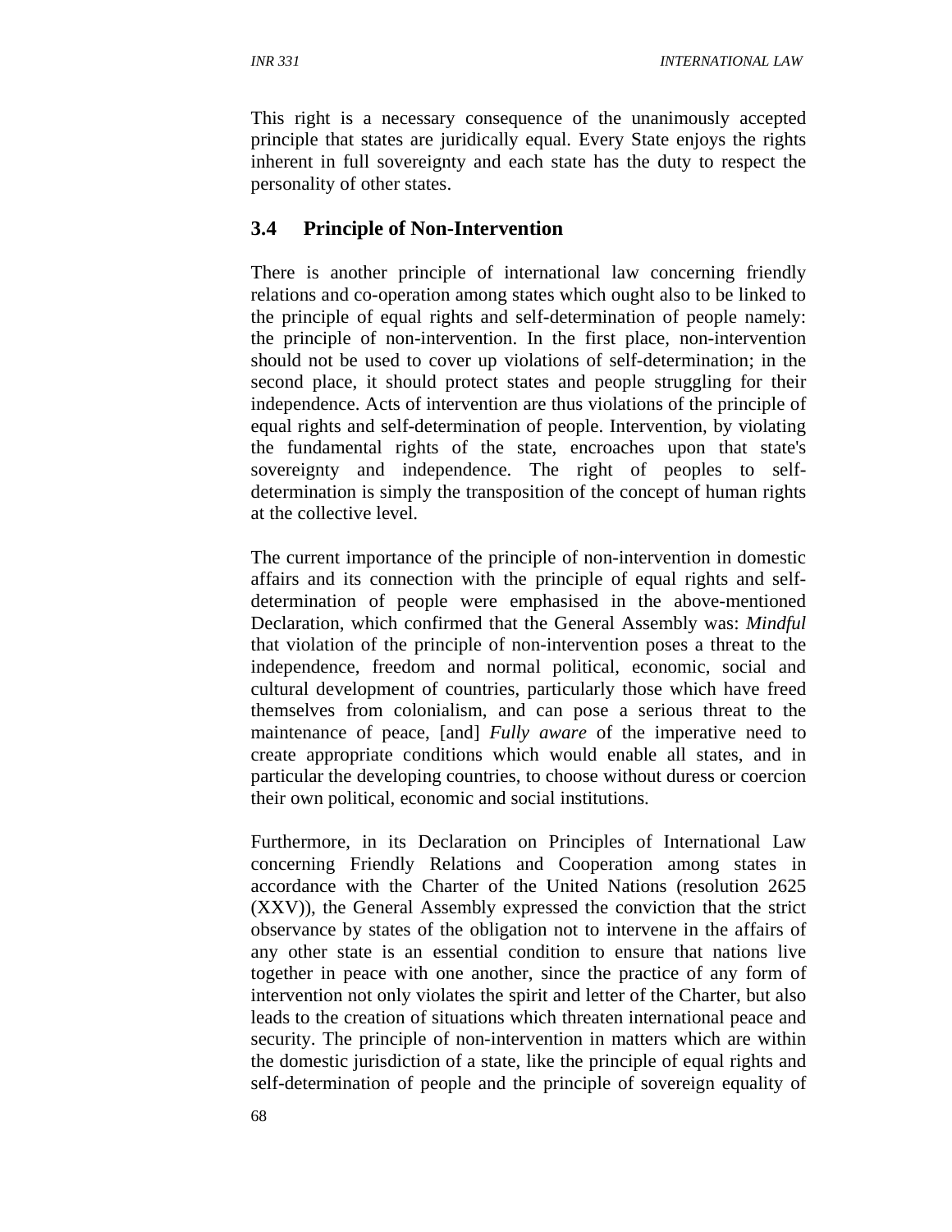This right is a necessary consequence of the unanimously accepted principle that states are juridically equal. Every State enjoys the rights inherent in full sovereignty and each state has the duty to respect the personality of other states.

### 3.4 Principle of Non-Intervention

There is another principle of international law concerning friendly relations and co-operation among states which ought also to be linked to the principle of equal rights and self-determination of people namely: the principle of non-intervention. In the first place, non-intervention should not be used to cover up violations of self-determination; in the second place, it should protect states and people struggling for their independence. Acts of intervention are thus violations of the principle of equal rights and self-determination of people. Intervention, by violating the fundamental rights of the state, encroaches upon that state's sovereignty and independence. The right of peoples to self-determination is simply the transposition of the concept of human rights at the collective level.

The current importance of the principle of non-intervention in domestic affairs and its connection with the principle of equal rights and self-determination of people were emphasised in the above-mentioned Declaration, which confirmed that the General Assembly was: *Mindful* that violation of the principle of non-intervention poses a threat to the independence, freedom and normal political, economic, social and cultural development of countries, particularly those which have freed themselves from colonialism, and can pose a serious threat to the maintenance of peace, [and] *Fully aware* of the imperative need to create appropriate conditions which would enable all states, and in particular the developing countries, to choose without duress or coercion their own political, economic and social institutions.

Furthermore, in its Declaration on Principles of International Law concerning Friendly Relations and Cooperation among states in accordance with the Charter of the United Nations (resolution 2625 (XXV)), the General Assembly expressed the conviction that the strict observance by states of the obligation not to intervene in the affairs of any other state is an essential condition to ensure that nations live together in peace with one another, since the practice of any form of intervention not only violates the spirit and letter of the Charter, but also leads to the creation of situations which threaten international peace and security. The principle of non-intervention in matters which are within the domestic jurisdiction of a state, like the principle of equal rights and self-determination of people and the principle of sovereign equality of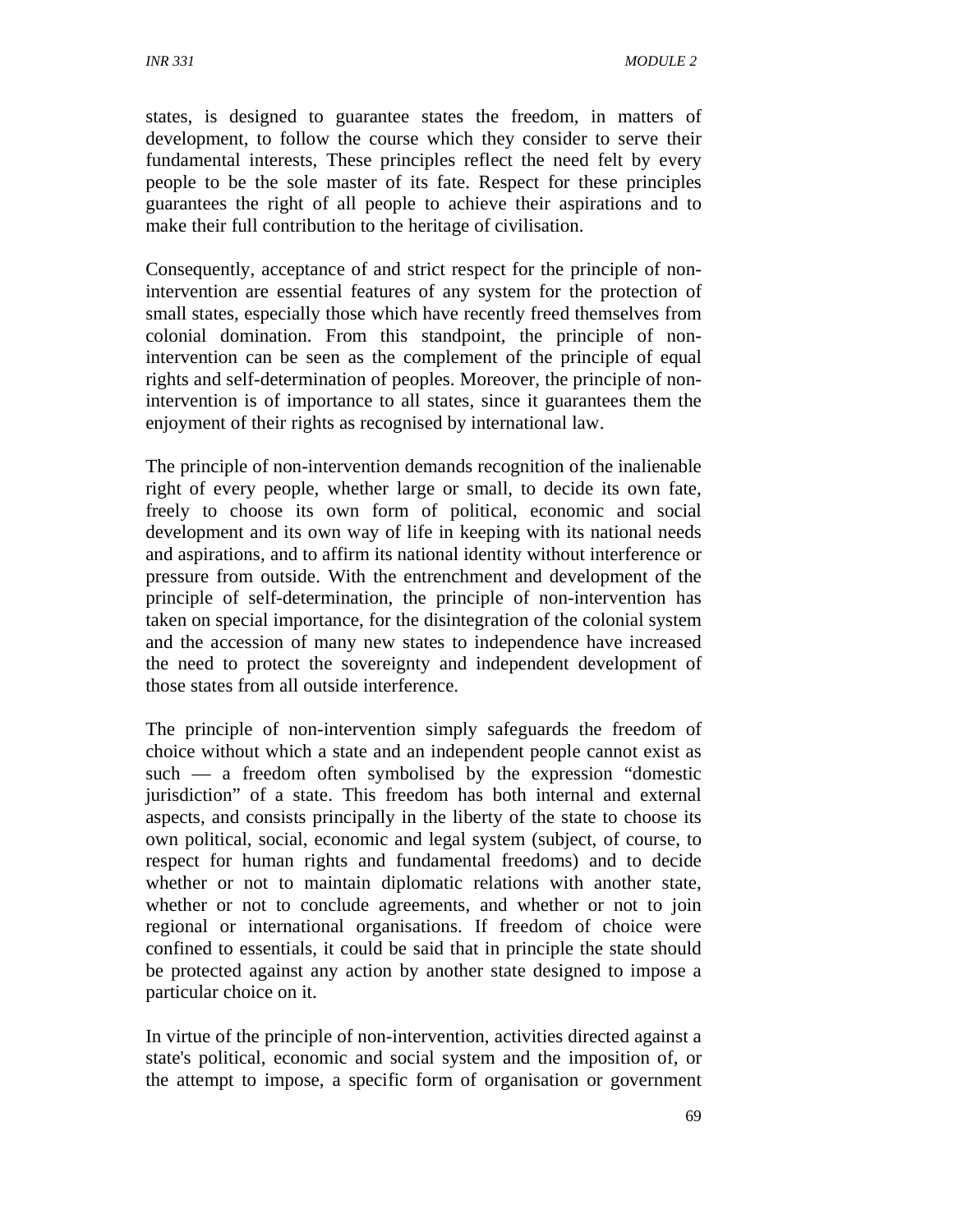states, is designed to guarantee states the freedom, in matters of development, to follow the course which they consider to serve their fundamental interests, These principles reflect the need felt by every people to be the sole master of its fate. Respect for these principles guarantees the right of all people to achieve their aspirations and to make their full contribution to the heritage of civilisation.

Consequently, acceptance of and strict respect for the principle of non-intervention are essential features of any system for the protection of small states, especially those which have recently freed themselves from colonial domination. From this standpoint, the principle of non-intervention can be seen as the complement of the principle of equal rights and self-determination of peoples. Moreover, the principle of non-intervention is of importance to all states, since it guarantees them the enjoyment of their rights as recognised by international law.

The principle of non-intervention demands recognition of the inalienable right of every people, whether large or small, to decide its own fate, freely to choose its own form of political, economic and social development and its own way of life in keeping with its national needs and aspirations, and to affirm its national identity without interference or pressure from outside. With the entrenchment and development of the principle of self-determination, the principle of non-intervention has taken on special importance, for the disintegration of the colonial system and the accession of many new states to independence have increased the need to protect the sovereignty and independent development of those states from all outside interference.

The principle of non-intervention simply safeguards the freedom of choice without which a state and an independent people cannot exist as such — a freedom often symbolised by the expression "domestic jurisdiction" of a state. This freedom has both internal and external aspects, and consists principally in the liberty of the state to choose its own political, social, economic and legal system (subject, of course, to respect for human rights and fundamental freedoms) and to decide whether or not to maintain diplomatic relations with another state, whether or not to conclude agreements, and whether or not to join regional or international organisations. If freedom of choice were confined to essentials, it could be said that in principle the state should be protected against any action by another state designed to impose a particular choice on it.

In virtue of the principle of non-intervention, activities directed against a state's political, economic and social system and the imposition of, or the attempt to impose, a specific form of organisation or government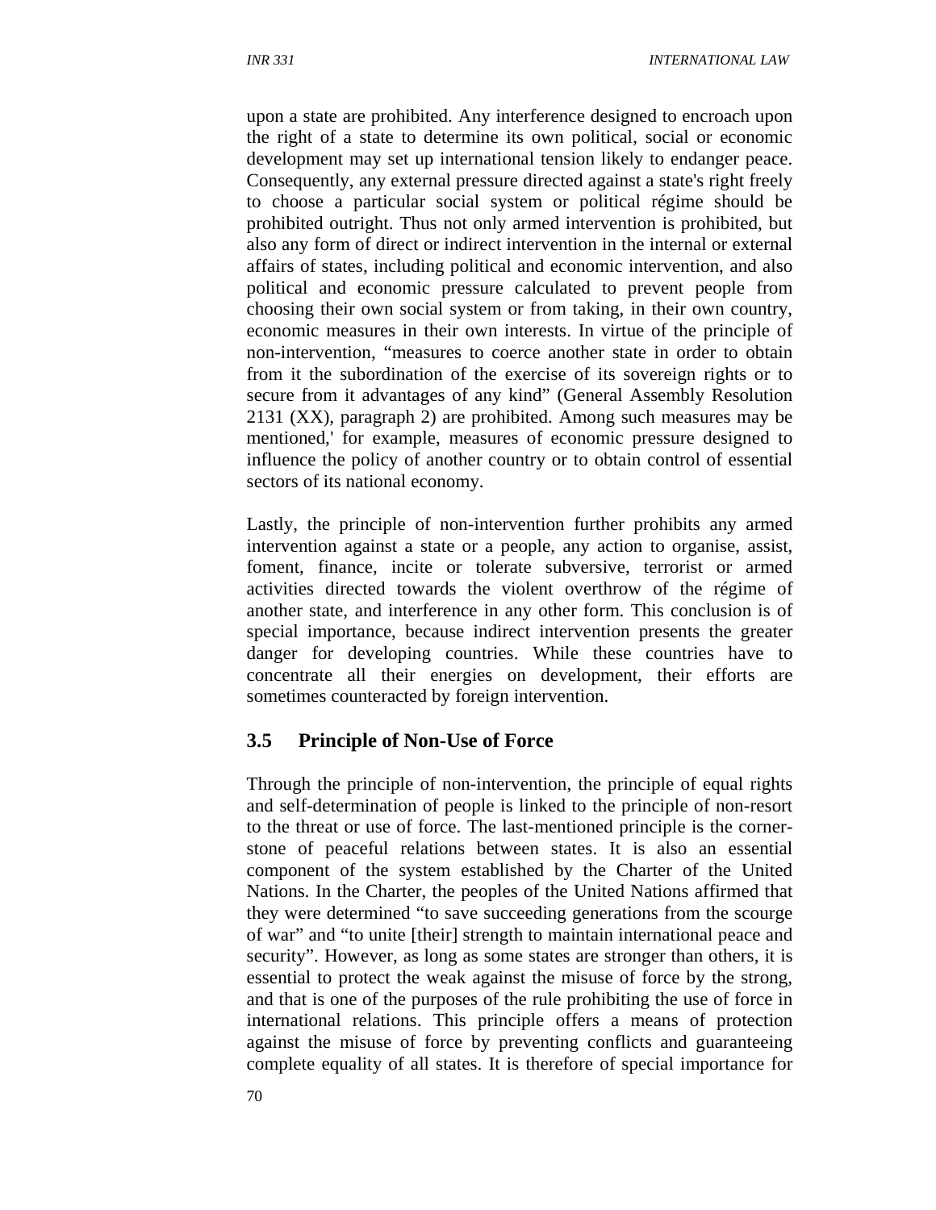upon a state are prohibited. Any interference designed to encroach upon the right of a state to determine its own political, social or economic development may set up international tension likely to endanger peace. Consequently, any external pressure directed against a state's right freely to choose a particular social system or political régime should be prohibited outright. Thus not only armed intervention is prohibited, but also any form of direct or indirect intervention in the internal or external affairs of states, including political and economic intervention, and also political and economic pressure calculated to prevent people from choosing their own social system or from taking, in their own country, economic measures in their own interests. In virtue of the principle of non-intervention, "measures to coerce another state in order to obtain from it the subordination of the exercise of its sovereign rights or to secure from it advantages of any kind" (General Assembly Resolution 2131 (XX), paragraph 2) are prohibited. Among such measures may be mentioned,' for example, measures of economic pressure designed to influence the policy of another country or to obtain control of essential sectors of its national economy.

Lastly, the principle of non-intervention further prohibits any armed intervention against a state or a people, any action to organise, assist, foment, finance, incite or tolerate subversive, terrorist or armed activities directed towards the violent overthrow of the régime of another state, and interference in any other form. This conclusion is of special importance, because indirect intervention presents the greater danger for developing countries. While these countries have to concentrate all their energies on development, their efforts are sometimes counteracted by foreign intervention.

### 3.5 Principle of Non-Use of Force

Through the principle of non-intervention, the principle of equal rights and self-determination of people is linked to the principle of non-resort to the threat or use of force. The last-mentioned principle is the corner-stone of peaceful relations between states. It is also an essential component of the system established by the Charter of the United Nations. In the Charter, the peoples of the United Nations affirmed that they were determined "to save succeeding generations from the scourge of war" and "to unite [their] strength to maintain international peace and security". However, as long as some states are stronger than others, it is essential to protect the weak against the misuse of force by the strong, and that is one of the purposes of the rule prohibiting the use of force in international relations. This principle offers a means of protection against the misuse of force by preventing conflicts and guaranteeing complete equality of all states. It is therefore of special importance for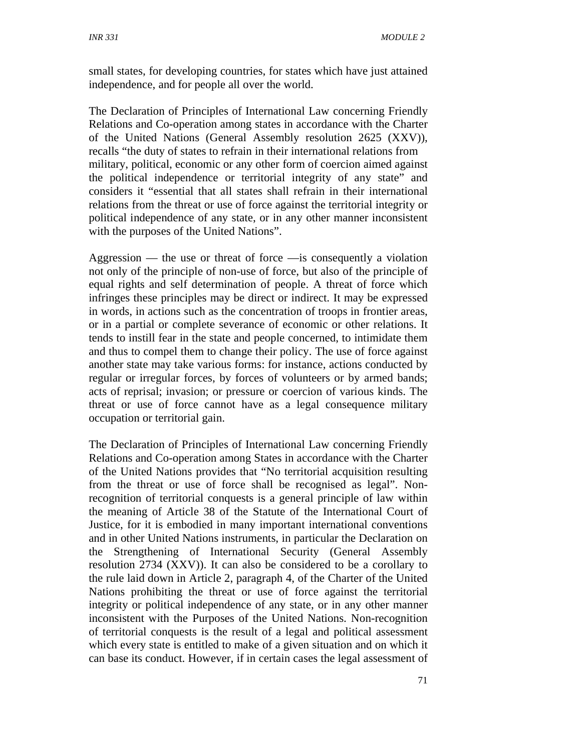small states, for developing countries, for states which have just attained independence, and for people all over the world.

The Declaration of Principles of International Law concerning Friendly Relations and Co-operation among states in accordance with the Charter of the United Nations (General Assembly resolution 2625 (XXV)), recalls "the duty of states to refrain in their international relations from military, political, economic or any other form of coercion aimed against the political independence or territorial integrity of any state" and considers it "essential that all states shall refrain in their international relations from the threat or use of force against the territorial integrity or political independence of any state, or in any other manner inconsistent with the purposes of the United Nations".

Aggression — the use or threat of force —is consequently a violation not only of the principle of non-use of force, but also of the principle of equal rights and self determination of people. A threat of force which infringes these principles may be direct or indirect. It may be expressed in words, in actions such as the concentration of troops in frontier areas, or in a partial or complete severance of economic or other relations. It tends to instill fear in the state and people concerned, to intimidate them and thus to compel them to change their policy. The use of force against another state may take various forms: for instance, actions conducted by regular or irregular forces, by forces of volunteers or by armed bands; acts of reprisal; invasion; or pressure or coercion of various kinds. The threat or use of force cannot have as a legal consequence military occupation or territorial gain.

The Declaration of Principles of International Law concerning Friendly Relations and Co-operation among States in accordance with the Charter of the United Nations provides that "No territorial acquisition resulting from the threat or use of force shall be recognised as legal". Non-recognition of territorial conquests is a general principle of law within the meaning of Article 38 of the Statute of the International Court of Justice, for it is embodied in many important international conventions and in other United Nations instruments, in particular the Declaration on the Strengthening of International Security (General Assembly resolution 2734 (XXV)). It can also be considered to be a corollary to the rule laid down in Article 2, paragraph 4, of the Charter of the United Nations prohibiting the threat or use of force against the territorial integrity or political independence of any state, or in any other manner inconsistent with the Purposes of the United Nations. Non-recognition of territorial conquests is the result of a legal and political assessment which every state is entitled to make of a given situation and on which it can base its conduct. However, if in certain cases the legal assessment of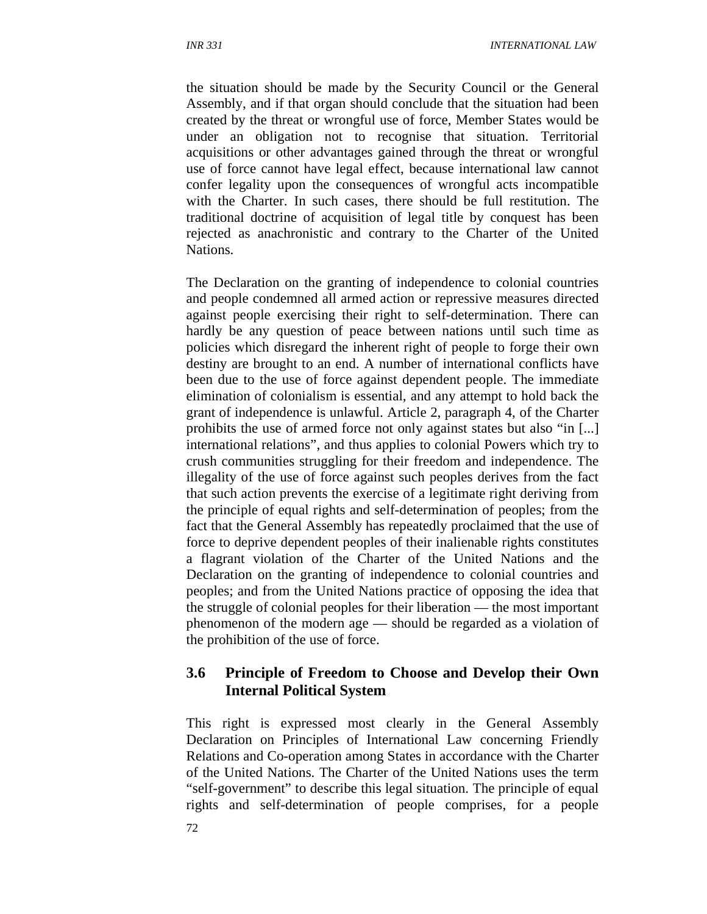the situation should be made by the Security Council or the General Assembly, and if that organ should conclude that the situation had been created by the threat or wrongful use of force, Member States would be under an obligation not to recognise that situation. Territorial acquisitions or other advantages gained through the threat or wrongful use of force cannot have legal effect, because international law cannot confer legality upon the consequences of wrongful acts incompatible with the Charter. In such cases, there should be full restitution. The traditional doctrine of acquisition of legal title by conquest has been rejected as anachronistic and contrary to the Charter of the United Nations.

The Declaration on the granting of independence to colonial countries and people condemned all armed action or repressive measures directed against people exercising their right to self-determination. There can hardly be any question of peace between nations until such time as policies which disregard the inherent right of people to forge their own destiny are brought to an end. A number of international conflicts have been due to the use of force against dependent people. The immediate elimination of colonialism is essential, and any attempt to hold back the grant of independence is unlawful. Article 2, paragraph 4, of the Charter prohibits the use of armed force not only against states but also "in [...] international relations", and thus applies to colonial Powers which try to crush communities struggling for their freedom and independence. The illegality of the use of force against such peoples derives from the fact that such action prevents the exercise of a legitimate right deriving from the principle of equal rights and self-determination of peoples; from the fact that the General Assembly has repeatedly proclaimed that the use of force to deprive dependent peoples of their inalienable rights constitutes a flagrant violation of the Charter of the United Nations and the Declaration on the granting of independence to colonial countries and peoples; and from the United Nations practice of opposing the idea that the struggle of colonial peoples for their liberation — the most important phenomenon of the modern age — should be regarded as a violation of the prohibition of the use of force.

## 3.6 Principle of Freedom to Choose and Develop their Own Internal Political System

This right is expressed most clearly in the General Assembly Declaration on Principles of International Law concerning Friendly Relations and Co-operation among States in accordance with the Charter of the United Nations. The Charter of the United Nations uses the term "self-government" to describe this legal situation. The principle of equal rights and self-determination of people comprises, for a people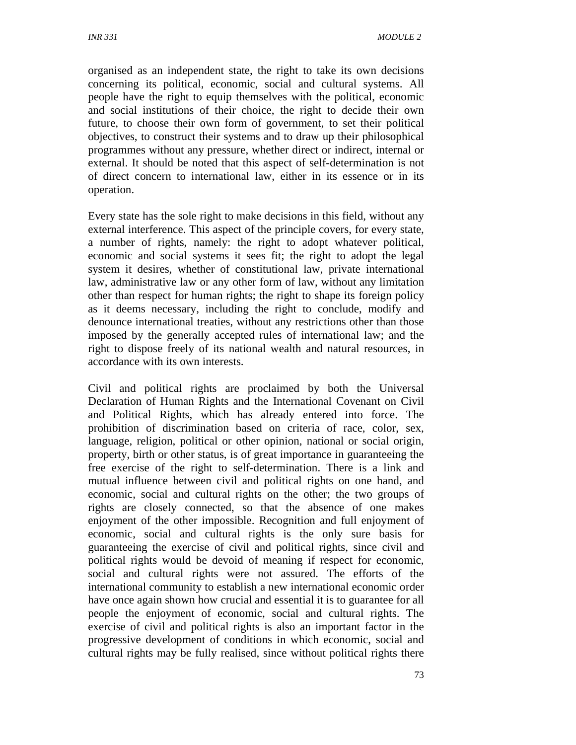organised as an independent state, the right to take its own decisions concerning its political, economic, social and cultural systems. All people have the right to equip themselves with the political, economic and social institutions of their choice, the right to decide their own future, to choose their own form of government, to set their political objectives, to construct their systems and to draw up their philosophical programmes without any pressure, whether direct or indirect, internal or external. It should be noted that this aspect of self-determination is not of direct concern to international law, either in its essence or in its operation.

Every state has the sole right to make decisions in this field, without any external interference. This aspect of the principle covers, for every state, a number of rights, namely: the right to adopt whatever political, economic and social systems it sees fit; the right to adopt the legal system it desires, whether of constitutional law, private international law, administrative law or any other form of law, without any limitation other than respect for human rights; the right to shape its foreign policy as it deems necessary, including the right to conclude, modify and denounce international treaties, without any restrictions other than those imposed by the generally accepted rules of international law; and the right to dispose freely of its national wealth and natural resources, in accordance with its own interests.

Civil and political rights are proclaimed by both the Universal Declaration of Human Rights and the International Covenant on Civil and Political Rights, which has already entered into force. The prohibition of discrimination based on criteria of race, color, sex, language, religion, political or other opinion, national or social origin, property, birth or other status, is of great importance in guaranteeing the free exercise of the right to self-determination. There is a link and mutual influence between civil and political rights on one hand, and economic, social and cultural rights on the other; the two groups of rights are closely connected, so that the absence of one makes enjoyment of the other impossible. Recognition and full enjoyment of economic, social and cultural rights is the only sure basis for guaranteeing the exercise of civil and political rights, since civil and political rights would be devoid of meaning if respect for economic, social and cultural rights were not assured. The efforts of the international community to establish a new international economic order have once again shown how crucial and essential it is to guarantee for all people the enjoyment of economic, social and cultural rights. The exercise of civil and political rights is also an important factor in the progressive development of conditions in which economic, social and cultural rights may be fully realised, since without political rights there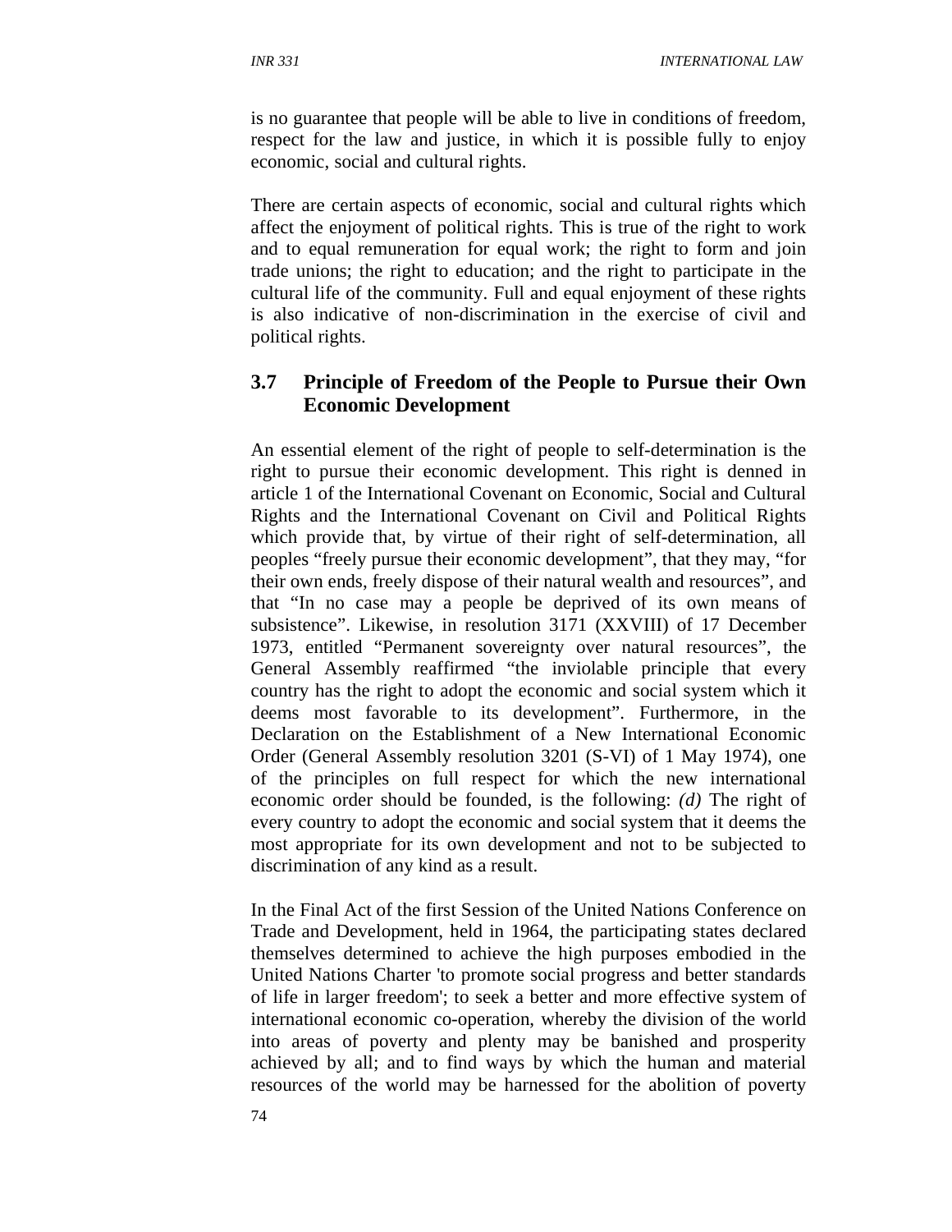is no guarantee that people will be able to live in conditions of freedom, respect for the law and justice, in which it is possible fully to enjoy economic, social and cultural rights.

There are certain aspects of economic, social and cultural rights which affect the enjoyment of political rights. This is true of the right to work and to equal remuneration for equal work; the right to form and join trade unions; the right to education; and the right to participate in the cultural life of the community. Full and equal enjoyment of these rights is also indicative of non-discrimination in the exercise of civil and political rights.

## 3.7 Principle of Freedom of the People to Pursue their Own Economic Development

An essential element of the right of people to self-determination is the right to pursue their economic development. This right is denned in article 1 of the International Covenant on Economic, Social and Cultural Rights and the International Covenant on Civil and Political Rights which provide that, by virtue of their right of self-determination, all peoples "freely pursue their economic development", that they may, "for their own ends, freely dispose of their natural wealth and resources", and that "In no case may a people be deprived of its own means of subsistence". Likewise, in resolution 3171 (XXVIII) of 17 December 1973, entitled "Permanent sovereignty over natural resources", the General Assembly reaffirmed "the inviolable principle that every country has the right to adopt the economic and social system which it deems most favorable to its development". Furthermore, in the Declaration on the Establishment of a New International Economic Order (General Assembly resolution 3201 (S-VI) of 1 May 1974), one of the principles on full respect for which the new international economic order should be founded, is the following: *(d)* The right of every country to adopt the economic and social system that it deems the most appropriate for its own development and not to be subjected to discrimination of any kind as a result.

In the Final Act of the first Session of the United Nations Conference on Trade and Development, held in 1964, the participating states declared themselves determined to achieve the high purposes embodied in the United Nations Charter 'to promote social progress and better standards of life in larger freedom'; to seek a better and more effective system of international economic co-operation, whereby the division of the world into areas of poverty and plenty may be banished and prosperity achieved by all; and to find ways by which the human and material resources of the world may be harnessed for the abolition of poverty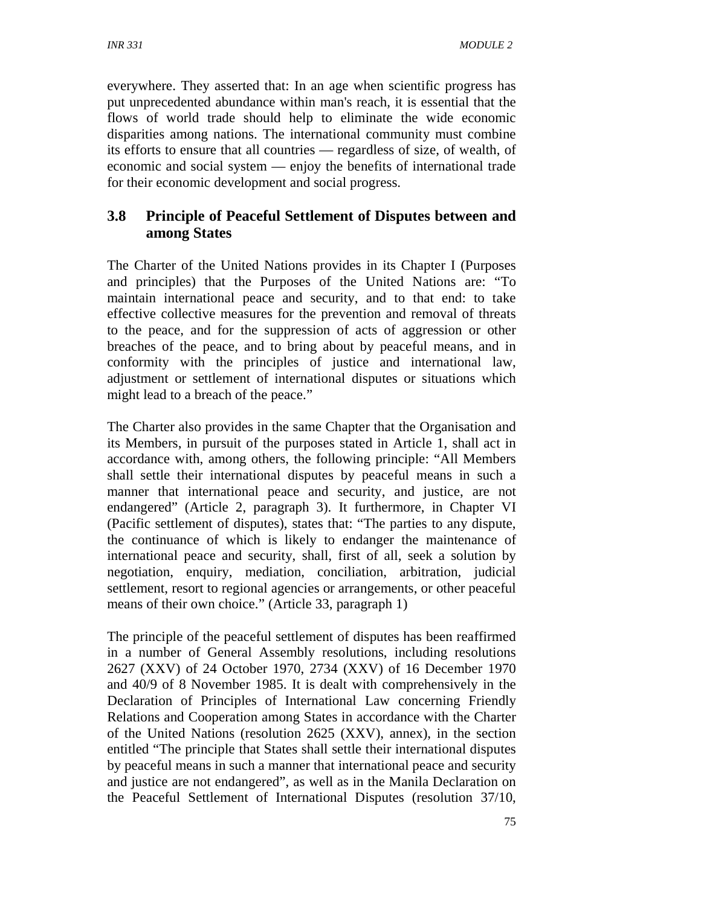everywhere. They asserted that: In an age when scientific progress has put unprecedented abundance within man's reach, it is essential that the flows of world trade should help to eliminate the wide economic disparities among nations. The international community must combine its efforts to ensure that all countries — regardless of size, of wealth, of economic and social system — enjoy the benefits of international trade for their economic development and social progress.

### 3.8 Principle of Peaceful Settlement of Disputes between and among States

The Charter of the United Nations provides in its Chapter I (Purposes and principles) that the Purposes of the United Nations are: "To maintain international peace and security, and to that end: to take effective collective measures for the prevention and removal of threats to the peace, and for the suppression of acts of aggression or other breaches of the peace, and to bring about by peaceful means, and in conformity with the principles of justice and international law, adjustment or settlement of international disputes or situations which might lead to a breach of the peace."

The Charter also provides in the same Chapter that the Organisation and its Members, in pursuit of the purposes stated in Article 1, shall act in accordance with, among others, the following principle: "All Members shall settle their international disputes by peaceful means in such a manner that international peace and security, and justice, are not endangered" (Article 2, paragraph 3). It furthermore, in Chapter VI (Pacific settlement of disputes), states that: "The parties to any dispute, the continuance of which is likely to endanger the maintenance of international peace and security, shall, first of all, seek a solution by negotiation, enquiry, mediation, conciliation, arbitration, judicial settlement, resort to regional agencies or arrangements, or other peaceful means of their own choice." (Article 33, paragraph 1)

The principle of the peaceful settlement of disputes has been reaffirmed in a number of General Assembly resolutions, including resolutions 2627 (XXV) of 24 October 1970, 2734 (XXV) of 16 December 1970 and 40/9 of 8 November 1985. It is dealt with comprehensively in the Declaration of Principles of International Law concerning Friendly Relations and Cooperation among States in accordance with the Charter of the United Nations (resolution 2625 (XXV), annex), in the section entitled "The principle that States shall settle their international disputes by peaceful means in such a manner that international peace and security and justice are not endangered", as well as in the Manila Declaration on the Peaceful Settlement of International Disputes (resolution 37/10,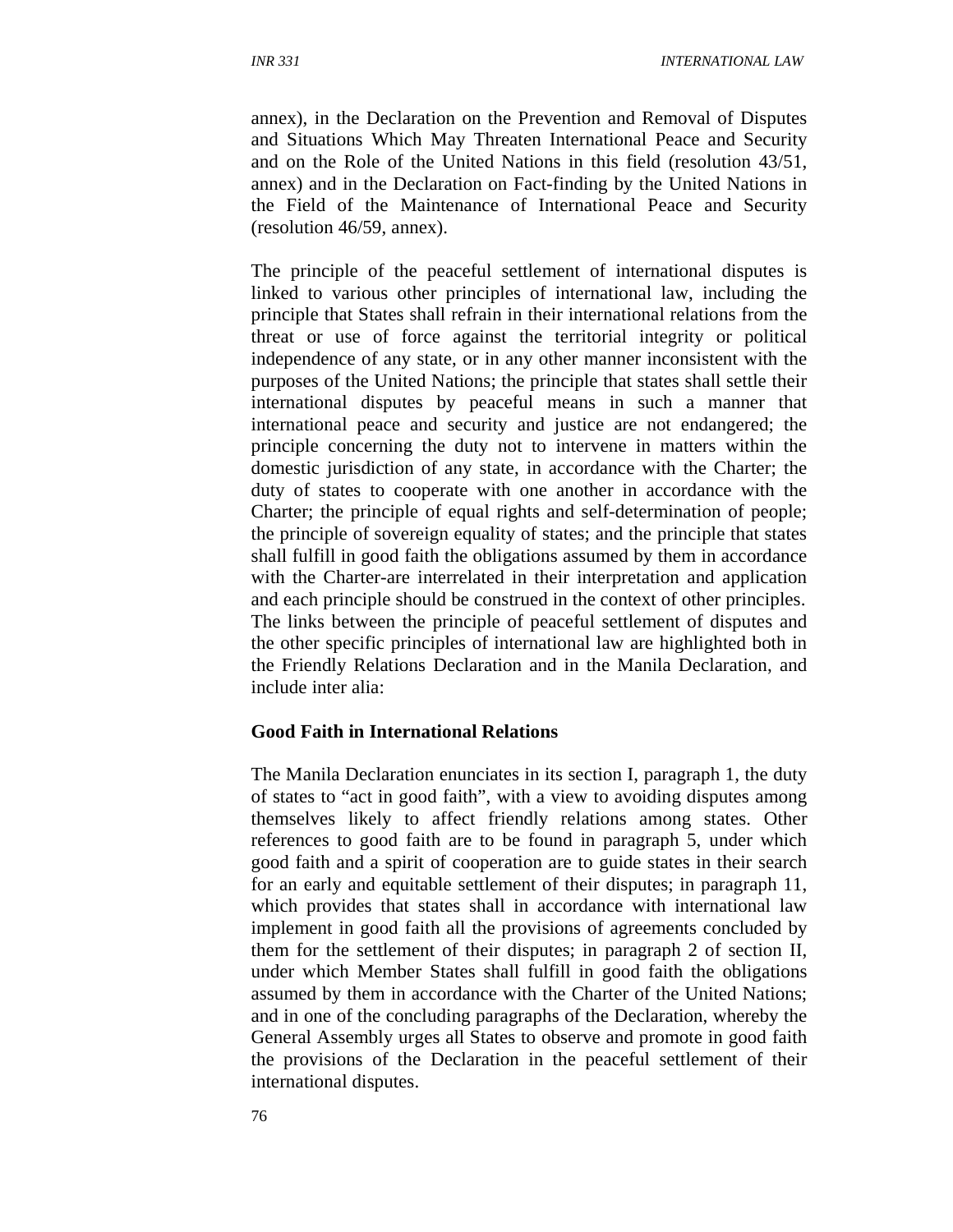annex), in the Declaration on the Prevention and Removal of Disputes and Situations Which May Threaten International Peace and Security and on the Role of the United Nations in this field (resolution 43/51, annex) and in the Declaration on Fact-finding by the United Nations in the Field of the Maintenance of International Peace and Security (resolution 46/59, annex).

The principle of the peaceful settlement of international disputes is linked to various other principles of international law, including the principle that States shall refrain in their international relations from the threat or use of force against the territorial integrity or political independence of any state, or in any other manner inconsistent with the purposes of the United Nations; the principle that states shall settle their international disputes by peaceful means in such a manner that international peace and security and justice are not endangered; the principle concerning the duty not to intervene in matters within the domestic jurisdiction of any state, in accordance with the Charter; the duty of states to cooperate with one another in accordance with the Charter; the principle of equal rights and self-determination of people; the principle of sovereign equality of states; and the principle that states shall fulfill in good faith the obligations assumed by them in accordance with the Charter-are interrelated in their interpretation and application and each principle should be construed in the context of other principles. The links between the principle of peaceful settlement of disputes and the other specific principles of international law are highlighted both in the Friendly Relations Declaration and in the Manila Declaration, and include inter alia:

**Good Faith in International Relations**

The Manila Declaration enunciates in its section I, paragraph 1, the duty of states to "act in good faith", with a view to avoiding disputes among themselves likely to affect friendly relations among states. Other references to good faith are to be found in paragraph 5, under which good faith and a spirit of cooperation are to guide states in their search for an early and equitable settlement of their disputes; in paragraph 11, which provides that states shall in accordance with international law implement in good faith all the provisions of agreements concluded by them for the settlement of their disputes; in paragraph 2 of section II, under which Member States shall fulfill in good faith the obligations assumed by them in accordance with the Charter of the United Nations; and in one of the concluding paragraphs of the Declaration, whereby the General Assembly urges all States to observe and promote in good faith the provisions of the Declaration in the peaceful settlement of their international disputes.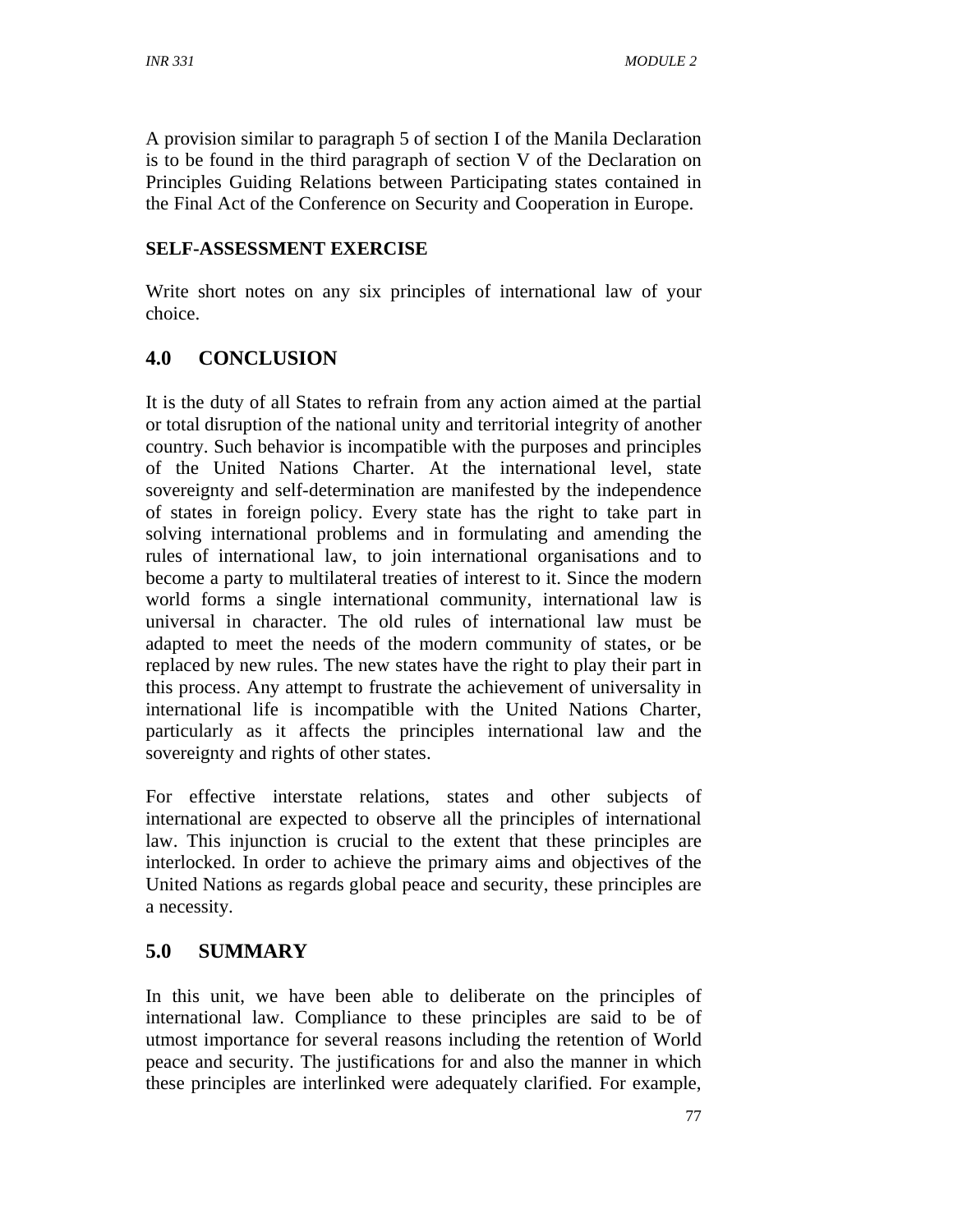A provision similar to paragraph 5 of section I of the Manila Declaration is to be found in the third paragraph of section V of the Declaration on Principles Guiding Relations between Participating states contained in the Final Act of the Conference on Security and Cooperation in Europe.

**SELF-ASSESSMENT EXERCISE**

Write short notes on any six principles of international law of your choice.

## 4.0 CONCLUSION

It is the duty of all States to refrain from any action aimed at the partial or total disruption of the national unity and territorial integrity of another country. Such behavior is incompatible with the purposes and principles of the United Nations Charter. At the international level, state sovereignty and self-determination are manifested by the independence of states in foreign policy. Every state has the right to take part in solving international problems and in formulating and amending the rules of international law, to join international organisations and to become a party to multilateral treaties of interest to it. Since the modern world forms a single international community, international law is universal in character. The old rules of international law must be adapted to meet the needs of the modern community of states, or be replaced by new rules. The new states have the right to play their part in this process. Any attempt to frustrate the achievement of universality in international life is incompatible with the United Nations Charter, particularly as it affects the principles international law and the sovereignty and rights of other states.

For effective interstate relations, states and other subjects of international are expected to observe all the principles of international law. This injunction is crucial to the extent that these principles are interlocked. In order to achieve the primary aims and objectives of the United Nations as regards global peace and security, these principles are a necessity.

## 5.0 SUMMARY

In this unit, we have been able to deliberate on the principles of international law. Compliance to these principles are said to be of utmost importance for several reasons including the retention of World peace and security. The justifications for and also the manner in which these principles are interlinked were adequately clarified. For example,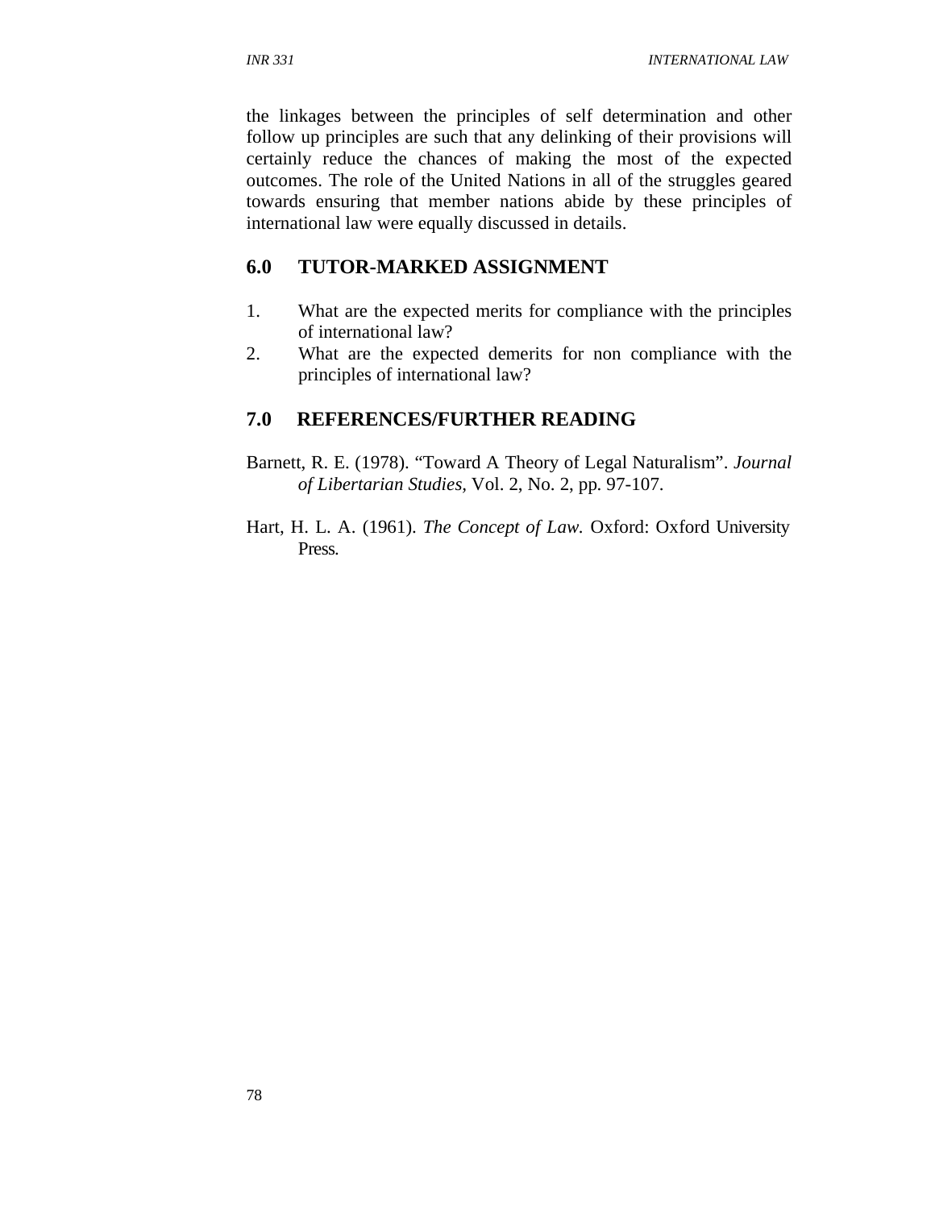the linkages between the principles of self determination and other follow up principles are such that any delinking of their provisions will certainly reduce the chances of making the most of the expected outcomes. The role of the United Nations in all of the struggles geared towards ensuring that member nations abide by these principles of international law were equally discussed in details.

## 6.0 TUTOR-MARKED ASSIGNMENT

1. What are the expected merits for compliance with the principles of international law?
2. What are the expected demerits for non compliance with the principles of international law?

## 7.0 REFERENCES/FURTHER READING

Barnett, R. E. (1978). "Toward A Theory of Legal Naturalism". *Journal of Libertarian Studies,* Vol. 2, No. 2, pp. 97-107.

Hart, H. L. A. (1961). *The Concept of Law.* Oxford: Oxford University Press.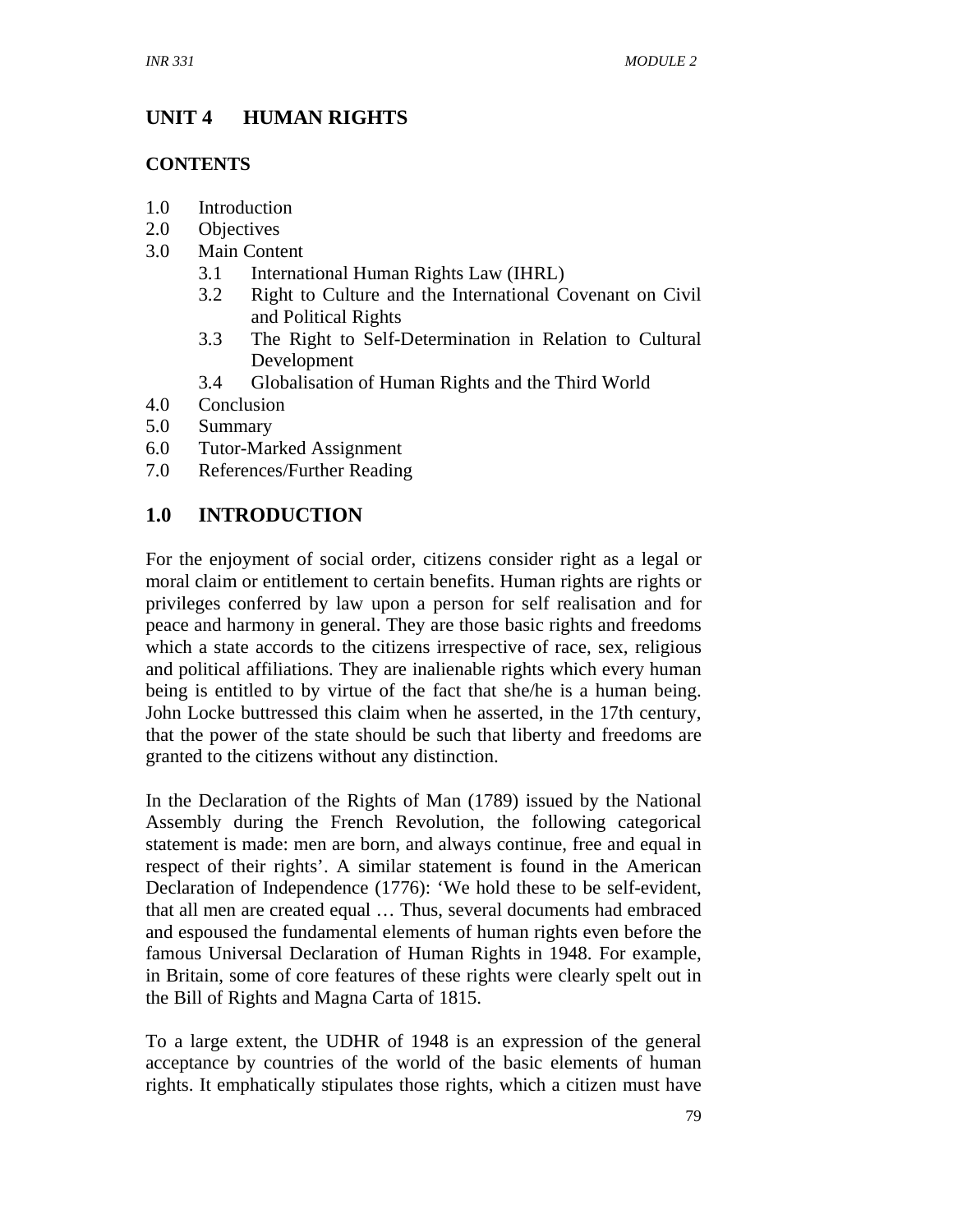## UNIT 4 HUMAN RIGHTS

### CONTENTS

1.0 Introduction
2.0 Objectives
3.0 Main Content
 3.1 International Human Rights Law (IHRL)
 3.2 Right to Culture and the International Covenant on Civil and Political Rights
 3.3 The Right to Self-Determination in Relation to Cultural Development
 3.4 Globalisation of Human Rights and the Third World
4.0 Conclusion
5.0 Summary
6.0 Tutor-Marked Assignment
7.0 References/Further Reading

## 1.0 INTRODUCTION

For the enjoyment of social order, citizens consider right as a legal or moral claim or entitlement to certain benefits. Human rights are rights or privileges conferred by law upon a person for self realisation and for peace and harmony in general. They are those basic rights and freedoms which a state accords to the citizens irrespective of race, sex, religious and political affiliations. They are inalienable rights which every human being is entitled to by virtue of the fact that she/he is a human being. John Locke buttressed this claim when he asserted, in the 17th century, that the power of the state should be such that liberty and freedoms are granted to the citizens without any distinction.

In the Declaration of the Rights of Man (1789) issued by the National Assembly during the French Revolution, the following categorical statement is made: men are born, and always continue, free and equal in respect of their rights'. A similar statement is found in the American Declaration of Independence (1776): 'We hold these to be self-evident, that all men are created equal … Thus, several documents had embraced and espoused the fundamental elements of human rights even before the famous Universal Declaration of Human Rights in 1948. For example, in Britain, some of core features of these rights were clearly spelt out in the Bill of Rights and Magna Carta of 1815.

To a large extent, the UDHR of 1948 is an expression of the general acceptance by countries of the world of the basic elements of human rights. It emphatically stipulates those rights, which a citizen must have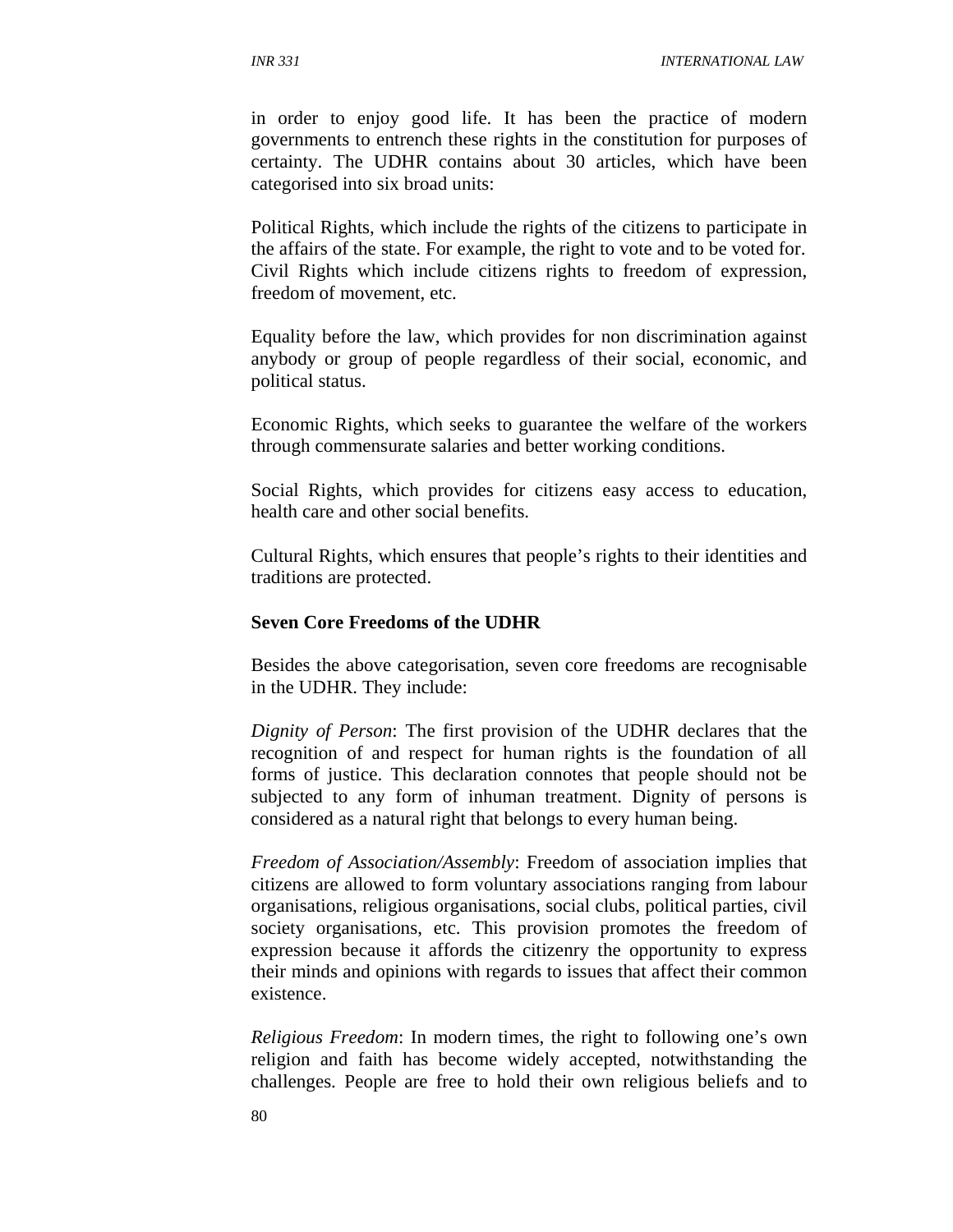in order to enjoy good life. It has been the practice of modern governments to entrench these rights in the constitution for purposes of certainty. The UDHR contains about 30 articles, which have been categorised into six broad units:

Political Rights, which include the rights of the citizens to participate in the affairs of the state. For example, the right to vote and to be voted for. Civil Rights which include citizens rights to freedom of expression, freedom of movement, etc.

Equality before the law, which provides for non discrimination against anybody or group of people regardless of their social, economic, and political status.

Economic Rights, which seeks to guarantee the welfare of the workers through commensurate salaries and better working conditions.

Social Rights, which provides for citizens easy access to education, health care and other social benefits.

Cultural Rights, which ensures that people's rights to their identities and traditions are protected.

**Seven Core Freedoms of the UDHR**

Besides the above categorisation, seven core freedoms are recognisable in the UDHR. They include:

*Dignity of Person*: The first provision of the UDHR declares that the recognition of and respect for human rights is the foundation of all forms of justice. This declaration connotes that people should not be subjected to any form of inhuman treatment. Dignity of persons is considered as a natural right that belongs to every human being.

*Freedom of Association/Assembly*: Freedom of association implies that citizens are allowed to form voluntary associations ranging from labour organisations, religious organisations, social clubs, political parties, civil society organisations, etc. This provision promotes the freedom of expression because it affords the citizenry the opportunity to express their minds and opinions with regards to issues that affect their common existence.

*Religious Freedom*: In modern times, the right to following one's own religion and faith has become widely accepted, notwithstanding the challenges. People are free to hold their own religious beliefs and to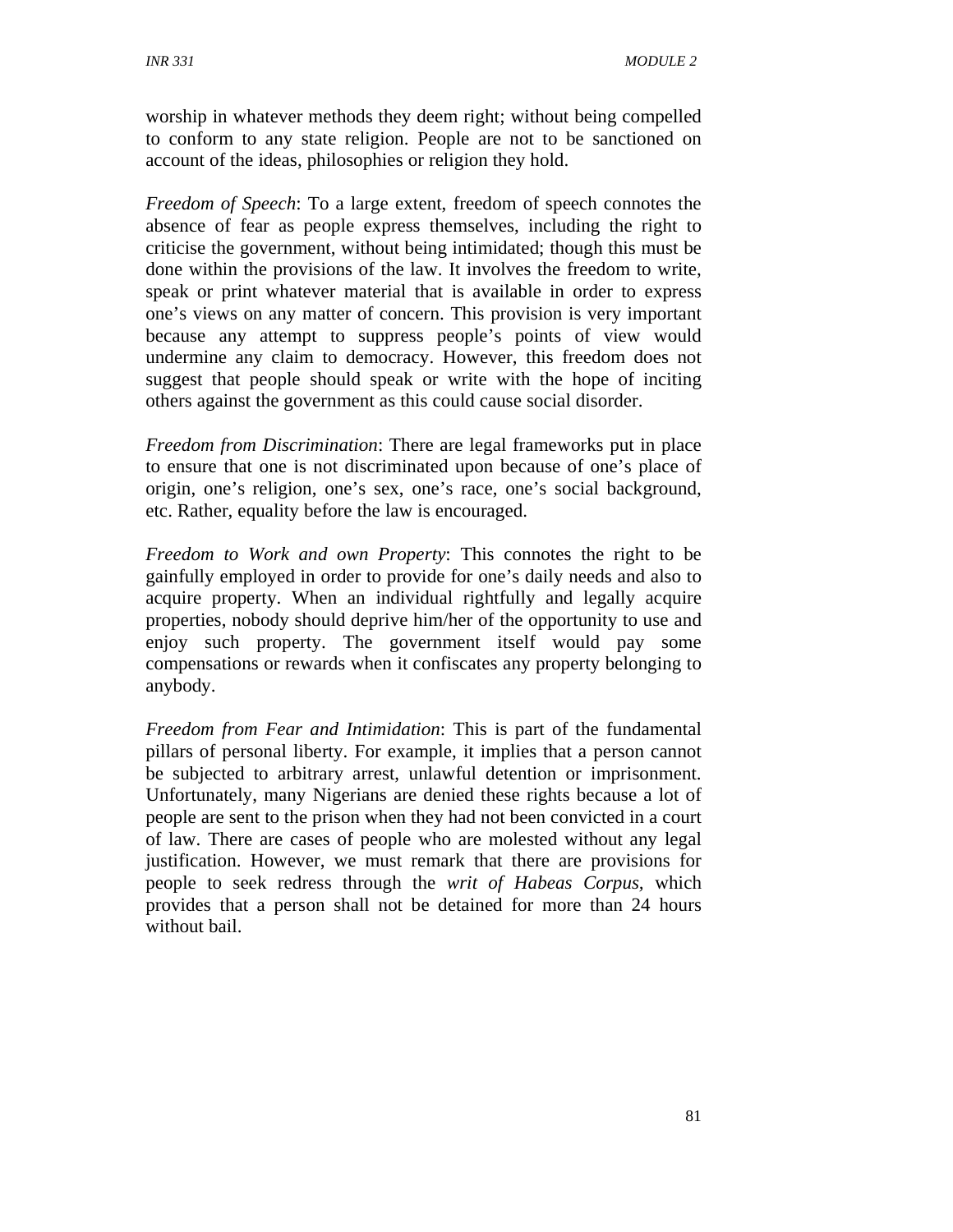worship in whatever methods they deem right; without being compelled to conform to any state religion. People are not to be sanctioned on account of the ideas, philosophies or religion they hold.

*Freedom of Speech*: To a large extent, freedom of speech connotes the absence of fear as people express themselves, including the right to criticise the government, without being intimidated; though this must be done within the provisions of the law. It involves the freedom to write, speak or print whatever material that is available in order to express one's views on any matter of concern. This provision is very important because any attempt to suppress people's points of view would undermine any claim to democracy. However, this freedom does not suggest that people should speak or write with the hope of inciting others against the government as this could cause social disorder.

*Freedom from Discrimination*: There are legal frameworks put in place to ensure that one is not discriminated upon because of one's place of origin, one's religion, one's sex, one's race, one's social background, etc. Rather, equality before the law is encouraged.

*Freedom to Work and own Property*: This connotes the right to be gainfully employed in order to provide for one's daily needs and also to acquire property. When an individual rightfully and legally acquire properties, nobody should deprive him/her of the opportunity to use and enjoy such property. The government itself would pay some compensations or rewards when it confiscates any property belonging to anybody.

*Freedom from Fear and Intimidation*: This is part of the fundamental pillars of personal liberty. For example, it implies that a person cannot be subjected to arbitrary arrest, unlawful detention or imprisonment. Unfortunately, many Nigerians are denied these rights because a lot of people are sent to the prison when they had not been convicted in a court of law. There are cases of people who are molested without any legal justification. However, we must remark that there are provisions for people to seek redress through the *writ of Habeas Corpus*, which provides that a person shall not be detained for more than 24 hours without bail.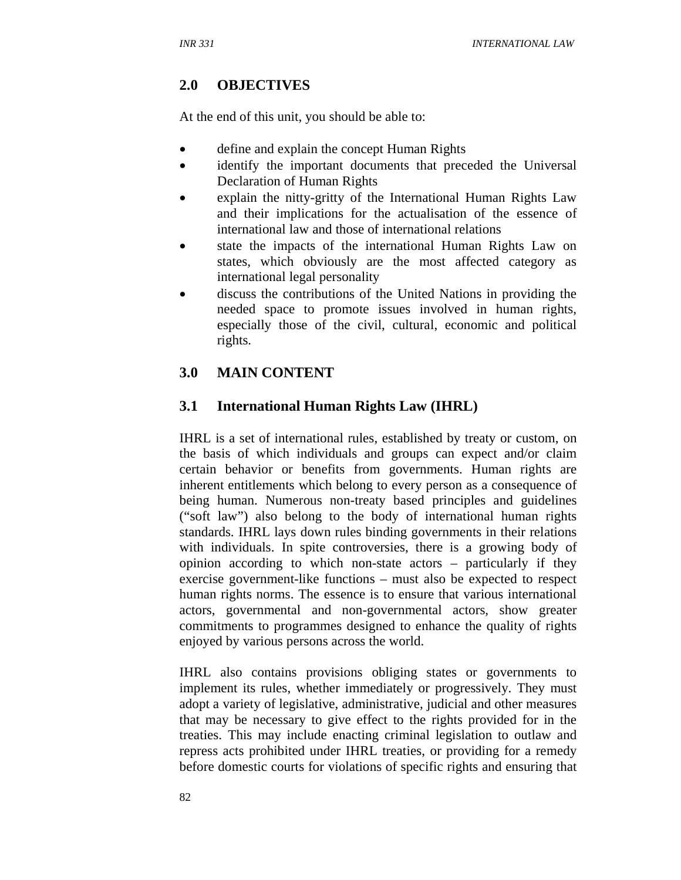## 2.0 OBJECTIVES

At the end of this unit, you should be able to:

- define and explain the concept Human Rights
- identify the important documents that preceded the Universal Declaration of Human Rights
- explain the nitty-gritty of the International Human Rights Law and their implications for the actualisation of the essence of international law and those of international relations
- state the impacts of the international Human Rights Law on states, which obviously are the most affected category as international legal personality
- discuss the contributions of the United Nations in providing the needed space to promote issues involved in human rights, especially those of the civil, cultural, economic and political rights.

## 3.0 MAIN CONTENT

### 3.1 International Human Rights Law (IHRL)

IHRL is a set of international rules, established by treaty or custom, on the basis of which individuals and groups can expect and/or claim certain behavior or benefits from governments. Human rights are inherent entitlements which belong to every person as a consequence of being human. Numerous non-treaty based principles and guidelines ("soft law") also belong to the body of international human rights standards. IHRL lays down rules binding governments in their relations with individuals. In spite controversies, there is a growing body of opinion according to which non-state actors – particularly if they exercise government-like functions – must also be expected to respect human rights norms. The essence is to ensure that various international actors, governmental and non-governmental actors, show greater commitments to programmes designed to enhance the quality of rights enjoyed by various persons across the world.

IHRL also contains provisions obliging states or governments to implement its rules, whether immediately or progressively. They must adopt a variety of legislative, administrative, judicial and other measures that may be necessary to give effect to the rights provided for in the treaties. This may include enacting criminal legislation to outlaw and repress acts prohibited under IHRL treaties, or providing for a remedy before domestic courts for violations of specific rights and ensuring that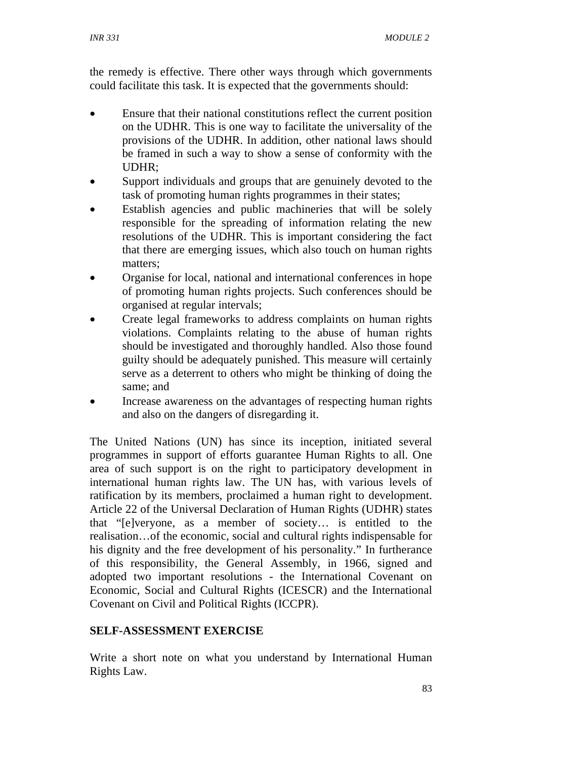the remedy is effective. There other ways through which governments could facilitate this task. It is expected that the governments should:

- Ensure that their national constitutions reflect the current position on the UDHR. This is one way to facilitate the universality of the provisions of the UDHR. In addition, other national laws should be framed in such a way to show a sense of conformity with the UDHR;
- Support individuals and groups that are genuinely devoted to the task of promoting human rights programmes in their states;
- Establish agencies and public machineries that will be solely responsible for the spreading of information relating the new resolutions of the UDHR. This is important considering the fact that there are emerging issues, which also touch on human rights matters;
- Organise for local, national and international conferences in hope of promoting human rights projects. Such conferences should be organised at regular intervals;
- Create legal frameworks to address complaints on human rights violations. Complaints relating to the abuse of human rights should be investigated and thoroughly handled. Also those found guilty should be adequately punished. This measure will certainly serve as a deterrent to others who might be thinking of doing the same; and
- Increase awareness on the advantages of respecting human rights and also on the dangers of disregarding it.

The United Nations (UN) has since its inception, initiated several programmes in support of efforts guarantee Human Rights to all. One area of such support is on the right to participatory development in international human rights law. The UN has, with various levels of ratification by its members, proclaimed a human right to development. Article 22 of the Universal Declaration of Human Rights (UDHR) states that "[e]veryone, as a member of society… is entitled to the realisation…of the economic, social and cultural rights indispensable for his dignity and the free development of his personality." In furtherance of this responsibility, the General Assembly, in 1966, signed and adopted two important resolutions - the International Covenant on Economic, Social and Cultural Rights (ICESCR) and the International Covenant on Civil and Political Rights (ICCPR).

**SELF-ASSESSMENT EXERCISE**

Write a short note on what you understand by International Human Rights Law.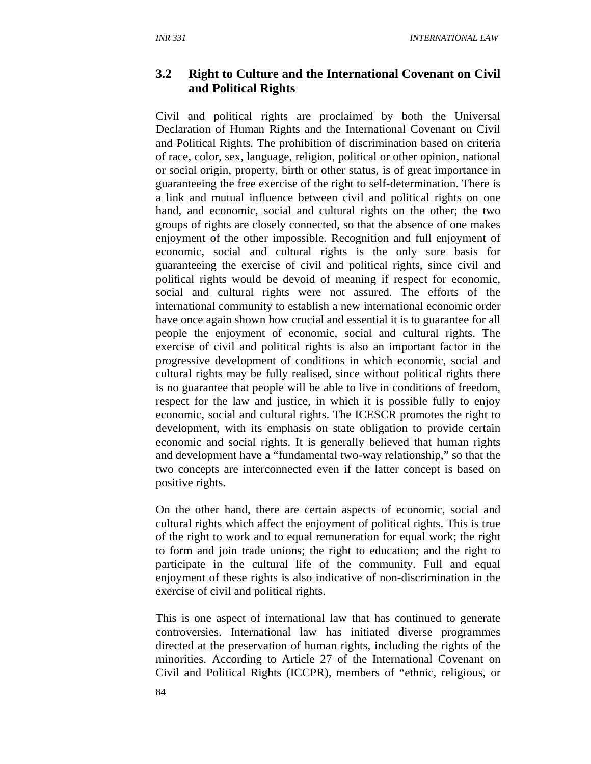### 3.2 Right to Culture and the International Covenant on Civil and Political Rights

Civil and political rights are proclaimed by both the Universal Declaration of Human Rights and the International Covenant on Civil and Political Rights. The prohibition of discrimination based on criteria of race, color, sex, language, religion, political or other opinion, national or social origin, property, birth or other status, is of great importance in guaranteeing the free exercise of the right to self-determination. There is a link and mutual influence between civil and political rights on one hand, and economic, social and cultural rights on the other; the two groups of rights are closely connected, so that the absence of one makes enjoyment of the other impossible. Recognition and full enjoyment of economic, social and cultural rights is the only sure basis for guaranteeing the exercise of civil and political rights, since civil and political rights would be devoid of meaning if respect for economic, social and cultural rights were not assured. The efforts of the international community to establish a new international economic order have once again shown how crucial and essential it is to guarantee for all people the enjoyment of economic, social and cultural rights. The exercise of civil and political rights is also an important factor in the progressive development of conditions in which economic, social and cultural rights may be fully realised, since without political rights there is no guarantee that people will be able to live in conditions of freedom, respect for the law and justice, in which it is possible fully to enjoy economic, social and cultural rights. The ICESCR promotes the right to development, with its emphasis on state obligation to provide certain economic and social rights. It is generally believed that human rights and development have a "fundamental two-way relationship," so that the two concepts are interconnected even if the latter concept is based on positive rights.

On the other hand, there are certain aspects of economic, social and cultural rights which affect the enjoyment of political rights. This is true of the right to work and to equal remuneration for equal work; the right to form and join trade unions; the right to education; and the right to participate in the cultural life of the community. Full and equal enjoyment of these rights is also indicative of non-discrimination in the exercise of civil and political rights.

This is one aspect of international law that has continued to generate controversies. International law has initiated diverse programmes directed at the preservation of human rights, including the rights of the minorities. According to Article 27 of the International Covenant on Civil and Political Rights (ICCPR), members of "ethnic, religious, or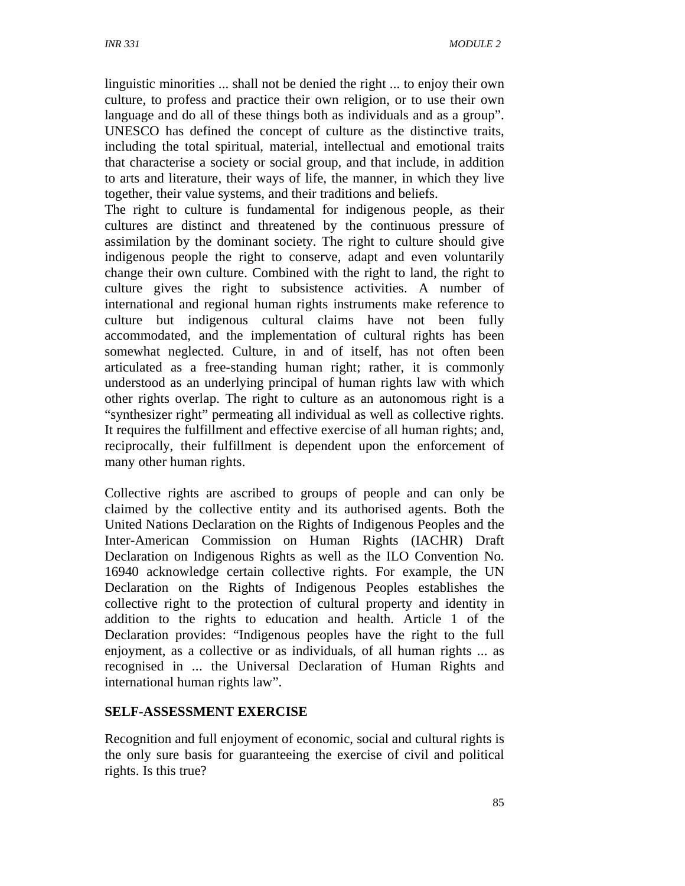linguistic minorities ... shall not be denied the right ... to enjoy their own culture, to profess and practice their own religion, or to use their own language and do all of these things both as individuals and as a group". UNESCO has defined the concept of culture as the distinctive traits, including the total spiritual, material, intellectual and emotional traits that characterise a society or social group, and that include, in addition to arts and literature, their ways of life, the manner, in which they live together, their value systems, and their traditions and beliefs.

The right to culture is fundamental for indigenous people, as their cultures are distinct and threatened by the continuous pressure of assimilation by the dominant society. The right to culture should give indigenous people the right to conserve, adapt and even voluntarily change their own culture. Combined with the right to land, the right to culture gives the right to subsistence activities. A number of international and regional human rights instruments make reference to culture but indigenous cultural claims have not been fully accommodated, and the implementation of cultural rights has been somewhat neglected. Culture, in and of itself, has not often been articulated as a free-standing human right; rather, it is commonly understood as an underlying principal of human rights law with which other rights overlap. The right to culture as an autonomous right is a "synthesizer right" permeating all individual as well as collective rights. It requires the fulfillment and effective exercise of all human rights; and, reciprocally, their fulfillment is dependent upon the enforcement of many other human rights.

Collective rights are ascribed to groups of people and can only be claimed by the collective entity and its authorised agents. Both the United Nations Declaration on the Rights of Indigenous Peoples and the Inter-American Commission on Human Rights (IACHR) Draft Declaration on Indigenous Rights as well as the ILO Convention No. 16940 acknowledge certain collective rights. For example, the UN Declaration on the Rights of Indigenous Peoples establishes the collective right to the protection of cultural property and identity in addition to the rights to education and health. Article 1 of the Declaration provides: "Indigenous peoples have the right to the full enjoyment, as a collective or as individuals, of all human rights ... as recognised in ... the Universal Declaration of Human Rights and international human rights law".

## SELF-ASSESSMENT EXERCISE

Recognition and full enjoyment of economic, social and cultural rights is the only sure basis for guaranteeing the exercise of civil and political rights. Is this true?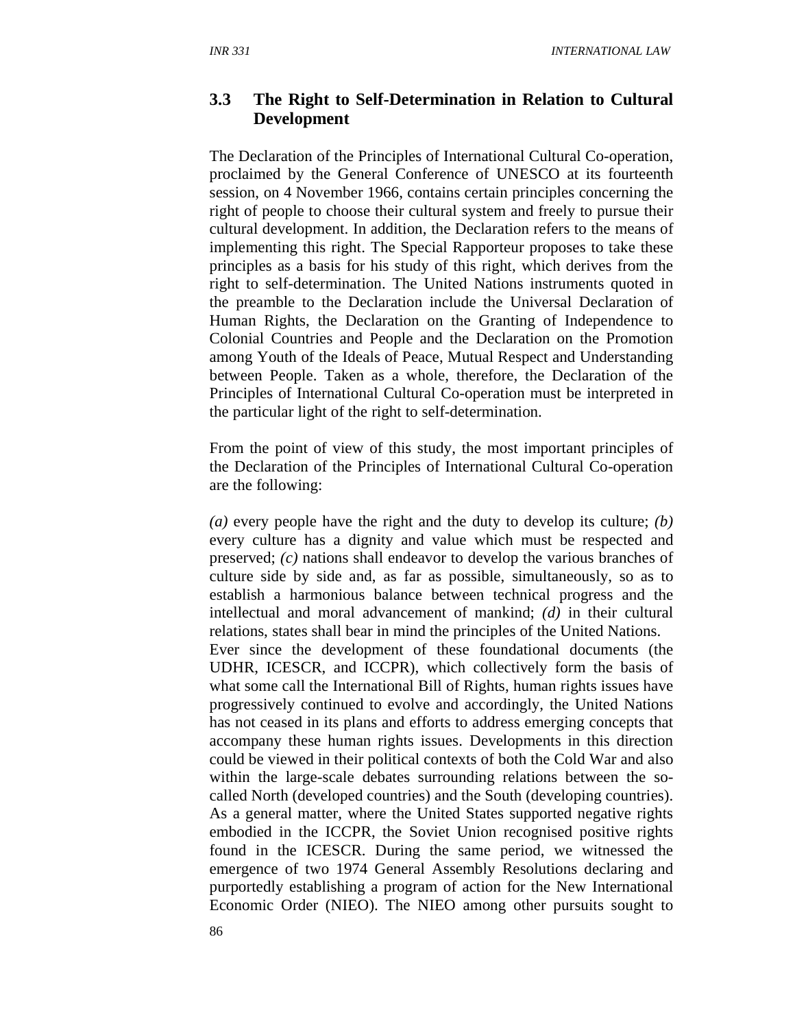### 3.3 The Right to Self-Determination in Relation to Cultural Development

The Declaration of the Principles of International Cultural Co-operation, proclaimed by the General Conference of UNESCO at its fourteenth session, on 4 November 1966, contains certain principles concerning the right of people to choose their cultural system and freely to pursue their cultural development. In addition, the Declaration refers to the means of implementing this right. The Special Rapporteur proposes to take these principles as a basis for his study of this right, which derives from the right to self-determination. The United Nations instruments quoted in the preamble to the Declaration include the Universal Declaration of Human Rights, the Declaration on the Granting of Independence to Colonial Countries and People and the Declaration on the Promotion among Youth of the Ideals of Peace, Mutual Respect and Understanding between People. Taken as a whole, therefore, the Declaration of the Principles of International Cultural Co-operation must be interpreted in the particular light of the right to self-determination.

From the point of view of this study, the most important principles of the Declaration of the Principles of International Cultural Co-operation are the following:

*(a)* every people have the right and the duty to develop its culture; *(b)* every culture has a dignity and value which must be respected and preserved; *(c)* nations shall endeavor to develop the various branches of culture side by side and, as far as possible, simultaneously, so as to establish a harmonious balance between technical progress and the intellectual and moral advancement of mankind; *(d)* in their cultural relations, states shall bear in mind the principles of the United Nations.

Ever since the development of these foundational documents (the UDHR, ICESCR, and ICCPR), which collectively form the basis of what some call the International Bill of Rights, human rights issues have progressively continued to evolve and accordingly, the United Nations has not ceased in its plans and efforts to address emerging concepts that accompany these human rights issues. Developments in this direction could be viewed in their political contexts of both the Cold War and also within the large-scale debates surrounding relations between the so-called North (developed countries) and the South (developing countries). As a general matter, where the United States supported negative rights embodied in the ICCPR, the Soviet Union recognised positive rights found in the ICESCR. During the same period, we witnessed the emergence of two 1974 General Assembly Resolutions declaring and purportedly establishing a program of action for the New International Economic Order (NIEO). The NIEO among other pursuits sought to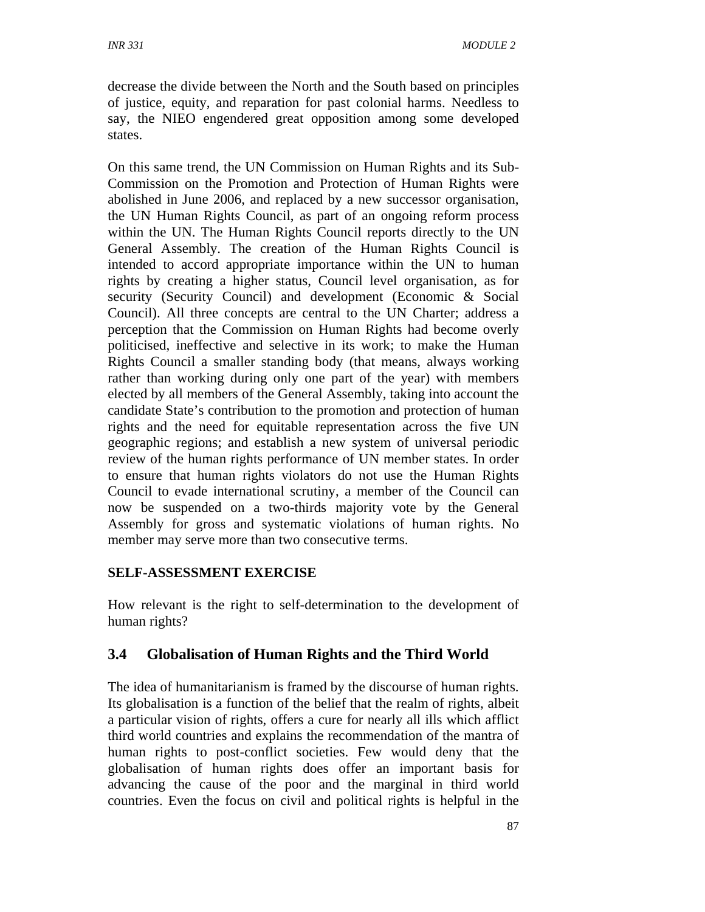decrease the divide between the North and the South based on principles of justice, equity, and reparation for past colonial harms. Needless to say, the NIEO engendered great opposition among some developed states.

On this same trend, the UN Commission on Human Rights and its Sub-Commission on the Promotion and Protection of Human Rights were abolished in June 2006, and replaced by a new successor organisation, the UN Human Rights Council, as part of an ongoing reform process within the UN. The Human Rights Council reports directly to the UN General Assembly. The creation of the Human Rights Council is intended to accord appropriate importance within the UN to human rights by creating a higher status, Council level organisation, as for security (Security Council) and development (Economic & Social Council). All three concepts are central to the UN Charter; address a perception that the Commission on Human Rights had become overly politicised, ineffective and selective in its work; to make the Human Rights Council a smaller standing body (that means, always working rather than working during only one part of the year) with members elected by all members of the General Assembly, taking into account the candidate State's contribution to the promotion and protection of human rights and the need for equitable representation across the five UN geographic regions; and establish a new system of universal periodic review of the human rights performance of UN member states. In order to ensure that human rights violators do not use the Human Rights Council to evade international scrutiny, a member of the Council can now be suspended on a two-thirds majority vote by the General Assembly for gross and systematic violations of human rights. No member may serve more than two consecutive terms.

**SELF-ASSESSMENT EXERCISE**

How relevant is the right to self-determination to the development of human rights?

## 3.4 Globalisation of Human Rights and the Third World

The idea of humanitarianism is framed by the discourse of human rights. Its globalisation is a function of the belief that the realm of rights, albeit a particular vision of rights, offers a cure for nearly all ills which afflict third world countries and explains the recommendation of the mantra of human rights to post-conflict societies. Few would deny that the globalisation of human rights does offer an important basis for advancing the cause of the poor and the marginal in third world countries. Even the focus on civil and political rights is helpful in the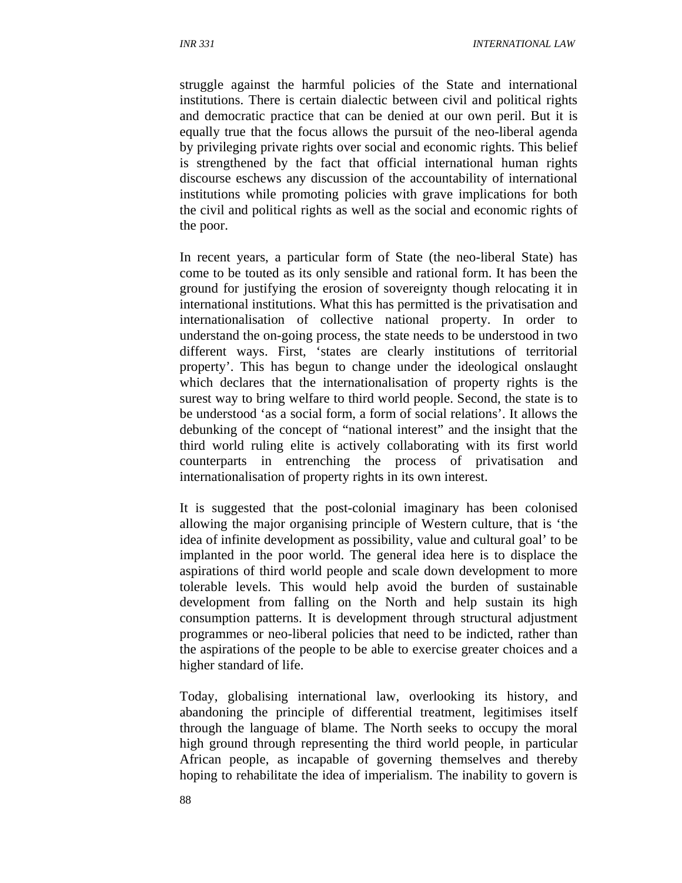struggle against the harmful policies of the State and international institutions. There is certain dialectic between civil and political rights and democratic practice that can be denied at our own peril. But it is equally true that the focus allows the pursuit of the neo-liberal agenda by privileging private rights over social and economic rights. This belief is strengthened by the fact that official international human rights discourse eschews any discussion of the accountability of international institutions while promoting policies with grave implications for both the civil and political rights as well as the social and economic rights of the poor.

In recent years, a particular form of State (the neo-liberal State) has come to be touted as its only sensible and rational form. It has been the ground for justifying the erosion of sovereignty though relocating it in international institutions. What this has permitted is the privatisation and internationalisation of collective national property. In order to understand the on-going process, the state needs to be understood in two different ways. First, 'states are clearly institutions of territorial property'. This has begun to change under the ideological onslaught which declares that the internationalisation of property rights is the surest way to bring welfare to third world people. Second, the state is to be understood 'as a social form, a form of social relations'. It allows the debunking of the concept of "national interest" and the insight that the third world ruling elite is actively collaborating with its first world counterparts in entrenching the process of privatisation and internationalisation of property rights in its own interest.

It is suggested that the post-colonial imaginary has been colonised allowing the major organising principle of Western culture, that is 'the idea of infinite development as possibility, value and cultural goal' to be implanted in the poor world. The general idea here is to displace the aspirations of third world people and scale down development to more tolerable levels. This would help avoid the burden of sustainable development from falling on the North and help sustain its high consumption patterns. It is development through structural adjustment programmes or neo-liberal policies that need to be indicted, rather than the aspirations of the people to be able to exercise greater choices and a higher standard of life.

Today, globalising international law, overlooking its history, and abandoning the principle of differential treatment, legitimises itself through the language of blame. The North seeks to occupy the moral high ground through representing the third world people, in particular African people, as incapable of governing themselves and thereby hoping to rehabilitate the idea of imperialism. The inability to govern is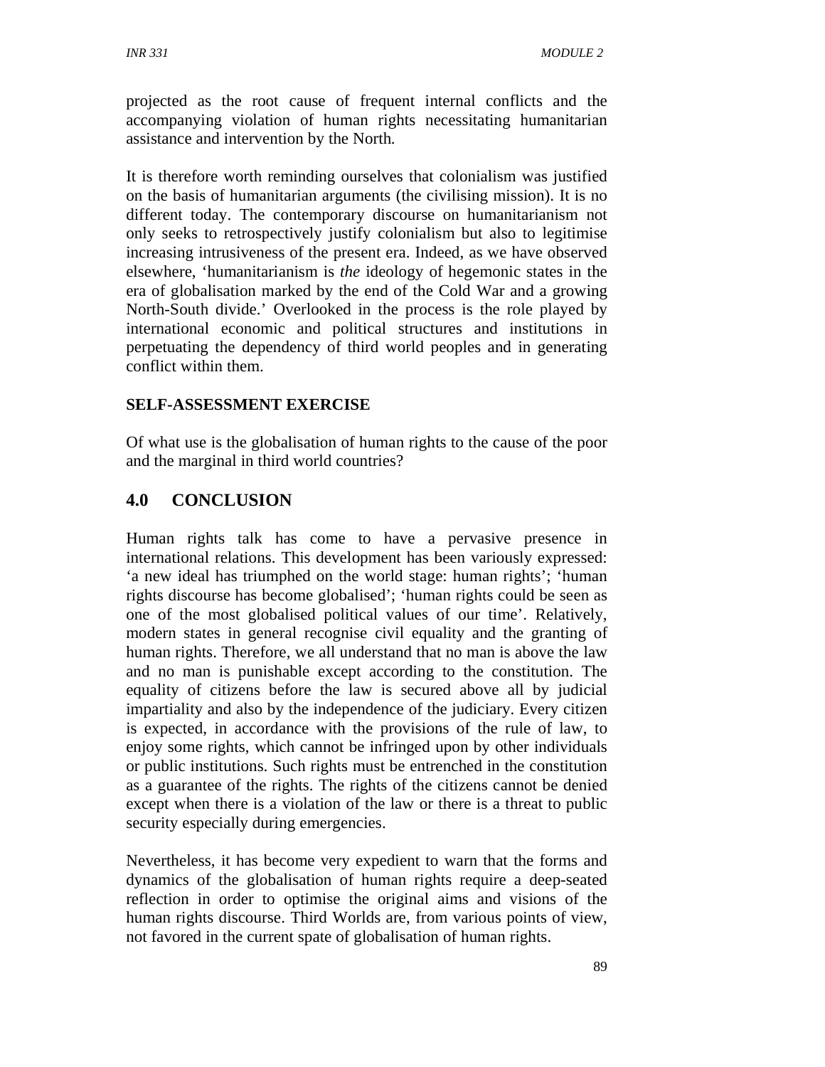projected as the root cause of frequent internal conflicts and the accompanying violation of human rights necessitating humanitarian assistance and intervention by the North.

It is therefore worth reminding ourselves that colonialism was justified on the basis of humanitarian arguments (the civilising mission). It is no different today. The contemporary discourse on humanitarianism not only seeks to retrospectively justify colonialism but also to legitimise increasing intrusiveness of the present era. Indeed, as we have observed elsewhere, 'humanitarianism is *the* ideology of hegemonic states in the era of globalisation marked by the end of the Cold War and a growing North-South divide.' Overlooked in the process is the role played by international economic and political structures and institutions in perpetuating the dependency of third world peoples and in generating conflict within them.

**SELF-ASSESSMENT EXERCISE**

Of what use is the globalisation of human rights to the cause of the poor and the marginal in third world countries?

## 4.0 CONCLUSION

Human rights talk has come to have a pervasive presence in international relations. This development has been variously expressed: 'a new ideal has triumphed on the world stage: human rights'; 'human rights discourse has become globalised'; 'human rights could be seen as one of the most globalised political values of our time'. Relatively, modern states in general recognise civil equality and the granting of human rights. Therefore, we all understand that no man is above the law and no man is punishable except according to the constitution. The equality of citizens before the law is secured above all by judicial impartiality and also by the independence of the judiciary. Every citizen is expected, in accordance with the provisions of the rule of law, to enjoy some rights, which cannot be infringed upon by other individuals or public institutions. Such rights must be entrenched in the constitution as a guarantee of the rights. The rights of the citizens cannot be denied except when there is a violation of the law or there is a threat to public security especially during emergencies.

Nevertheless, it has become very expedient to warn that the forms and dynamics of the globalisation of human rights require a deep-seated reflection in order to optimise the original aims and visions of the human rights discourse. Third Worlds are, from various points of view, not favored in the current spate of globalisation of human rights.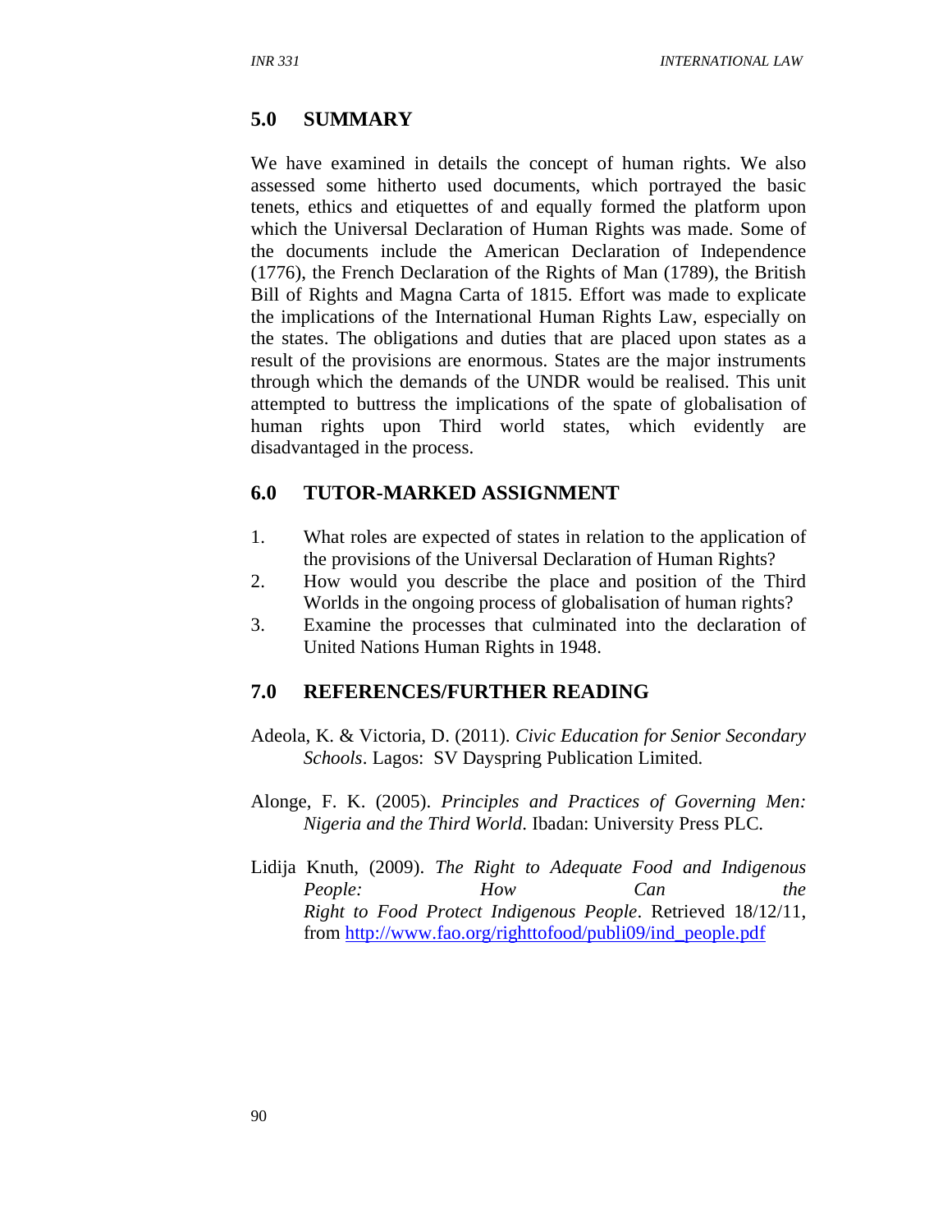## 5.0 SUMMARY

We have examined in details the concept of human rights. We also assessed some hitherto used documents, which portrayed the basic tenets, ethics and etiquettes of and equally formed the platform upon which the Universal Declaration of Human Rights was made. Some of the documents include the American Declaration of Independence (1776), the French Declaration of the Rights of Man (1789), the British Bill of Rights and Magna Carta of 1815. Effort was made to explicate the implications of the International Human Rights Law, especially on the states. The obligations and duties that are placed upon states as a result of the provisions are enormous. States are the major instruments through which the demands of the UNDR would be realised. This unit attempted to buttress the implications of the spate of globalisation of human rights upon Third world states, which evidently are disadvantaged in the process.

## 6.0 TUTOR-MARKED ASSIGNMENT

1. What roles are expected of states in relation to the application of the provisions of the Universal Declaration of Human Rights?
2. How would you describe the place and position of the Third Worlds in the ongoing process of globalisation of human rights?
3. Examine the processes that culminated into the declaration of United Nations Human Rights in 1948.

## 7.0 REFERENCES/FURTHER READING

Adeola, K. & Victoria, D. (2011). *Civic Education for Senior Secondary Schools*. Lagos: SV Dayspring Publication Limited.

Alonge, F. K. (2005). *Principles and Practices of Governing Men: Nigeria and the Third World*. Ibadan: University Press PLC.

Lidija Knuth, (2009). *The Right to Adequate Food and Indigenous People: How Can the Right to Food Protect Indigenous People*. Retrieved 18/12/11, from http://www.fao.org/righttofood/publi09/ind_people.pdf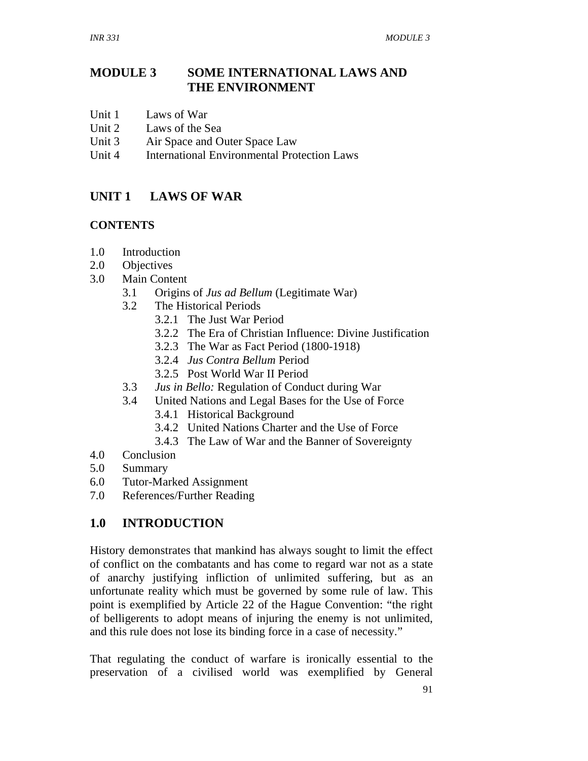# MODULE 3 SOME INTERNATIONAL LAWS AND THE ENVIRONMENT

Unit 1 Laws of War
Unit 2 Laws of the Sea
Unit 3 Air Space and Outer Space Law
Unit 4 International Environmental Protection Laws

## UNIT 1 LAWS OF WAR

### CONTENTS

1.0 Introduction
2.0 Objectives
3.0 Main Content
  3.1 Origins of *Jus ad Bellum* (Legitimate War)
  3.2 The Historical Periods
    3.2.1 The Just War Period
    3.2.2 The Era of Christian Influence: Divine Justification
    3.2.3 The War as Fact Period (1800-1918)
    3.2.4 *Jus Contra Bellum* Period
    3.2.5 Post World War II Period
  3.3 *Jus in Bello:* Regulation of Conduct during War
  3.4 United Nations and Legal Bases for the Use of Force
    3.4.1 Historical Background
    3.4.2 United Nations Charter and the Use of Force
    3.4.3 The Law of War and the Banner of Sovereignty
4.0 Conclusion
5.0 Summary
6.0 Tutor-Marked Assignment
7.0 References/Further Reading

## 1.0 INTRODUCTION

History demonstrates that mankind has always sought to limit the effect of conflict on the combatants and has come to regard war not as a state of anarchy justifying infliction of unlimited suffering, but as an unfortunate reality which must be governed by some rule of law. This point is exemplified by Article 22 of the Hague Convention: "the right of belligerents to adopt means of injuring the enemy is not unlimited, and this rule does not lose its binding force in a case of necessity."

That regulating the conduct of warfare is ironically essential to the preservation of a civilised world was exemplified by General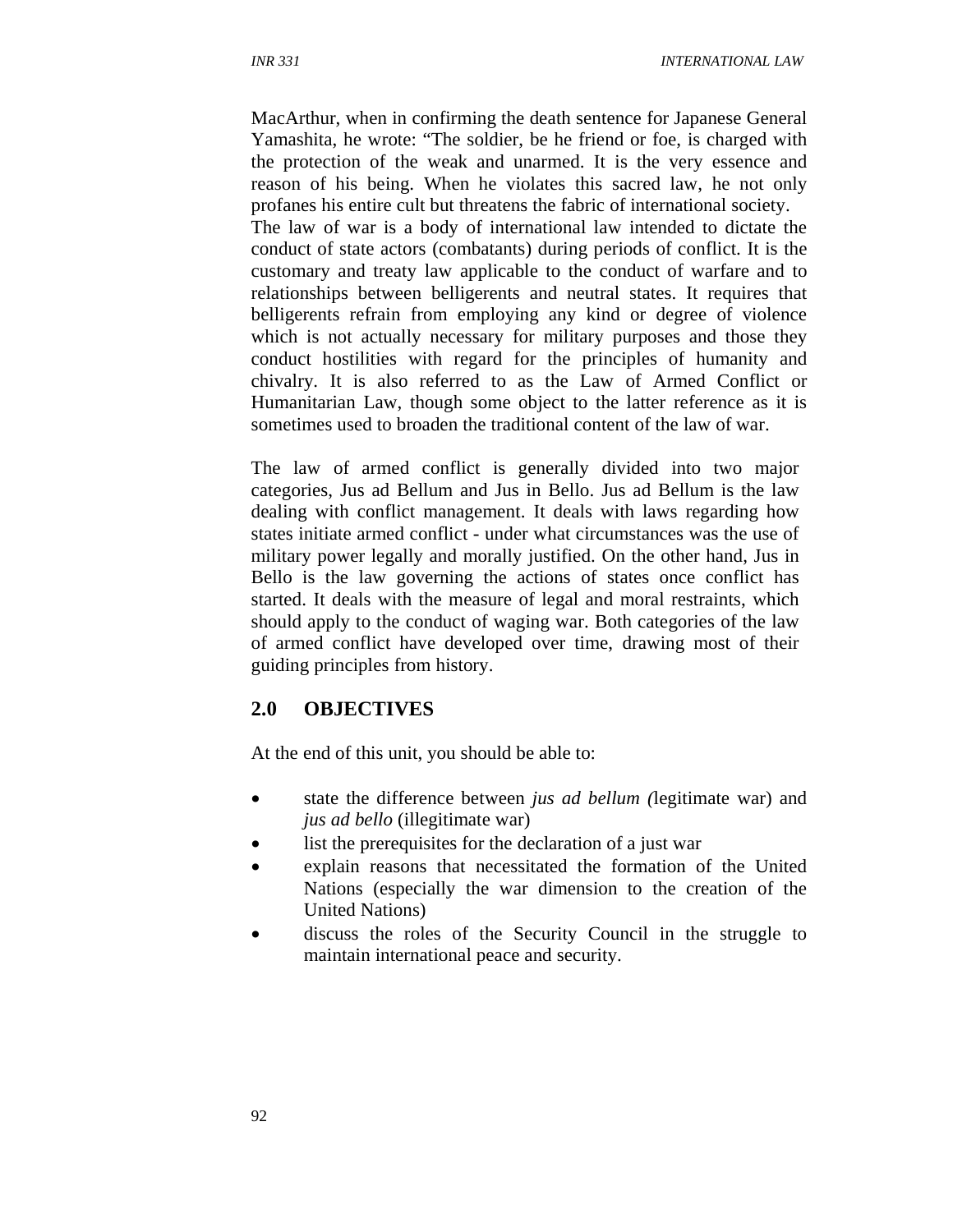MacArthur, when in confirming the death sentence for Japanese General Yamashita, he wrote: "The soldier, be he friend or foe, is charged with the protection of the weak and unarmed. It is the very essence and reason of his being. When he violates this sacred law, he not only profanes his entire cult but threatens the fabric of international society. The law of war is a body of international law intended to dictate the conduct of state actors (combatants) during periods of conflict. It is the customary and treaty law applicable to the conduct of warfare and to relationships between belligerents and neutral states. It requires that belligerents refrain from employing any kind or degree of violence which is not actually necessary for military purposes and those they conduct hostilities with regard for the principles of humanity and chivalry. It is also referred to as the Law of Armed Conflict or Humanitarian Law, though some object to the latter reference as it is sometimes used to broaden the traditional content of the law of war.

The law of armed conflict is generally divided into two major categories, Jus ad Bellum and Jus in Bello. Jus ad Bellum is the law dealing with conflict management. It deals with laws regarding how states initiate armed conflict - under what circumstances was the use of military power legally and morally justified. On the other hand, Jus in Bello is the law governing the actions of states once conflict has started. It deals with the measure of legal and moral restraints, which should apply to the conduct of waging war. Both categories of the law of armed conflict have developed over time, drawing most of their guiding principles from history.

## 2.0 OBJECTIVES

At the end of this unit, you should be able to:

- state the difference between *jus ad bellum (*legitimate war) and *jus ad bello* (illegitimate war)
- list the prerequisites for the declaration of a just war
- explain reasons that necessitated the formation of the United Nations (especially the war dimension to the creation of the United Nations)
- discuss the roles of the Security Council in the struggle to maintain international peace and security.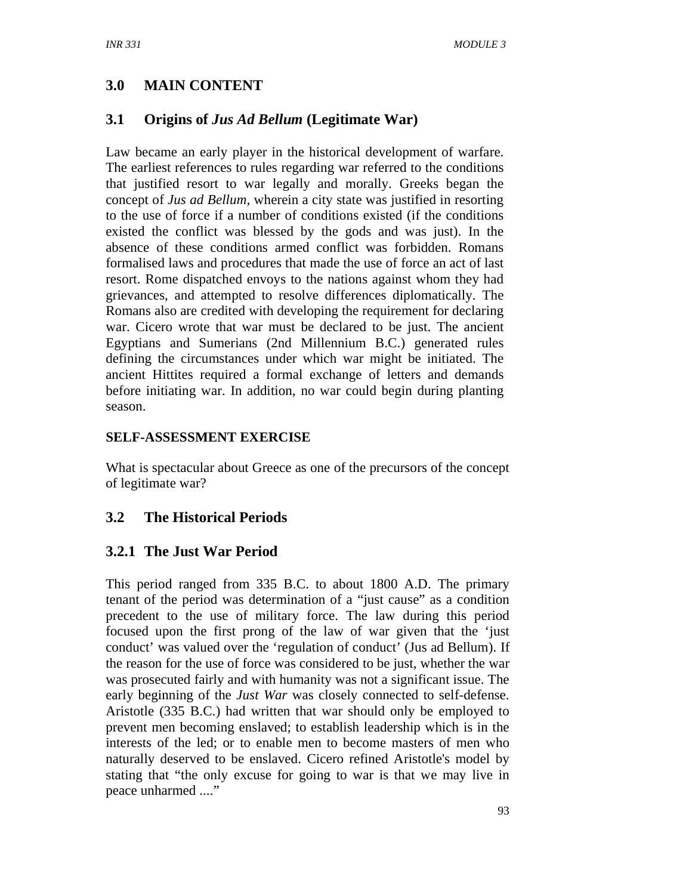## 3.0 MAIN CONTENT

### 3.1 Origins of *Jus Ad Bellum* (Legitimate War)

Law became an early player in the historical development of warfare. The earliest references to rules regarding war referred to the conditions that justified resort to war legally and morally. Greeks began the concept of *Jus ad Bellum*, wherein a city state was justified in resorting to the use of force if a number of conditions existed (if the conditions existed the conflict was blessed by the gods and was just). In the absence of these conditions armed conflict was forbidden. Romans formalised laws and procedures that made the use of force an act of last resort. Rome dispatched envoys to the nations against whom they had grievances, and attempted to resolve differences diplomatically. The Romans also are credited with developing the requirement for declaring war. Cicero wrote that war must be declared to be just. The ancient Egyptians and Sumerians (2nd Millennium B.C.) generated rules defining the circumstances under which war might be initiated. The ancient Hittites required a formal exchange of letters and demands before initiating war. In addition, no war could begin during planting season.

**SELF-ASSESSMENT EXERCISE**

What is spectacular about Greece as one of the precursors of the concept of legitimate war?

### 3.2 The Historical Periods

#### 3.2.1 The Just War Period

This period ranged from 335 B.C. to about 1800 A.D. The primary tenant of the period was determination of a "just cause" as a condition precedent to the use of military force. The law during this period focused upon the first prong of the law of war given that the 'just conduct' was valued over the 'regulation of conduct' (Jus ad Bellum). If the reason for the use of force was considered to be just, whether the war was prosecuted fairly and with humanity was not a significant issue. The early beginning of the *Just War* was closely connected to self-defense. Aristotle (335 B.C.) had written that war should only be employed to prevent men becoming enslaved; to establish leadership which is in the interests of the led; or to enable men to become masters of men who naturally deserved to be enslaved. Cicero refined Aristotle's model by stating that "the only excuse for going to war is that we may live in peace unharmed ...."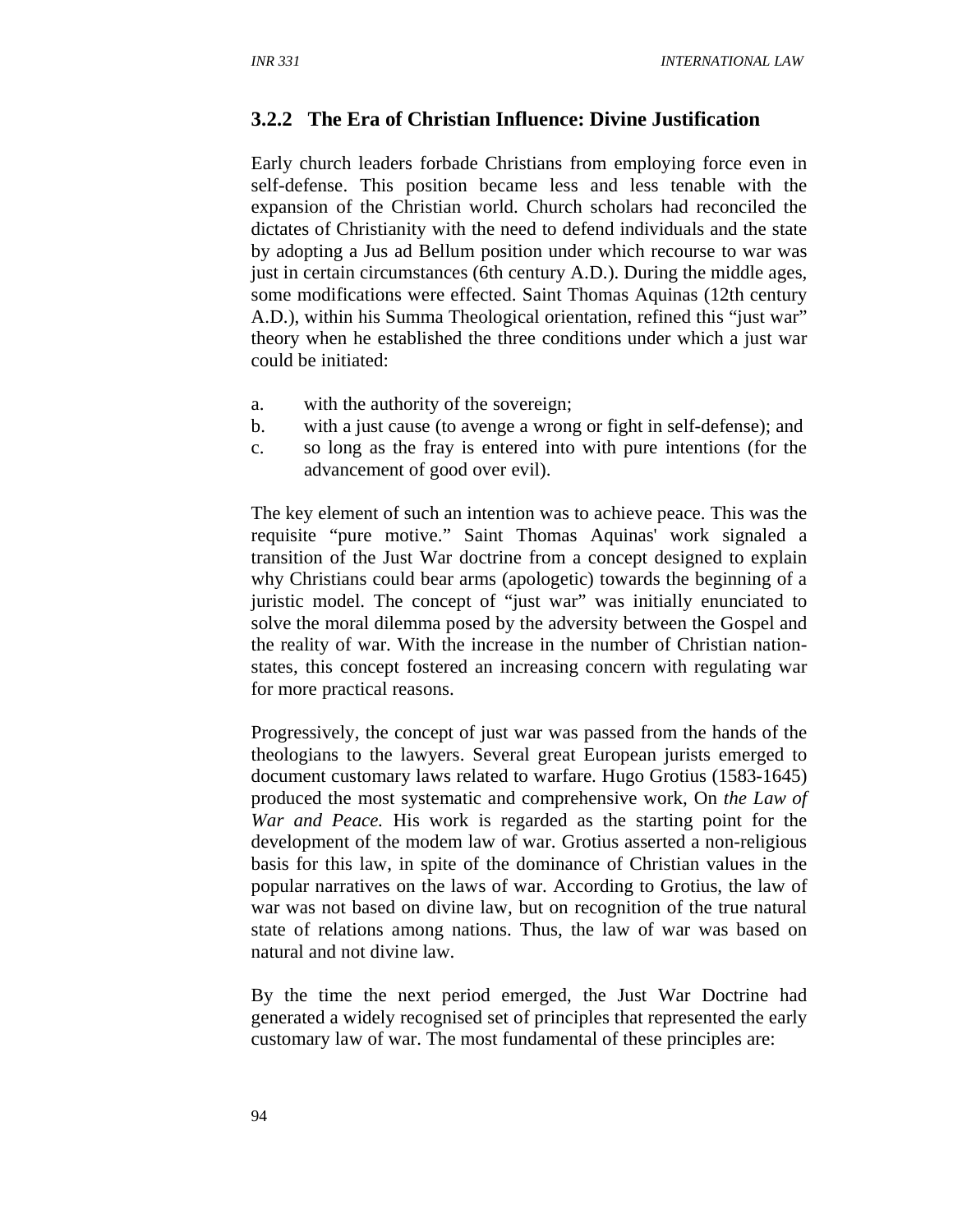### 3.2.2 The Era of Christian Influence: Divine Justification

Early church leaders forbade Christians from employing force even in self-defense. This position became less and less tenable with the expansion of the Christian world. Church scholars had reconciled the dictates of Christianity with the need to defend individuals and the state by adopting a Jus ad Bellum position under which recourse to war was just in certain circumstances (6th century A.D.). During the middle ages, some modifications were effected. Saint Thomas Aquinas (12th century A.D.), within his Summa Theological orientation, refined this "just war" theory when he established the three conditions under which a just war could be initiated:

a. with the authority of the sovereign;
b. with a just cause (to avenge a wrong or fight in self-defense); and
c. so long as the fray is entered into with pure intentions (for the advancement of good over evil).

The key element of such an intention was to achieve peace. This was the requisite "pure motive." Saint Thomas Aquinas' work signaled a transition of the Just War doctrine from a concept designed to explain why Christians could bear arms (apologetic) towards the beginning of a juristic model. The concept of "just war" was initially enunciated to solve the moral dilemma posed by the adversity between the Gospel and the reality of war. With the increase in the number of Christian nation-states, this concept fostered an increasing concern with regulating war for more practical reasons.

Progressively, the concept of just war was passed from the hands of the theologians to the lawyers. Several great European jurists emerged to document customary laws related to warfare. Hugo Grotius (1583-1645) produced the most systematic and comprehensive work, On *the Law of War and Peace.* His work is regarded as the starting point for the development of the modem law of war. Grotius asserted a non-religious basis for this law, in spite of the dominance of Christian values in the popular narratives on the laws of war. According to Grotius, the law of war was not based on divine law, but on recognition of the true natural state of relations among nations. Thus, the law of war was based on natural and not divine law.

By the time the next period emerged, the Just War Doctrine had generated a widely recognised set of principles that represented the early customary law of war. The most fundamental of these principles are: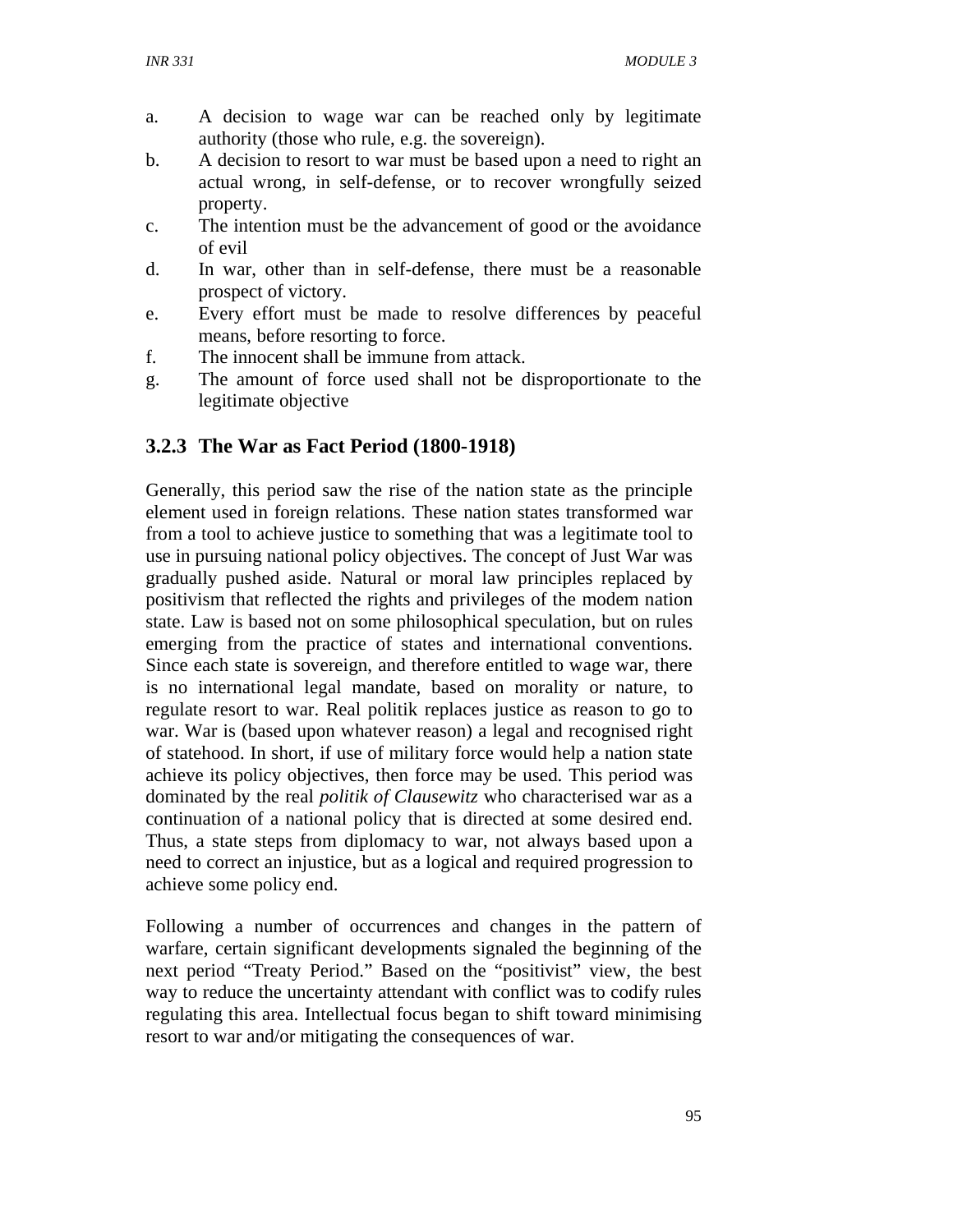a. A decision to wage war can be reached only by legitimate authority (those who rule, e.g. the sovereign).
b. A decision to resort to war must be based upon a need to right an actual wrong, in self-defense, or to recover wrongfully seized property.
c. The intention must be the advancement of good or the avoidance of evil
d. In war, other than in self-defense, there must be a reasonable prospect of victory.
e. Every effort must be made to resolve differences by peaceful means, before resorting to force.
f. The innocent shall be immune from attack.
g. The amount of force used shall not be disproportionate to the legitimate objective

### 3.2.3 The War as Fact Period (1800-1918)

Generally, this period saw the rise of the nation state as the principle element used in foreign relations. These nation states transformed war from a tool to achieve justice to something that was a legitimate tool to use in pursuing national policy objectives. The concept of Just War was gradually pushed aside. Natural or moral law principles replaced by positivism that reflected the rights and privileges of the modem nation state. Law is based not on some philosophical speculation, but on rules emerging from the practice of states and international conventions. Since each state is sovereign, and therefore entitled to wage war, there is no international legal mandate, based on morality or nature, to regulate resort to war. Real politik replaces justice as reason to go to war. War is (based upon whatever reason) a legal and recognised right of statehood. In short, if use of military force would help a nation state achieve its policy objectives, then force may be used. This period was dominated by the real *politik of Clausewitz* who characterised war as a continuation of a national policy that is directed at some desired end. Thus, a state steps from diplomacy to war, not always based upon a need to correct an injustice, but as a logical and required progression to achieve some policy end.

Following a number of occurrences and changes in the pattern of warfare, certain significant developments signaled the beginning of the next period "Treaty Period." Based on the "positivist" view, the best way to reduce the uncertainty attendant with conflict was to codify rules regulating this area. Intellectual focus began to shift toward minimising resort to war and/or mitigating the consequences of war.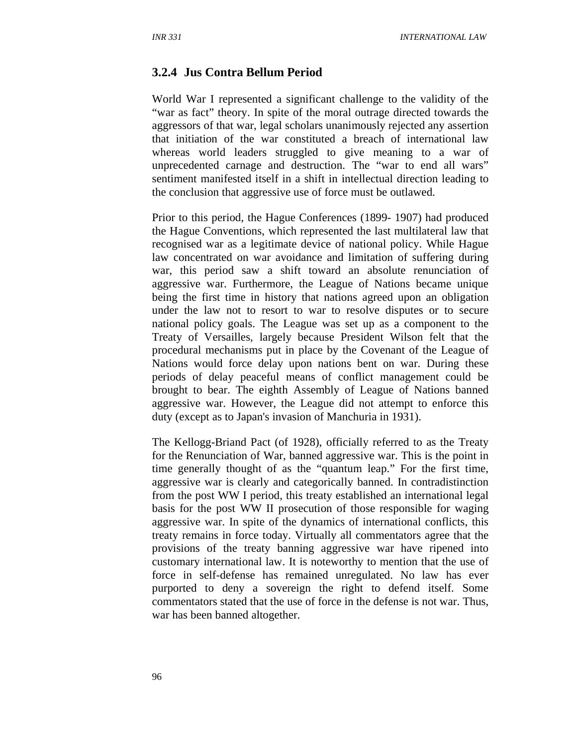### 3.2.4 Jus Contra Bellum Period

World War I represented a significant challenge to the validity of the "war as fact" theory. In spite of the moral outrage directed towards the aggressors of that war, legal scholars unanimously rejected any assertion that initiation of the war constituted a breach of international law whereas world leaders struggled to give meaning to a war of unprecedented carnage and destruction. The "war to end all wars" sentiment manifested itself in a shift in intellectual direction leading to the conclusion that aggressive use of force must be outlawed.

Prior to this period, the Hague Conferences (1899- 1907) had produced the Hague Conventions, which represented the last multilateral law that recognised war as a legitimate device of national policy. While Hague law concentrated on war avoidance and limitation of suffering during war, this period saw a shift toward an absolute renunciation of aggressive war. Furthermore, the League of Nations became unique being the first time in history that nations agreed upon an obligation under the law not to resort to war to resolve disputes or to secure national policy goals. The League was set up as a component to the Treaty of Versailles, largely because President Wilson felt that the procedural mechanisms put in place by the Covenant of the League of Nations would force delay upon nations bent on war. During these periods of delay peaceful means of conflict management could be brought to bear. The eighth Assembly of League of Nations banned aggressive war. However, the League did not attempt to enforce this duty (except as to Japan's invasion of Manchuria in 1931).

The Kellogg-Briand Pact (of 1928), officially referred to as the Treaty for the Renunciation of War, banned aggressive war. This is the point in time generally thought of as the "quantum leap." For the first time, aggressive war is clearly and categorically banned. In contradistinction from the post WW I period, this treaty established an international legal basis for the post WW II prosecution of those responsible for waging aggressive war. In spite of the dynamics of international conflicts, this treaty remains in force today. Virtually all commentators agree that the provisions of the treaty banning aggressive war have ripened into customary international law. It is noteworthy to mention that the use of force in self-defense has remained unregulated. No law has ever purported to deny a sovereign the right to defend itself. Some commentators stated that the use of force in the defense is not war. Thus, war has been banned altogether.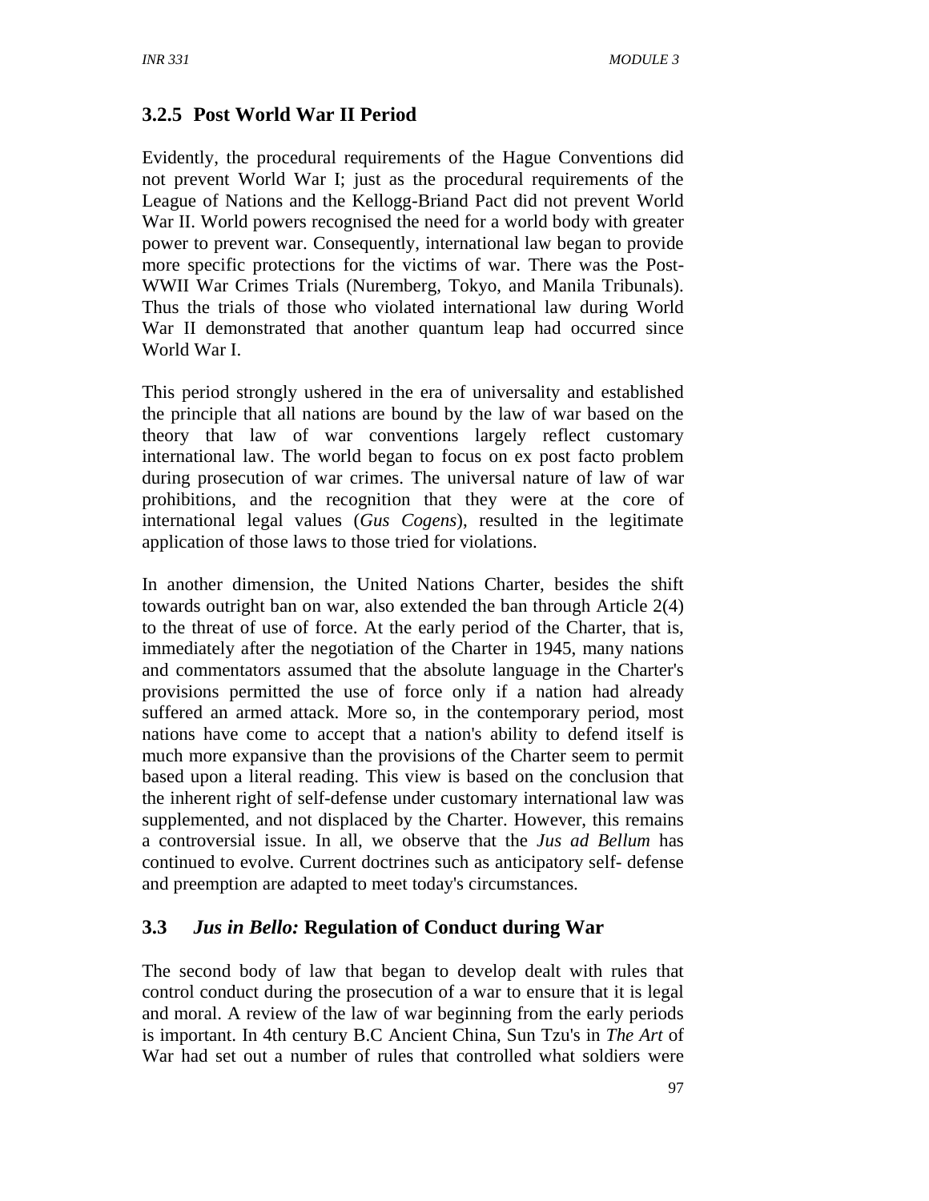### 3.2.5 Post World War II Period

Evidently, the procedural requirements of the Hague Conventions did not prevent World War I; just as the procedural requirements of the League of Nations and the Kellogg-Briand Pact did not prevent World War II. World powers recognised the need for a world body with greater power to prevent war. Consequently, international law began to provide more specific protections for the victims of war. There was the Post-WWII War Crimes Trials (Nuremberg, Tokyo, and Manila Tribunals). Thus the trials of those who violated international law during World War II demonstrated that another quantum leap had occurred since World War I.

This period strongly ushered in the era of universality and established the principle that all nations are bound by the law of war based on the theory that law of war conventions largely reflect customary international law. The world began to focus on ex post facto problem during prosecution of war crimes. The universal nature of law of war prohibitions, and the recognition that they were at the core of international legal values (*Gus Cogens*), resulted in the legitimate application of those laws to those tried for violations.

In another dimension, the United Nations Charter, besides the shift towards outright ban on war, also extended the ban through Article 2(4) to the threat of use of force. At the early period of the Charter, that is, immediately after the negotiation of the Charter in 1945, many nations and commentators assumed that the absolute language in the Charter's provisions permitted the use of force only if a nation had already suffered an armed attack. More so, in the contemporary period, most nations have come to accept that a nation's ability to defend itself is much more expansive than the provisions of the Charter seem to permit based upon a literal reading. This view is based on the conclusion that the inherent right of self-defense under customary international law was supplemented, and not displaced by the Charter. However, this remains a controversial issue. In all, we observe that the *Jus ad Bellum* has continued to evolve. Current doctrines such as anticipatory self- defense and preemption are adapted to meet today's circumstances.

## 3.3 *Jus in Bello:* Regulation of Conduct during War

The second body of law that began to develop dealt with rules that control conduct during the prosecution of a war to ensure that it is legal and moral. A review of the law of war beginning from the early periods is important. In 4th century B.C Ancient China, Sun Tzu's in *The Art* of War had set out a number of rules that controlled what soldiers were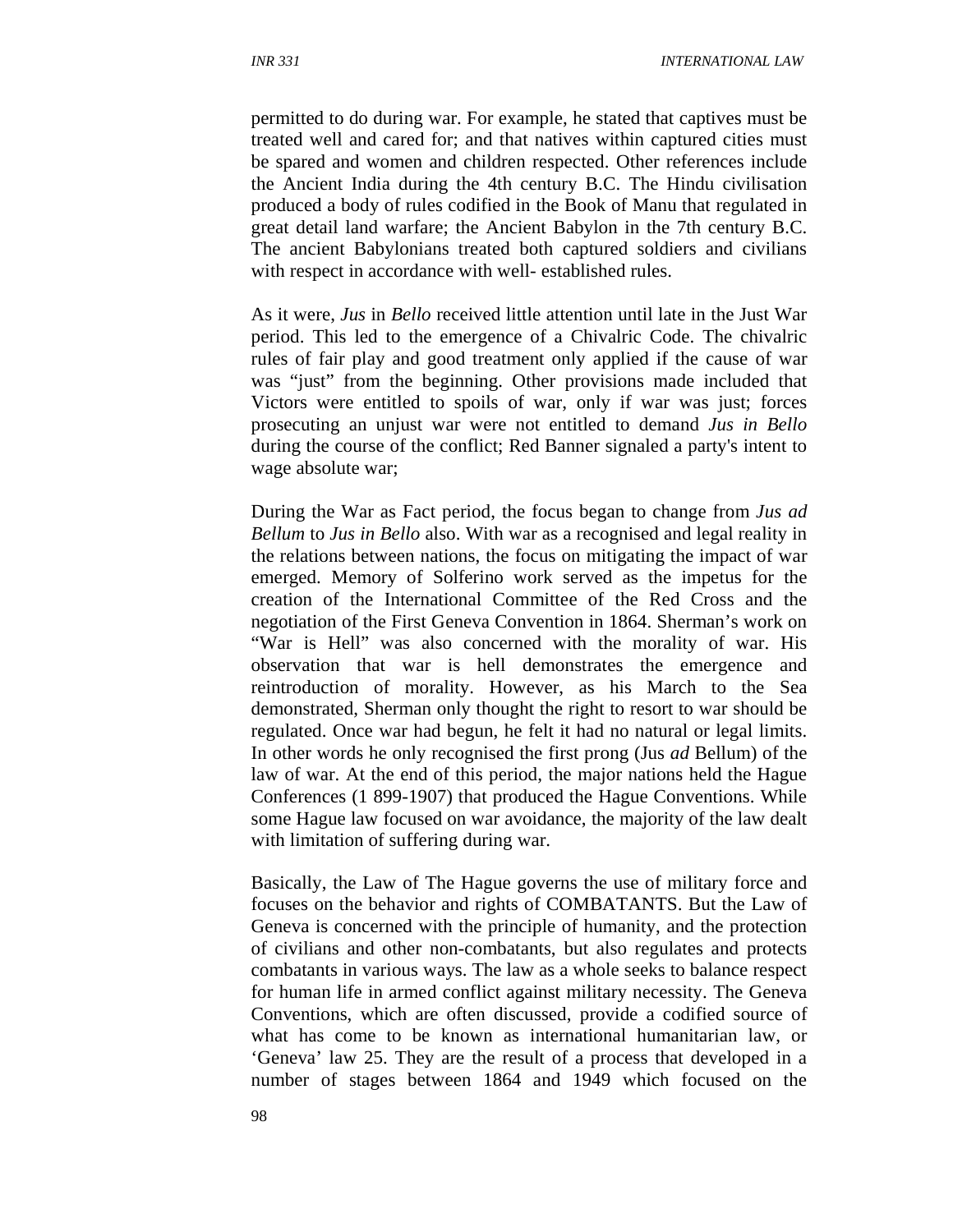permitted to do during war. For example, he stated that captives must be treated well and cared for; and that natives within captured cities must be spared and women and children respected. Other references include the Ancient India during the 4th century B.C. The Hindu civilisation produced a body of rules codified in the Book of Manu that regulated in great detail land warfare; the Ancient Babylon in the 7th century B.C. The ancient Babylonians treated both captured soldiers and civilians with respect in accordance with well- established rules.

As it were, *Jus* in *Bello* received little attention until late in the Just War period. This led to the emergence of a Chivalric Code. The chivalric rules of fair play and good treatment only applied if the cause of war was "just" from the beginning. Other provisions made included that Victors were entitled to spoils of war, only if war was just; forces prosecuting an unjust war were not entitled to demand *Jus in Bello* during the course of the conflict; Red Banner signaled a party's intent to wage absolute war;

During the War as Fact period, the focus began to change from *Jus ad Bellum* to *Jus in Bello* also. With war as a recognised and legal reality in the relations between nations, the focus on mitigating the impact of war emerged. Memory of Solferino work served as the impetus for the creation of the International Committee of the Red Cross and the negotiation of the First Geneva Convention in 1864. Sherman's work on "War is Hell" was also concerned with the morality of war. His observation that war is hell demonstrates the emergence and reintroduction of morality. However, as his March to the Sea demonstrated, Sherman only thought the right to resort to war should be regulated. Once war had begun, he felt it had no natural or legal limits. In other words he only recognised the first prong (Jus *ad* Bellum) of the law of war. At the end of this period, the major nations held the Hague Conferences (1 899-1907) that produced the Hague Conventions. While some Hague law focused on war avoidance, the majority of the law dealt with limitation of suffering during war.

Basically, the Law of The Hague governs the use of military force and focuses on the behavior and rights of COMBATANTS. But the Law of Geneva is concerned with the principle of humanity, and the protection of civilians and other non-combatants, but also regulates and protects combatants in various ways. The law as a whole seeks to balance respect for human life in armed conflict against military necessity. The Geneva Conventions, which are often discussed, provide a codified source of what has come to be known as international humanitarian law, or 'Geneva' law 25. They are the result of a process that developed in a number of stages between 1864 and 1949 which focused on the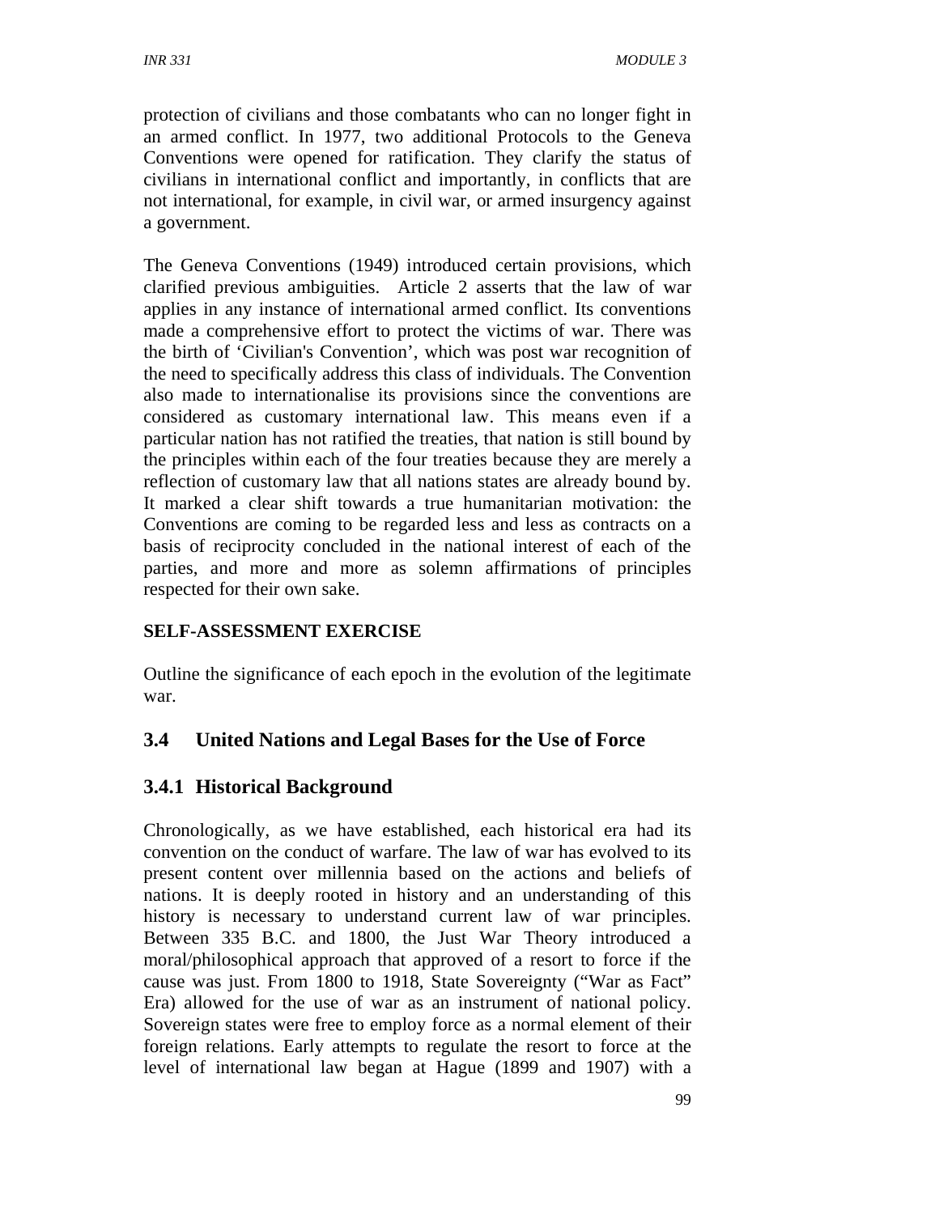protection of civilians and those combatants who can no longer fight in an armed conflict. In 1977, two additional Protocols to the Geneva Conventions were opened for ratification. They clarify the status of civilians in international conflict and importantly, in conflicts that are not international, for example, in civil war, or armed insurgency against a government.

The Geneva Conventions (1949) introduced certain provisions, which clarified previous ambiguities. Article 2 asserts that the law of war applies in any instance of international armed conflict. Its conventions made a comprehensive effort to protect the victims of war. There was the birth of 'Civilian's Convention', which was post war recognition of the need to specifically address this class of individuals. The Convention also made to internationalise its provisions since the conventions are considered as customary international law. This means even if a particular nation has not ratified the treaties, that nation is still bound by the principles within each of the four treaties because they are merely a reflection of customary law that all nations states are already bound by. It marked a clear shift towards a true humanitarian motivation: the Conventions are coming to be regarded less and less as contracts on a basis of reciprocity concluded in the national interest of each of the parties, and more and more as solemn affirmations of principles respected for their own sake.

**SELF-ASSESSMENT EXERCISE**

Outline the significance of each epoch in the evolution of the legitimate war.

## 3.4 United Nations and Legal Bases for the Use of Force

### 3.4.1 Historical Background

Chronologically, as we have established, each historical era had its convention on the conduct of warfare. The law of war has evolved to its present content over millennia based on the actions and beliefs of nations. It is deeply rooted in history and an understanding of this history is necessary to understand current law of war principles. Between 335 B.C. and 1800, the Just War Theory introduced a moral/philosophical approach that approved of a resort to force if the cause was just. From 1800 to 1918, State Sovereignty ("War as Fact" Era) allowed for the use of war as an instrument of national policy. Sovereign states were free to employ force as a normal element of their foreign relations. Early attempts to regulate the resort to force at the level of international law began at Hague (1899 and 1907) with a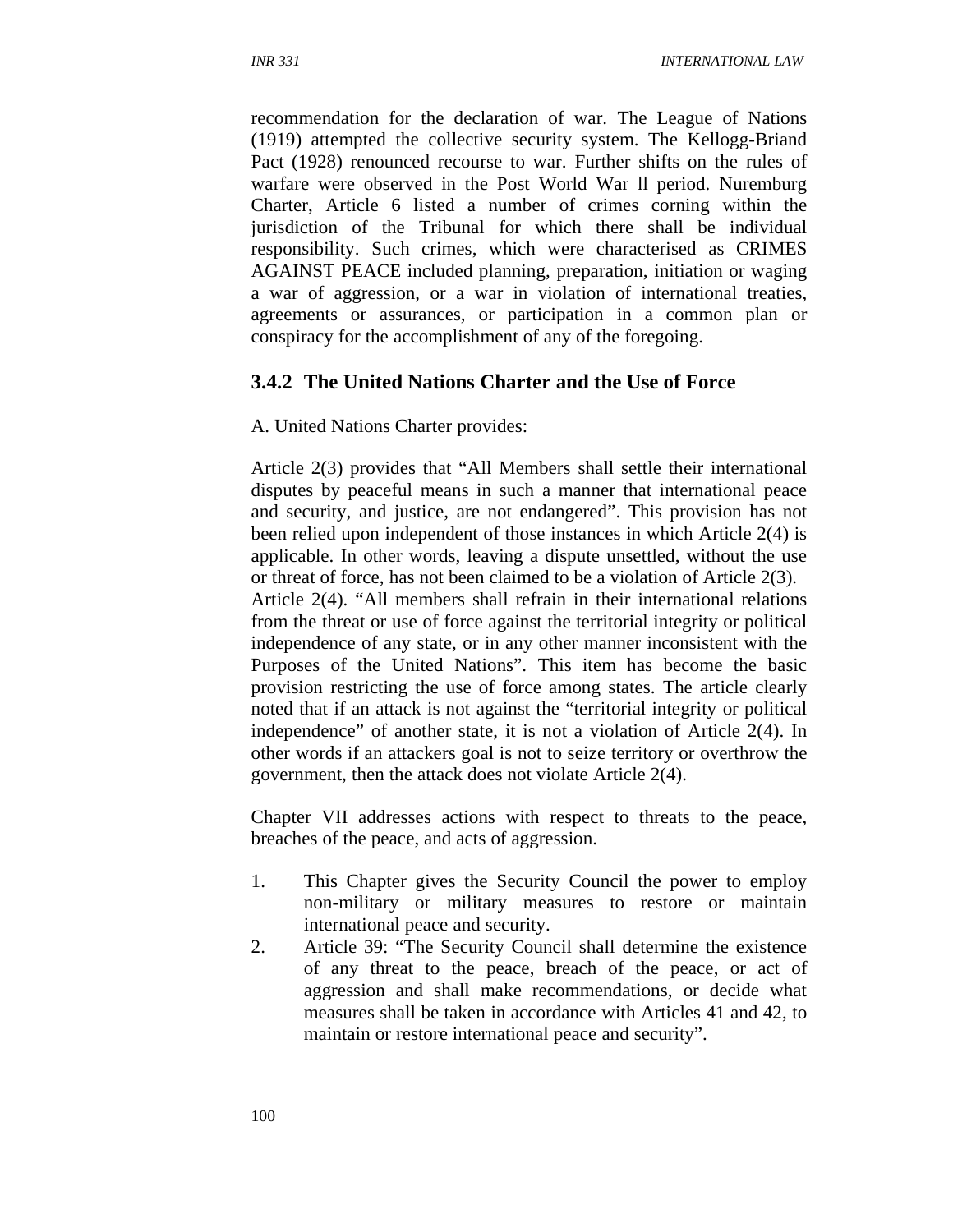recommendation for the declaration of war. The League of Nations (1919) attempted the collective security system. The Kellogg-Briand Pact (1928) renounced recourse to war. Further shifts on the rules of warfare were observed in the Post World War ll period. Nuremburg Charter, Article 6 listed a number of crimes corning within the jurisdiction of the Tribunal for which there shall be individual responsibility. Such crimes, which were characterised as CRIMES AGAINST PEACE included planning, preparation, initiation or waging a war of aggression, or a war in violation of international treaties, agreements or assurances, or participation in a common plan or conspiracy for the accomplishment of any of the foregoing.

### 3.4.2 The United Nations Charter and the Use of Force

A. United Nations Charter provides:

Article 2(3) provides that "All Members shall settle their international disputes by peaceful means in such a manner that international peace and security, and justice, are not endangered". This provision has not been relied upon independent of those instances in which Article 2(4) is applicable. In other words, leaving a dispute unsettled, without the use or threat of force, has not been claimed to be a violation of Article 2(3).
Article 2(4). "All members shall refrain in their international relations from the threat or use of force against the territorial integrity or political independence of any state, or in any other manner inconsistent with the Purposes of the United Nations". This item has become the basic provision restricting the use of force among states. The article clearly noted that if an attack is not against the "territorial integrity or political independence" of another state, it is not a violation of Article 2(4). In other words if an attackers goal is not to seize territory or overthrow the government, then the attack does not violate Article 2(4).

Chapter VII addresses actions with respect to threats to the peace, breaches of the peace, and acts of aggression.

1. This Chapter gives the Security Council the power to employ non-military or military measures to restore or maintain international peace and security.
2. Article 39: "The Security Council shall determine the existence of any threat to the peace, breach of the peace, or act of aggression and shall make recommendations, or decide what measures shall be taken in accordance with Articles 41 and 42, to maintain or restore international peace and security".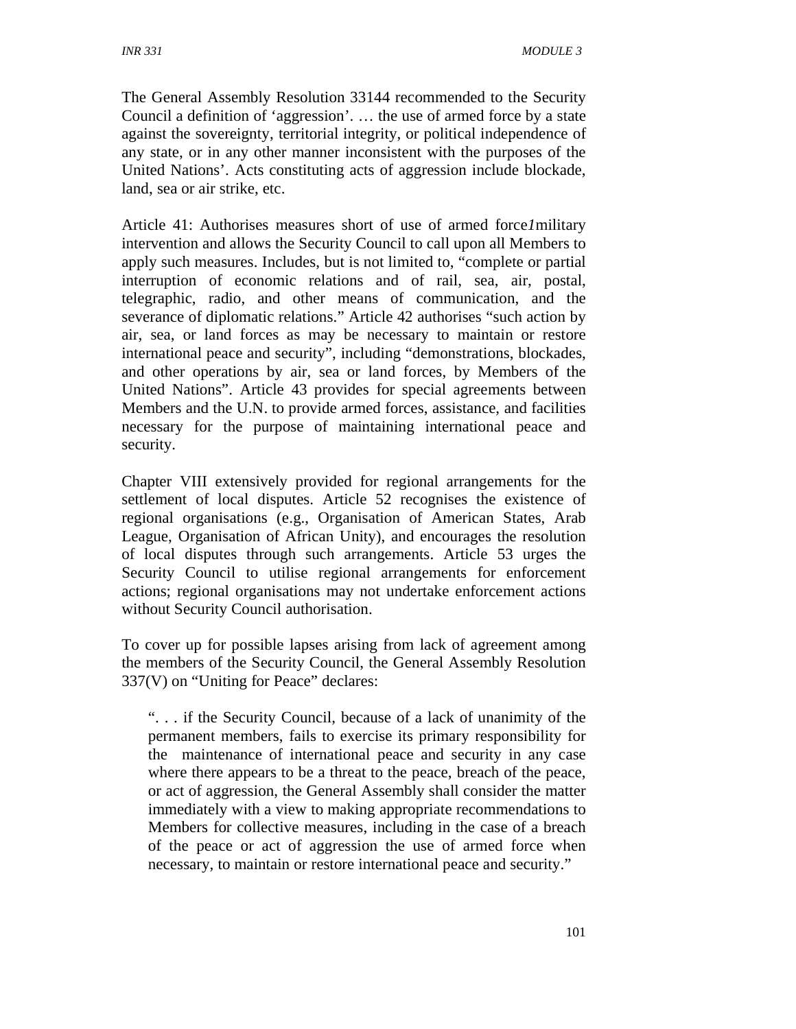The General Assembly Resolution 33144 recommended to the Security Council a definition of ‘aggression’. … the use of armed force by a state against the sovereignty, territorial integrity, or political independence of any state, or in any other manner inconsistent with the purposes of the United Nations’. Acts constituting acts of aggression include blockade, land, sea or air strike, etc.

Article 41: Authorises measures short of use of armed force*1*military intervention and allows the Security Council to call upon all Members to apply such measures. Includes, but is not limited to, “complete or partial interruption of economic relations and of rail, sea, air, postal, telegraphic, radio, and other means of communication, and the severance of diplomatic relations.” Article 42 authorises “such action by air, sea, or land forces as may be necessary to maintain or restore international peace and security”, including “demonstrations, blockades, and other operations by air, sea or land forces, by Members of the United Nations”. Article 43 provides for special agreements between Members and the U.N. to provide armed forces, assistance, and facilities necessary for the purpose of maintaining international peace and security.

Chapter VIII extensively provided for regional arrangements for the settlement of local disputes. Article 52 recognises the existence of regional organisations (e.g., Organisation of American States, Arab League, Organisation of African Unity), and encourages the resolution of local disputes through such arrangements. Article 53 urges the Security Council to utilise regional arrangements for enforcement actions; regional organisations may not undertake enforcement actions without Security Council authorisation.

To cover up for possible lapses arising from lack of agreement among the members of the Security Council, the General Assembly Resolution 337(V) on “Uniting for Peace” declares:

> “. . . if the Security Council, because of a lack of unanimity of the permanent members, fails to exercise its primary responsibility for the maintenance of international peace and security in any case where there appears to be a threat to the peace, breach of the peace, or act of aggression, the General Assembly shall consider the matter immediately with a view to making appropriate recommendations to Members for collective measures, including in the case of a breach of the peace or act of aggression the use of armed force when necessary, to maintain or restore international peace and security.”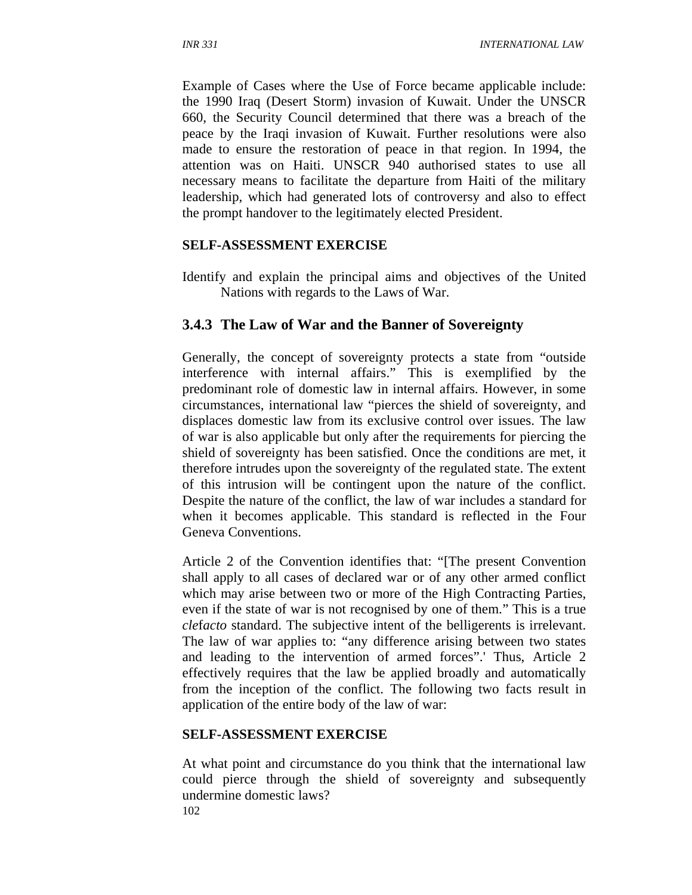Example of Cases where the Use of Force became applicable include: the 1990 Iraq (Desert Storm) invasion of Kuwait. Under the UNSCR 660, the Security Council determined that there was a breach of the peace by the Iraqi invasion of Kuwait. Further resolutions were also made to ensure the restoration of peace in that region. In 1994, the attention was on Haiti. UNSCR 940 authorised states to use all necessary means to facilitate the departure from Haiti of the military leadership, which had generated lots of controversy and also to effect the prompt handover to the legitimately elected President.

**SELF-ASSESSMENT EXERCISE**

Identify and explain the principal aims and objectives of the United Nations with regards to the Laws of War.

### 3.4.3 The Law of War and the Banner of Sovereignty

Generally, the concept of sovereignty protects a state from "outside interference with internal affairs." This is exemplified by the predominant role of domestic law in internal affairs. However, in some circumstances, international law "pierces the shield of sovereignty, and displaces domestic law from its exclusive control over issues. The law of war is also applicable but only after the requirements for piercing the shield of sovereignty has been satisfied. Once the conditions are met, it therefore intrudes upon the sovereignty of the regulated state. The extent of this intrusion will be contingent upon the nature of the conflict. Despite the nature of the conflict, the law of war includes a standard for when it becomes applicable. This standard is reflected in the Four Geneva Conventions.

Article 2 of the Convention identifies that: "[The present Convention shall apply to all cases of declared war or of any other armed conflict which may arise between two or more of the High Contracting Parties, even if the state of war is not recognised by one of them." This is a true *clefacto* standard. The subjective intent of the belligerents is irrelevant. The law of war applies to: "any difference arising between two states and leading to the intervention of armed forces".' Thus, Article 2 effectively requires that the law be applied broadly and automatically from the inception of the conflict. The following two facts result in application of the entire body of the law of war:

**SELF-ASSESSMENT EXERCISE**

At what point and circumstance do you think that the international law could pierce through the shield of sovereignty and subsequently undermine domestic laws?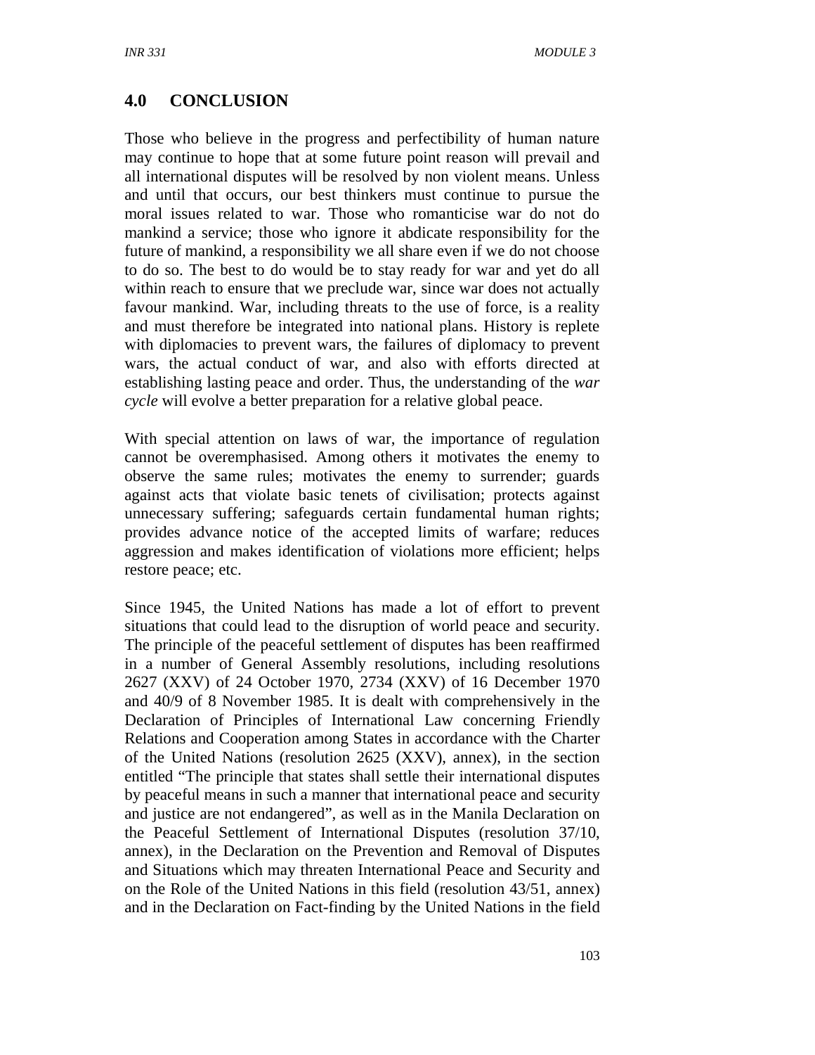## 4.0 CONCLUSION

Those who believe in the progress and perfectibility of human nature may continue to hope that at some future point reason will prevail and all international disputes will be resolved by non violent means. Unless and until that occurs, our best thinkers must continue to pursue the moral issues related to war. Those who romanticise war do not do mankind a service; those who ignore it abdicate responsibility for the future of mankind, a responsibility we all share even if we do not choose to do so. The best to do would be to stay ready for war and yet do all within reach to ensure that we preclude war, since war does not actually favour mankind. War, including threats to the use of force, is a reality and must therefore be integrated into national plans. History is replete with diplomacies to prevent wars, the failures of diplomacy to prevent wars, the actual conduct of war, and also with efforts directed at establishing lasting peace and order. Thus, the understanding of the *war cycle* will evolve a better preparation for a relative global peace.

With special attention on laws of war, the importance of regulation cannot be overemphasised. Among others it motivates the enemy to observe the same rules; motivates the enemy to surrender; guards against acts that violate basic tenets of civilisation; protects against unnecessary suffering; safeguards certain fundamental human rights; provides advance notice of the accepted limits of warfare; reduces aggression and makes identification of violations more efficient; helps restore peace; etc.

Since 1945, the United Nations has made a lot of effort to prevent situations that could lead to the disruption of world peace and security. The principle of the peaceful settlement of disputes has been reaffirmed in a number of General Assembly resolutions, including resolutions 2627 (XXV) of 24 October 1970, 2734 (XXV) of 16 December 1970 and 40/9 of 8 November 1985. It is dealt with comprehensively in the Declaration of Principles of International Law concerning Friendly Relations and Cooperation among States in accordance with the Charter of the United Nations (resolution 2625 (XXV), annex), in the section entitled "The principle that states shall settle their international disputes by peaceful means in such a manner that international peace and security and justice are not endangered", as well as in the Manila Declaration on the Peaceful Settlement of International Disputes (resolution 37/10, annex), in the Declaration on the Prevention and Removal of Disputes and Situations which may threaten International Peace and Security and on the Role of the United Nations in this field (resolution 43/51, annex) and in the Declaration on Fact-finding by the United Nations in the field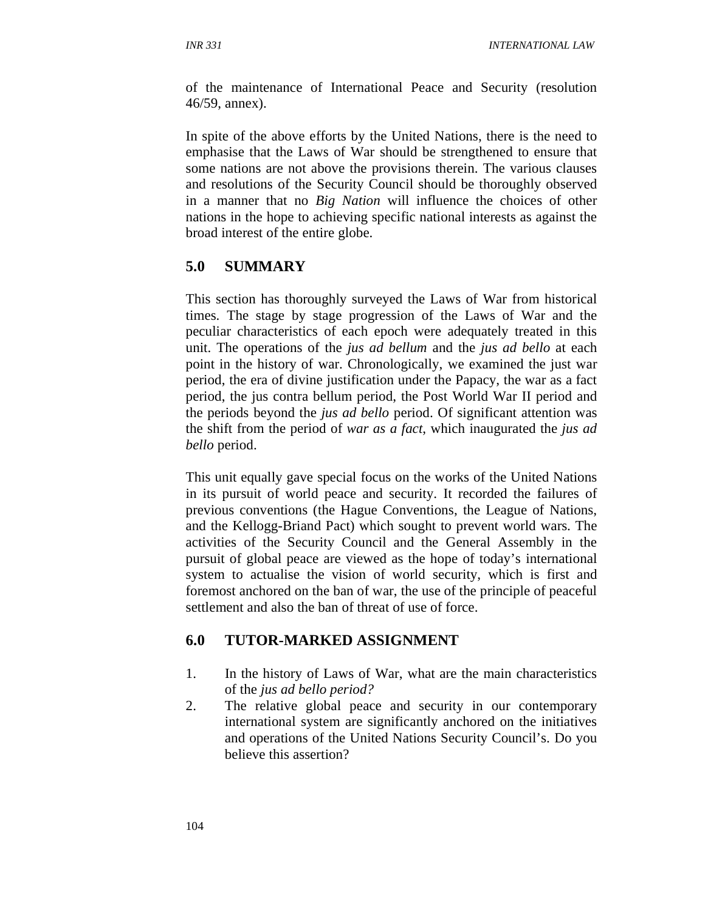of the maintenance of International Peace and Security (resolution 46/59, annex).

In spite of the above efforts by the United Nations, there is the need to emphasise that the Laws of War should be strengthened to ensure that some nations are not above the provisions therein. The various clauses and resolutions of the Security Council should be thoroughly observed in a manner that no *Big Nation* will influence the choices of other nations in the hope to achieving specific national interests as against the broad interest of the entire globe.

## 5.0 SUMMARY

This section has thoroughly surveyed the Laws of War from historical times. The stage by stage progression of the Laws of War and the peculiar characteristics of each epoch were adequately treated in this unit. The operations of the *jus ad bellum* and the *jus ad bello* at each point in the history of war. Chronologically, we examined the just war period, the era of divine justification under the Papacy, the war as a fact period, the jus contra bellum period, the Post World War II period and the periods beyond the *jus ad bello* period. Of significant attention was the shift from the period of *war as a fact*, which inaugurated the *jus ad bello* period.

This unit equally gave special focus on the works of the United Nations in its pursuit of world peace and security. It recorded the failures of previous conventions (the Hague Conventions, the League of Nations, and the Kellogg-Briand Pact) which sought to prevent world wars. The activities of the Security Council and the General Assembly in the pursuit of global peace are viewed as the hope of today's international system to actualise the vision of world security, which is first and foremost anchored on the ban of war, the use of the principle of peaceful settlement and also the ban of threat of use of force.

## 6.0 TUTOR-MARKED ASSIGNMENT

1. In the history of Laws of War, what are the main characteristics of the *jus ad bello period?*
2. The relative global peace and security in our contemporary international system are significantly anchored on the initiatives and operations of the United Nations Security Council's. Do you believe this assertion?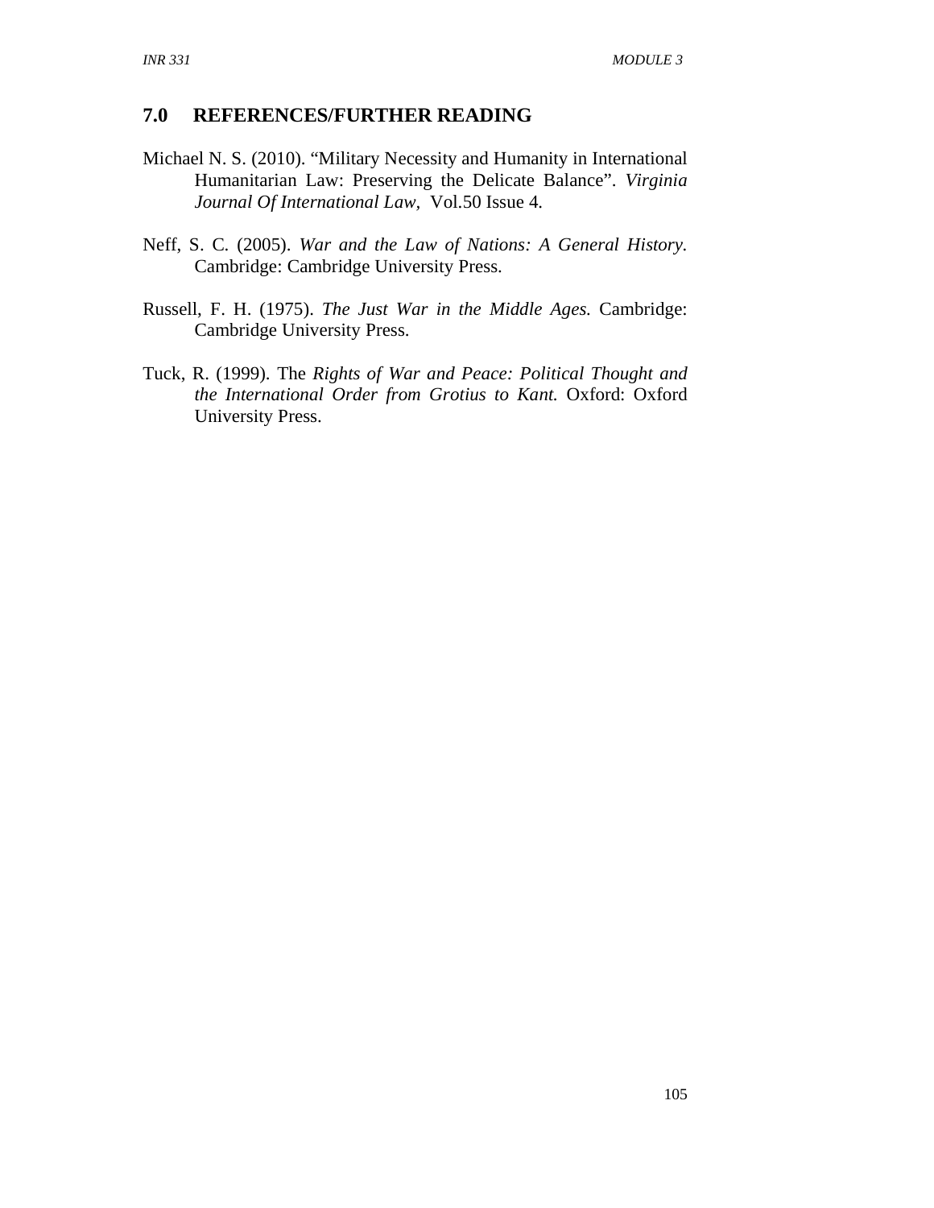## 7.0 REFERENCES/FURTHER READING

Michael N. S. (2010). "Military Necessity and Humanity in International Humanitarian Law: Preserving the Delicate Balance". *Virginia Journal Of International Law*, Vol.50 Issue 4.

Neff, S. C. (2005). *War and the Law of Nations: A General History*. Cambridge: Cambridge University Press.

Russell, F. H. (1975). *The Just War in the Middle Ages.* Cambridge: Cambridge University Press.

Tuck, R. (1999). The *Rights of War and Peace: Political Thought and the International Order from Grotius to Kant.* Oxford: Oxford University Press.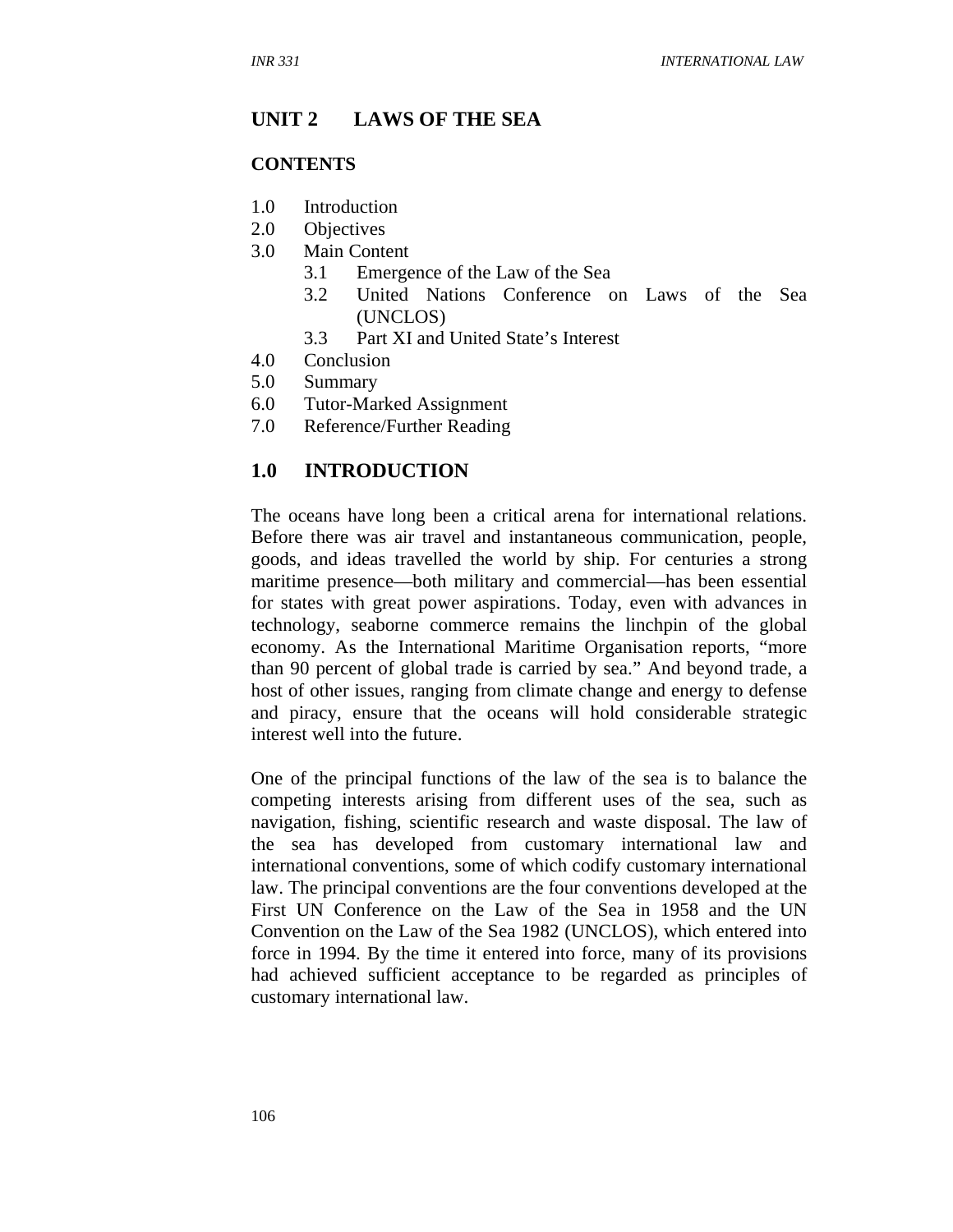## UNIT 2 LAWS OF THE SEA

### CONTENTS

1.0 Introduction
2.0 Objectives
3.0 Main Content
    3.1 Emergence of the Law of the Sea
    3.2 United Nations Conference on Laws of the Sea (UNCLOS)
    3.3 Part XI and United State's Interest
4.0 Conclusion
5.0 Summary
6.0 Tutor-Marked Assignment
7.0 Reference/Further Reading

## 1.0 INTRODUCTION

The oceans have long been a critical arena for international relations. Before there was air travel and instantaneous communication, people, goods, and ideas travelled the world by ship. For centuries a strong maritime presence—both military and commercial—has been essential for states with great power aspirations. Today, even with advances in technology, seaborne commerce remains the linchpin of the global economy. As the International Maritime Organisation reports, "more than 90 percent of global trade is carried by sea." And beyond trade, a host of other issues, ranging from climate change and energy to defense and piracy, ensure that the oceans will hold considerable strategic interest well into the future.

One of the principal functions of the law of the sea is to balance the competing interests arising from different uses of the sea, such as navigation, fishing, scientific research and waste disposal. The law of the sea has developed from customary international law and international conventions, some of which codify customary international law. The principal conventions are the four conventions developed at the First UN Conference on the Law of the Sea in 1958 and the UN Convention on the Law of the Sea 1982 (UNCLOS), which entered into force in 1994. By the time it entered into force, many of its provisions had achieved sufficient acceptance to be regarded as principles of customary international law.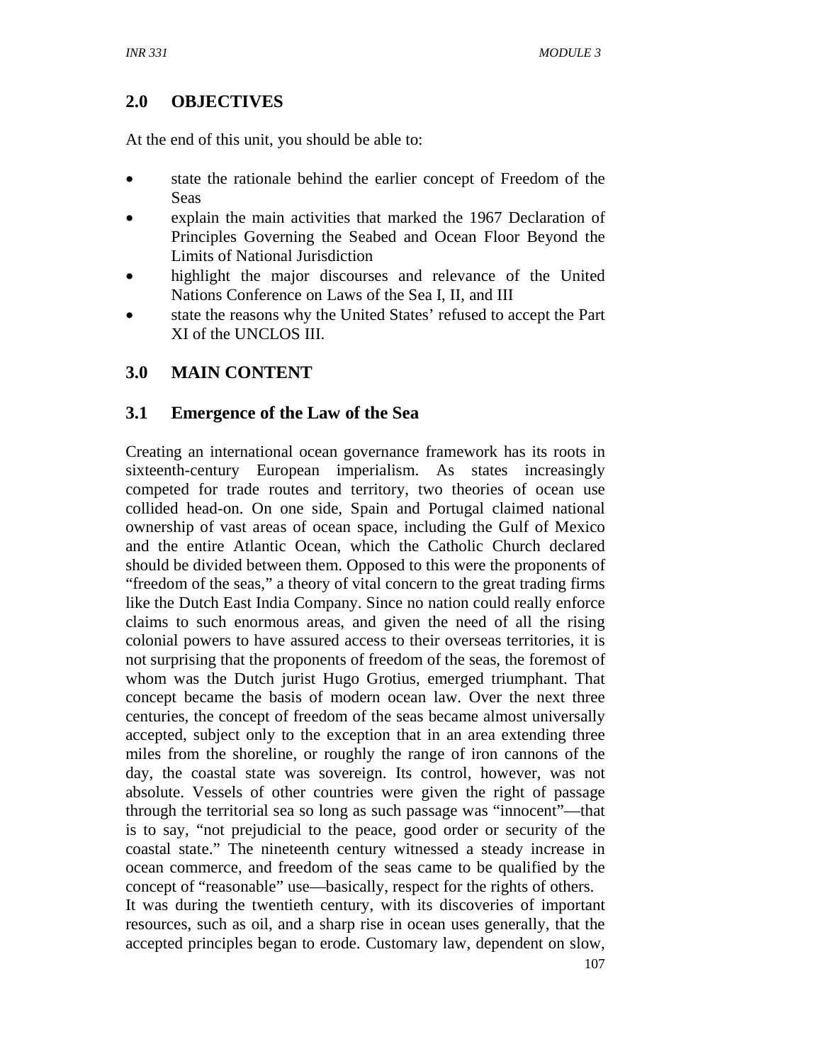## 2.0 OBJECTIVES

At the end of this unit, you should be able to:

- state the rationale behind the earlier concept of Freedom of the Seas
- explain the main activities that marked the 1967 Declaration of Principles Governing the Seabed and Ocean Floor Beyond the Limits of National Jurisdiction
- highlight the major discourses and relevance of the United Nations Conference on Laws of the Sea I, II, and III
- state the reasons why the United States' refused to accept the Part XI of the UNCLOS III.

## 3.0 MAIN CONTENT

### 3.1 Emergence of the Law of the Sea

Creating an international ocean governance framework has its roots in sixteenth-century European imperialism. As states increasingly competed for trade routes and territory, two theories of ocean use collided head-on. On one side, Spain and Portugal claimed national ownership of vast areas of ocean space, including the Gulf of Mexico and the entire Atlantic Ocean, which the Catholic Church declared should be divided between them. Opposed to this were the proponents of "freedom of the seas," a theory of vital concern to the great trading firms like the Dutch East India Company. Since no nation could really enforce claims to such enormous areas, and given the need of all the rising colonial powers to have assured access to their overseas territories, it is not surprising that the proponents of freedom of the seas, the foremost of whom was the Dutch jurist Hugo Grotius, emerged triumphant. That concept became the basis of modern ocean law. Over the next three centuries, the concept of freedom of the seas became almost universally accepted, subject only to the exception that in an area extending three miles from the shoreline, or roughly the range of iron cannons of the day, the coastal state was sovereign. Its control, however, was not absolute. Vessels of other countries were given the right of passage through the territorial sea so long as such passage was "innocent"—that is to say, "not prejudicial to the peace, good order or security of the coastal state." The nineteenth century witnessed a steady increase in ocean commerce, and freedom of the seas came to be qualified by the concept of "reasonable" use—basically, respect for the rights of others.

It was during the twentieth century, with its discoveries of important resources, such as oil, and a sharp rise in ocean uses generally, that the accepted principles began to erode. Customary law, dependent on slow,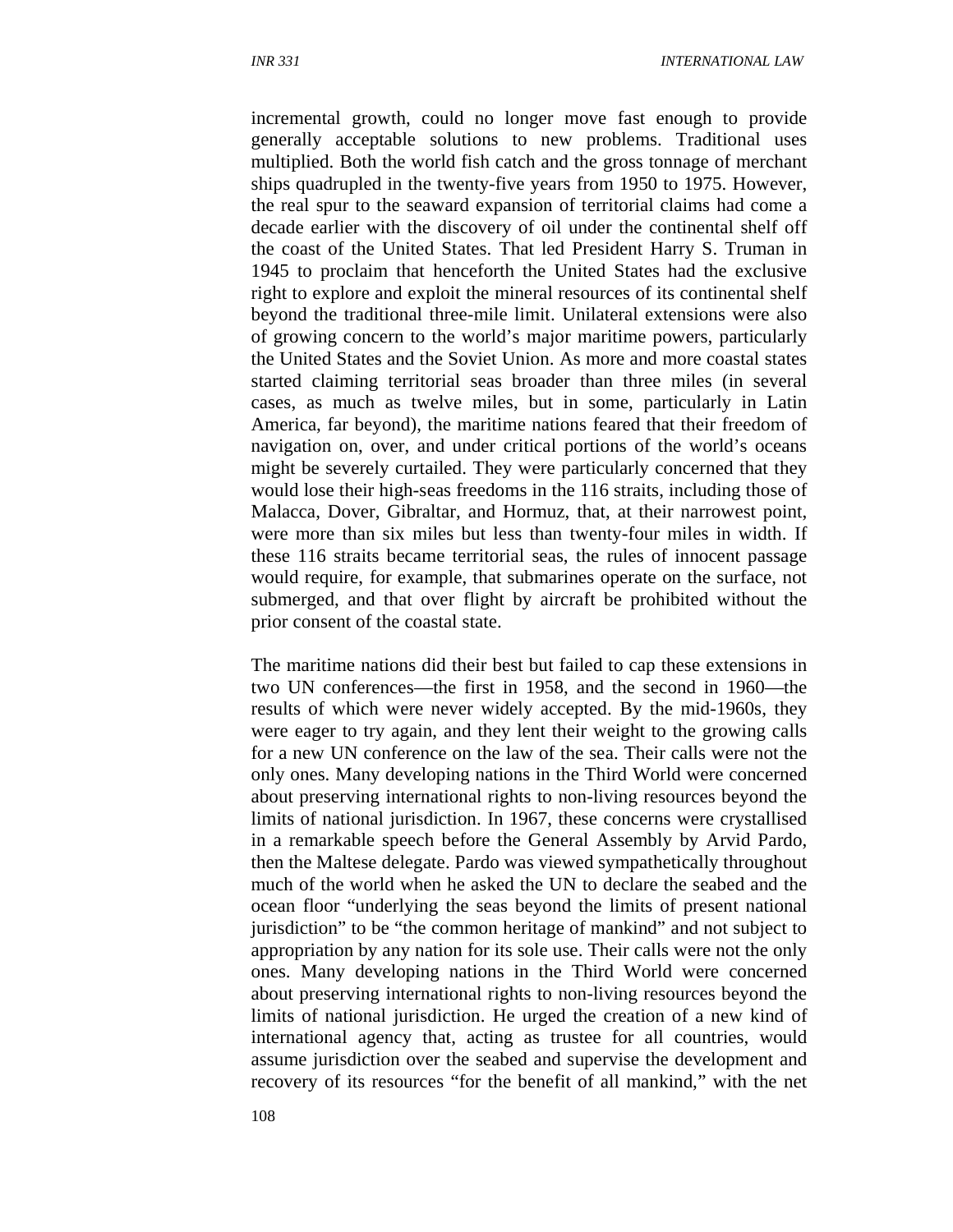incremental growth, could no longer move fast enough to provide generally acceptable solutions to new problems. Traditional uses multiplied. Both the world fish catch and the gross tonnage of merchant ships quadrupled in the twenty-five years from 1950 to 1975. However, the real spur to the seaward expansion of territorial claims had come a decade earlier with the discovery of oil under the continental shelf off the coast of the United States. That led President Harry S. Truman in 1945 to proclaim that henceforth the United States had the exclusive right to explore and exploit the mineral resources of its continental shelf beyond the traditional three-mile limit. Unilateral extensions were also of growing concern to the world's major maritime powers, particularly the United States and the Soviet Union. As more and more coastal states started claiming territorial seas broader than three miles (in several cases, as much as twelve miles, but in some, particularly in Latin America, far beyond), the maritime nations feared that their freedom of navigation on, over, and under critical portions of the world's oceans might be severely curtailed. They were particularly concerned that they would lose their high-seas freedoms in the 116 straits, including those of Malacca, Dover, Gibraltar, and Hormuz, that, at their narrowest point, were more than six miles but less than twenty-four miles in width. If these 116 straits became territorial seas, the rules of innocent passage would require, for example, that submarines operate on the surface, not submerged, and that over flight by aircraft be prohibited without the prior consent of the coastal state.

The maritime nations did their best but failed to cap these extensions in two UN conferences—the first in 1958, and the second in 1960—the results of which were never widely accepted. By the mid-1960s, they were eager to try again, and they lent their weight to the growing calls for a new UN conference on the law of the sea. Their calls were not the only ones. Many developing nations in the Third World were concerned about preserving international rights to non-living resources beyond the limits of national jurisdiction. In 1967, these concerns were crystallised in a remarkable speech before the General Assembly by Arvid Pardo, then the Maltese delegate. Pardo was viewed sympathetically throughout much of the world when he asked the UN to declare the seabed and the ocean floor "underlying the seas beyond the limits of present national jurisdiction" to be "the common heritage of mankind" and not subject to appropriation by any nation for its sole use. Their calls were not the only ones. Many developing nations in the Third World were concerned about preserving international rights to non-living resources beyond the limits of national jurisdiction. He urged the creation of a new kind of international agency that, acting as trustee for all countries, would assume jurisdiction over the seabed and supervise the development and recovery of its resources "for the benefit of all mankind," with the net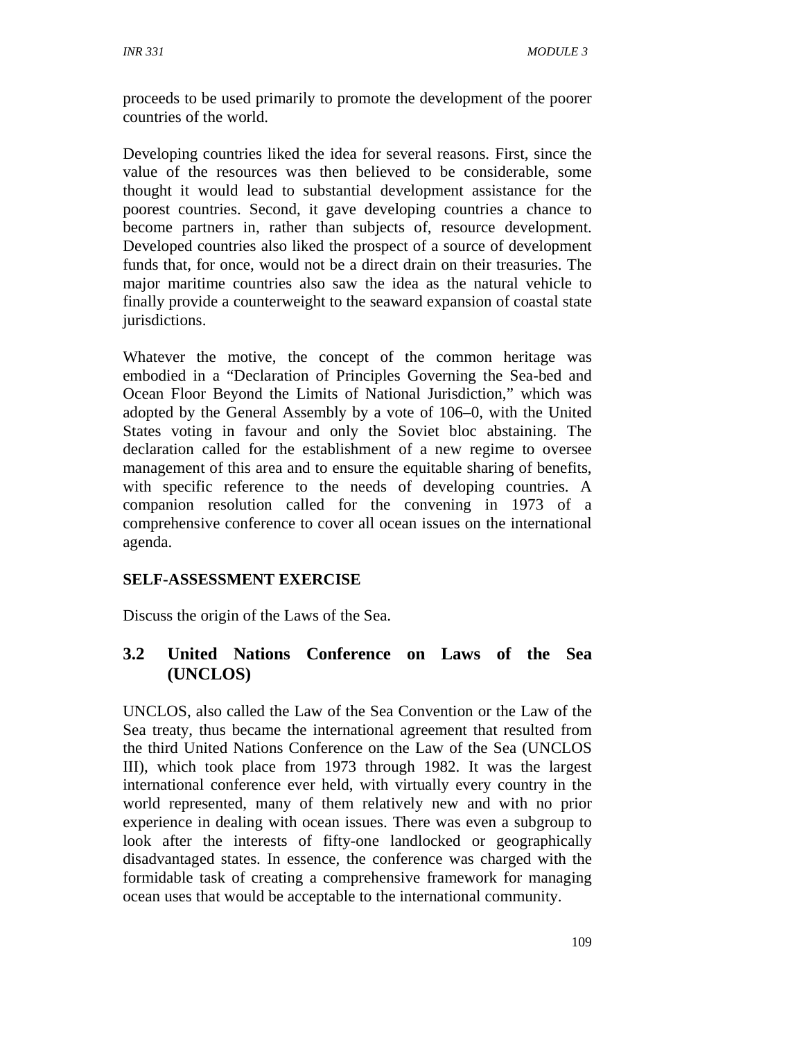proceeds to be used primarily to promote the development of the poorer countries of the world.

Developing countries liked the idea for several reasons. First, since the value of the resources was then believed to be considerable, some thought it would lead to substantial development assistance for the poorest countries. Second, it gave developing countries a chance to become partners in, rather than subjects of, resource development. Developed countries also liked the prospect of a source of development funds that, for once, would not be a direct drain on their treasuries. The major maritime countries also saw the idea as the natural vehicle to finally provide a counterweight to the seaward expansion of coastal state jurisdictions.

Whatever the motive, the concept of the common heritage was embodied in a "Declaration of Principles Governing the Sea-bed and Ocean Floor Beyond the Limits of National Jurisdiction," which was adopted by the General Assembly by a vote of 106–0, with the United States voting in favour and only the Soviet bloc abstaining. The declaration called for the establishment of a new regime to oversee management of this area and to ensure the equitable sharing of benefits, with specific reference to the needs of developing countries. A companion resolution called for the convening in 1973 of a comprehensive conference to cover all ocean issues on the international agenda.

**SELF-ASSESSMENT EXERCISE**

Discuss the origin of the Laws of the Sea.

## 3.2 United Nations Conference on Laws of the Sea (UNCLOS)

UNCLOS, also called the Law of the Sea Convention or the Law of the Sea treaty, thus became the international agreement that resulted from the third United Nations Conference on the Law of the Sea (UNCLOS III), which took place from 1973 through 1982. It was the largest international conference ever held, with virtually every country in the world represented, many of them relatively new and with no prior experience in dealing with ocean issues. There was even a subgroup to look after the interests of fifty-one landlocked or geographically disadvantaged states. In essence, the conference was charged with the formidable task of creating a comprehensive framework for managing ocean uses that would be acceptable to the international community.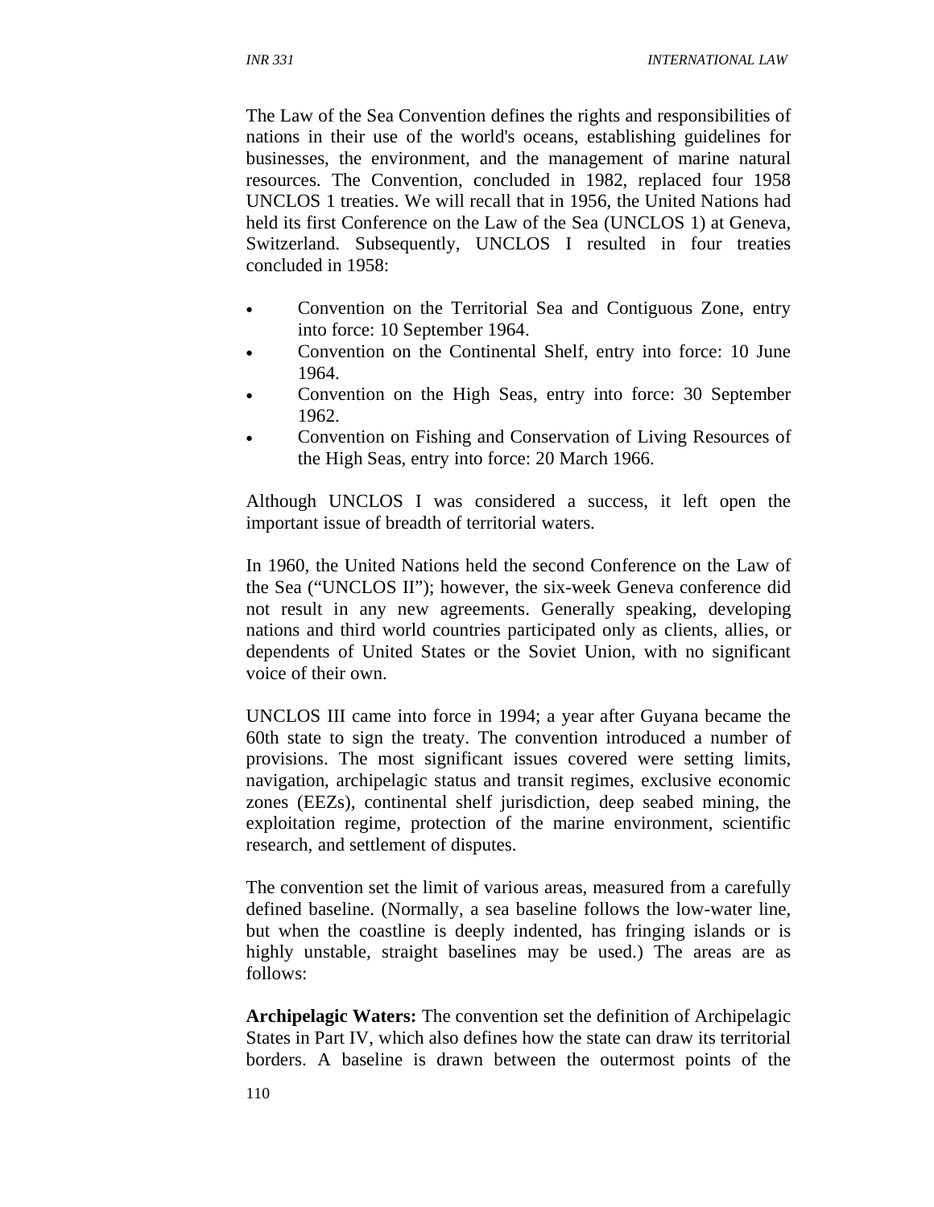The Law of the Sea Convention defines the rights and responsibilities of nations in their use of the world's oceans, establishing guidelines for businesses, the environment, and the management of marine natural resources. The Convention, concluded in 1982, replaced four 1958 UNCLOS 1 treaties. We will recall that in 1956, the United Nations had held its first Conference on the Law of the Sea (UNCLOS 1) at Geneva, Switzerland. Subsequently, UNCLOS I resulted in four treaties concluded in 1958:

- Convention on the Territorial Sea and Contiguous Zone, entry into force: 10 September 1964.
- Convention on the Continental Shelf, entry into force: 10 June 1964.
- Convention on the High Seas, entry into force: 30 September 1962.
- Convention on Fishing and Conservation of Living Resources of the High Seas, entry into force: 20 March 1966.

Although UNCLOS I was considered a success, it left open the important issue of breadth of territorial waters.

In 1960, the United Nations held the second Conference on the Law of the Sea ("UNCLOS II"); however, the six-week Geneva conference did not result in any new agreements. Generally speaking, developing nations and third world countries participated only as clients, allies, or dependents of United States or the Soviet Union, with no significant voice of their own.

UNCLOS III came into force in 1994; a year after Guyana became the 60th state to sign the treaty. The convention introduced a number of provisions. The most significant issues covered were setting limits, navigation, archipelagic status and transit regimes, exclusive economic zones (EEZs), continental shelf jurisdiction, deep seabed mining, the exploitation regime, protection of the marine environment, scientific research, and settlement of disputes.

The convention set the limit of various areas, measured from a carefully defined baseline. (Normally, a sea baseline follows the low-water line, but when the coastline is deeply indented, has fringing islands or is highly unstable, straight baselines may be used.) The areas are as follows:

**Archipelagic Waters:** The convention set the definition of Archipelagic States in Part IV, which also defines how the state can draw its territorial borders. A baseline is drawn between the outermost points of the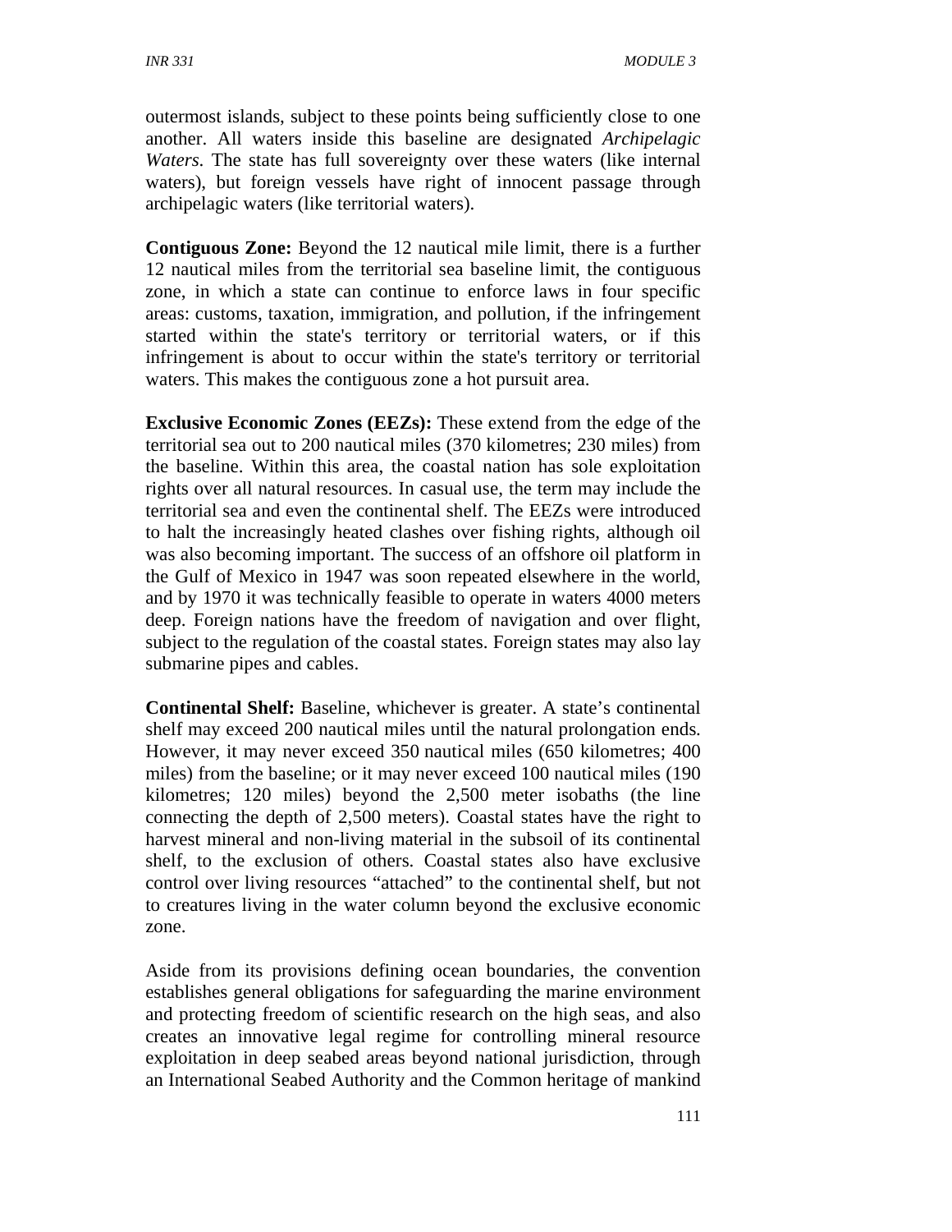outermost islands, subject to these points being sufficiently close to one another. All waters inside this baseline are designated *Archipelagic Waters*. The state has full sovereignty over these waters (like internal waters), but foreign vessels have right of innocent passage through archipelagic waters (like territorial waters).

**Contiguous Zone:** Beyond the 12 nautical mile limit, there is a further 12 nautical miles from the territorial sea baseline limit, the contiguous zone, in which a state can continue to enforce laws in four specific areas: customs, taxation, immigration, and pollution, if the infringement started within the state's territory or territorial waters, or if this infringement is about to occur within the state's territory or territorial waters. This makes the contiguous zone a hot pursuit area.

**Exclusive Economic Zones (EEZs):** These extend from the edge of the territorial sea out to 200 nautical miles (370 kilometres; 230 miles) from the baseline. Within this area, the coastal nation has sole exploitation rights over all natural resources. In casual use, the term may include the territorial sea and even the continental shelf. The EEZs were introduced to halt the increasingly heated clashes over fishing rights, although oil was also becoming important. The success of an offshore oil platform in the Gulf of Mexico in 1947 was soon repeated elsewhere in the world, and by 1970 it was technically feasible to operate in waters 4000 meters deep. Foreign nations have the freedom of navigation and over flight, subject to the regulation of the coastal states. Foreign states may also lay submarine pipes and cables.

**Continental Shelf:** Baseline, whichever is greater. A state's continental shelf may exceed 200 nautical miles until the natural prolongation ends. However, it may never exceed 350 nautical miles (650 kilometres; 400 miles) from the baseline; or it may never exceed 100 nautical miles (190 kilometres; 120 miles) beyond the 2,500 meter isobaths (the line connecting the depth of 2,500 meters). Coastal states have the right to harvest mineral and non-living material in the subsoil of its continental shelf, to the exclusion of others. Coastal states also have exclusive control over living resources "attached" to the continental shelf, but not to creatures living in the water column beyond the exclusive economic zone.

Aside from its provisions defining ocean boundaries, the convention establishes general obligations for safeguarding the marine environment and protecting freedom of scientific research on the high seas, and also creates an innovative legal regime for controlling mineral resource exploitation in deep seabed areas beyond national jurisdiction, through an International Seabed Authority and the Common heritage of mankind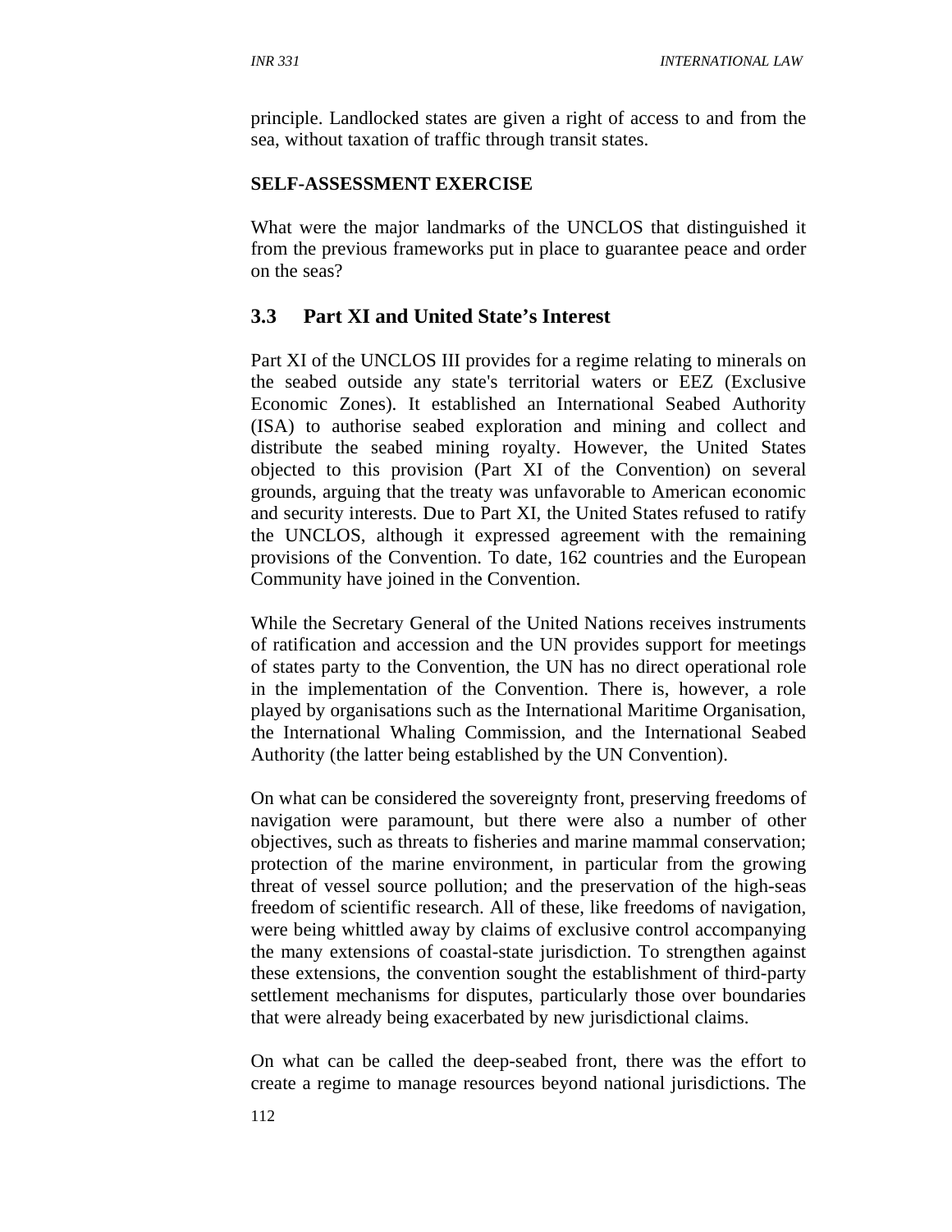principle. Landlocked states are given a right of access to and from the sea, without taxation of traffic through transit states.

**SELF-ASSESSMENT EXERCISE**

What were the major landmarks of the UNCLOS that distinguished it from the previous frameworks put in place to guarantee peace and order on the seas?

### 3.3 Part XI and United State's Interest

Part XI of the UNCLOS III provides for a regime relating to minerals on the seabed outside any state's territorial waters or EEZ (Exclusive Economic Zones). It established an International Seabed Authority (ISA) to authorise seabed exploration and mining and collect and distribute the seabed mining royalty. However, the United States objected to this provision (Part XI of the Convention) on several grounds, arguing that the treaty was unfavorable to American economic and security interests. Due to Part XI, the United States refused to ratify the UNCLOS, although it expressed agreement with the remaining provisions of the Convention. To date, 162 countries and the European Community have joined in the Convention.

While the Secretary General of the United Nations receives instruments of ratification and accession and the UN provides support for meetings of states party to the Convention, the UN has no direct operational role in the implementation of the Convention. There is, however, a role played by organisations such as the International Maritime Organisation, the International Whaling Commission, and the International Seabed Authority (the latter being established by the UN Convention).

On what can be considered the sovereignty front, preserving freedoms of navigation were paramount, but there were also a number of other objectives, such as threats to fisheries and marine mammal conservation; protection of the marine environment, in particular from the growing threat of vessel source pollution; and the preservation of the high-seas freedom of scientific research. All of these, like freedoms of navigation, were being whittled away by claims of exclusive control accompanying the many extensions of coastal-state jurisdiction. To strengthen against these extensions, the convention sought the establishment of third-party settlement mechanisms for disputes, particularly those over boundaries that were already being exacerbated by new jurisdictional claims.

On what can be called the deep-seabed front, there was the effort to create a regime to manage resources beyond national jurisdictions. The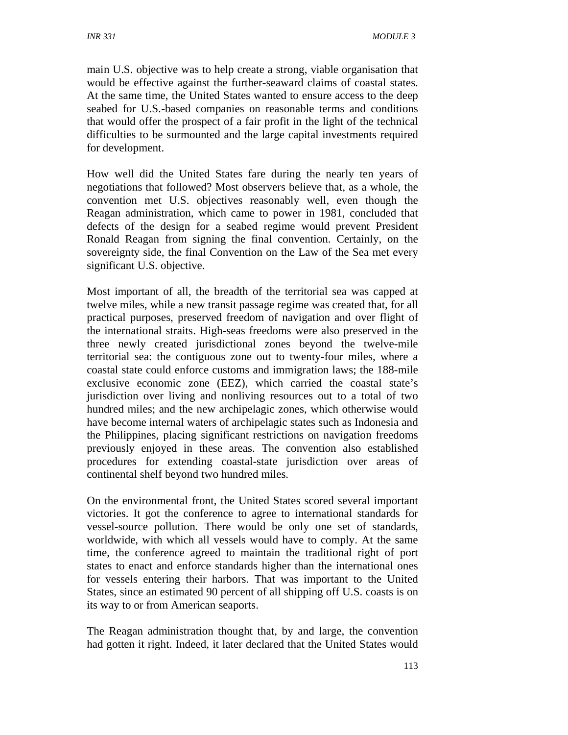main U.S. objective was to help create a strong, viable organisation that would be effective against the further-seaward claims of coastal states. At the same time, the United States wanted to ensure access to the deep seabed for U.S.-based companies on reasonable terms and conditions that would offer the prospect of a fair profit in the light of the technical difficulties to be surmounted and the large capital investments required for development.

How well did the United States fare during the nearly ten years of negotiations that followed? Most observers believe that, as a whole, the convention met U.S. objectives reasonably well, even though the Reagan administration, which came to power in 1981, concluded that defects of the design for a seabed regime would prevent President Ronald Reagan from signing the final convention. Certainly, on the sovereignty side, the final Convention on the Law of the Sea met every significant U.S. objective.

Most important of all, the breadth of the territorial sea was capped at twelve miles, while a new transit passage regime was created that, for all practical purposes, preserved freedom of navigation and over flight of the international straits. High-seas freedoms were also preserved in the three newly created jurisdictional zones beyond the twelve-mile territorial sea: the contiguous zone out to twenty-four miles, where a coastal state could enforce customs and immigration laws; the 188-mile exclusive economic zone (EEZ), which carried the coastal state's jurisdiction over living and nonliving resources out to a total of two hundred miles; and the new archipelagic zones, which otherwise would have become internal waters of archipelagic states such as Indonesia and the Philippines, placing significant restrictions on navigation freedoms previously enjoyed in these areas. The convention also established procedures for extending coastal-state jurisdiction over areas of continental shelf beyond two hundred miles.

On the environmental front, the United States scored several important victories. It got the conference to agree to international standards for vessel-source pollution. There would be only one set of standards, worldwide, with which all vessels would have to comply. At the same time, the conference agreed to maintain the traditional right of port states to enact and enforce standards higher than the international ones for vessels entering their harbors. That was important to the United States, since an estimated 90 percent of all shipping off U.S. coasts is on its way to or from American seaports.

The Reagan administration thought that, by and large, the convention had gotten it right. Indeed, it later declared that the United States would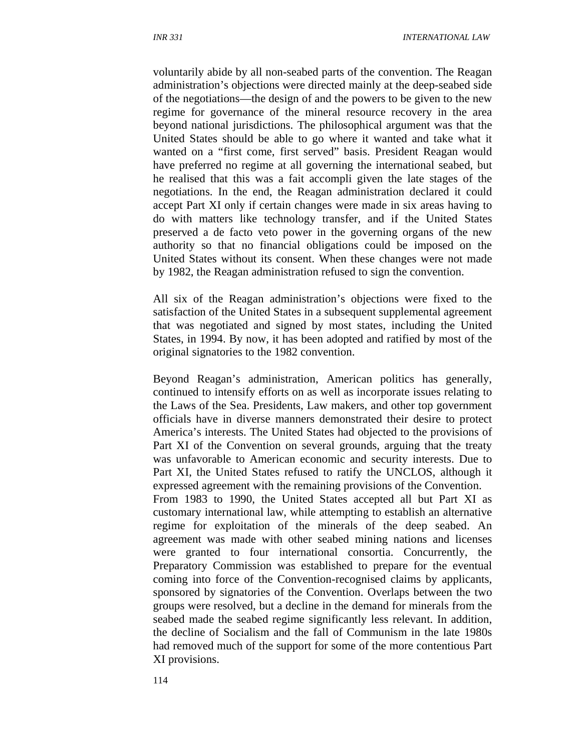voluntarily abide by all non-seabed parts of the convention. The Reagan administration's objections were directed mainly at the deep-seabed side of the negotiations—the design of and the powers to be given to the new regime for governance of the mineral resource recovery in the area beyond national jurisdictions. The philosophical argument was that the United States should be able to go where it wanted and take what it wanted on a "first come, first served" basis. President Reagan would have preferred no regime at all governing the international seabed, but he realised that this was a fait accompli given the late stages of the negotiations. In the end, the Reagan administration declared it could accept Part XI only if certain changes were made in six areas having to do with matters like technology transfer, and if the United States preserved a de facto veto power in the governing organs of the new authority so that no financial obligations could be imposed on the United States without its consent. When these changes were not made by 1982, the Reagan administration refused to sign the convention.

All six of the Reagan administration's objections were fixed to the satisfaction of the United States in a subsequent supplemental agreement that was negotiated and signed by most states, including the United States, in 1994. By now, it has been adopted and ratified by most of the original signatories to the 1982 convention.

Beyond Reagan's administration, American politics has generally, continued to intensify efforts on as well as incorporate issues relating to the Laws of the Sea. Presidents, Law makers, and other top government officials have in diverse manners demonstrated their desire to protect America's interests. The United States had objected to the provisions of Part XI of the Convention on several grounds, arguing that the treaty was unfavorable to American economic and security interests. Due to Part XI, the United States refused to ratify the UNCLOS, although it expressed agreement with the remaining provisions of the Convention.

From 1983 to 1990, the United States accepted all but Part XI as customary international law, while attempting to establish an alternative regime for exploitation of the minerals of the deep seabed. An agreement was made with other seabed mining nations and licenses were granted to four international consortia. Concurrently, the Preparatory Commission was established to prepare for the eventual coming into force of the Convention-recognised claims by applicants, sponsored by signatories of the Convention. Overlaps between the two groups were resolved, but a decline in the demand for minerals from the seabed made the seabed regime significantly less relevant. In addition, the decline of Socialism and the fall of Communism in the late 1980s had removed much of the support for some of the more contentious Part XI provisions.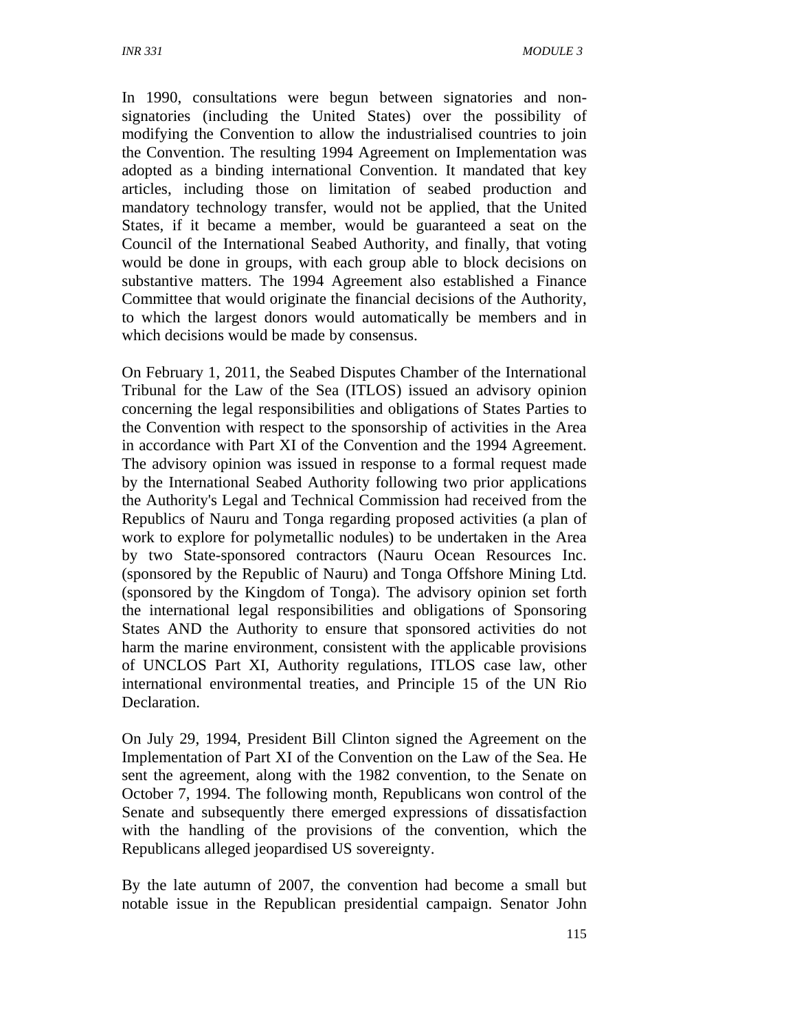In 1990, consultations were begun between signatories and non-signatories (including the United States) over the possibility of modifying the Convention to allow the industrialised countries to join the Convention. The resulting 1994 Agreement on Implementation was adopted as a binding international Convention. It mandated that key articles, including those on limitation of seabed production and mandatory technology transfer, would not be applied, that the United States, if it became a member, would be guaranteed a seat on the Council of the International Seabed Authority, and finally, that voting would be done in groups, with each group able to block decisions on substantive matters. The 1994 Agreement also established a Finance Committee that would originate the financial decisions of the Authority, to which the largest donors would automatically be members and in which decisions would be made by consensus.

On February 1, 2011, the Seabed Disputes Chamber of the International Tribunal for the Law of the Sea (ITLOS) issued an advisory opinion concerning the legal responsibilities and obligations of States Parties to the Convention with respect to the sponsorship of activities in the Area in accordance with Part XI of the Convention and the 1994 Agreement. The advisory opinion was issued in response to a formal request made by the International Seabed Authority following two prior applications the Authority's Legal and Technical Commission had received from the Republics of Nauru and Tonga regarding proposed activities (a plan of work to explore for polymetallic nodules) to be undertaken in the Area by two State-sponsored contractors (Nauru Ocean Resources Inc. (sponsored by the Republic of Nauru) and Tonga Offshore Mining Ltd. (sponsored by the Kingdom of Tonga). The advisory opinion set forth the international legal responsibilities and obligations of Sponsoring States AND the Authority to ensure that sponsored activities do not harm the marine environment, consistent with the applicable provisions of UNCLOS Part XI, Authority regulations, ITLOS case law, other international environmental treaties, and Principle 15 of the UN Rio Declaration.

On July 29, 1994, President Bill Clinton signed the Agreement on the Implementation of Part XI of the Convention on the Law of the Sea. He sent the agreement, along with the 1982 convention, to the Senate on October 7, 1994. The following month, Republicans won control of the Senate and subsequently there emerged expressions of dissatisfaction with the handling of the provisions of the convention, which the Republicans alleged jeopardised US sovereignty.

By the late autumn of 2007, the convention had become a small but notable issue in the Republican presidential campaign. Senator John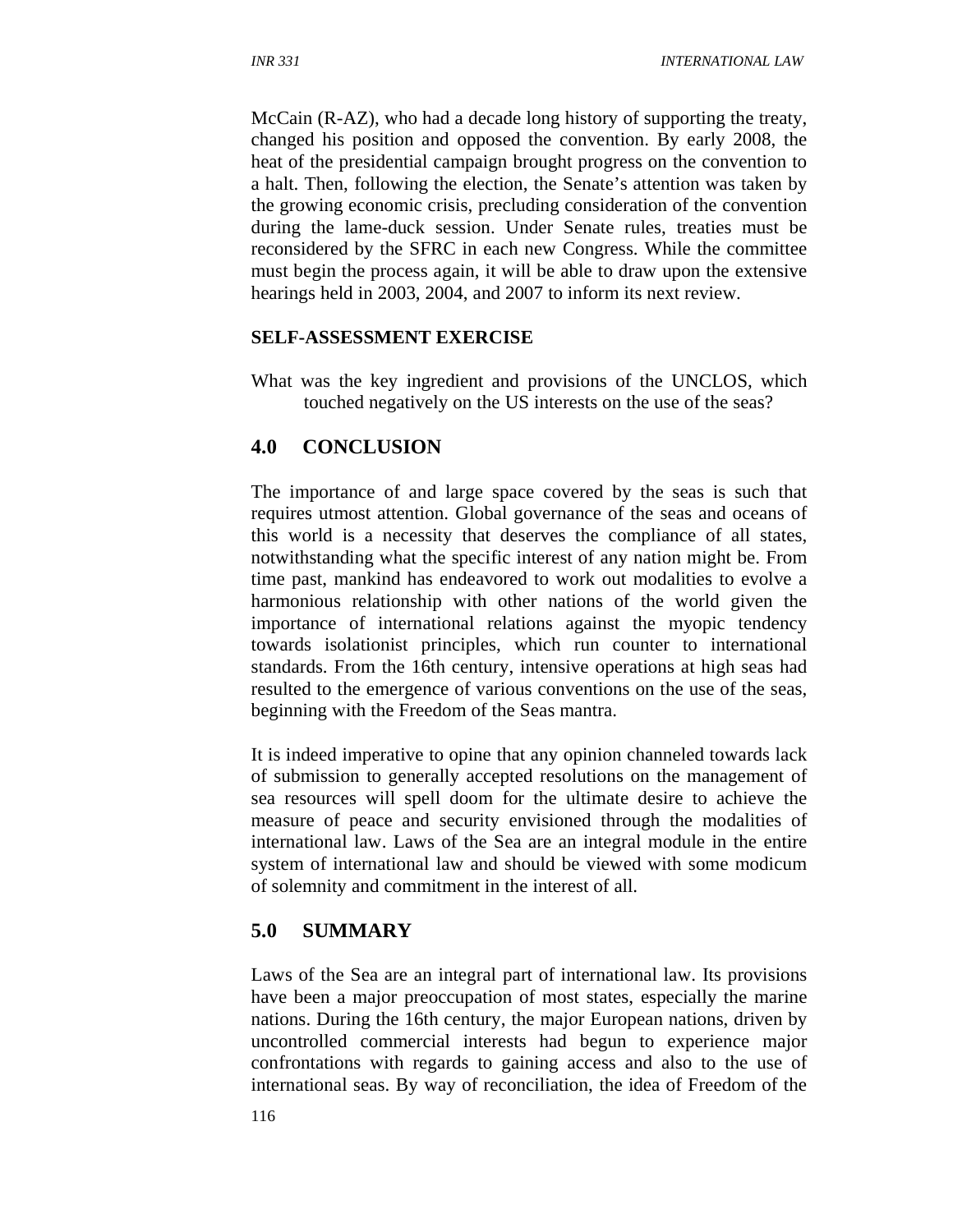McCain (R-AZ), who had a decade long history of supporting the treaty, changed his position and opposed the convention. By early 2008, the heat of the presidential campaign brought progress on the convention to a halt. Then, following the election, the Senate's attention was taken by the growing economic crisis, precluding consideration of the convention during the lame-duck session. Under Senate rules, treaties must be reconsidered by the SFRC in each new Congress. While the committee must begin the process again, it will be able to draw upon the extensive hearings held in 2003, 2004, and 2007 to inform its next review.

**SELF-ASSESSMENT EXERCISE**

What was the key ingredient and provisions of the UNCLOS, which touched negatively on the US interests on the use of the seas?

## 4.0 CONCLUSION

The importance of and large space covered by the seas is such that requires utmost attention. Global governance of the seas and oceans of this world is a necessity that deserves the compliance of all states, notwithstanding what the specific interest of any nation might be. From time past, mankind has endeavored to work out modalities to evolve a harmonious relationship with other nations of the world given the importance of international relations against the myopic tendency towards isolationist principles, which run counter to international standards. From the 16th century, intensive operations at high seas had resulted to the emergence of various conventions on the use of the seas, beginning with the Freedom of the Seas mantra.

It is indeed imperative to opine that any opinion channeled towards lack of submission to generally accepted resolutions on the management of sea resources will spell doom for the ultimate desire to achieve the measure of peace and security envisioned through the modalities of international law. Laws of the Sea are an integral module in the entire system of international law and should be viewed with some modicum of solemnity and commitment in the interest of all.

## 5.0 SUMMARY

Laws of the Sea are an integral part of international law. Its provisions have been a major preoccupation of most states, especially the marine nations. During the 16th century, the major European nations, driven by uncontrolled commercial interests had begun to experience major confrontations with regards to gaining access and also to the use of international seas. By way of reconciliation, the idea of Freedom of the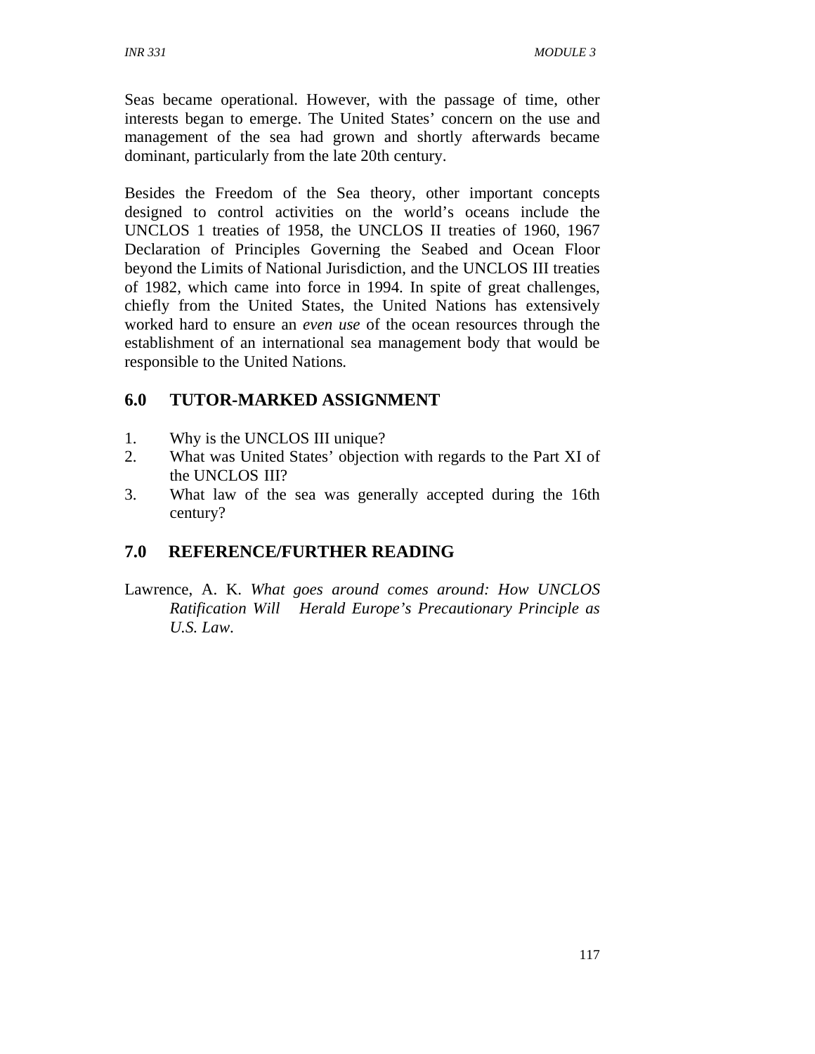Seas became operational. However, with the passage of time, other interests began to emerge. The United States' concern on the use and management of the sea had grown and shortly afterwards became dominant, particularly from the late 20th century.

Besides the Freedom of the Sea theory, other important concepts designed to control activities on the world's oceans include the UNCLOS 1 treaties of 1958, the UNCLOS II treaties of 1960, 1967 Declaration of Principles Governing the Seabed and Ocean Floor beyond the Limits of National Jurisdiction, and the UNCLOS III treaties of 1982, which came into force in 1994. In spite of great challenges, chiefly from the United States, the United Nations has extensively worked hard to ensure an *even use* of the ocean resources through the establishment of an international sea management body that would be responsible to the United Nations.

## 6.0 TUTOR-MARKED ASSIGNMENT

1. Why is the UNCLOS III unique?
2. What was United States' objection with regards to the Part XI of the UNCLOS III?
3. What law of the sea was generally accepted during the 16th century?

## 7.0 REFERENCE/FURTHER READING

Lawrence, A. K. *What goes around comes around: How UNCLOS Ratification Will Herald Europe's Precautionary Principle as U.S. Law*.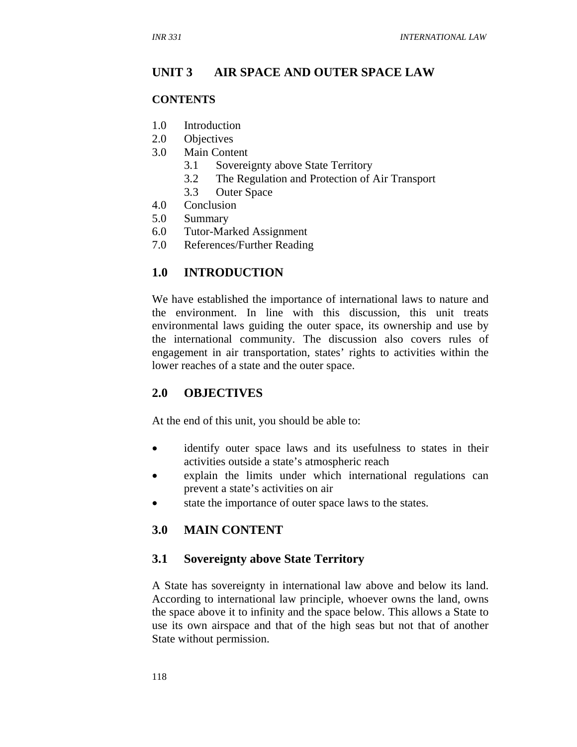# UNIT 3 AIR SPACE AND OUTER SPACE LAW

**CONTENTS**

1.0 Introduction
2.0 Objectives
3.0 Main Content
 3.1 Sovereignty above State Territory
 3.2 The Regulation and Protection of Air Transport
 3.3 Outer Space
4.0 Conclusion
5.0 Summary
6.0 Tutor-Marked Assignment
7.0 References/Further Reading

## 1.0 INTRODUCTION

We have established the importance of international laws to nature and the environment. In line with this discussion, this unit treats environmental laws guiding the outer space, its ownership and use by the international community. The discussion also covers rules of engagement in air transportation, states' rights to activities within the lower reaches of a state and the outer space.

## 2.0 OBJECTIVES

At the end of this unit, you should be able to:

- identify outer space laws and its usefulness to states in their activities outside a state's atmospheric reach
- explain the limits under which international regulations can prevent a state's activities on air
- state the importance of outer space laws to the states.

## 3.0 MAIN CONTENT

### 3.1 Sovereignty above State Territory

A State has sovereignty in international law above and below its land. According to international law principle, whoever owns the land, owns the space above it to infinity and the space below. This allows a State to use its own airspace and that of the high seas but not that of another State without permission.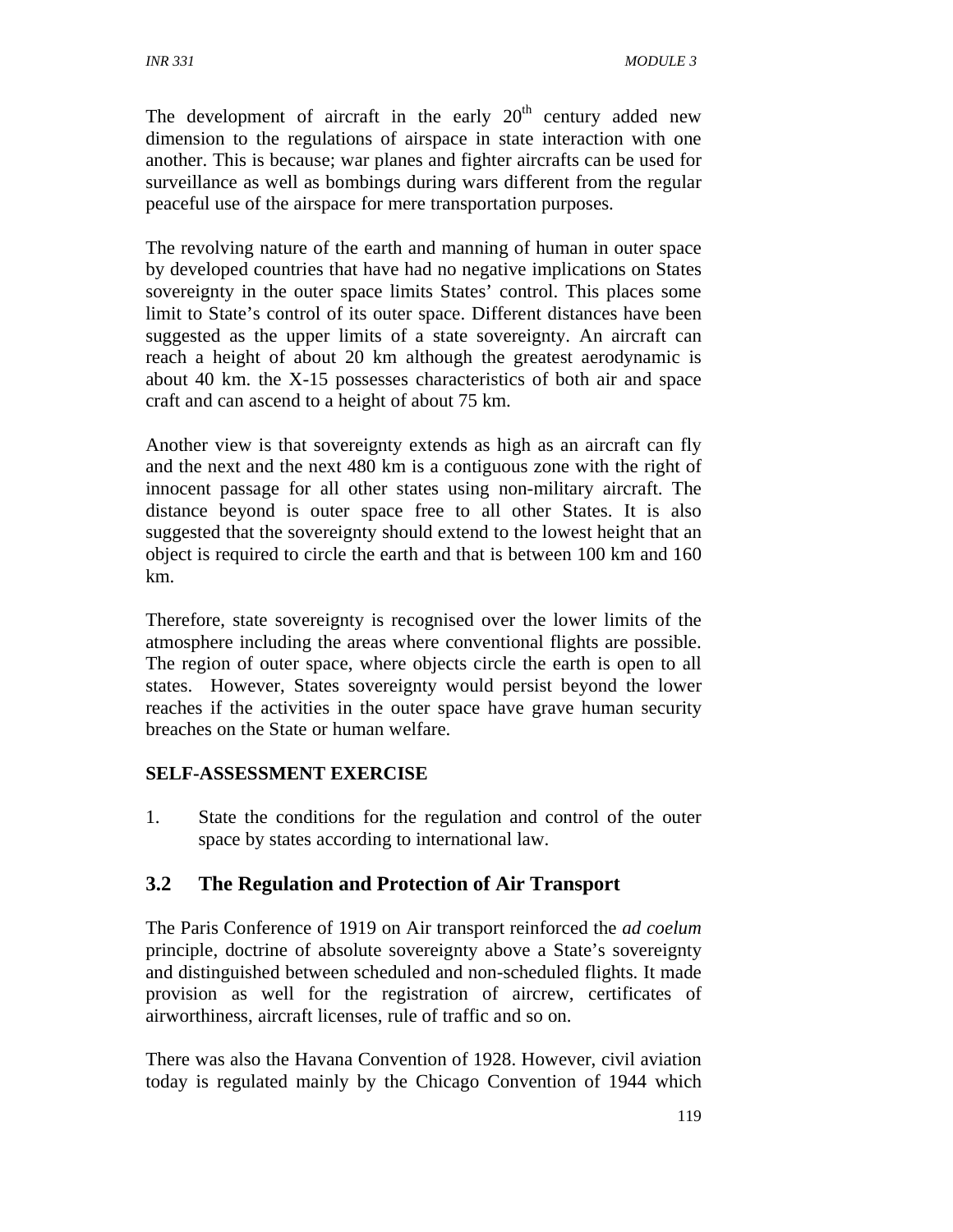The development of aircraft in the early 20th century added new dimension to the regulations of airspace in state interaction with one another. This is because; war planes and fighter aircrafts can be used for surveillance as well as bombings during wars different from the regular peaceful use of the airspace for mere transportation purposes.

The revolving nature of the earth and manning of human in outer space by developed countries that have had no negative implications on States sovereignty in the outer space limits States' control. This places some limit to State's control of its outer space. Different distances have been suggested as the upper limits of a state sovereignty. An aircraft can reach a height of about 20 km although the greatest aerodynamic is about 40 km. the X-15 possesses characteristics of both air and space craft and can ascend to a height of about 75 km.

Another view is that sovereignty extends as high as an aircraft can fly and the next and the next 480 km is a contiguous zone with the right of innocent passage for all other states using non-military aircraft. The distance beyond is outer space free to all other States. It is also suggested that the sovereignty should extend to the lowest height that an object is required to circle the earth and that is between 100 km and 160 km.

Therefore, state sovereignty is recognised over the lower limits of the atmosphere including the areas where conventional flights are possible. The region of outer space, where objects circle the earth is open to all states. However, States sovereignty would persist beyond the lower reaches if the activities in the outer space have grave human security breaches on the State or human welfare.

**SELF-ASSESSMENT EXERCISE**

1. State the conditions for the regulation and control of the outer space by states according to international law.

## 3.2 The Regulation and Protection of Air Transport

The Paris Conference of 1919 on Air transport reinforced the *ad coelum* principle, doctrine of absolute sovereignty above a State's sovereignty and distinguished between scheduled and non-scheduled flights. It made provision as well for the registration of aircrew, certificates of airworthiness, aircraft licenses, rule of traffic and so on.

There was also the Havana Convention of 1928. However, civil aviation today is regulated mainly by the Chicago Convention of 1944 which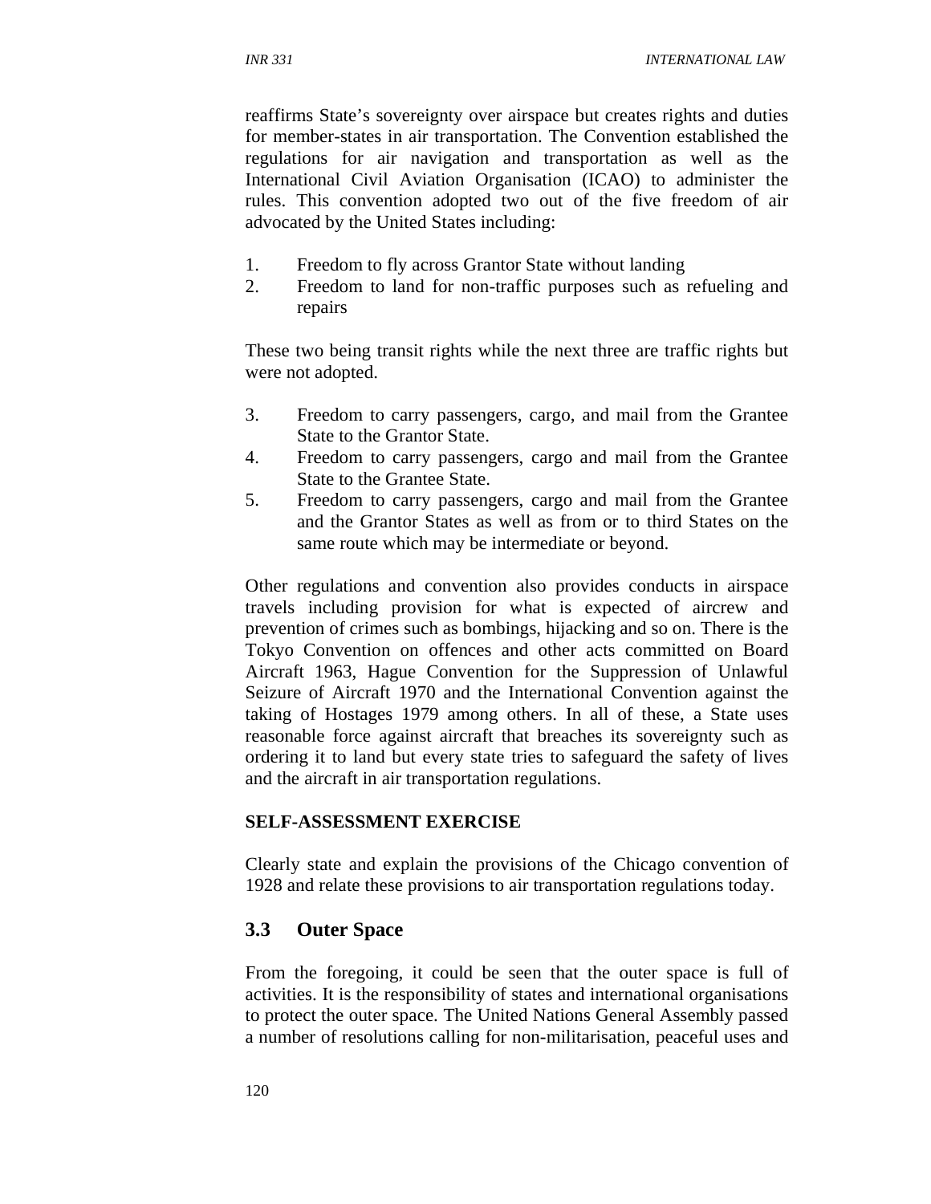reaffirms State's sovereignty over airspace but creates rights and duties for member-states in air transportation. The Convention established the regulations for air navigation and transportation as well as the International Civil Aviation Organisation (ICAO) to administer the rules. This convention adopted two out of the five freedom of air advocated by the United States including:

1. Freedom to fly across Grantor State without landing
2. Freedom to land for non-traffic purposes such as refueling and repairs

These two being transit rights while the next three are traffic rights but were not adopted.

3. Freedom to carry passengers, cargo, and mail from the Grantee State to the Grantor State.
4. Freedom to carry passengers, cargo and mail from the Grantee State to the Grantee State.
5. Freedom to carry passengers, cargo and mail from the Grantee and the Grantor States as well as from or to third States on the same route which may be intermediate or beyond.

Other regulations and convention also provides conducts in airspace travels including provision for what is expected of aircrew and prevention of crimes such as bombings, hijacking and so on. There is the Tokyo Convention on offences and other acts committed on Board Aircraft 1963, Hague Convention for the Suppression of Unlawful Seizure of Aircraft 1970 and the International Convention against the taking of Hostages 1979 among others. In all of these, a State uses reasonable force against aircraft that breaches its sovereignty such as ordering it to land but every state tries to safeguard the safety of lives and the aircraft in air transportation regulations.

**SELF-ASSESSMENT EXERCISE**

Clearly state and explain the provisions of the Chicago convention of 1928 and relate these provisions to air transportation regulations today.

## 3.3 Outer Space

From the foregoing, it could be seen that the outer space is full of activities. It is the responsibility of states and international organisations to protect the outer space. The United Nations General Assembly passed a number of resolutions calling for non-militarisation, peaceful uses and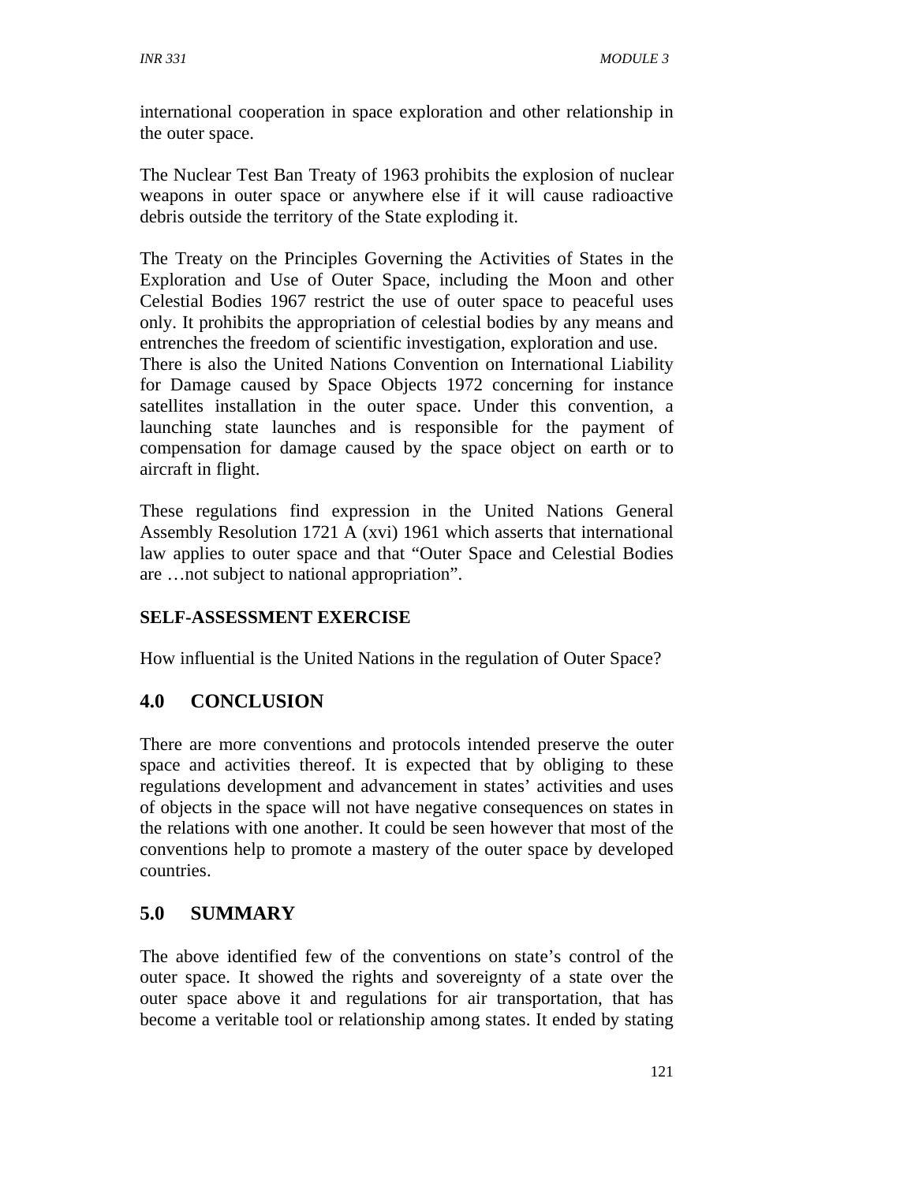international cooperation in space exploration and other relationship in the outer space.

The Nuclear Test Ban Treaty of 1963 prohibits the explosion of nuclear weapons in outer space or anywhere else if it will cause radioactive debris outside the territory of the State exploding it.

The Treaty on the Principles Governing the Activities of States in the Exploration and Use of Outer Space, including the Moon and other Celestial Bodies 1967 restrict the use of outer space to peaceful uses only. It prohibits the appropriation of celestial bodies by any means and entrenches the freedom of scientific investigation, exploration and use.
There is also the United Nations Convention on International Liability for Damage caused by Space Objects 1972 concerning for instance satellites installation in the outer space. Under this convention, a launching state launches and is responsible for the payment of compensation for damage caused by the space object on earth or to aircraft in flight.

These regulations find expression in the United Nations General Assembly Resolution 1721 A (xvi) 1961 which asserts that international law applies to outer space and that “Outer Space and Celestial Bodies are …not subject to national appropriation”.

**SELF-ASSESSMENT EXERCISE**

How influential is the United Nations in the regulation of Outer Space?

## 4.0 CONCLUSION

There are more conventions and protocols intended preserve the outer space and activities thereof. It is expected that by obliging to these regulations development and advancement in states’ activities and uses of objects in the space will not have negative consequences on states in the relations with one another. It could be seen however that most of the conventions help to promote a mastery of the outer space by developed countries.

## 5.0 SUMMARY

The above identified few of the conventions on state’s control of the outer space. It showed the rights and sovereignty of a state over the outer space above it and regulations for air transportation, that has become a veritable tool or relationship among states. It ended by stating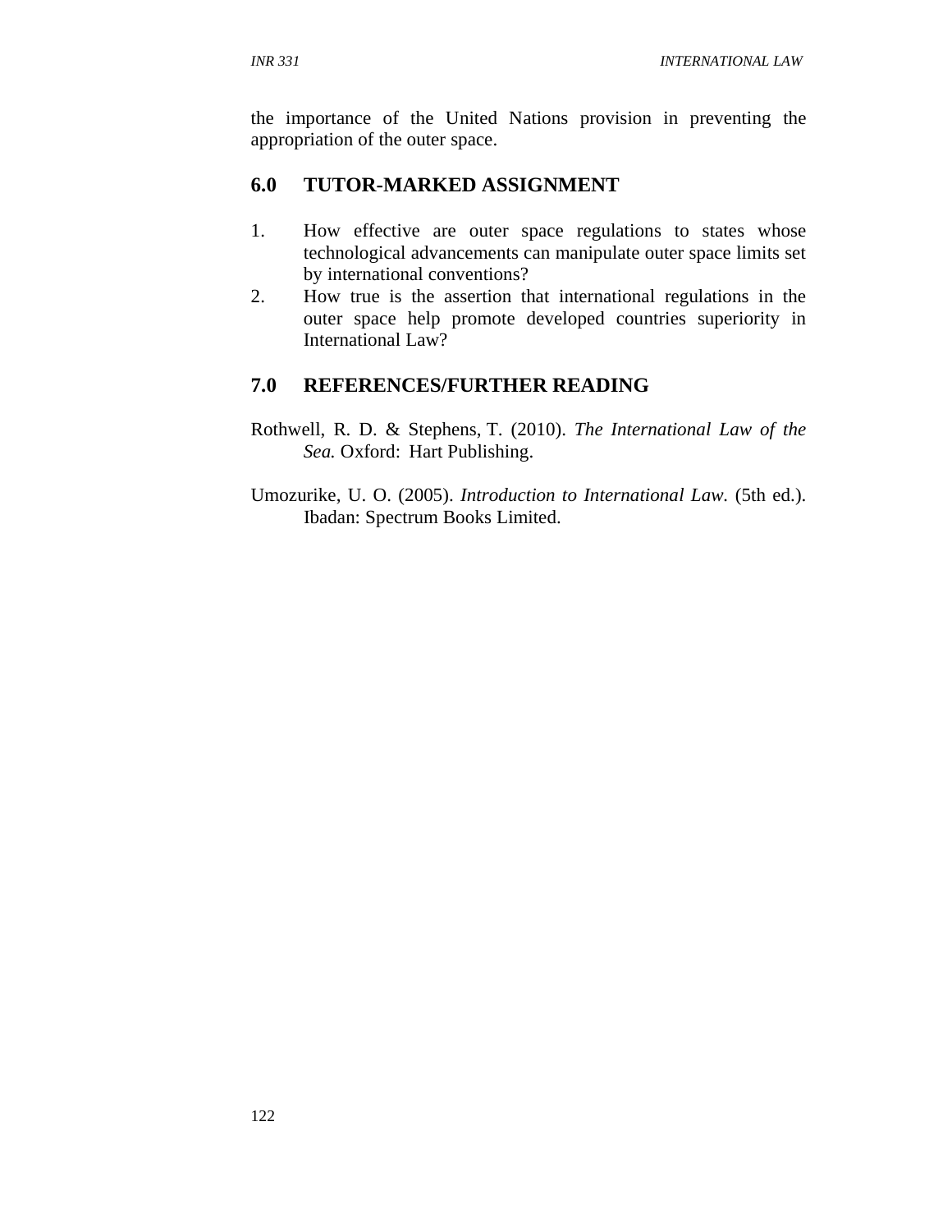the importance of the United Nations provision in preventing the appropriation of the outer space.

## 6.0 TUTOR-MARKED ASSIGNMENT

1. How effective are outer space regulations to states whose technological advancements can manipulate outer space limits set by international conventions?
2. How true is the assertion that international regulations in the outer space help promote developed countries superiority in International Law?

## 7.0 REFERENCES/FURTHER READING

Rothwell, R. D. & Stephens, T. (2010). *The International Law of the Sea.* Oxford: Hart Publishing.

Umozurike, U. O. (2005). *Introduction to International Law.* (5th ed.). Ibadan: Spectrum Books Limited.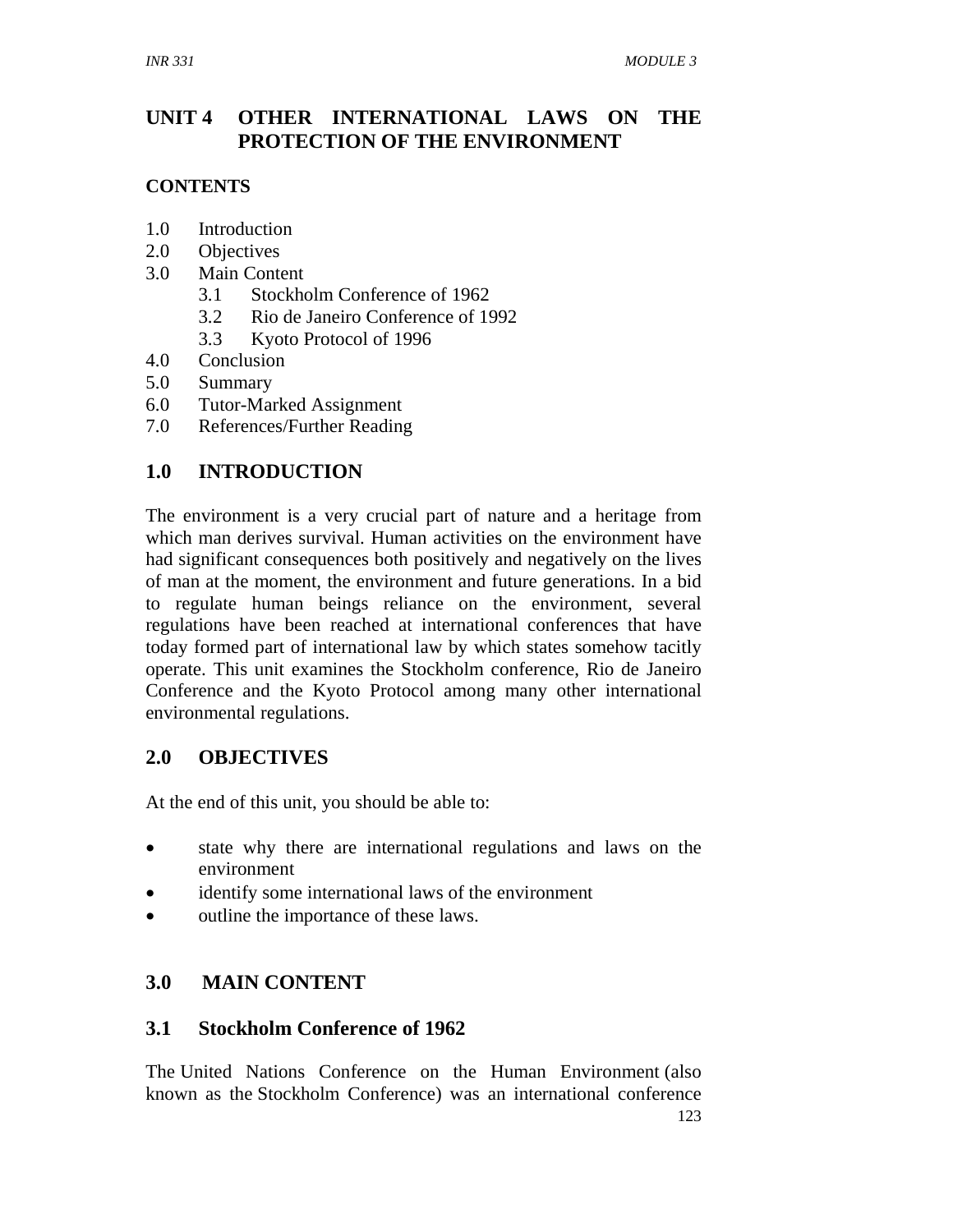## UNIT 4 OTHER INTERNATIONAL LAWS ON THE PROTECTION OF THE ENVIRONMENT

**CONTENTS**

- 1.0 Introduction
- 2.0 Objectives
- 3.0 Main Content
    - 3.1 Stockholm Conference of 1962
    - 3.2 Rio de Janeiro Conference of 1992
    - 3.3 Kyoto Protocol of 1996
- 4.0 Conclusion
- 5.0 Summary
- 6.0 Tutor-Marked Assignment
- 7.0 References/Further Reading

## 1.0 INTRODUCTION

The environment is a very crucial part of nature and a heritage from which man derives survival. Human activities on the environment have had significant consequences both positively and negatively on the lives of man at the moment, the environment and future generations. In a bid to regulate human beings reliance on the environment, several regulations have been reached at international conferences that have today formed part of international law by which states somehow tacitly operate. This unit examines the Stockholm conference, Rio de Janeiro Conference and the Kyoto Protocol among many other international environmental regulations.

## 2.0 OBJECTIVES

At the end of this unit, you should be able to:

- state why there are international regulations and laws on the environment
- identify some international laws of the environment
- outline the importance of these laws.

## 3.0 MAIN CONTENT

### 3.1 Stockholm Conference of 1962

The United Nations Conference on the Human Environment (also known as the Stockholm Conference) was an international conference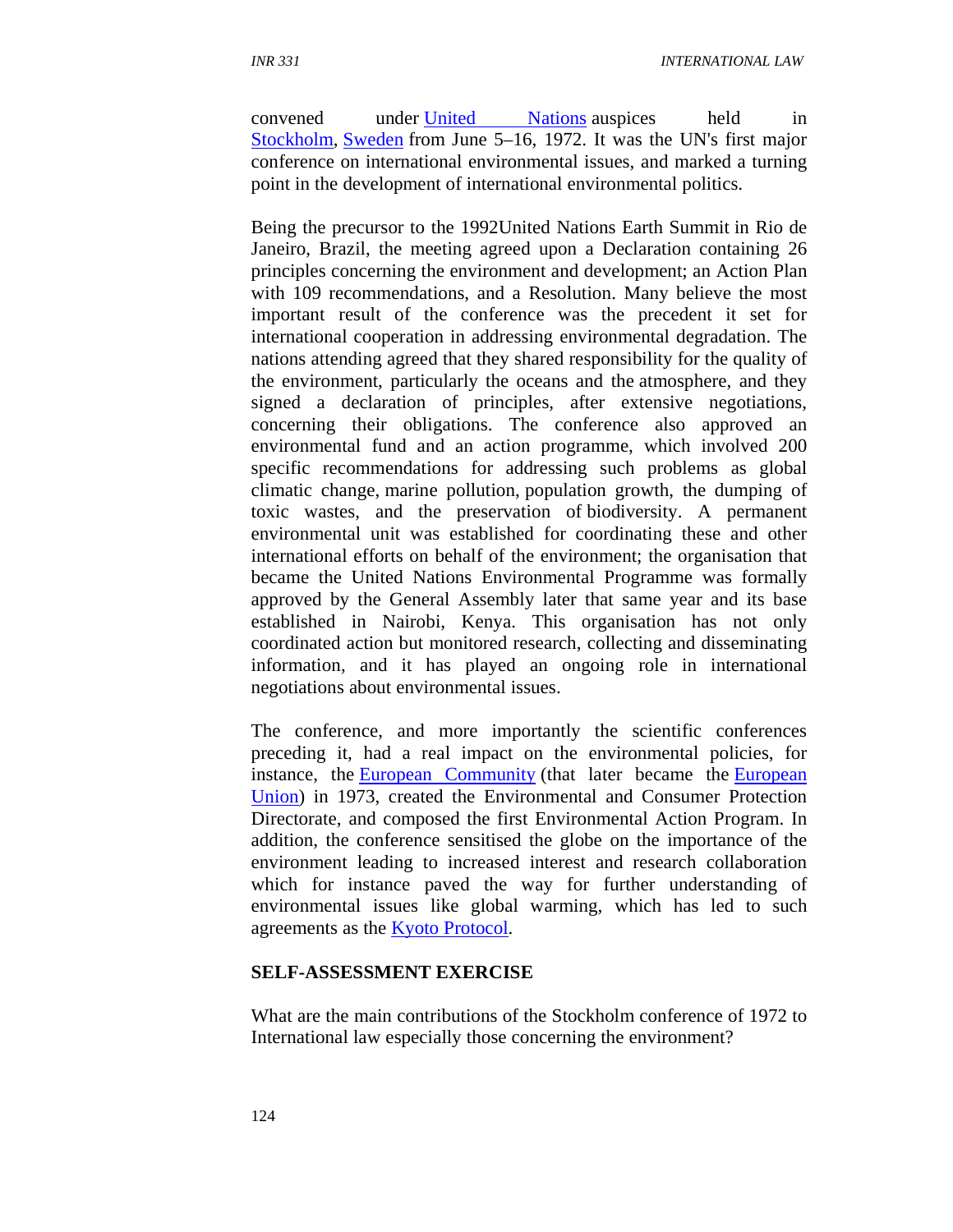convened under United Nations auspices held in Stockholm, Sweden from June 5–16, 1972. It was the UN's first major conference on international environmental issues, and marked a turning point in the development of international environmental politics.

Being the precursor to the 1992United Nations Earth Summit in Rio de Janeiro, Brazil, the meeting agreed upon a Declaration containing 26 principles concerning the environment and development; an Action Plan with 109 recommendations, and a Resolution. Many believe the most important result of the conference was the precedent it set for international cooperation in addressing environmental degradation. The nations attending agreed that they shared responsibility for the quality of the environment, particularly the oceans and the atmosphere, and they signed a declaration of principles, after extensive negotiations, concerning their obligations. The conference also approved an environmental fund and an action programme, which involved 200 specific recommendations for addressing such problems as global climatic change, marine pollution, population growth, the dumping of toxic wastes, and the preservation of biodiversity. A permanent environmental unit was established for coordinating these and other international efforts on behalf of the environment; the organisation that became the United Nations Environmental Programme was formally approved by the General Assembly later that same year and its base established in Nairobi, Kenya. This organisation has not only coordinated action but monitored research, collecting and disseminating information, and it has played an ongoing role in international negotiations about environmental issues.

The conference, and more importantly the scientific conferences preceding it, had a real impact on the environmental policies, for instance, the European Community (that later became the European Union) in 1973, created the Environmental and Consumer Protection Directorate, and composed the first Environmental Action Program. In addition, the conference sensitised the globe on the importance of the environment leading to increased interest and research collaboration which for instance paved the way for further understanding of environmental issues like global warming, which has led to such agreements as the Kyoto Protocol.

**SELF-ASSESSMENT EXERCISE**

What are the main contributions of the Stockholm conference of 1972 to International law especially those concerning the environment?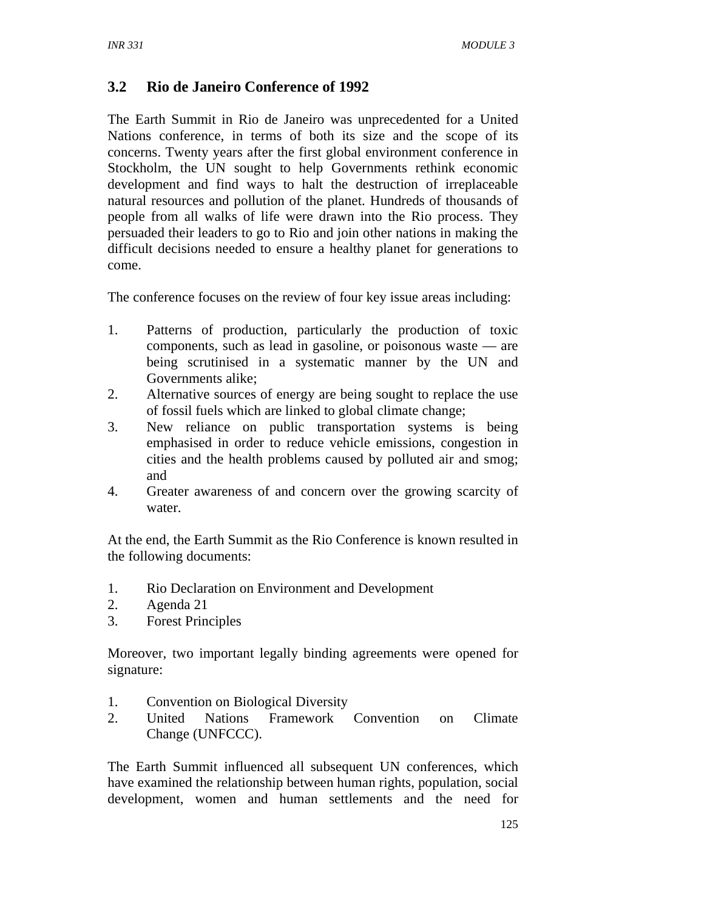## 3.2 Rio de Janeiro Conference of 1992

The Earth Summit in Rio de Janeiro was unprecedented for a United Nations conference, in terms of both its size and the scope of its concerns. Twenty years after the first global environment conference in Stockholm, the UN sought to help Governments rethink economic development and find ways to halt the destruction of irreplaceable natural resources and pollution of the planet. Hundreds of thousands of people from all walks of life were drawn into the Rio process. They persuaded their leaders to go to Rio and join other nations in making the difficult decisions needed to ensure a healthy planet for generations to come.

The conference focuses on the review of four key issue areas including:

1. Patterns of production, particularly the production of toxic components, such as lead in gasoline, or poisonous waste — are being scrutinised in a systematic manner by the UN and Governments alike;
2. Alternative sources of energy are being sought to replace the use of fossil fuels which are linked to global climate change;
3. New reliance on public transportation systems is being emphasised in order to reduce vehicle emissions, congestion in cities and the health problems caused by polluted air and smog; and
4. Greater awareness of and concern over the growing scarcity of water.

At the end, the Earth Summit as the Rio Conference is known resulted in the following documents:

1. Rio Declaration on Environment and Development
2. Agenda 21
3. Forest Principles

Moreover, two important legally binding agreements were opened for signature:

1. Convention on Biological Diversity
2. United Nations Framework Convention on Climate Change (UNFCCC).

The Earth Summit influenced all subsequent UN conferences, which have examined the relationship between human rights, population, social development, women and human settlements and the need for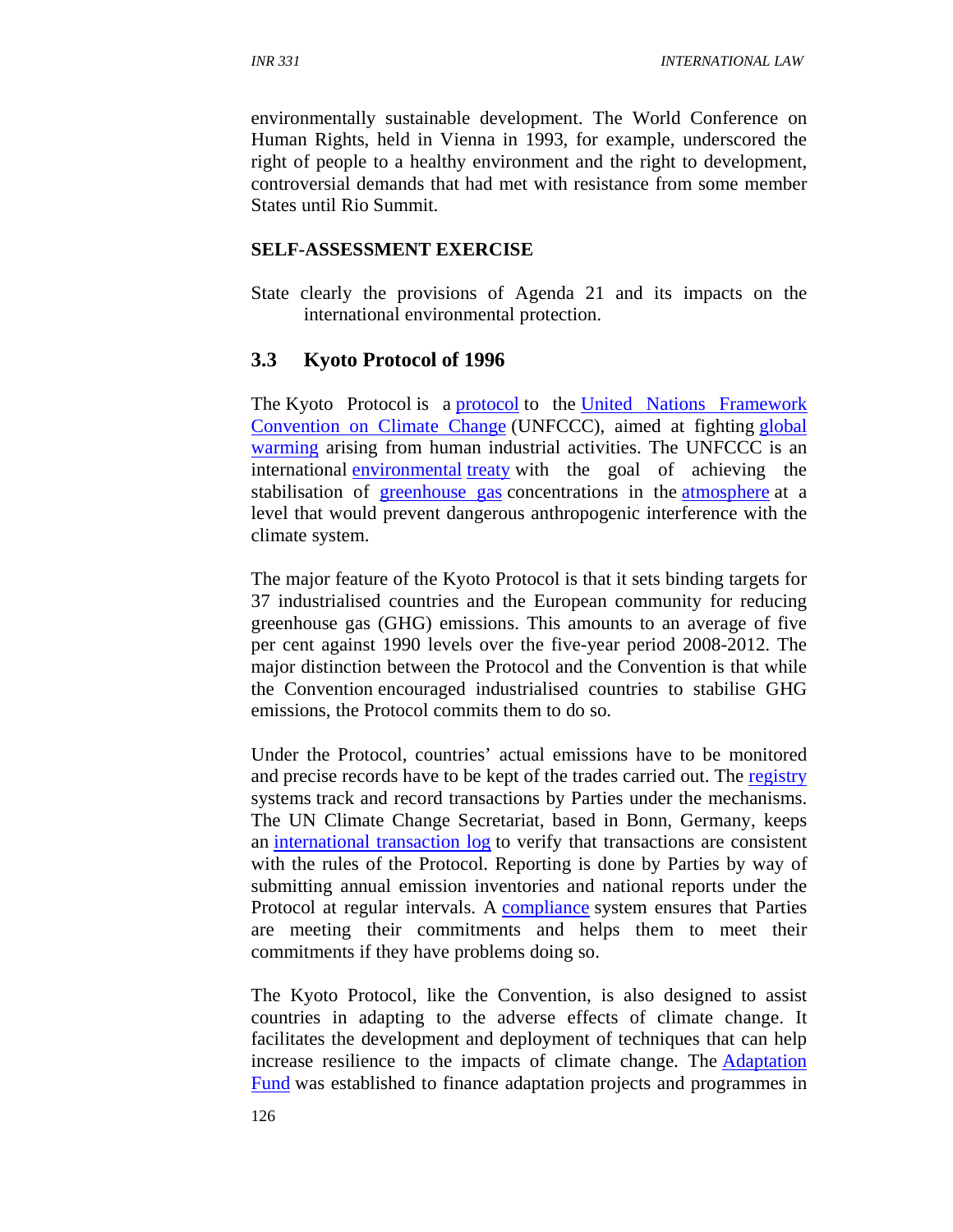environmentally sustainable development. The World Conference on Human Rights, held in Vienna in 1993, for example, underscored the right of people to a healthy environment and the right to development, controversial demands that had met with resistance from some member States until Rio Summit.

**SELF-ASSESSMENT EXERCISE**

State clearly the provisions of Agenda 21 and its impacts on the international environmental protection.

## 3.3 Kyoto Protocol of 1996

The Kyoto Protocol is a protocol to the United Nations Framework Convention on Climate Change (UNFCCC), aimed at fighting global warming arising from human industrial activities. The UNFCCC is an international environmental treaty with the goal of achieving the stabilisation of greenhouse gas concentrations in the atmosphere at a level that would prevent dangerous anthropogenic interference with the climate system.

The major feature of the Kyoto Protocol is that it sets binding targets for 37 industrialised countries and the European community for reducing greenhouse gas (GHG) emissions. This amounts to an average of five per cent against 1990 levels over the five-year period 2008-2012. The major distinction between the Protocol and the Convention is that while the Convention encouraged industrialised countries to stabilise GHG emissions, the Protocol commits them to do so.

Under the Protocol, countries' actual emissions have to be monitored and precise records have to be kept of the trades carried out. The registry systems track and record transactions by Parties under the mechanisms. The UN Climate Change Secretariat, based in Bonn, Germany, keeps an international transaction log to verify that transactions are consistent with the rules of the Protocol. Reporting is done by Parties by way of submitting annual emission inventories and national reports under the Protocol at regular intervals. A compliance system ensures that Parties are meeting their commitments and helps them to meet their commitments if they have problems doing so.

The Kyoto Protocol, like the Convention, is also designed to assist countries in adapting to the adverse effects of climate change. It facilitates the development and deployment of techniques that can help increase resilience to the impacts of climate change. The Adaptation Fund was established to finance adaptation projects and programmes in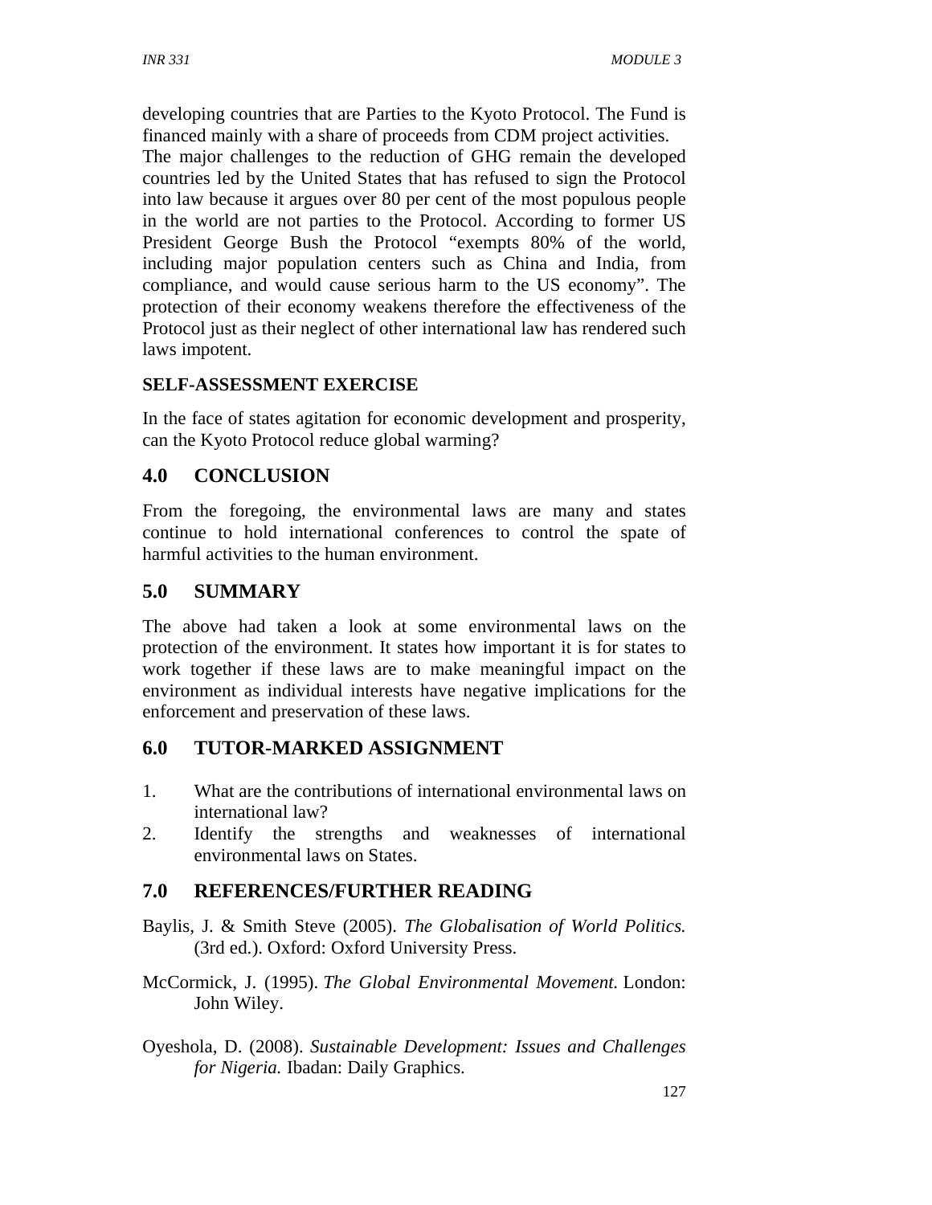developing countries that are Parties to the Kyoto Protocol. The Fund is financed mainly with a share of proceeds from CDM project activities.
The major challenges to the reduction of GHG remain the developed countries led by the United States that has refused to sign the Protocol into law because it argues over 80 per cent of the most populous people in the world are not parties to the Protocol. According to former US President George Bush the Protocol "exempts 80% of the world, including major population centers such as China and India, from compliance, and would cause serious harm to the US economy". The protection of their economy weakens therefore the effectiveness of the Protocol just as their neglect of other international law has rendered such laws impotent.

**SELF-ASSESSMENT EXERCISE**

In the face of states agitation for economic development and prosperity, can the Kyoto Protocol reduce global warming?

## 4.0 CONCLUSION

From the foregoing, the environmental laws are many and states continue to hold international conferences to control the spate of harmful activities to the human environment.

## 5.0 SUMMARY

The above had taken a look at some environmental laws on the protection of the environment. It states how important it is for states to work together if these laws are to make meaningful impact on the environment as individual interests have negative implications for the enforcement and preservation of these laws.

## 6.0 TUTOR-MARKED ASSIGNMENT

1. What are the contributions of international environmental laws on international law?
2. Identify the strengths and weaknesses of international environmental laws on States.

## 7.0 REFERENCES/FURTHER READING

Baylis, J. & Smith Steve (2005). *The Globalisation of World Politics.* (3rd ed.). Oxford: Oxford University Press.

McCormick, J. (1995). *The Global Environmental Movement.* London: John Wiley.

Oyeshola, D. (2008). *Sustainable Development: Issues and Challenges for Nigeria.* Ibadan: Daily Graphics.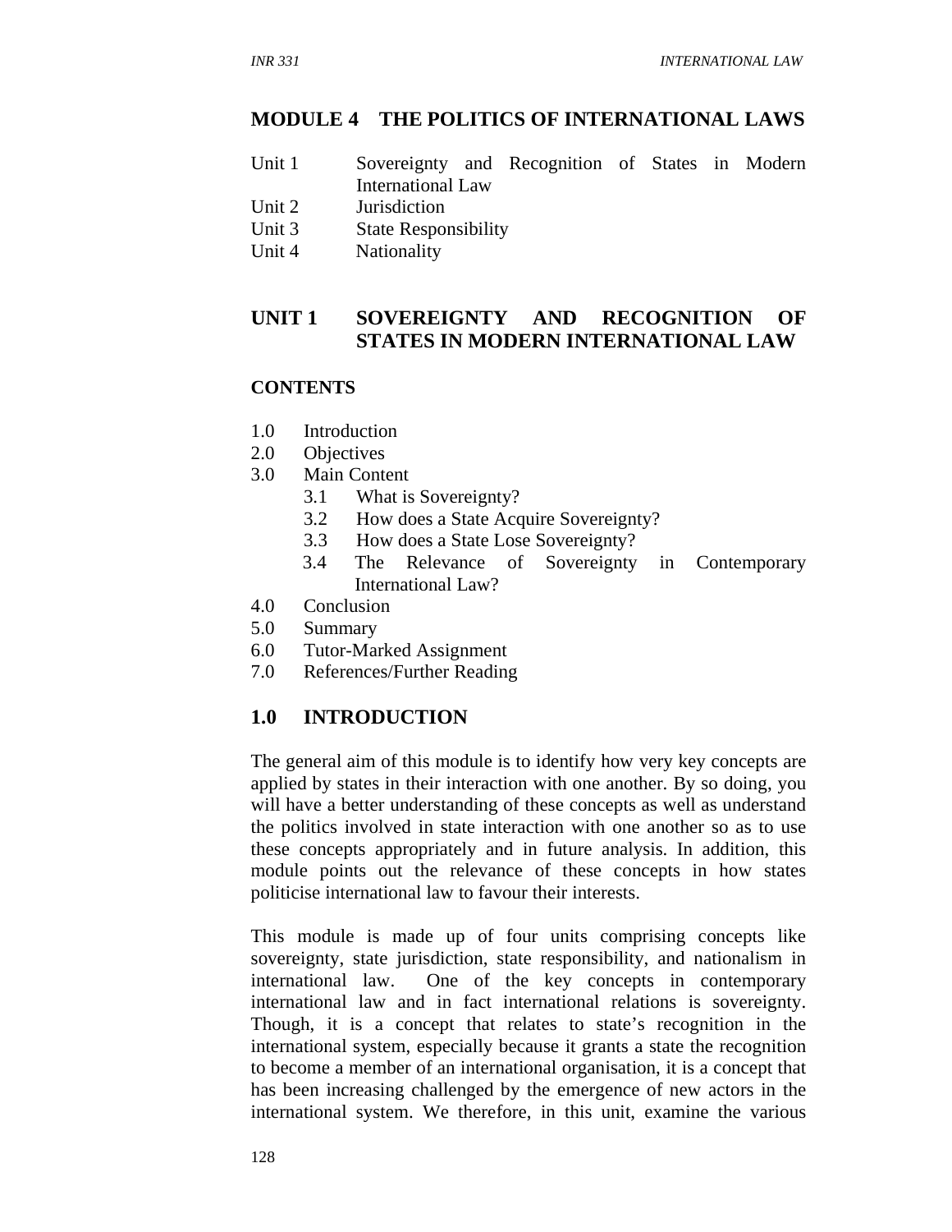## MODULE 4 THE POLITICS OF INTERNATIONAL LAWS

| | |
|---|---|
| Unit 1 | Sovereignty and Recognition of States in Modern International Law |
| Unit 2 | Jurisdiction |
| Unit 3 | State Responsibility |
| Unit 4 | Nationality |

## UNIT 1 SOVEREIGNTY AND RECOGNITION OF STATES IN MODERN INTERNATIONAL LAW

### CONTENTS

1.0 Introduction
2.0 Objectives
3.0 Main Content
 3.1 What is Sovereignty?
 3.2 How does a State Acquire Sovereignty?
 3.3 How does a State Lose Sovereignty?
 3.4 The Relevance of Sovereignty in Contemporary International Law?
4.0 Conclusion
5.0 Summary
6.0 Tutor-Marked Assignment
7.0 References/Further Reading

## 1.0 INTRODUCTION

The general aim of this module is to identify how very key concepts are applied by states in their interaction with one another. By so doing, you will have a better understanding of these concepts as well as understand the politics involved in state interaction with one another so as to use these concepts appropriately and in future analysis. In addition, this module points out the relevance of these concepts in how states politicise international law to favour their interests.

This module is made up of four units comprising concepts like sovereignty, state jurisdiction, state responsibility, and nationalism in international law. One of the key concepts in contemporary international law and in fact international relations is sovereignty. Though, it is a concept that relates to state's recognition in the international system, especially because it grants a state the recognition to become a member of an international organisation, it is a concept that has been increasing challenged by the emergence of new actors in the international system. We therefore, in this unit, examine the various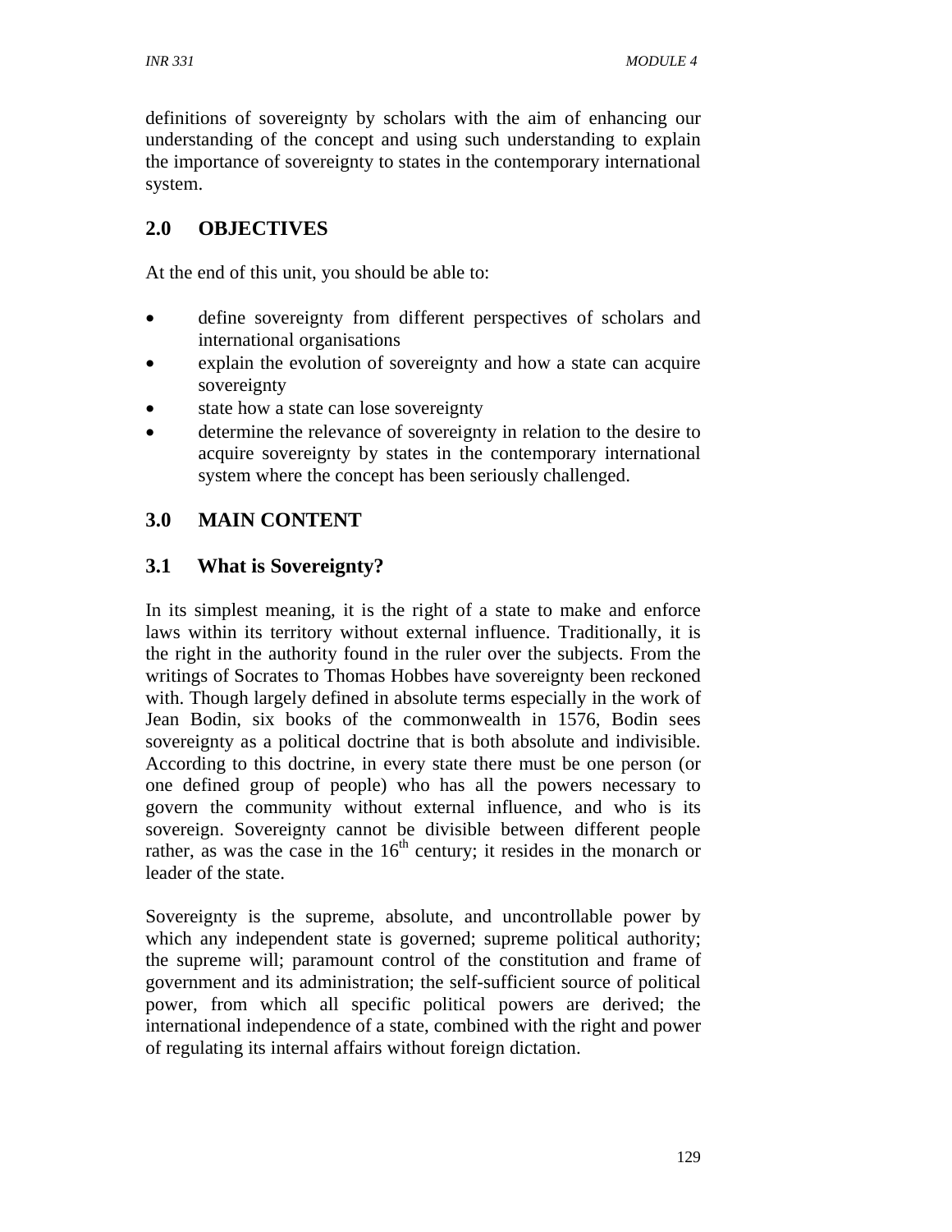definitions of sovereignty by scholars with the aim of enhancing our understanding of the concept and using such understanding to explain the importance of sovereignty to states in the contemporary international system.

## 2.0 OBJECTIVES

At the end of this unit, you should be able to:

- define sovereignty from different perspectives of scholars and international organisations
- explain the evolution of sovereignty and how a state can acquire sovereignty
- state how a state can lose sovereignty
- determine the relevance of sovereignty in relation to the desire to acquire sovereignty by states in the contemporary international system where the concept has been seriously challenged.

## 3.0 MAIN CONTENT

### 3.1 What is Sovereignty?

In its simplest meaning, it is the right of a state to make and enforce laws within its territory without external influence. Traditionally, it is the right in the authority found in the ruler over the subjects. From the writings of Socrates to Thomas Hobbes have sovereignty been reckoned with. Though largely defined in absolute terms especially in the work of Jean Bodin, six books of the commonwealth in 1576, Bodin sees sovereignty as a political doctrine that is both absolute and indivisible. According to this doctrine, in every state there must be one person (or one defined group of people) who has all the powers necessary to govern the community without external influence, and who is its sovereign. Sovereignty cannot be divisible between different people rather, as was the case in the 16th century; it resides in the monarch or leader of the state.

Sovereignty is the supreme, absolute, and uncontrollable power by which any independent state is governed; supreme political authority; the supreme will; paramount control of the constitution and frame of government and its administration; the self-sufficient source of political power, from which all specific political powers are derived; the international independence of a state, combined with the right and power of regulating its internal affairs without foreign dictation.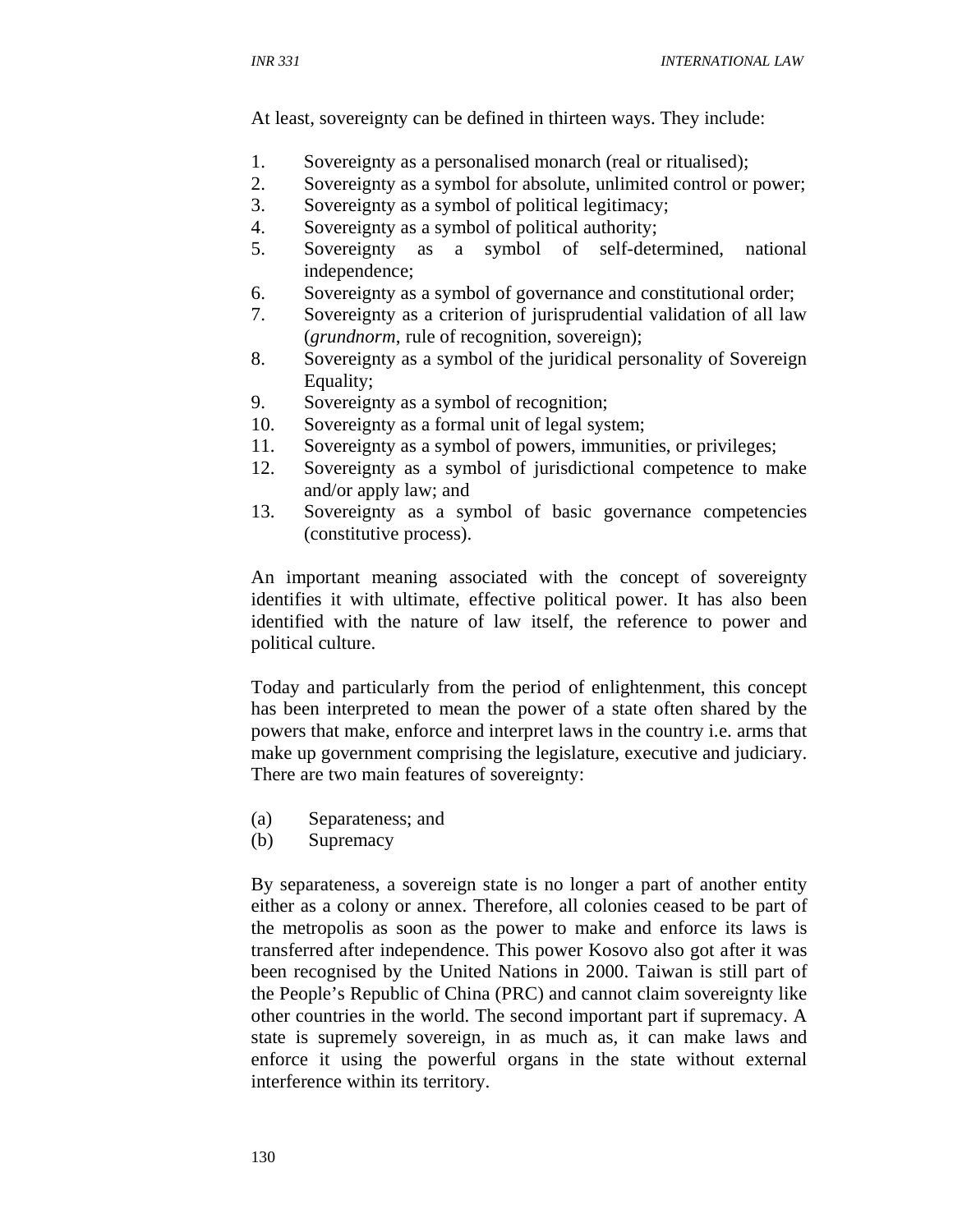At least, sovereignty can be defined in thirteen ways. They include:

1. Sovereignty as a personalised monarch (real or ritualised);
2. Sovereignty as a symbol for absolute, unlimited control or power;
3. Sovereignty as a symbol of political legitimacy;
4. Sovereignty as a symbol of political authority;
5. Sovereignty as a symbol of self-determined, national independence;
6. Sovereignty as a symbol of governance and constitutional order;
7. Sovereignty as a criterion of jurisprudential validation of all law (*grundnorm*, rule of recognition, sovereign);
8. Sovereignty as a symbol of the juridical personality of Sovereign Equality;
9. Sovereignty as a symbol of recognition;
10. Sovereignty as a formal unit of legal system;
11. Sovereignty as a symbol of powers, immunities, or privileges;
12. Sovereignty as a symbol of jurisdictional competence to make and/or apply law; and
13. Sovereignty as a symbol of basic governance competencies (constitutive process).

An important meaning associated with the concept of sovereignty identifies it with ultimate, effective political power. It has also been identified with the nature of law itself, the reference to power and political culture.

Today and particularly from the period of enlightenment, this concept has been interpreted to mean the power of a state often shared by the powers that make, enforce and interpret laws in the country i.e. arms that make up government comprising the legislature, executive and judiciary. There are two main features of sovereignty:

(a) Separateness; and
(b) Supremacy

By separateness, a sovereign state is no longer a part of another entity either as a colony or annex. Therefore, all colonies ceased to be part of the metropolis as soon as the power to make and enforce its laws is transferred after independence. This power Kosovo also got after it was been recognised by the United Nations in 2000. Taiwan is still part of the People's Republic of China (PRC) and cannot claim sovereignty like other countries in the world. The second important part if supremacy. A state is supremely sovereign, in as much as, it can make laws and enforce it using the powerful organs in the state without external interference within its territory.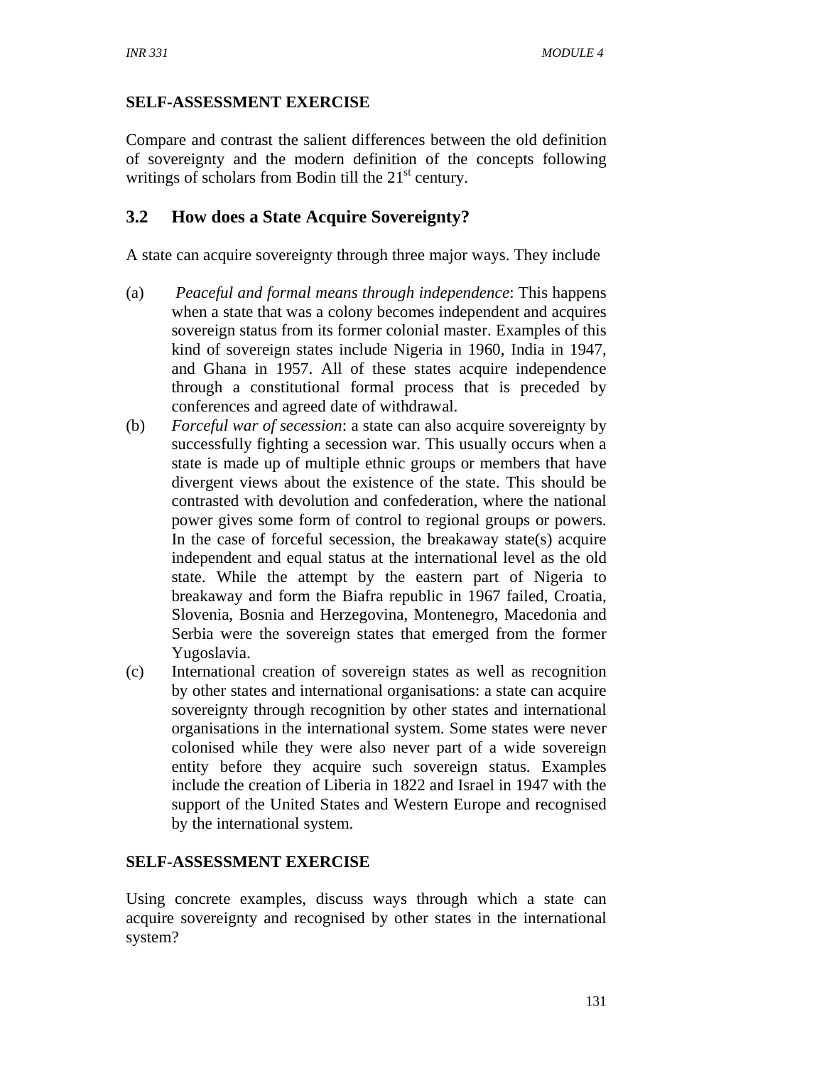**SELF-ASSESSMENT EXERCISE**

Compare and contrast the salient differences between the old definition of sovereignty and the modern definition of the concepts following writings of scholars from Bodin till the 21st century.

## 3.2 How does a State Acquire Sovereignty?

A state can acquire sovereignty through three major ways. They include

(a) *Peaceful and formal means through independence*: This happens when a state that was a colony becomes independent and acquires sovereign status from its former colonial master. Examples of this kind of sovereign states include Nigeria in 1960, India in 1947, and Ghana in 1957. All of these states acquire independence through a constitutional formal process that is preceded by conferences and agreed date of withdrawal.

(b) *Forceful war of secession*: a state can also acquire sovereignty by successfully fighting a secession war. This usually occurs when a state is made up of multiple ethnic groups or members that have divergent views about the existence of the state. This should be contrasted with devolution and confederation, where the national power gives some form of control to regional groups or powers. In the case of forceful secession, the breakaway state(s) acquire independent and equal status at the international level as the old state. While the attempt by the eastern part of Nigeria to breakaway and form the Biafra republic in 1967 failed, Croatia, Slovenia, Bosnia and Herzegovina, Montenegro, Macedonia and Serbia were the sovereign states that emerged from the former Yugoslavia.

(c) International creation of sovereign states as well as recognition by other states and international organisations: a state can acquire sovereignty through recognition by other states and international organisations in the international system. Some states were never colonised while they were also never part of a wide sovereign entity before they acquire such sovereign status. Examples include the creation of Liberia in 1822 and Israel in 1947 with the support of the United States and Western Europe and recognised by the international system.

**SELF-ASSESSMENT EXERCISE**

Using concrete examples, discuss ways through which a state can acquire sovereignty and recognised by other states in the international system?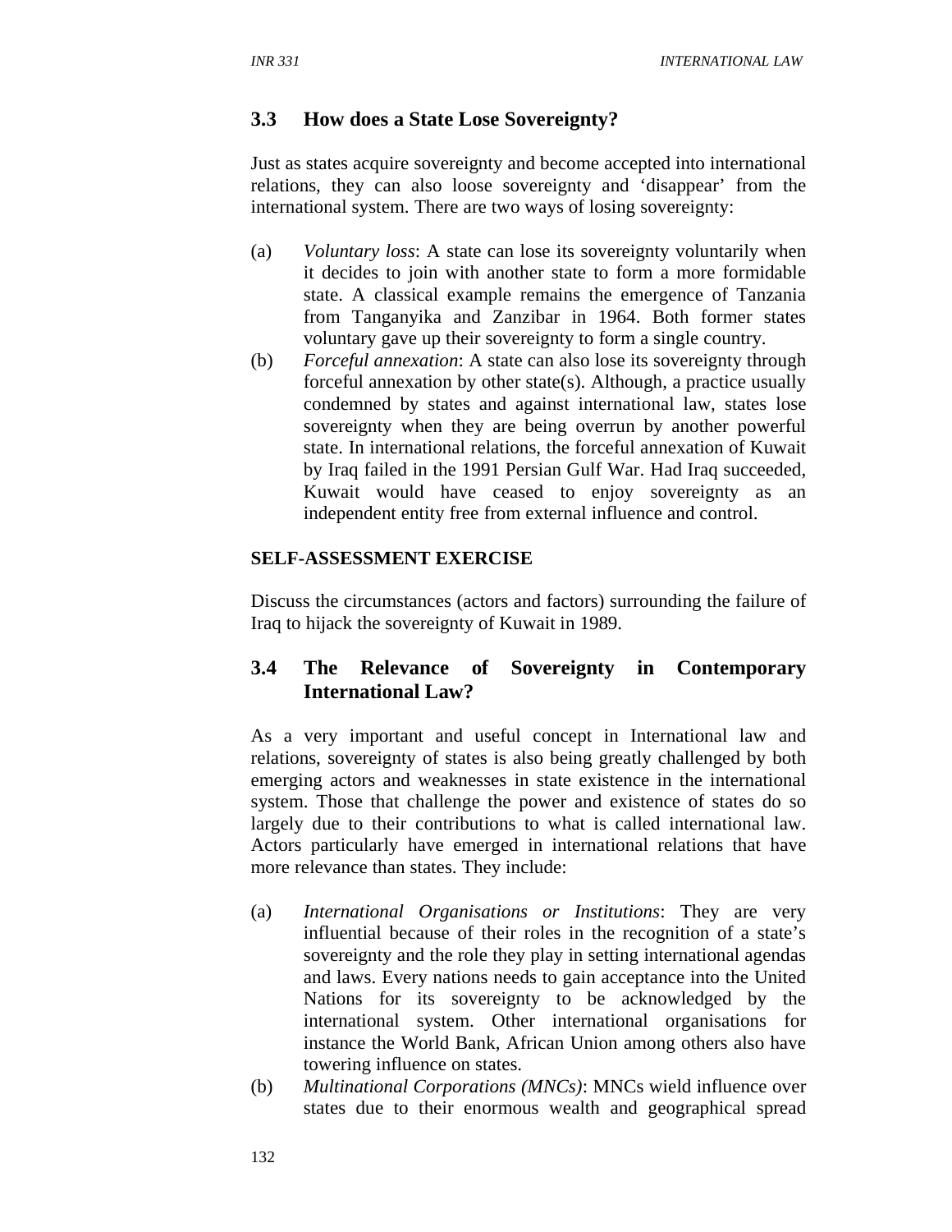### 3.3 How does a State Lose Sovereignty?

Just as states acquire sovereignty and become accepted into international relations, they can also loose sovereignty and 'disappear' from the international system. There are two ways of losing sovereignty:

(a) *Voluntary loss*: A state can lose its sovereignty voluntarily when it decides to join with another state to form a more formidable state. A classical example remains the emergence of Tanzania from Tanganyika and Zanzibar in 1964. Both former states voluntary gave up their sovereignty to form a single country.

(b) *Forceful annexation*: A state can also lose its sovereignty through forceful annexation by other state(s). Although, a practice usually condemned by states and against international law, states lose sovereignty when they are being overrun by another powerful state. In international relations, the forceful annexation of Kuwait by Iraq failed in the 1991 Persian Gulf War. Had Iraq succeeded, Kuwait would have ceased to enjoy sovereignty as an independent entity free from external influence and control.

**SELF-ASSESSMENT EXERCISE**

Discuss the circumstances (actors and factors) surrounding the failure of Iraq to hijack the sovereignty of Kuwait in 1989.

### 3.4 The Relevance of Sovereignty in Contemporary International Law?

As a very important and useful concept in International law and relations, sovereignty of states is also being greatly challenged by both emerging actors and weaknesses in state existence in the international system. Those that challenge the power and existence of states do so largely due to their contributions to what is called international law. Actors particularly have emerged in international relations that have more relevance than states. They include:

(a) *International Organisations or Institutions*: They are very influential because of their roles in the recognition of a state's sovereignty and the role they play in setting international agendas and laws. Every nations needs to gain acceptance into the United Nations for its sovereignty to be acknowledged by the international system. Other international organisations for instance the World Bank, African Union among others also have towering influence on states.

(b) *Multinational Corporations (MNCs)*: MNCs wield influence over states due to their enormous wealth and geographical spread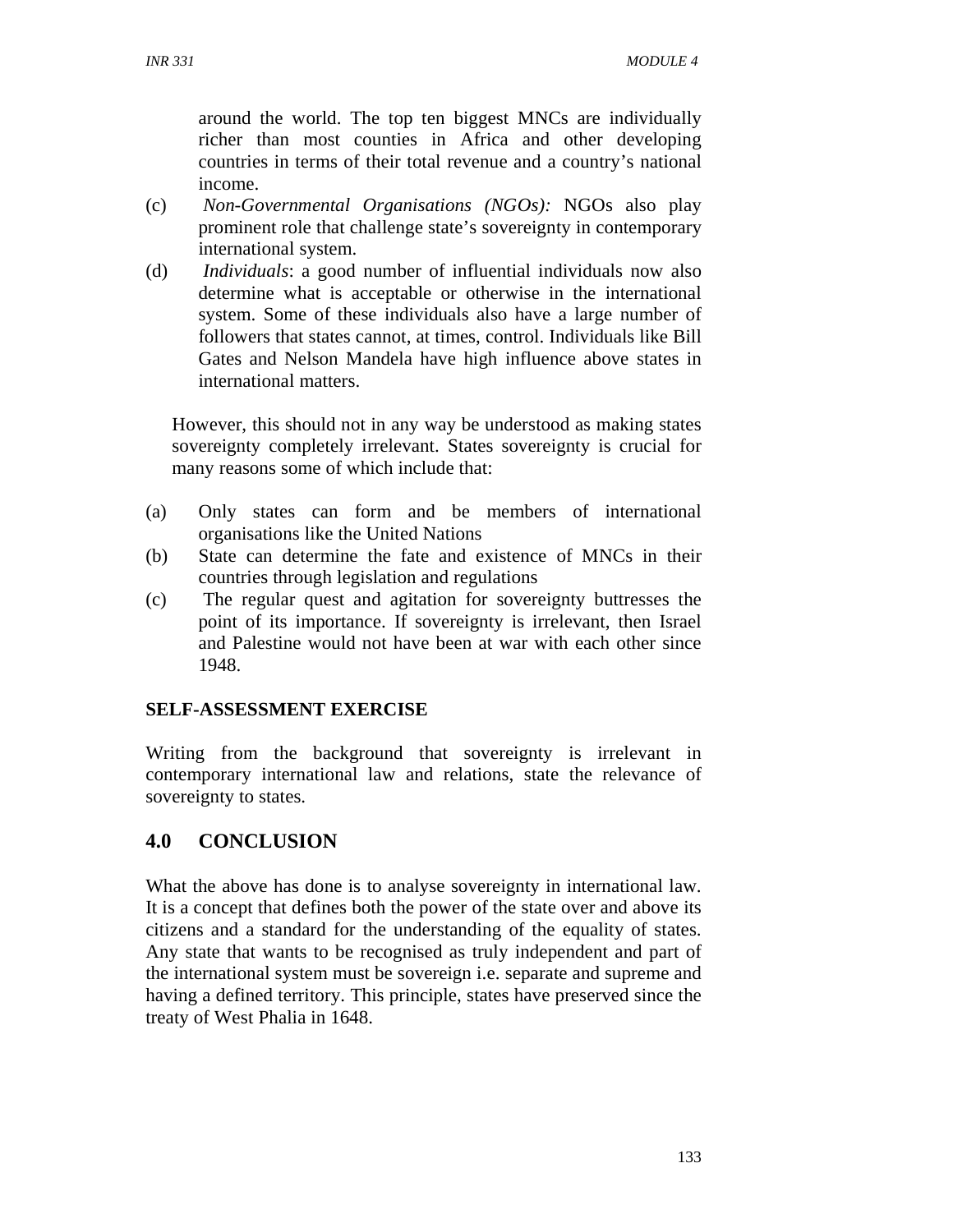around the world. The top ten biggest MNCs are individually richer than most counties in Africa and other developing countries in terms of their total revenue and a country's national income.

(c) *Non-Governmental Organisations (NGOs):* NGOs also play prominent role that challenge state's sovereignty in contemporary international system.

(d) *Individuals*: a good number of influential individuals now also determine what is acceptable or otherwise in the international system. Some of these individuals also have a large number of followers that states cannot, at times, control. Individuals like Bill Gates and Nelson Mandela have high influence above states in international matters.

However, this should not in any way be understood as making states sovereignty completely irrelevant. States sovereignty is crucial for many reasons some of which include that:

(a) Only states can form and be members of international organisations like the United Nations

(b) State can determine the fate and existence of MNCs in their countries through legislation and regulations

(c) The regular quest and agitation for sovereignty buttresses the point of its importance. If sovereignty is irrelevant, then Israel and Palestine would not have been at war with each other since 1948.

**SELF-ASSESSMENT EXERCISE**

Writing from the background that sovereignty is irrelevant in contemporary international law and relations, state the relevance of sovereignty to states.

## 4.0 CONCLUSION

What the above has done is to analyse sovereignty in international law. It is a concept that defines both the power of the state over and above its citizens and a standard for the understanding of the equality of states. Any state that wants to be recognised as truly independent and part of the international system must be sovereign i.e. separate and supreme and having a defined territory. This principle, states have preserved since the treaty of West Phalia in 1648.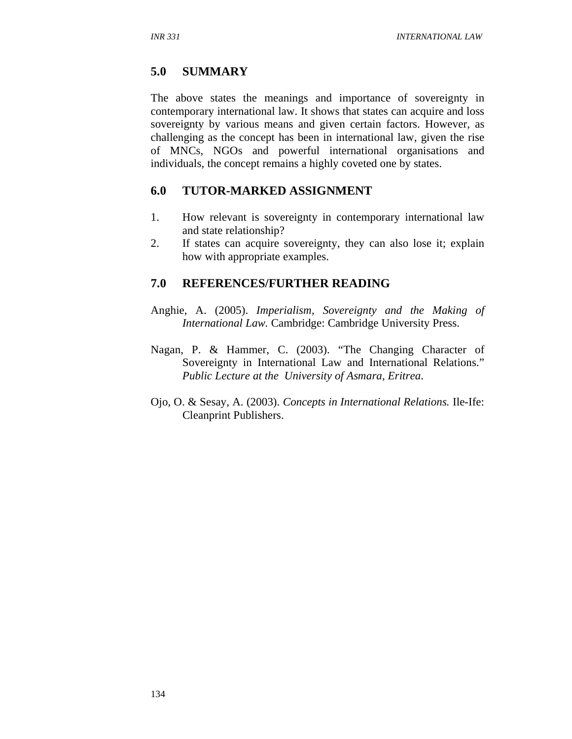## 5.0 SUMMARY

The above states the meanings and importance of sovereignty in contemporary international law. It shows that states can acquire and loss sovereignty by various means and given certain factors. However, as challenging as the concept has been in international law, given the rise of MNCs, NGOs and powerful international organisations and individuals, the concept remains a highly coveted one by states.

## 6.0 TUTOR-MARKED ASSIGNMENT

1. How relevant is sovereignty in contemporary international law and state relationship?
2. If states can acquire sovereignty, they can also lose it; explain how with appropriate examples.

## 7.0 REFERENCES/FURTHER READING

Anghie, A. (2005). *Imperialism, Sovereignty and the Making of International Law.* Cambridge: Cambridge University Press.

Nagan, P. & Hammer, C. (2003). "The Changing Character of Sovereignty in International Law and International Relations." *Public Lecture at the University of Asmara, Eritrea.*

Ojo, O. & Sesay, A. (2003). *Concepts in International Relations.* Ile-Ife: Cleanprint Publishers.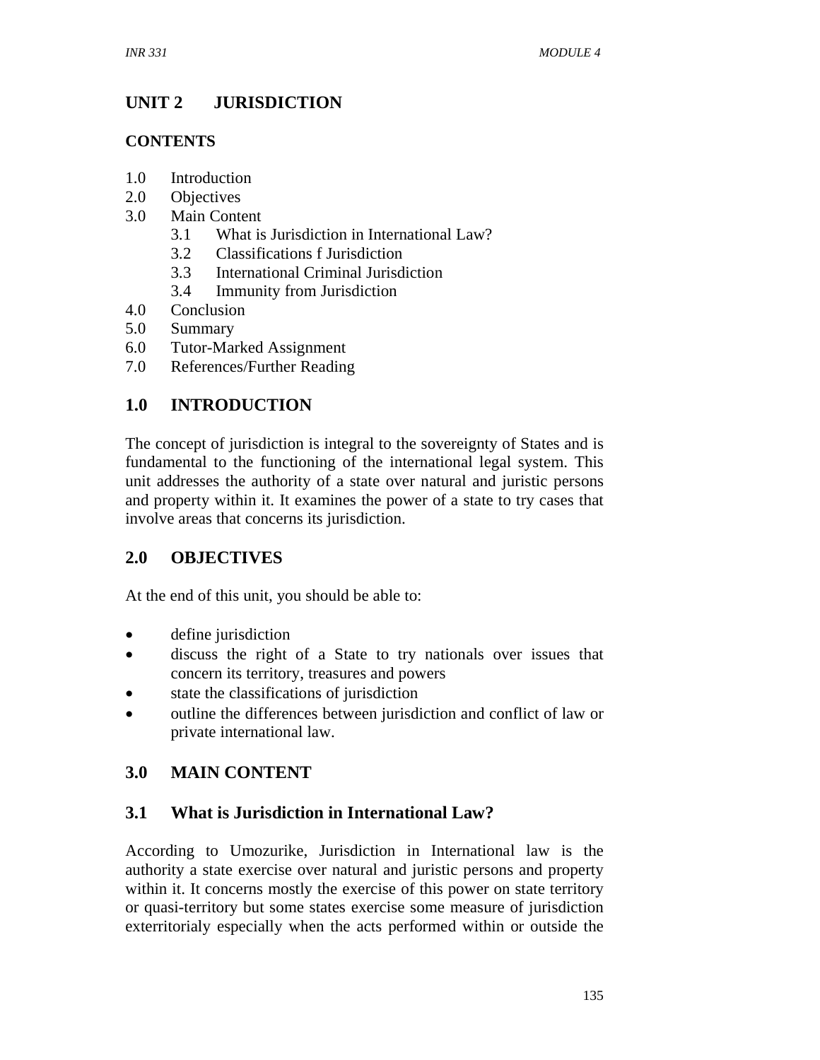## UNIT 2 JURISDICTION

### CONTENTS

1.0 Introduction
2.0 Objectives
3.0 Main Content
    3.1 What is Jurisdiction in International Law?
    3.2 Classifications f Jurisdiction
    3.3 International Criminal Jurisdiction
    3.4 Immunity from Jurisdiction
4.0 Conclusion
5.0 Summary
6.0 Tutor-Marked Assignment
7.0 References/Further Reading

## 1.0 INTRODUCTION

The concept of jurisdiction is integral to the sovereignty of States and is fundamental to the functioning of the international legal system. This unit addresses the authority of a state over natural and juristic persons and property within it. It examines the power of a state to try cases that involve areas that concerns its jurisdiction.

## 2.0 OBJECTIVES

At the end of this unit, you should be able to:

- define jurisdiction
- discuss the right of a State to try nationals over issues that concern its territory, treasures and powers
- state the classifications of jurisdiction
- outline the differences between jurisdiction and conflict of law or private international law.

## 3.0 MAIN CONTENT

### 3.1 What is Jurisdiction in International Law?

According to Umozurike, Jurisdiction in International law is the authority a state exercise over natural and juristic persons and property within it. It concerns mostly the exercise of this power on state territory or quasi-territory but some states exercise some measure of jurisdiction exterritorialy especially when the acts performed within or outside the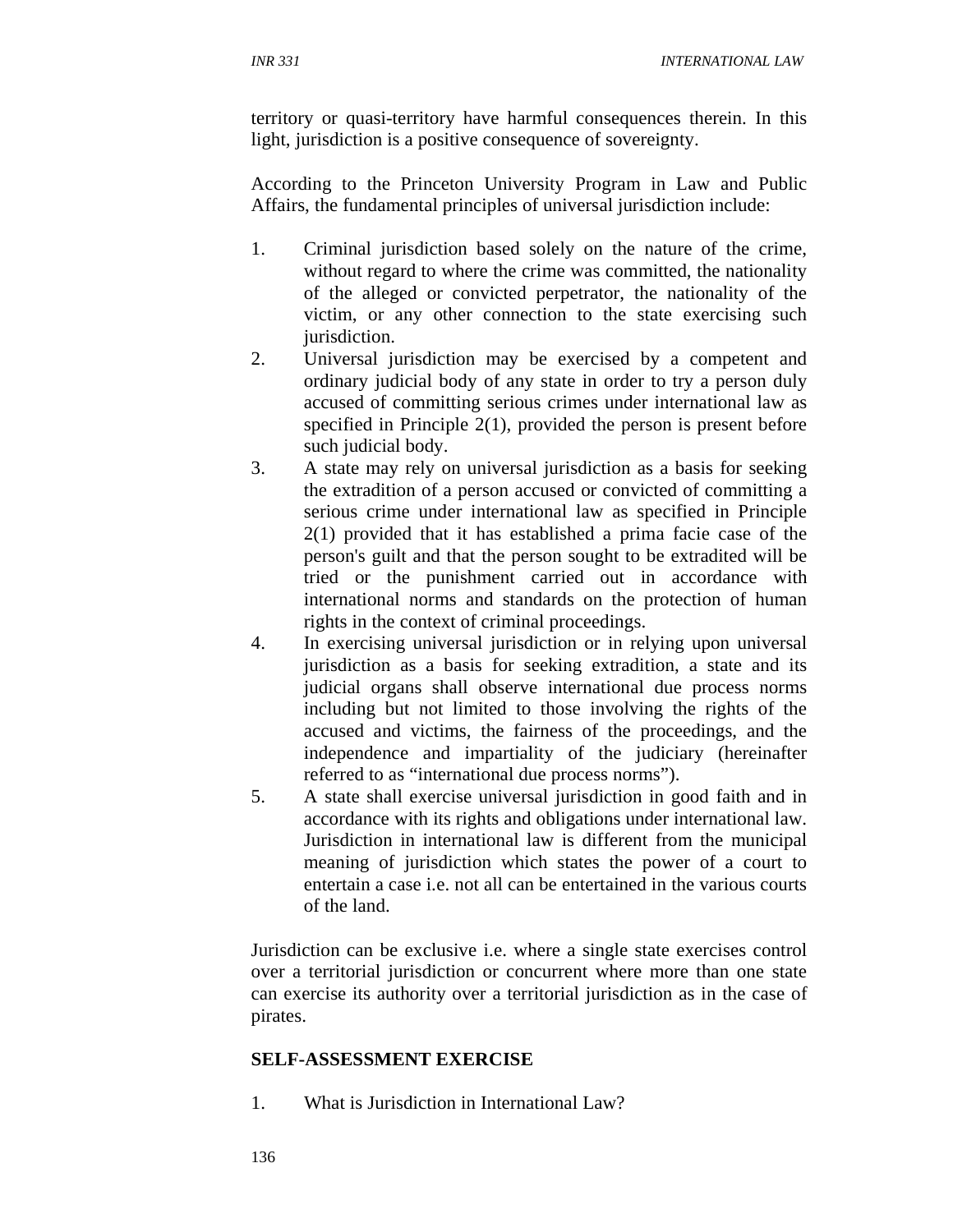territory or quasi-territory have harmful consequences therein. In this light, jurisdiction is a positive consequence of sovereignty.

According to the Princeton University Program in Law and Public Affairs, the fundamental principles of universal jurisdiction include:

1. Criminal jurisdiction based solely on the nature of the crime, without regard to where the crime was committed, the nationality of the alleged or convicted perpetrator, the nationality of the victim, or any other connection to the state exercising such jurisdiction.
2. Universal jurisdiction may be exercised by a competent and ordinary judicial body of any state in order to try a person duly accused of committing serious crimes under international law as specified in Principle 2(1), provided the person is present before such judicial body.
3. A state may rely on universal jurisdiction as a basis for seeking the extradition of a person accused or convicted of committing a serious crime under international law as specified in Principle 2(1) provided that it has established a prima facie case of the person's guilt and that the person sought to be extradited will be tried or the punishment carried out in accordance with international norms and standards on the protection of human rights in the context of criminal proceedings.
4. In exercising universal jurisdiction or in relying upon universal jurisdiction as a basis for seeking extradition, a state and its judicial organs shall observe international due process norms including but not limited to those involving the rights of the accused and victims, the fairness of the proceedings, and the independence and impartiality of the judiciary (hereinafter referred to as "international due process norms").
5. A state shall exercise universal jurisdiction in good faith and in accordance with its rights and obligations under international law. Jurisdiction in international law is different from the municipal meaning of jurisdiction which states the power of a court to entertain a case i.e. not all can be entertained in the various courts of the land.

Jurisdiction can be exclusive i.e. where a single state exercises control over a territorial jurisdiction or concurrent where more than one state can exercise its authority over a territorial jurisdiction as in the case of pirates.

**SELF-ASSESSMENT EXERCISE**

1. What is Jurisdiction in International Law?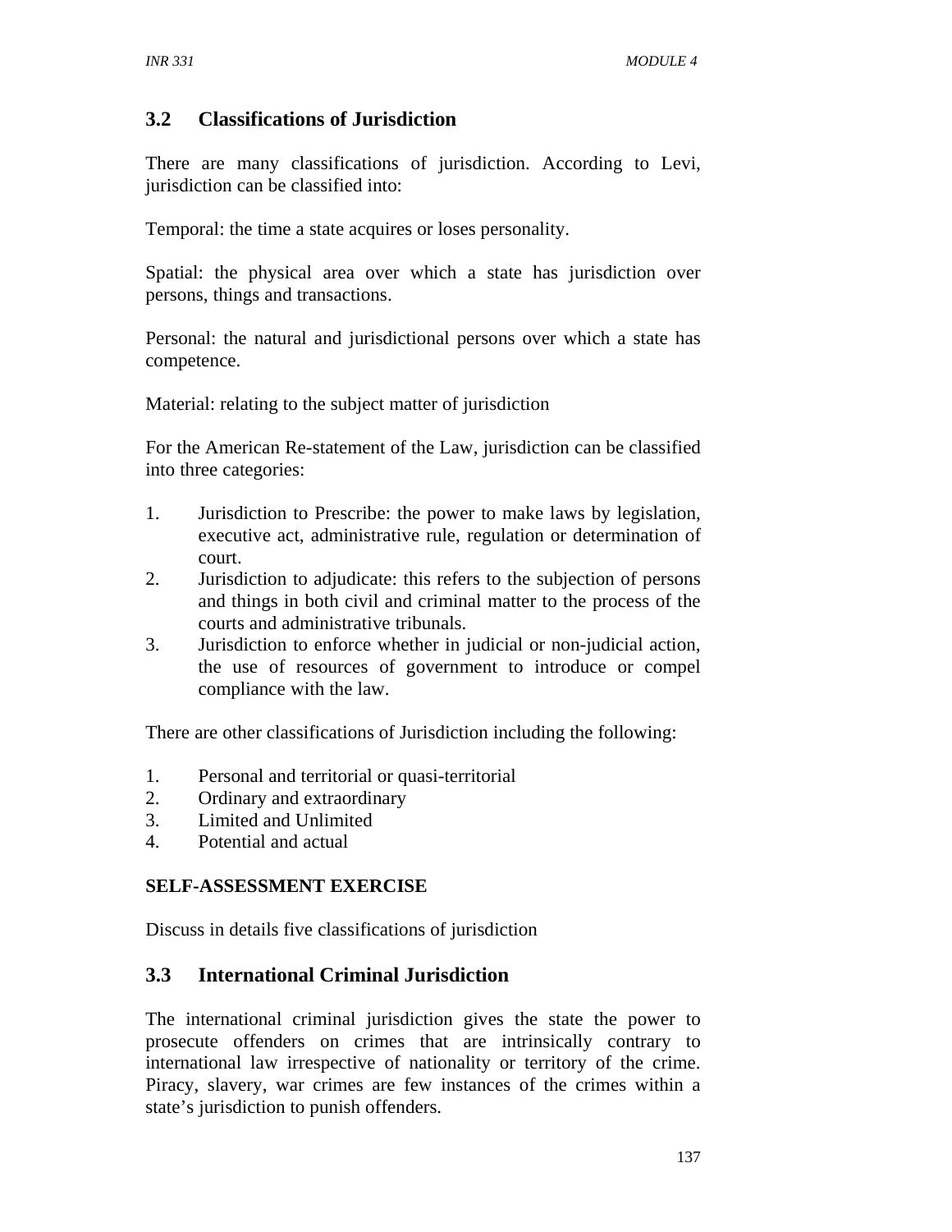## 3.2 Classifications of Jurisdiction

There are many classifications of jurisdiction. According to Levi, jurisdiction can be classified into:

Temporal: the time a state acquires or loses personality.

Spatial: the physical area over which a state has jurisdiction over persons, things and transactions.

Personal: the natural and jurisdictional persons over which a state has competence.

Material: relating to the subject matter of jurisdiction

For the American Re-statement of the Law, jurisdiction can be classified into three categories:

1. Jurisdiction to Prescribe: the power to make laws by legislation, executive act, administrative rule, regulation or determination of court.
2. Jurisdiction to adjudicate: this refers to the subjection of persons and things in both civil and criminal matter to the process of the courts and administrative tribunals.
3. Jurisdiction to enforce whether in judicial or non-judicial action, the use of resources of government to introduce or compel compliance with the law.

There are other classifications of Jurisdiction including the following:

1. Personal and territorial or quasi-territorial
2. Ordinary and extraordinary
3. Limited and Unlimited
4. Potential and actual

**SELF-ASSESSMENT EXERCISE**

Discuss in details five classifications of jurisdiction

## 3.3 International Criminal Jurisdiction

The international criminal jurisdiction gives the state the power to prosecute offenders on crimes that are intrinsically contrary to international law irrespective of nationality or territory of the crime. Piracy, slavery, war crimes are few instances of the crimes within a state's jurisdiction to punish offenders.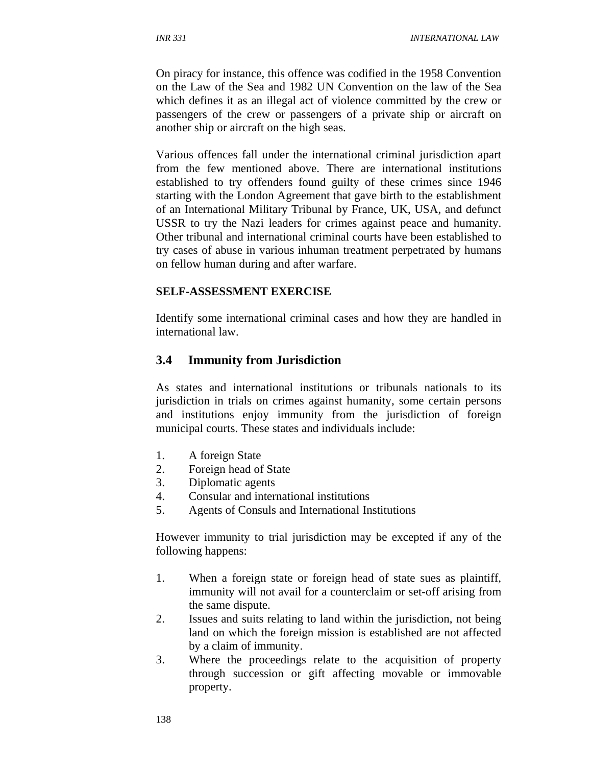On piracy for instance, this offence was codified in the 1958 Convention on the Law of the Sea and 1982 UN Convention on the law of the Sea which defines it as an illegal act of violence committed by the crew or passengers of the crew or passengers of a private ship or aircraft on another ship or aircraft on the high seas.

Various offences fall under the international criminal jurisdiction apart from the few mentioned above. There are international institutions established to try offenders found guilty of these crimes since 1946 starting with the London Agreement that gave birth to the establishment of an International Military Tribunal by France, UK, USA, and defunct USSR to try the Nazi leaders for crimes against peace and humanity. Other tribunal and international criminal courts have been established to try cases of abuse in various inhuman treatment perpetrated by humans on fellow human during and after warfare.

**SELF-ASSESSMENT EXERCISE**

Identify some international criminal cases and how they are handled in international law.

## 3.4 Immunity from Jurisdiction

As states and international institutions or tribunals nationals to its jurisdiction in trials on crimes against humanity, some certain persons and institutions enjoy immunity from the jurisdiction of foreign municipal courts. These states and individuals include:

1. A foreign State
2. Foreign head of State
3. Diplomatic agents
4. Consular and international institutions
5. Agents of Consuls and International Institutions

However immunity to trial jurisdiction may be excepted if any of the following happens:

1. When a foreign state or foreign head of state sues as plaintiff, immunity will not avail for a counterclaim or set-off arising from the same dispute.
2. Issues and suits relating to land within the jurisdiction, not being land on which the foreign mission is established are not affected by a claim of immunity.
3. Where the proceedings relate to the acquisition of property through succession or gift affecting movable or immovable property.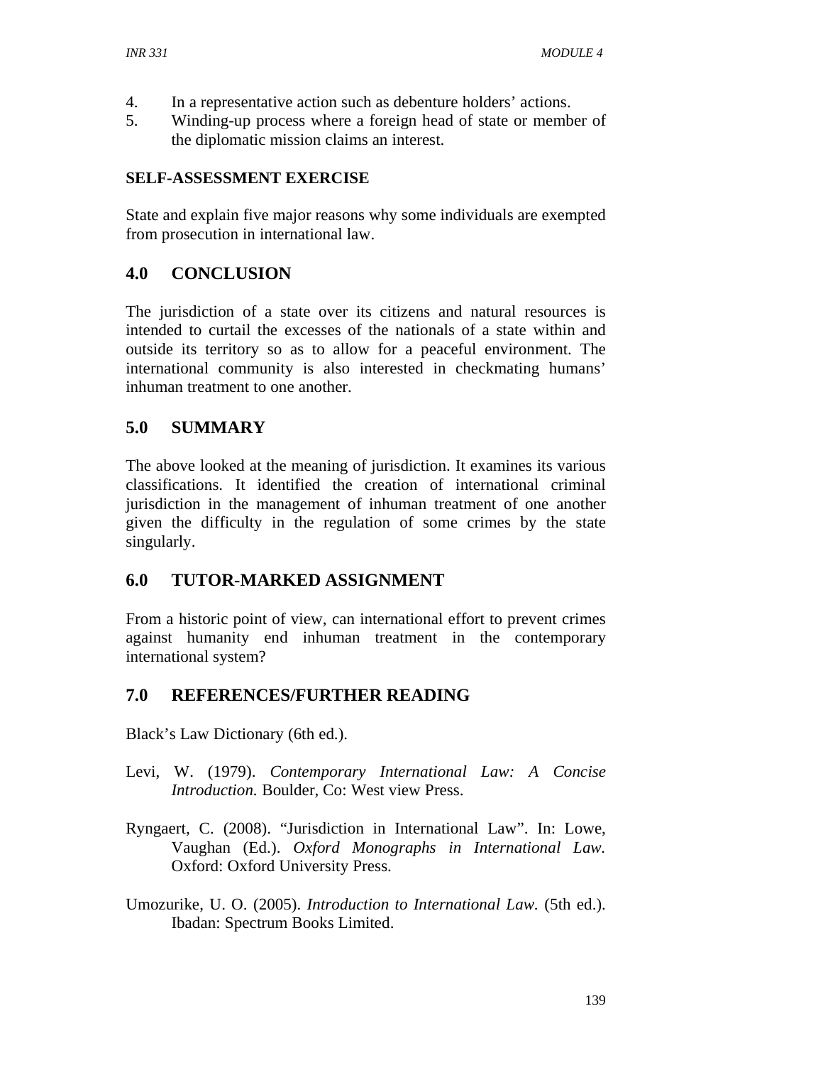4. In a representative action such as debenture holders' actions.
5. Winding-up process where a foreign head of state or member of the diplomatic mission claims an interest.

**SELF-ASSESSMENT EXERCISE**

State and explain five major reasons why some individuals are exempted from prosecution in international law.

## 4.0 CONCLUSION

The jurisdiction of a state over its citizens and natural resources is intended to curtail the excesses of the nationals of a state within and outside its territory so as to allow for a peaceful environment. The international community is also interested in checkmating humans' inhuman treatment to one another.

## 5.0 SUMMARY

The above looked at the meaning of jurisdiction. It examines its various classifications. It identified the creation of international criminal jurisdiction in the management of inhuman treatment of one another given the difficulty in the regulation of some crimes by the state singularly.

## 6.0 TUTOR-MARKED ASSIGNMENT

From a historic point of view, can international effort to prevent crimes against humanity end inhuman treatment in the contemporary international system?

## 7.0 REFERENCES/FURTHER READING

Black's Law Dictionary (6th ed.).

Levi, W. (1979). *Contemporary International Law: A Concise Introduction*. Boulder, Co: West view Press.

Ryngaert, C. (2008). "Jurisdiction in International Law". In: Lowe, Vaughan (Ed.). *Oxford Monographs in International Law*. Oxford: Oxford University Press.

Umozurike, U. O. (2005). *Introduction to International Law*. (5th ed.). Ibadan: Spectrum Books Limited.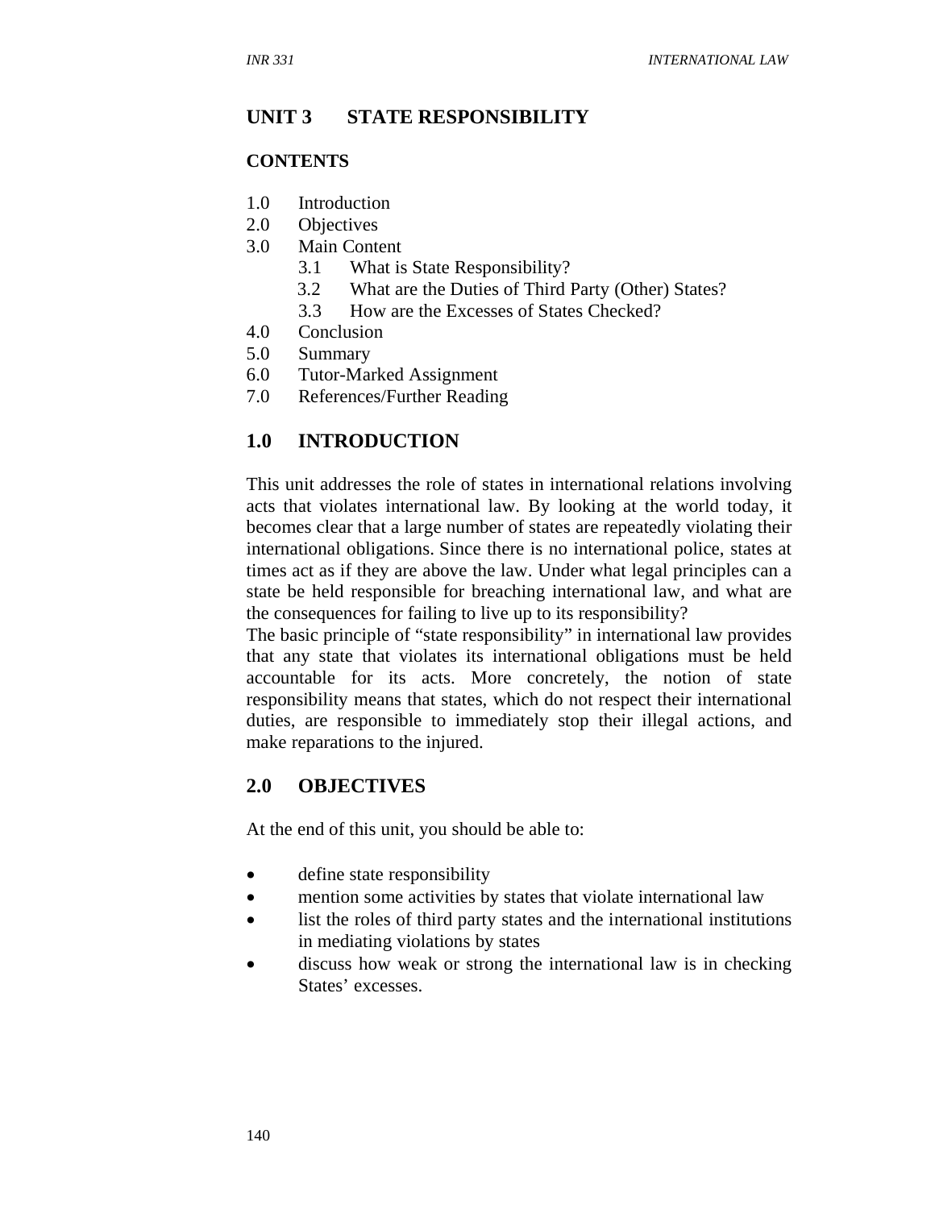# UNIT 3 STATE RESPONSIBILITY

## CONTENTS

1.0 Introduction
2.0 Objectives
3.0 Main Content
    3.1 What is State Responsibility?
    3.2 What are the Duties of Third Party (Other) States?
    3.3 How are the Excesses of States Checked?
4.0 Conclusion
5.0 Summary
6.0 Tutor-Marked Assignment
7.0 References/Further Reading

## 1.0 INTRODUCTION

This unit addresses the role of states in international relations involving acts that violates international law. By looking at the world today, it becomes clear that a large number of states are repeatedly violating their international obligations. Since there is no international police, states at times act as if they are above the law. Under what legal principles can a state be held responsible for breaching international law, and what are the consequences for failing to live up to its responsibility?

The basic principle of "state responsibility" in international law provides that any state that violates its international obligations must be held accountable for its acts. More concretely, the notion of state responsibility means that states, which do not respect their international duties, are responsible to immediately stop their illegal actions, and make reparations to the injured.

## 2.0 OBJECTIVES

At the end of this unit, you should be able to:

- define state responsibility
- mention some activities by states that violate international law
- list the roles of third party states and the international institutions in mediating violations by states
- discuss how weak or strong the international law is in checking States' excesses.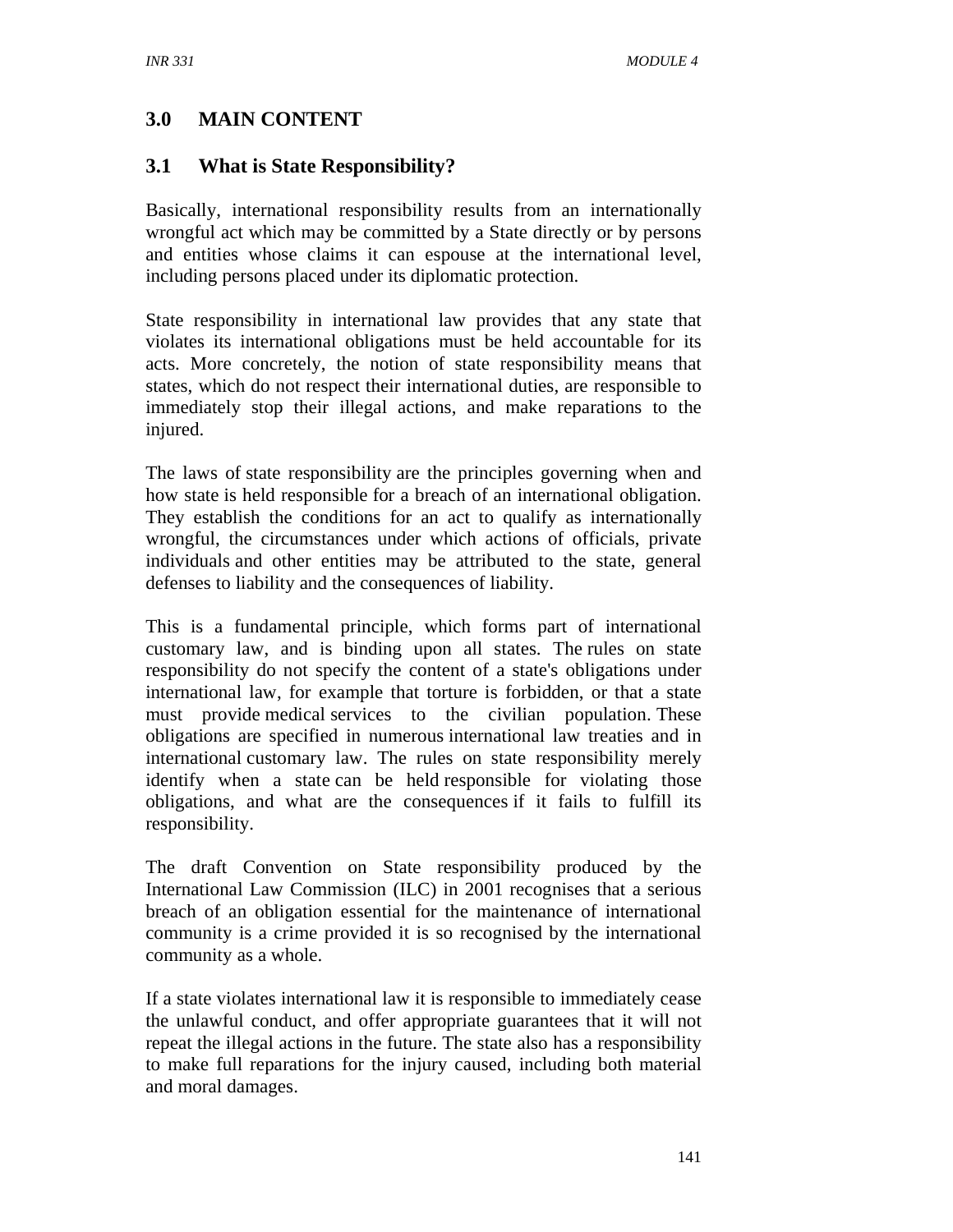## 3.0 MAIN CONTENT

### 3.1 What is State Responsibility?

Basically, international responsibility results from an internationally wrongful act which may be committed by a State directly or by persons and entities whose claims it can espouse at the international level, including persons placed under its diplomatic protection.

State responsibility in international law provides that any state that violates its international obligations must be held accountable for its acts. More concretely, the notion of state responsibility means that states, which do not respect their international duties, are responsible to immediately stop their illegal actions, and make reparations to the injured.

The laws of state responsibility are the principles governing when and how state is held responsible for a breach of an international obligation. They establish the conditions for an act to qualify as internationally wrongful, the circumstances under which actions of officials, private individuals and other entities may be attributed to the state, general defenses to liability and the consequences of liability.

This is a fundamental principle, which forms part of international customary law, and is binding upon all states. The rules on state responsibility do not specify the content of a state's obligations under international law, for example that torture is forbidden, or that a state must provide medical services to the civilian population. These obligations are specified in numerous international law treaties and in international customary law. The rules on state responsibility merely identify when a state can be held responsible for violating those obligations, and what are the consequences if it fails to fulfill its responsibility.

The draft Convention on State responsibility produced by the International Law Commission (ILC) in 2001 recognises that a serious breach of an obligation essential for the maintenance of international community is a crime provided it is so recognised by the international community as a whole.

If a state violates international law it is responsible to immediately cease the unlawful conduct, and offer appropriate guarantees that it will not repeat the illegal actions in the future. The state also has a responsibility to make full reparations for the injury caused, including both material and moral damages.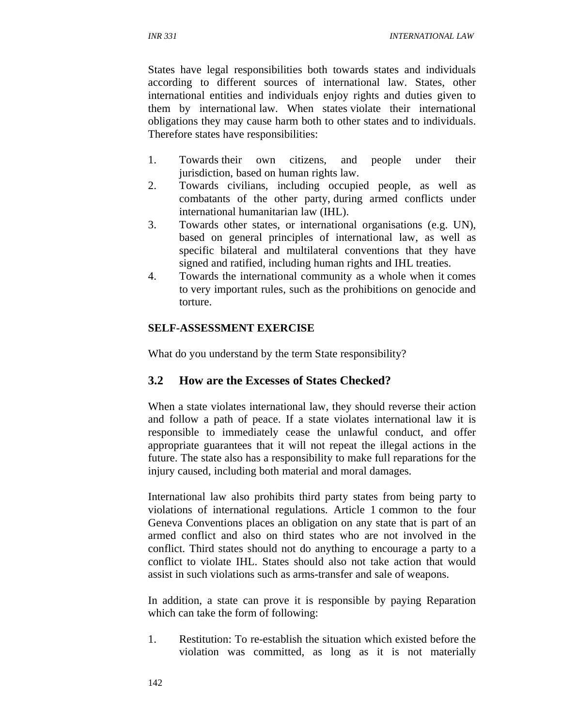States have legal responsibilities both towards states and individuals according to different sources of international law. States, other international entities and individuals enjoy rights and duties given to them by international law. When states violate their international obligations they may cause harm both to other states and to individuals. Therefore states have responsibilities:

1. Towards their own citizens, and people under their jurisdiction, based on human rights law.
2. Towards civilians, including occupied people, as well as combatants of the other party, during armed conflicts under international humanitarian law (IHL).
3. Towards other states, or international organisations (e.g. UN), based on general principles of international law, as well as specific bilateral and multilateral conventions that they have signed and ratified, including human rights and IHL treaties.
4. Towards the international community as a whole when it comes to very important rules, such as the prohibitions on genocide and torture.

**SELF-ASSESSMENT EXERCISE**

What do you understand by the term State responsibility?

## 3.2 How are the Excesses of States Checked?

When a state violates international law, they should reverse their action and follow a path of peace. If a state violates international law it is responsible to immediately cease the unlawful conduct, and offer appropriate guarantees that it will not repeat the illegal actions in the future. The state also has a responsibility to make full reparations for the injury caused, including both material and moral damages.

International law also prohibits third party states from being party to violations of international regulations. Article 1 common to the four Geneva Conventions places an obligation on any state that is part of an armed conflict and also on third states who are not involved in the conflict. Third states should not do anything to encourage a party to a conflict to violate IHL. States should also not take action that would assist in such violations such as arms-transfer and sale of weapons.

In addition, a state can prove it is responsible by paying Reparation which can take the form of following:

1. Restitution: To re-establish the situation which existed before the violation was committed, as long as it is not materially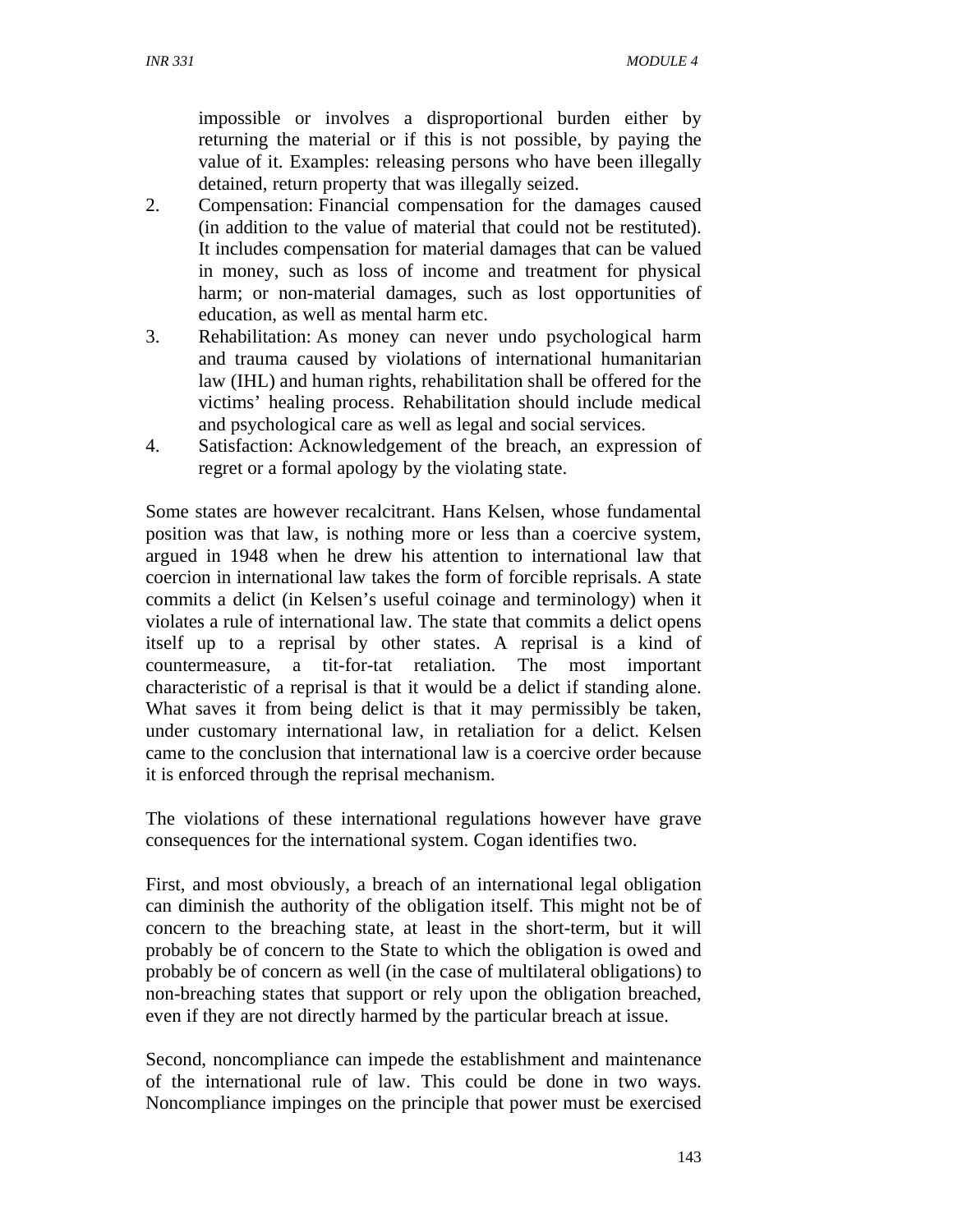impossible or involves a disproportional burden either by returning the material or if this is not possible, by paying the value of it. Examples: releasing persons who have been illegally detained, return property that was illegally seized.

2. Compensation: Financial compensation for the damages caused (in addition to the value of material that could not be restituted). It includes compensation for material damages that can be valued in money, such as loss of income and treatment for physical harm; or non-material damages, such as lost opportunities of education, as well as mental harm etc.
3. Rehabilitation: As money can never undo psychological harm and trauma caused by violations of international humanitarian law (IHL) and human rights, rehabilitation shall be offered for the victims' healing process. Rehabilitation should include medical and psychological care as well as legal and social services.
4. Satisfaction: Acknowledgement of the breach, an expression of regret or a formal apology by the violating state.

Some states are however recalcitrant. Hans Kelsen, whose fundamental position was that law, is nothing more or less than a coercive system, argued in 1948 when he drew his attention to international law that coercion in international law takes the form of forcible reprisals. A state commits a delict (in Kelsen's useful coinage and terminology) when it violates a rule of international law. The state that commits a delict opens itself up to a reprisal by other states. A reprisal is a kind of countermeasure, a tit-for-tat retaliation. The most important characteristic of a reprisal is that it would be a delict if standing alone. What saves it from being delict is that it may permissibly be taken, under customary international law, in retaliation for a delict. Kelsen came to the conclusion that international law is a coercive order because it is enforced through the reprisal mechanism.

The violations of these international regulations however have grave consequences for the international system. Cogan identifies two.

First, and most obviously, a breach of an international legal obligation can diminish the authority of the obligation itself. This might not be of concern to the breaching state, at least in the short-term, but it will probably be of concern to the State to which the obligation is owed and probably be of concern as well (in the case of multilateral obligations) to non-breaching states that support or rely upon the obligation breached, even if they are not directly harmed by the particular breach at issue.

Second, noncompliance can impede the establishment and maintenance of the international rule of law. This could be done in two ways. Noncompliance impinges on the principle that power must be exercised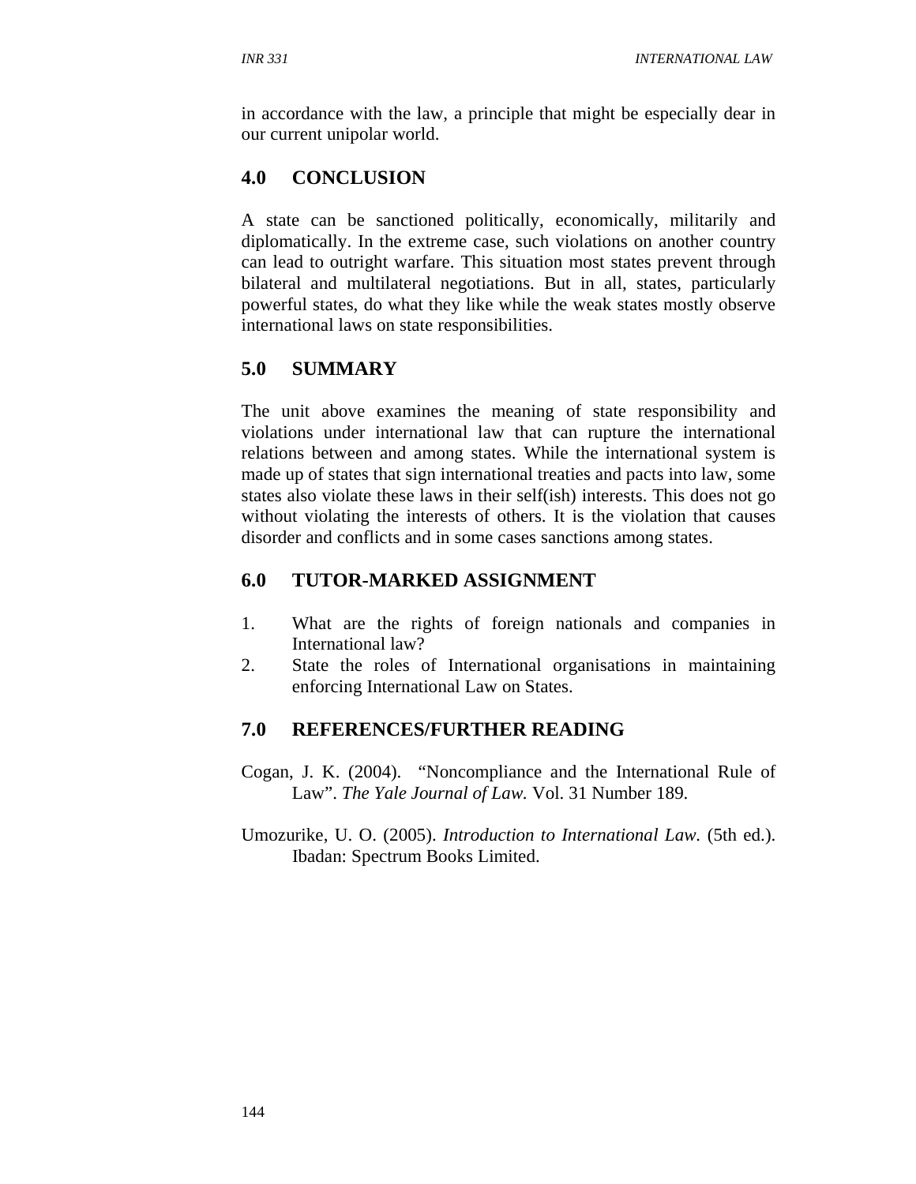in accordance with the law, a principle that might be especially dear in our current unipolar world.

## 4.0 CONCLUSION

A state can be sanctioned politically, economically, militarily and diplomatically. In the extreme case, such violations on another country can lead to outright warfare. This situation most states prevent through bilateral and multilateral negotiations. But in all, states, particularly powerful states, do what they like while the weak states mostly observe international laws on state responsibilities.

## 5.0 SUMMARY

The unit above examines the meaning of state responsibility and violations under international law that can rupture the international relations between and among states. While the international system is made up of states that sign international treaties and pacts into law, some states also violate these laws in their self(ish) interests. This does not go without violating the interests of others. It is the violation that causes disorder and conflicts and in some cases sanctions among states.

## 6.0 TUTOR-MARKED ASSIGNMENT

1. What are the rights of foreign nationals and companies in International law?
2. State the roles of International organisations in maintaining enforcing International Law on States.

## 7.0 REFERENCES/FURTHER READING

Cogan, J. K. (2004). "Noncompliance and the International Rule of Law". *The Yale Journal of Law.* Vol. 31 Number 189.

Umozurike, U. O. (2005). *Introduction to International Law.* (5th ed.). Ibadan: Spectrum Books Limited.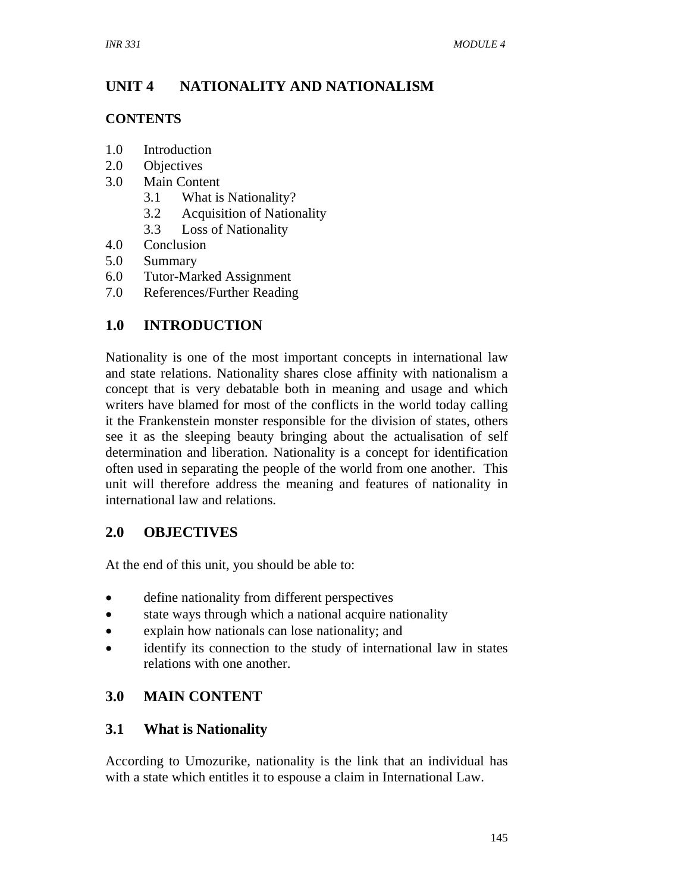# UNIT 4 NATIONALITY AND NATIONALISM

**CONTENTS**

- 1.0 Introduction
- 2.0 Objectives
- 3.0 Main Content
    - 3.1 What is Nationality?
    - 3.2 Acquisition of Nationality
    - 3.3 Loss of Nationality
- 4.0 Conclusion
- 5.0 Summary
- 6.0 Tutor-Marked Assignment
- 7.0 References/Further Reading

## 1.0 INTRODUCTION

Nationality is one of the most important concepts in international law and state relations. Nationality shares close affinity with nationalism a concept that is very debatable both in meaning and usage and which writers have blamed for most of the conflicts in the world today calling it the Frankenstein monster responsible for the division of states, others see it as the sleeping beauty bringing about the actualisation of self determination and liberation. Nationality is a concept for identification often used in separating the people of the world from one another. This unit will therefore address the meaning and features of nationality in international law and relations.

## 2.0 OBJECTIVES

At the end of this unit, you should be able to:

- define nationality from different perspectives
- state ways through which a national acquire nationality
- explain how nationals can lose nationality; and
- identify its connection to the study of international law in states relations with one another.

## 3.0 MAIN CONTENT

### 3.1 What is Nationality

According to Umozurike, nationality is the link that an individual has with a state which entitles it to espouse a claim in International Law.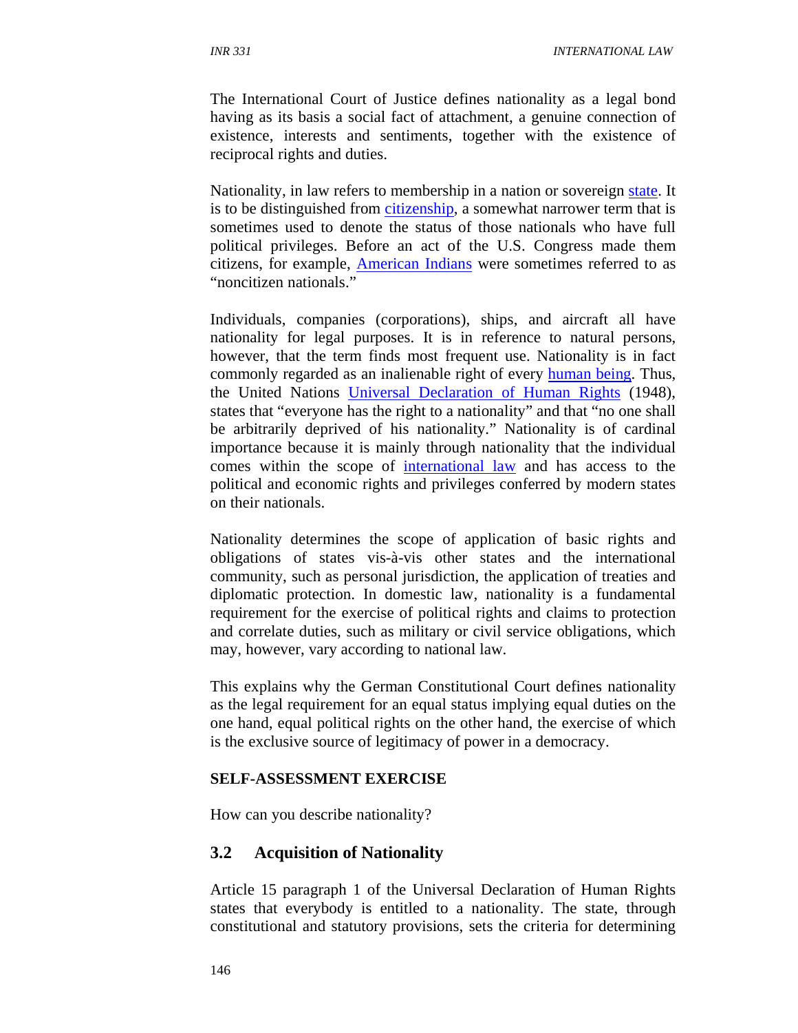The International Court of Justice defines nationality as a legal bond having as its basis a social fact of attachment, a genuine connection of existence, interests and sentiments, together with the existence of reciprocal rights and duties.

Nationality, in law refers to membership in a nation or sovereign state. It is to be distinguished from citizenship, a somewhat narrower term that is sometimes used to denote the status of those nationals who have full political privileges. Before an act of the U.S. Congress made them citizens, for example, American Indians were sometimes referred to as "noncitizen nationals."

Individuals, companies (corporations), ships, and aircraft all have nationality for legal purposes. It is in reference to natural persons, however, that the term finds most frequent use. Nationality is in fact commonly regarded as an inalienable right of every human being. Thus, the United Nations Universal Declaration of Human Rights (1948), states that "everyone has the right to a nationality" and that "no one shall be arbitrarily deprived of his nationality." Nationality is of cardinal importance because it is mainly through nationality that the individual comes within the scope of international law and has access to the political and economic rights and privileges conferred by modern states on their nationals.

Nationality determines the scope of application of basic rights and obligations of states vis-à-vis other states and the international community, such as personal jurisdiction, the application of treaties and diplomatic protection. In domestic law, nationality is a fundamental requirement for the exercise of political rights and claims to protection and correlate duties, such as military or civil service obligations, which may, however, vary according to national law.

This explains why the German Constitutional Court defines nationality as the legal requirement for an equal status implying equal duties on the one hand, equal political rights on the other hand, the exercise of which is the exclusive source of legitimacy of power in a democracy.

**SELF-ASSESSMENT EXERCISE**

How can you describe nationality?

## 3.2 Acquisition of Nationality

Article 15 paragraph 1 of the Universal Declaration of Human Rights states that everybody is entitled to a nationality. The state, through constitutional and statutory provisions, sets the criteria for determining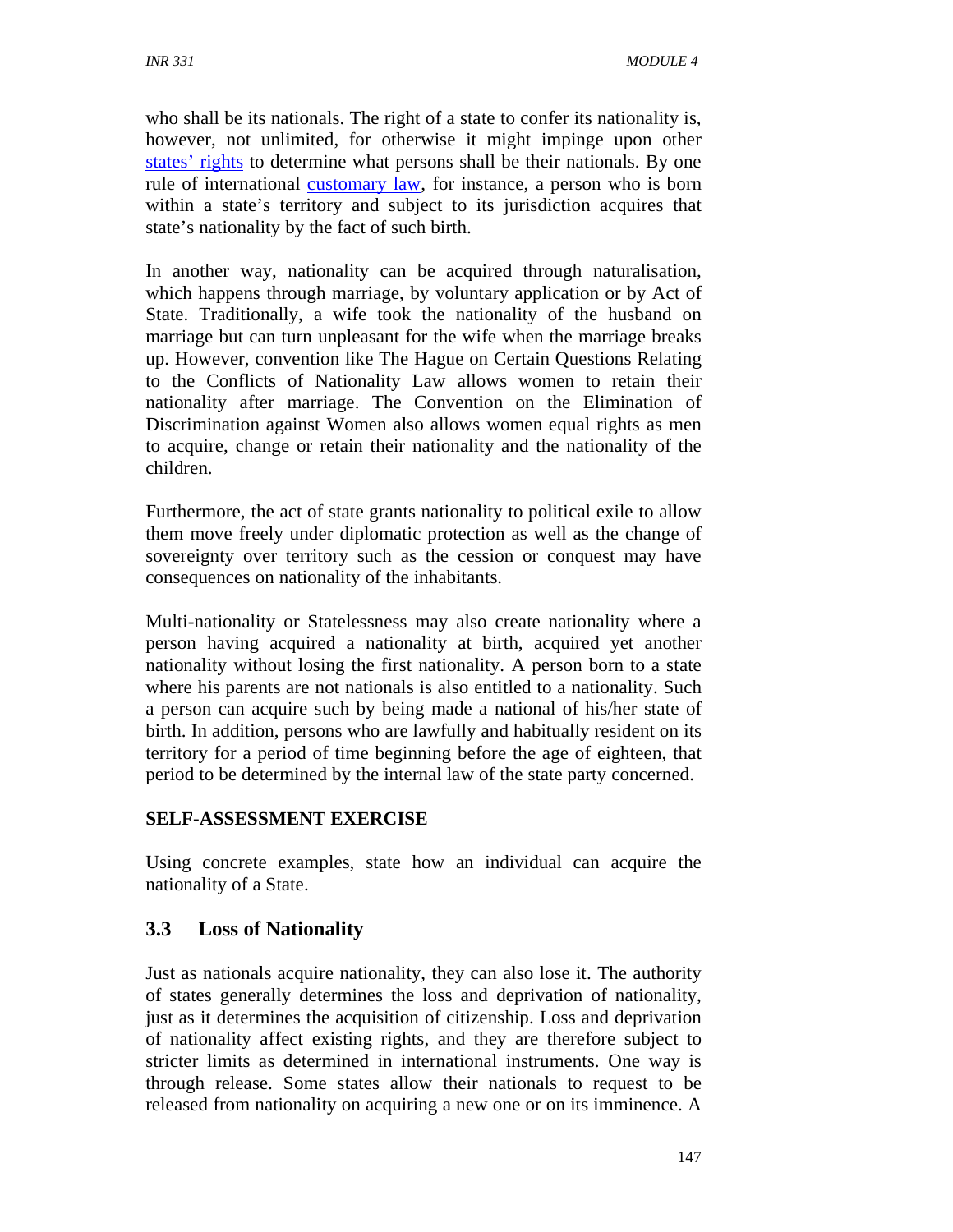who shall be its nationals. The right of a state to confer its nationality is, however, not unlimited, for otherwise it might impinge upon other states' rights to determine what persons shall be their nationals. By one rule of international customary law, for instance, a person who is born within a state's territory and subject to its jurisdiction acquires that state's nationality by the fact of such birth.

In another way, nationality can be acquired through naturalisation, which happens through marriage, by voluntary application or by Act of State. Traditionally, a wife took the nationality of the husband on marriage but can turn unpleasant for the wife when the marriage breaks up. However, convention like The Hague on Certain Questions Relating to the Conflicts of Nationality Law allows women to retain their nationality after marriage. The Convention on the Elimination of Discrimination against Women also allows women equal rights as men to acquire, change or retain their nationality and the nationality of the children.

Furthermore, the act of state grants nationality to political exile to allow them move freely under diplomatic protection as well as the change of sovereignty over territory such as the cession or conquest may have consequences on nationality of the inhabitants.

Multi-nationality or Statelessness may also create nationality where a person having acquired a nationality at birth, acquired yet another nationality without losing the first nationality. A person born to a state where his parents are not nationals is also entitled to a nationality. Such a person can acquire such by being made a national of his/her state of birth. In addition, persons who are lawfully and habitually resident on its territory for a period of time beginning before the age of eighteen, that period to be determined by the internal law of the state party concerned.

**SELF-ASSESSMENT EXERCISE**

Using concrete examples, state how an individual can acquire the nationality of a State.

## 3.3 Loss of Nationality

Just as nationals acquire nationality, they can also lose it. The authority of states generally determines the loss and deprivation of nationality, just as it determines the acquisition of citizenship. Loss and deprivation of nationality affect existing rights, and they are therefore subject to stricter limits as determined in international instruments. One way is through release. Some states allow their nationals to request to be released from nationality on acquiring a new one or on its imminence. A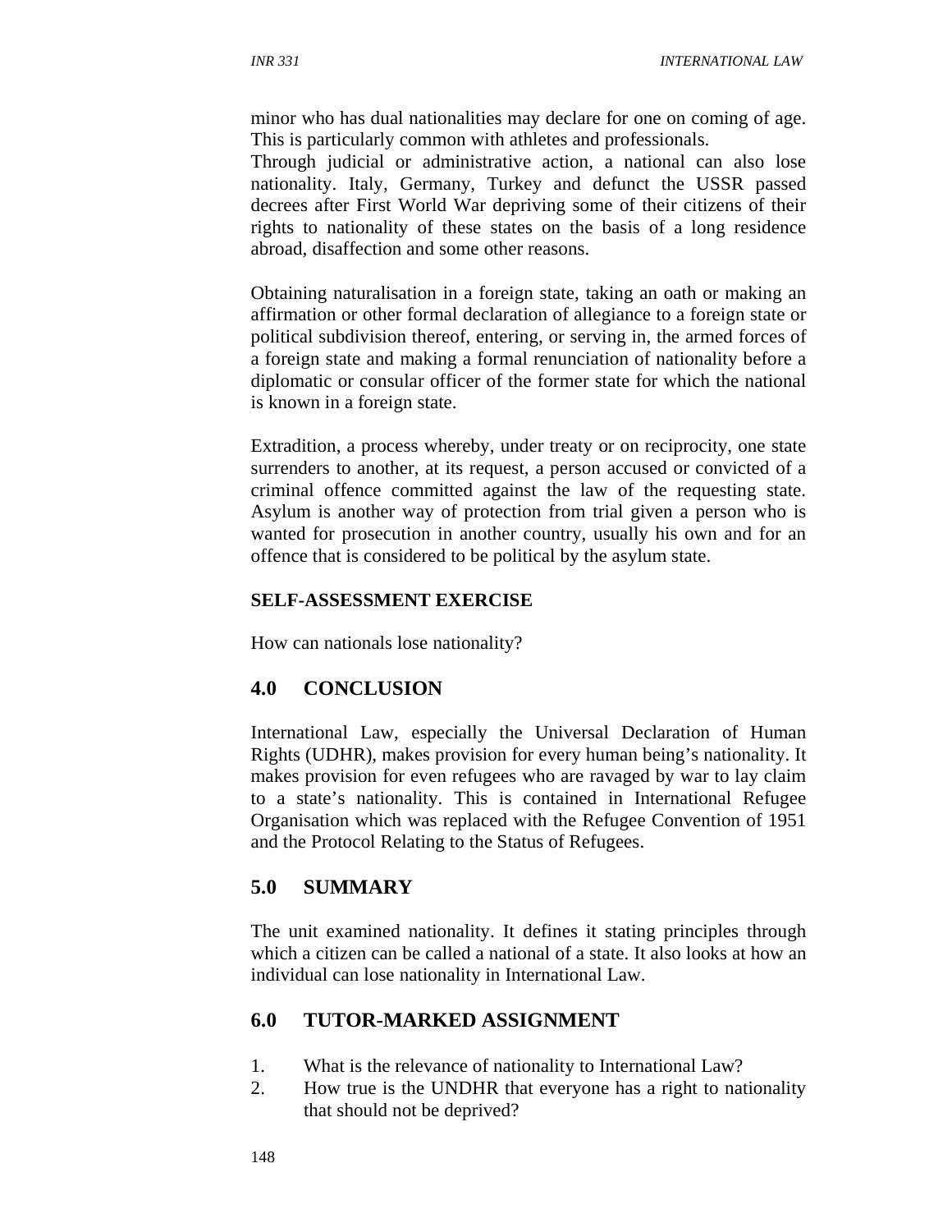minor who has dual nationalities may declare for one on coming of age. This is particularly common with athletes and professionals.
Through judicial or administrative action, a national can also lose nationality. Italy, Germany, Turkey and defunct the USSR passed decrees after First World War depriving some of their citizens of their rights to nationality of these states on the basis of a long residence abroad, disaffection and some other reasons.

Obtaining naturalisation in a foreign state, taking an oath or making an affirmation or other formal declaration of allegiance to a foreign state or political subdivision thereof, entering, or serving in, the armed forces of a foreign state and making a formal renunciation of nationality before a diplomatic or consular officer of the former state for which the national is known in a foreign state.

Extradition, a process whereby, under treaty or on reciprocity, one state surrenders to another, at its request, a person accused or convicted of a criminal offence committed against the law of the requesting state. Asylum is another way of protection from trial given a person who is wanted for prosecution in another country, usually his own and for an offence that is considered to be political by the asylum state.

**SELF-ASSESSMENT EXERCISE**

How can nationals lose nationality?

## 4.0 CONCLUSION

International Law, especially the Universal Declaration of Human Rights (UDHR), makes provision for every human being's nationality. It makes provision for even refugees who are ravaged by war to lay claim to a state's nationality. This is contained in International Refugee Organisation which was replaced with the Refugee Convention of 1951 and the Protocol Relating to the Status of Refugees.

## 5.0 SUMMARY

The unit examined nationality. It defines it stating principles through which a citizen can be called a national of a state. It also looks at how an individual can lose nationality in International Law.

## 6.0 TUTOR-MARKED ASSIGNMENT

1. What is the relevance of nationality to International Law?
2. How true is the UNDHR that everyone has a right to nationality that should not be deprived?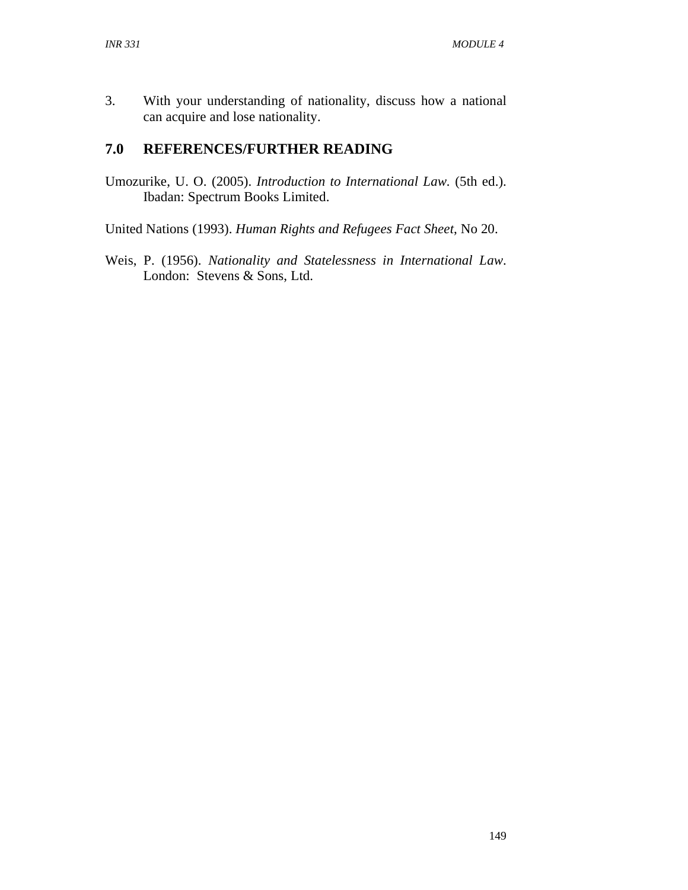3. With your understanding of nationality, discuss how a national can acquire and lose nationality.

## 7.0 REFERENCES/FURTHER READING

Umozurike, U. O. (2005). *Introduction to International Law*. (5th ed.). Ibadan: Spectrum Books Limited.

United Nations (1993). *Human Rights and Refugees Fact Sheet*, No 20.

Weis, P. (1956). *Nationality and Statelessness in International Law*. London: Stevens & Sons, Ltd.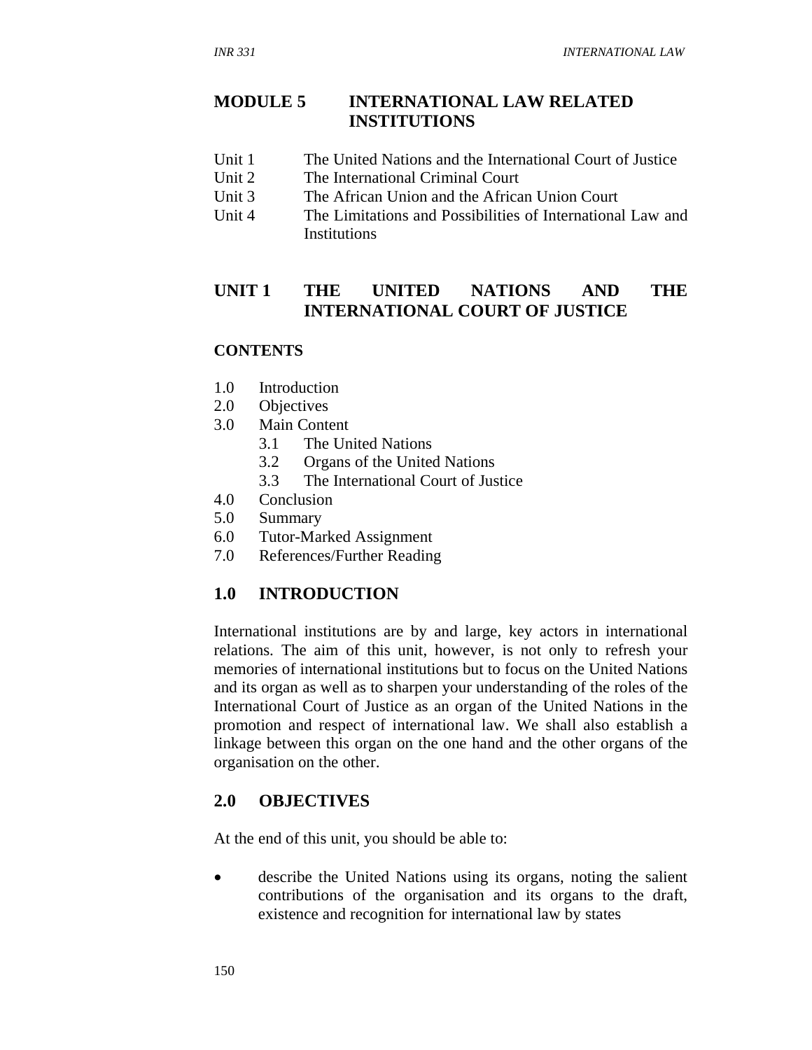# MODULE 5 INTERNATIONAL LAW RELATED INSTITUTIONS

Unit 1 The United Nations and the International Court of Justice
Unit 2 The International Criminal Court
Unit 3 The African Union and the African Union Court
Unit 4 The Limitations and Possibilities of International Law and Institutions

## UNIT 1 THE UNITED NATIONS AND THE INTERNATIONAL COURT OF JUSTICE

**CONTENTS**

1.0 Introduction
2.0 Objectives
3.0 Main Content
  3.1 The United Nations
  3.2 Organs of the United Nations
  3.3 The International Court of Justice
4.0 Conclusion
5.0 Summary
6.0 Tutor-Marked Assignment
7.0 References/Further Reading

### 1.0 INTRODUCTION

International institutions are by and large, key actors in international relations. The aim of this unit, however, is not only to refresh your memories of international institutions but to focus on the United Nations and its organ as well as to sharpen your understanding of the roles of the International Court of Justice as an organ of the United Nations in the promotion and respect of international law. We shall also establish a linkage between this organ on the one hand and the other organs of the organisation on the other.

### 2.0 OBJECTIVES

At the end of this unit, you should be able to:

- describe the United Nations using its organs, noting the salient contributions of the organisation and its organs to the draft, existence and recognition for international law by states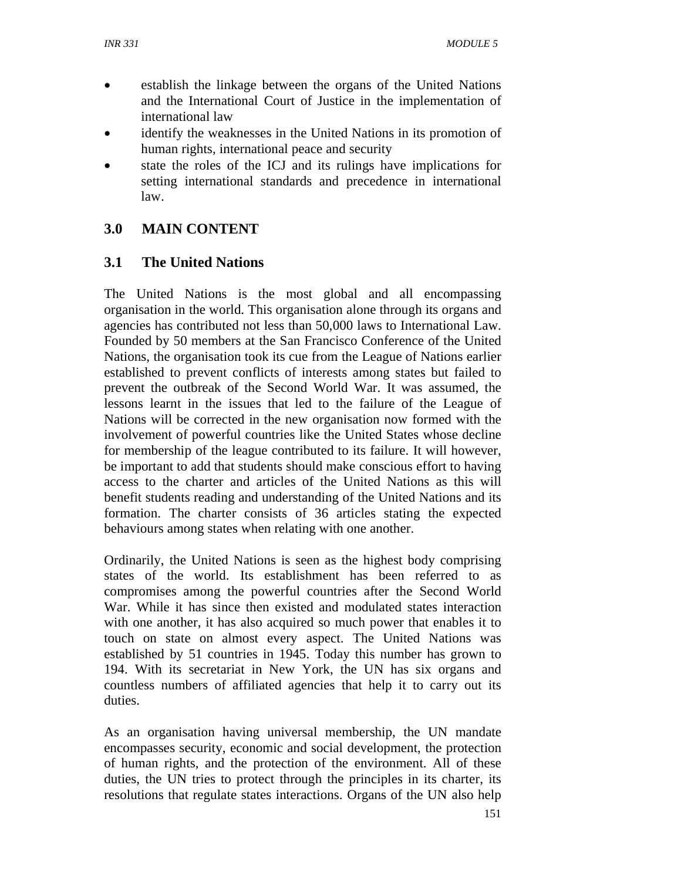- establish the linkage between the organs of the United Nations and the International Court of Justice in the implementation of international law
- identify the weaknesses in the United Nations in its promotion of human rights, international peace and security
- state the roles of the ICJ and its rulings have implications for setting international standards and precedence in international law.

## 3.0 MAIN CONTENT

### 3.1 The United Nations

The United Nations is the most global and all encompassing organisation in the world. This organisation alone through its organs and agencies has contributed not less than 50,000 laws to International Law. Founded by 50 members at the San Francisco Conference of the United Nations, the organisation took its cue from the League of Nations earlier established to prevent conflicts of interests among states but failed to prevent the outbreak of the Second World War. It was assumed, the lessons learnt in the issues that led to the failure of the League of Nations will be corrected in the new organisation now formed with the involvement of powerful countries like the United States whose decline for membership of the league contributed to its failure. It will however, be important to add that students should make conscious effort to having access to the charter and articles of the United Nations as this will benefit students reading and understanding of the United Nations and its formation. The charter consists of 36 articles stating the expected behaviours among states when relating with one another.

Ordinarily, the United Nations is seen as the highest body comprising states of the world. Its establishment has been referred to as compromises among the powerful countries after the Second World War. While it has since then existed and modulated states interaction with one another, it has also acquired so much power that enables it to touch on state on almost every aspect. The United Nations was established by 51 countries in 1945. Today this number has grown to 194. With its secretariat in New York, the UN has six organs and countless numbers of affiliated agencies that help it to carry out its duties.

As an organisation having universal membership, the UN mandate encompasses security, economic and social development, the protection of human rights, and the protection of the environment. All of these duties, the UN tries to protect through the principles in its charter, its resolutions that regulate states interactions. Organs of the UN also help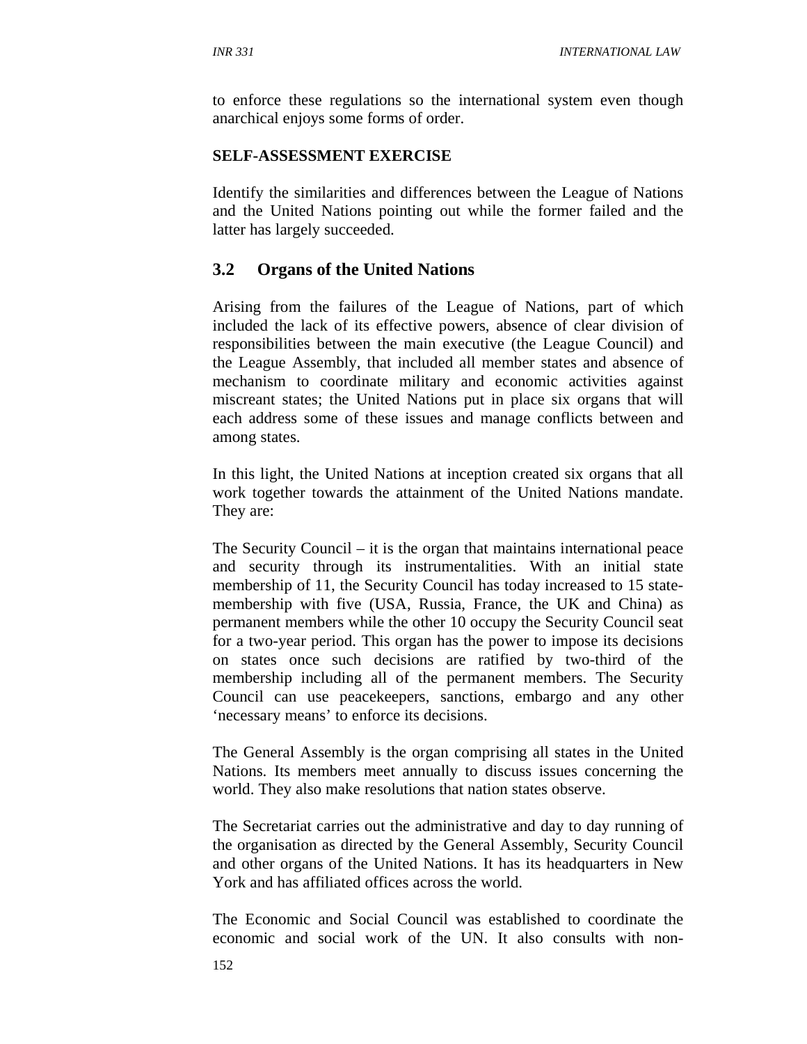to enforce these regulations so the international system even though anarchical enjoys some forms of order.

**SELF-ASSESSMENT EXERCISE**

Identify the similarities and differences between the League of Nations and the United Nations pointing out while the former failed and the latter has largely succeeded.

## 3.2 Organs of the United Nations

Arising from the failures of the League of Nations, part of which included the lack of its effective powers, absence of clear division of responsibilities between the main executive (the League Council) and the League Assembly, that included all member states and absence of mechanism to coordinate military and economic activities against miscreant states; the United Nations put in place six organs that will each address some of these issues and manage conflicts between and among states.

In this light, the United Nations at inception created six organs that all work together towards the attainment of the United Nations mandate. They are:

The Security Council – it is the organ that maintains international peace and security through its instrumentalities. With an initial state membership of 11, the Security Council has today increased to 15 state-membership with five (USA, Russia, France, the UK and China) as permanent members while the other 10 occupy the Security Council seat for a two-year period. This organ has the power to impose its decisions on states once such decisions are ratified by two-third of the membership including all of the permanent members. The Security Council can use peacekeepers, sanctions, embargo and any other 'necessary means' to enforce its decisions.

The General Assembly is the organ comprising all states in the United Nations. Its members meet annually to discuss issues concerning the world. They also make resolutions that nation states observe.

The Secretariat carries out the administrative and day to day running of the organisation as directed by the General Assembly, Security Council and other organs of the United Nations. It has its headquarters in New York and has affiliated offices across the world.

The Economic and Social Council was established to coordinate the economic and social work of the UN. It also consults with non-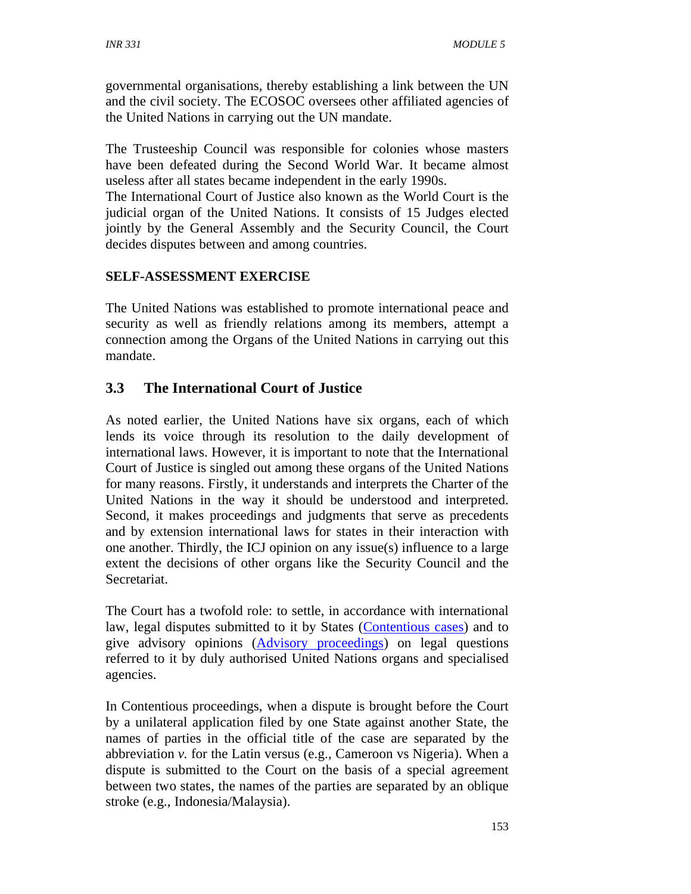governmental organisations, thereby establishing a link between the UN and the civil society. The ECOSOC oversees other affiliated agencies of the United Nations in carrying out the UN mandate.

The Trusteeship Council was responsible for colonies whose masters have been defeated during the Second World War. It became almost useless after all states became independent in the early 1990s.
The International Court of Justice also known as the World Court is the judicial organ of the United Nations. It consists of 15 Judges elected jointly by the General Assembly and the Security Council, the Court decides disputes between and among countries.

**SELF-ASSESSMENT EXERCISE**

The United Nations was established to promote international peace and security as well as friendly relations among its members, attempt a connection among the Organs of the United Nations in carrying out this mandate.

## 3.3 The International Court of Justice

As noted earlier, the United Nations have six organs, each of which lends its voice through its resolution to the daily development of international laws. However, it is important to note that the International Court of Justice is singled out among these organs of the United Nations for many reasons. Firstly, it understands and interprets the Charter of the United Nations in the way it should be understood and interpreted. Second, it makes proceedings and judgments that serve as precedents and by extension international laws for states in their interaction with one another. Thirdly, the ICJ opinion on any issue(s) influence to a large extent the decisions of other organs like the Security Council and the Secretariat.

The Court has a twofold role: to settle, in accordance with international law, legal disputes submitted to it by States (Contentious cases) and to give advisory opinions (Advisory proceedings) on legal questions referred to it by duly authorised United Nations organs and specialised agencies.

In Contentious proceedings, when a dispute is brought before the Court by a unilateral application filed by one State against another State, the names of parties in the official title of the case are separated by the abbreviation *v.* for the Latin versus (e.g., Cameroon vs Nigeria). When a dispute is submitted to the Court on the basis of a special agreement between two states, the names of the parties are separated by an oblique stroke (e.g., Indonesia/Malaysia).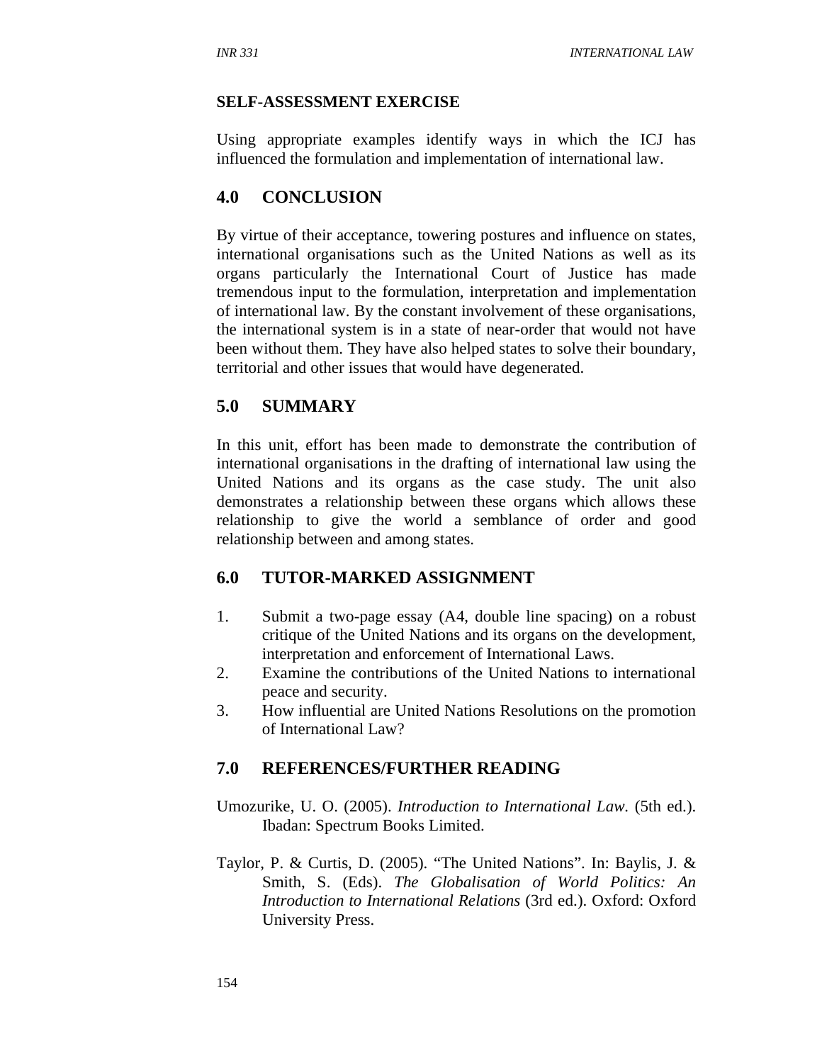**SELF-ASSESSMENT EXERCISE**

Using appropriate examples identify ways in which the ICJ has influenced the formulation and implementation of international law.

## 4.0 CONCLUSION

By virtue of their acceptance, towering postures and influence on states, international organisations such as the United Nations as well as its organs particularly the International Court of Justice has made tremendous input to the formulation, interpretation and implementation of international law. By the constant involvement of these organisations, the international system is in a state of near-order that would not have been without them. They have also helped states to solve their boundary, territorial and other issues that would have degenerated.

## 5.0 SUMMARY

In this unit, effort has been made to demonstrate the contribution of international organisations in the drafting of international law using the United Nations and its organs as the case study. The unit also demonstrates a relationship between these organs which allows these relationship to give the world a semblance of order and good relationship between and among states.

## 6.0 TUTOR-MARKED ASSIGNMENT

1. Submit a two-page essay (A4, double line spacing) on a robust critique of the United Nations and its organs on the development, interpretation and enforcement of International Laws.
2. Examine the contributions of the United Nations to international peace and security.
3. How influential are United Nations Resolutions on the promotion of International Law?

## 7.0 REFERENCES/FURTHER READING

Umozurike, U. O. (2005). *Introduction to International Law.* (5th ed.). Ibadan: Spectrum Books Limited.

Taylor, P. & Curtis, D. (2005). “The United Nations”. In: Baylis, J. & Smith, S. (Eds). *The Globalisation of World Politics: An Introduction to International Relations* (3rd ed.). Oxford: Oxford University Press.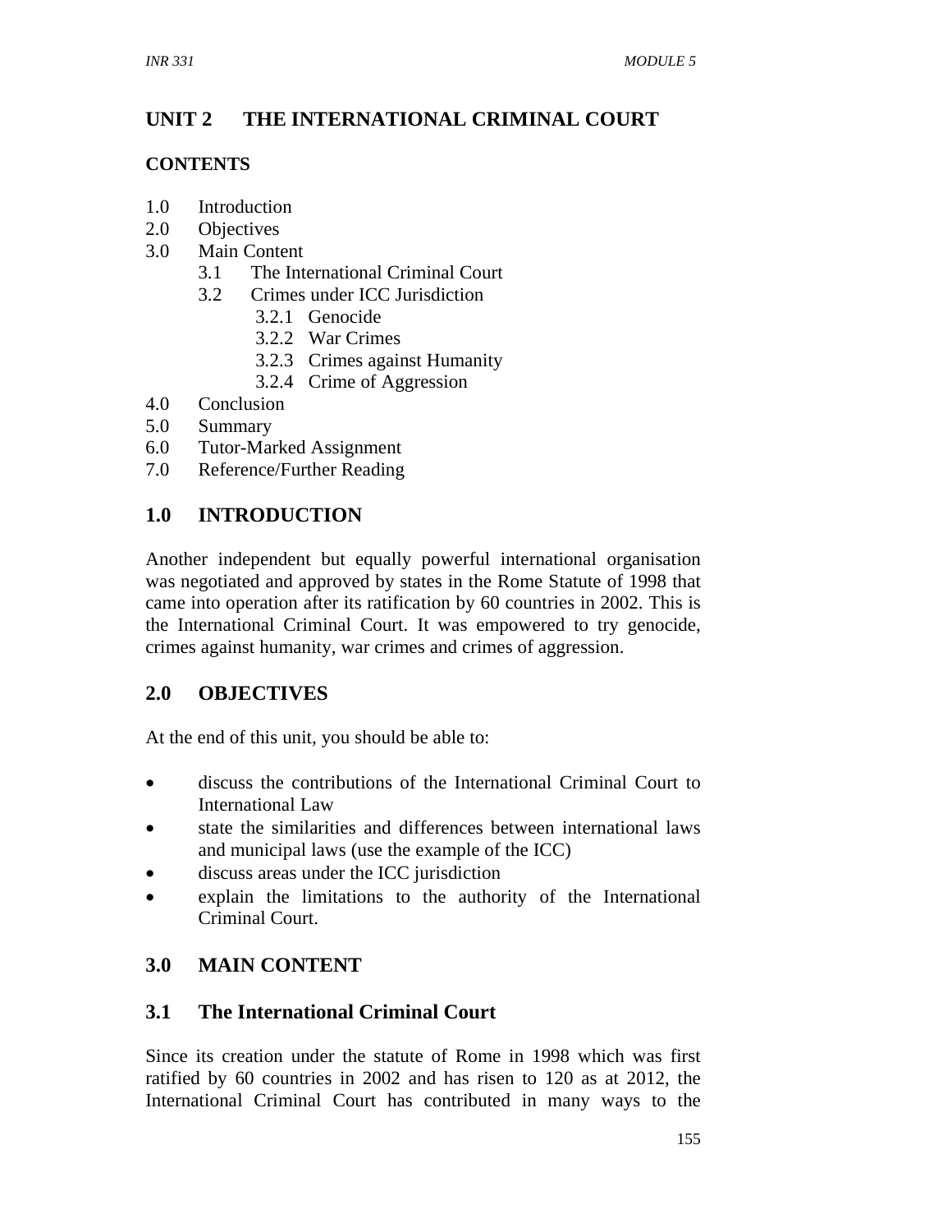# UNIT 2 THE INTERNATIONAL CRIMINAL COURT

**CONTENTS**

1.0 Introduction
2.0 Objectives
3.0 Main Content
 3.1 The International Criminal Court
 3.2 Crimes under ICC Jurisdiction
  3.2.1 Genocide
  3.2.2 War Crimes
  3.2.3 Crimes against Humanity
  3.2.4 Crime of Aggression
4.0 Conclusion
5.0 Summary
6.0 Tutor-Marked Assignment
7.0 Reference/Further Reading

## 1.0 INTRODUCTION

Another independent but equally powerful international organisation was negotiated and approved by states in the Rome Statute of 1998 that came into operation after its ratification by 60 countries in 2002. This is the International Criminal Court. It was empowered to try genocide, crimes against humanity, war crimes and crimes of aggression.

## 2.0 OBJECTIVES

At the end of this unit, you should be able to:

- discuss the contributions of the International Criminal Court to International Law
- state the similarities and differences between international laws and municipal laws (use the example of the ICC)
- discuss areas under the ICC jurisdiction
- explain the limitations to the authority of the International Criminal Court.

## 3.0 MAIN CONTENT

### 3.1 The International Criminal Court

Since its creation under the statute of Rome in 1998 which was first ratified by 60 countries in 2002 and has risen to 120 as at 2012, the International Criminal Court has contributed in many ways to the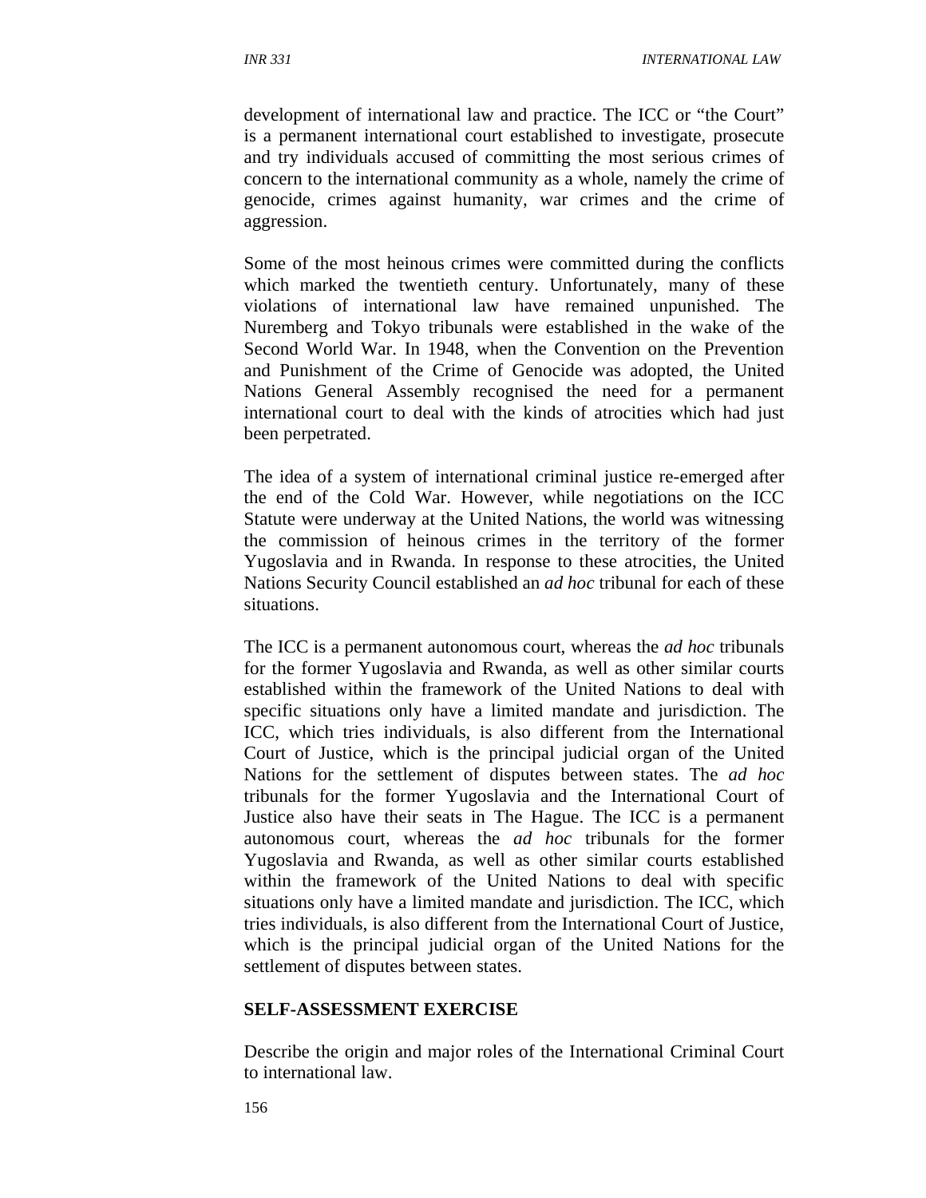development of international law and practice. The ICC or "the Court" is a permanent international court established to investigate, prosecute and try individuals accused of committing the most serious crimes of concern to the international community as a whole, namely the crime of genocide, crimes against humanity, war crimes and the crime of aggression.

Some of the most heinous crimes were committed during the conflicts which marked the twentieth century. Unfortunately, many of these violations of international law have remained unpunished. The Nuremberg and Tokyo tribunals were established in the wake of the Second World War. In 1948, when the Convention on the Prevention and Punishment of the Crime of Genocide was adopted, the United Nations General Assembly recognised the need for a permanent international court to deal with the kinds of atrocities which had just been perpetrated.

The idea of a system of international criminal justice re-emerged after the end of the Cold War. However, while negotiations on the ICC Statute were underway at the United Nations, the world was witnessing the commission of heinous crimes in the territory of the former Yugoslavia and in Rwanda. In response to these atrocities, the United Nations Security Council established an *ad hoc* tribunal for each of these situations.

The ICC is a permanent autonomous court, whereas the *ad hoc* tribunals for the former Yugoslavia and Rwanda, as well as other similar courts established within the framework of the United Nations to deal with specific situations only have a limited mandate and jurisdiction. The ICC, which tries individuals, is also different from the International Court of Justice, which is the principal judicial organ of the United Nations for the settlement of disputes between states. The *ad hoc* tribunals for the former Yugoslavia and the International Court of Justice also have their seats in The Hague. The ICC is a permanent autonomous court, whereas the *ad hoc* tribunals for the former Yugoslavia and Rwanda, as well as other similar courts established within the framework of the United Nations to deal with specific situations only have a limited mandate and jurisdiction. The ICC, which tries individuals, is also different from the International Court of Justice, which is the principal judicial organ of the United Nations for the settlement of disputes between states.

**SELF-ASSESSMENT EXERCISE**

Describe the origin and major roles of the International Criminal Court to international law.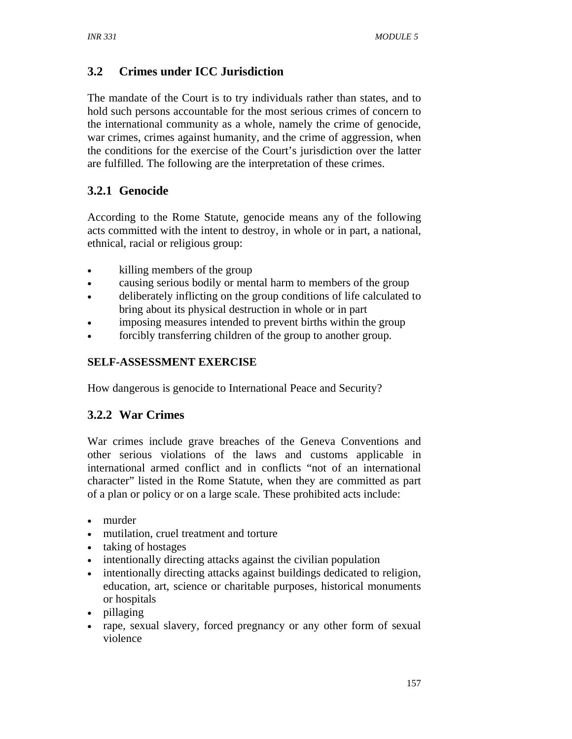## 3.2 Crimes under ICC Jurisdiction

The mandate of the Court is to try individuals rather than states, and to hold such persons accountable for the most serious crimes of concern to the international community as a whole, namely the crime of genocide, war crimes, crimes against humanity, and the crime of aggression, when the conditions for the exercise of the Court's jurisdiction over the latter are fulfilled. The following are the interpretation of these crimes.

### 3.2.1 Genocide

According to the Rome Statute, genocide means any of the following acts committed with the intent to destroy, in whole or in part, a national, ethnical, racial or religious group:

- killing members of the group
- causing serious bodily or mental harm to members of the group
- deliberately inflicting on the group conditions of life calculated to bring about its physical destruction in whole or in part
- imposing measures intended to prevent births within the group
- forcibly transferring children of the group to another group.

**SELF-ASSESSMENT EXERCISE**

How dangerous is genocide to International Peace and Security?

### 3.2.2 War Crimes

War crimes include grave breaches of the Geneva Conventions and other serious violations of the laws and customs applicable in international armed conflict and in conflicts "not of an international character" listed in the Rome Statute, when they are committed as part of a plan or policy or on a large scale. These prohibited acts include:

- murder
- mutilation, cruel treatment and torture
- taking of hostages
- intentionally directing attacks against the civilian population
- intentionally directing attacks against buildings dedicated to religion, education, art, science or charitable purposes, historical monuments or hospitals
- pillaging
- rape, sexual slavery, forced pregnancy or any other form of sexual violence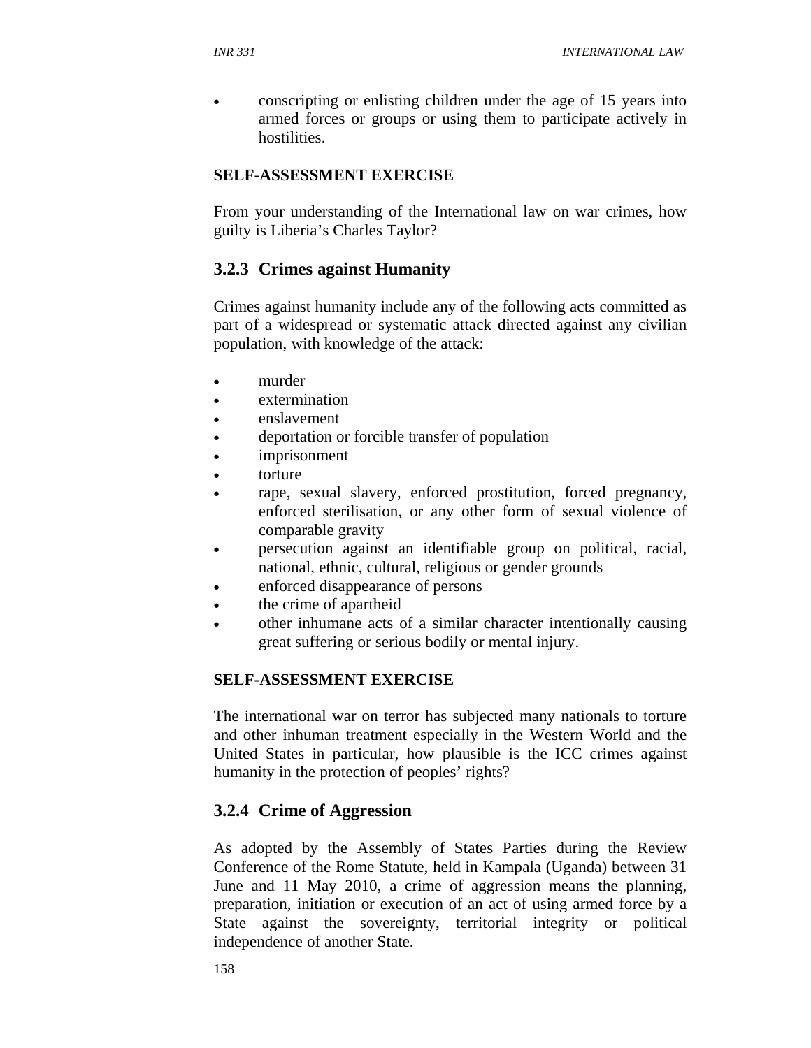- conscripting or enlisting children under the age of 15 years into armed forces or groups or using them to participate actively in hostilities.

**SELF-ASSESSMENT EXERCISE**

From your understanding of the International law on war crimes, how guilty is Liberia's Charles Taylor?

### 3.2.3 Crimes against Humanity

Crimes against humanity include any of the following acts committed as part of a widespread or systematic attack directed against any civilian population, with knowledge of the attack:

- murder
- extermination
- enslavement
- deportation or forcible transfer of population
- imprisonment
- torture
- rape, sexual slavery, enforced prostitution, forced pregnancy, enforced sterilisation, or any other form of sexual violence of comparable gravity
- persecution against an identifiable group on political, racial, national, ethnic, cultural, religious or gender grounds
- enforced disappearance of persons
- the crime of apartheid
- other inhumane acts of a similar character intentionally causing great suffering or serious bodily or mental injury.

**SELF-ASSESSMENT EXERCISE**

The international war on terror has subjected many nationals to torture and other inhuman treatment especially in the Western World and the United States in particular, how plausible is the ICC crimes against humanity in the protection of peoples' rights?

### 3.2.4 Crime of Aggression

As adopted by the Assembly of States Parties during the Review Conference of the Rome Statute, held in Kampala (Uganda) between 31 June and 11 May 2010, a crime of aggression means the planning, preparation, initiation or execution of an act of using armed force by a State against the sovereignty, territorial integrity or political independence of another State.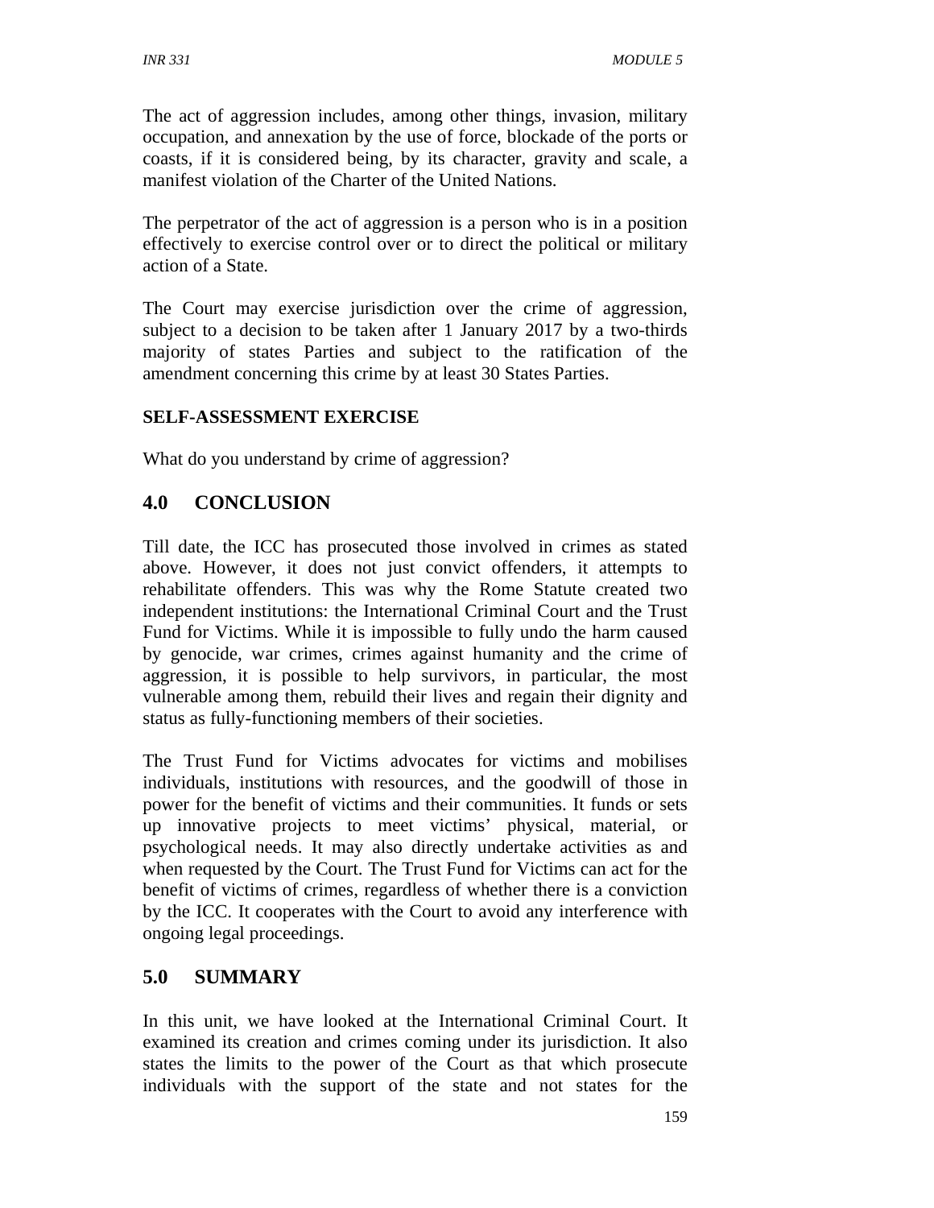The act of aggression includes, among other things, invasion, military occupation, and annexation by the use of force, blockade of the ports or coasts, if it is considered being, by its character, gravity and scale, a manifest violation of the Charter of the United Nations.

The perpetrator of the act of aggression is a person who is in a position effectively to exercise control over or to direct the political or military action of a State.

The Court may exercise jurisdiction over the crime of aggression, subject to a decision to be taken after 1 January 2017 by a two-thirds majority of states Parties and subject to the ratification of the amendment concerning this crime by at least 30 States Parties.

**SELF-ASSESSMENT EXERCISE**

What do you understand by crime of aggression?

## 4.0 CONCLUSION

Till date, the ICC has prosecuted those involved in crimes as stated above. However, it does not just convict offenders, it attempts to rehabilitate offenders. This was why the Rome Statute created two independent institutions: the International Criminal Court and the Trust Fund for Victims. While it is impossible to fully undo the harm caused by genocide, war crimes, crimes against humanity and the crime of aggression, it is possible to help survivors, in particular, the most vulnerable among them, rebuild their lives and regain their dignity and status as fully-functioning members of their societies.

The Trust Fund for Victims advocates for victims and mobilises individuals, institutions with resources, and the goodwill of those in power for the benefit of victims and their communities. It funds or sets up innovative projects to meet victims' physical, material, or psychological needs. It may also directly undertake activities as and when requested by the Court. The Trust Fund for Victims can act for the benefit of victims of crimes, regardless of whether there is a conviction by the ICC. It cooperates with the Court to avoid any interference with ongoing legal proceedings.

## 5.0 SUMMARY

In this unit, we have looked at the International Criminal Court. It examined its creation and crimes coming under its jurisdiction. It also states the limits to the power of the Court as that which prosecute individuals with the support of the state and not states for the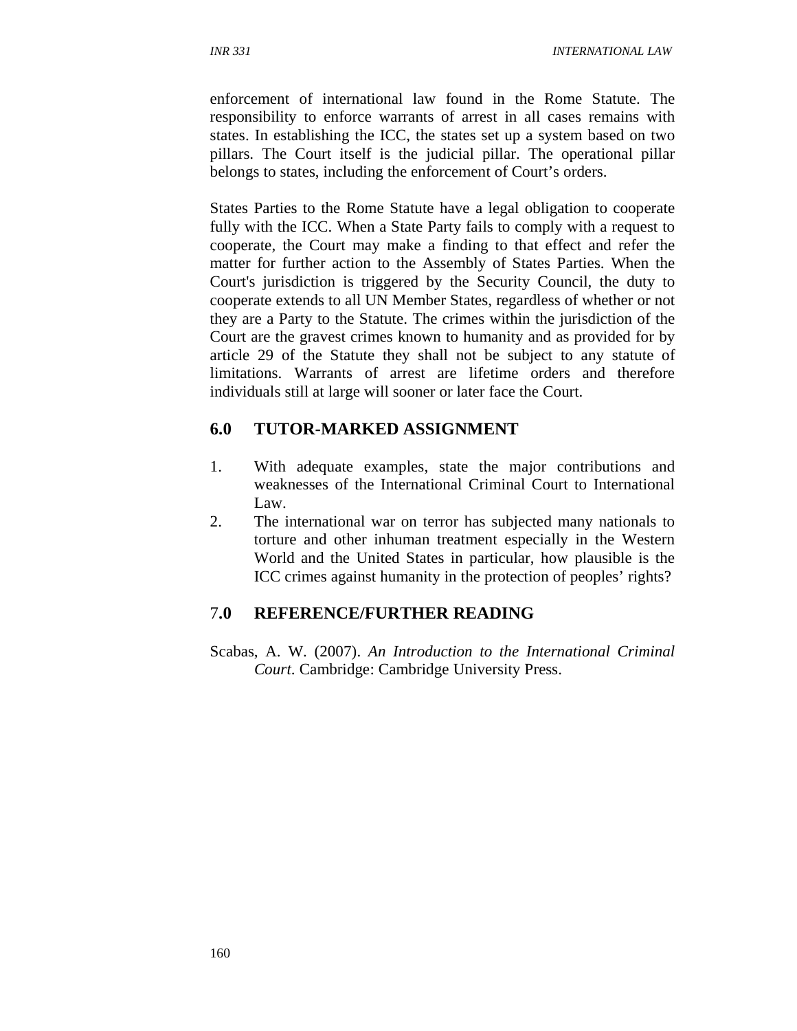enforcement of international law found in the Rome Statute. The responsibility to enforce warrants of arrest in all cases remains with states. In establishing the ICC, the states set up a system based on two pillars. The Court itself is the judicial pillar. The operational pillar belongs to states, including the enforcement of Court's orders.

States Parties to the Rome Statute have a legal obligation to cooperate fully with the ICC. When a State Party fails to comply with a request to cooperate, the Court may make a finding to that effect and refer the matter for further action to the Assembly of States Parties. When the Court's jurisdiction is triggered by the Security Council, the duty to cooperate extends to all UN Member States, regardless of whether or not they are a Party to the Statute. The crimes within the jurisdiction of the Court are the gravest crimes known to humanity and as provided for by article 29 of the Statute they shall not be subject to any statute of limitations. Warrants of arrest are lifetime orders and therefore individuals still at large will sooner or later face the Court.

## 6.0 TUTOR-MARKED ASSIGNMENT

1. With adequate examples, state the major contributions and weaknesses of the International Criminal Court to International Law.
2. The international war on terror has subjected many nationals to torture and other inhuman treatment especially in the Western World and the United States in particular, how plausible is the ICC crimes against humanity in the protection of peoples' rights?

## 7.0 REFERENCE/FURTHER READING

Scabas, A. W. (2007). *An Introduction to the International Criminal Court*. Cambridge: Cambridge University Press.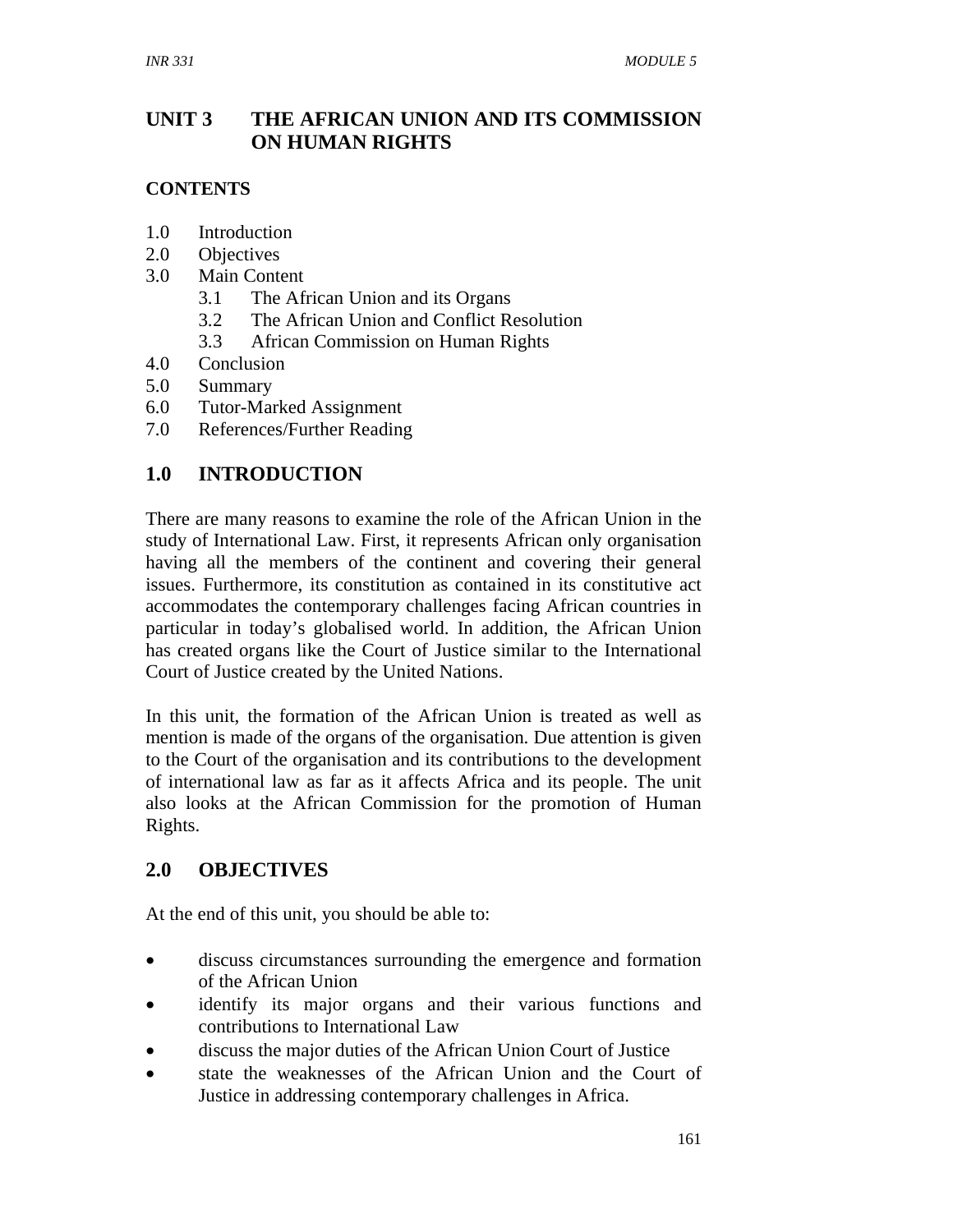## UNIT 3 THE AFRICAN UNION AND ITS COMMISSION ON HUMAN RIGHTS

**CONTENTS**

1.0 Introduction
2.0 Objectives
3.0 Main Content
 3.1 The African Union and its Organs
 3.2 The African Union and Conflict Resolution
 3.3 African Commission on Human Rights
4.0 Conclusion
5.0 Summary
6.0 Tutor-Marked Assignment
7.0 References/Further Reading

## 1.0 INTRODUCTION

There are many reasons to examine the role of the African Union in the study of International Law. First, it represents African only organisation having all the members of the continent and covering their general issues. Furthermore, its constitution as contained in its constitutive act accommodates the contemporary challenges facing African countries in particular in today's globalised world. In addition, the African Union has created organs like the Court of Justice similar to the International Court of Justice created by the United Nations.

In this unit, the formation of the African Union is treated as well as mention is made of the organs of the organisation. Due attention is given to the Court of the organisation and its contributions to the development of international law as far as it affects Africa and its people. The unit also looks at the African Commission for the promotion of Human Rights.

## 2.0 OBJECTIVES

At the end of this unit, you should be able to:

- discuss circumstances surrounding the emergence and formation of the African Union
- identify its major organs and their various functions and contributions to International Law
- discuss the major duties of the African Union Court of Justice
- state the weaknesses of the African Union and the Court of Justice in addressing contemporary challenges in Africa.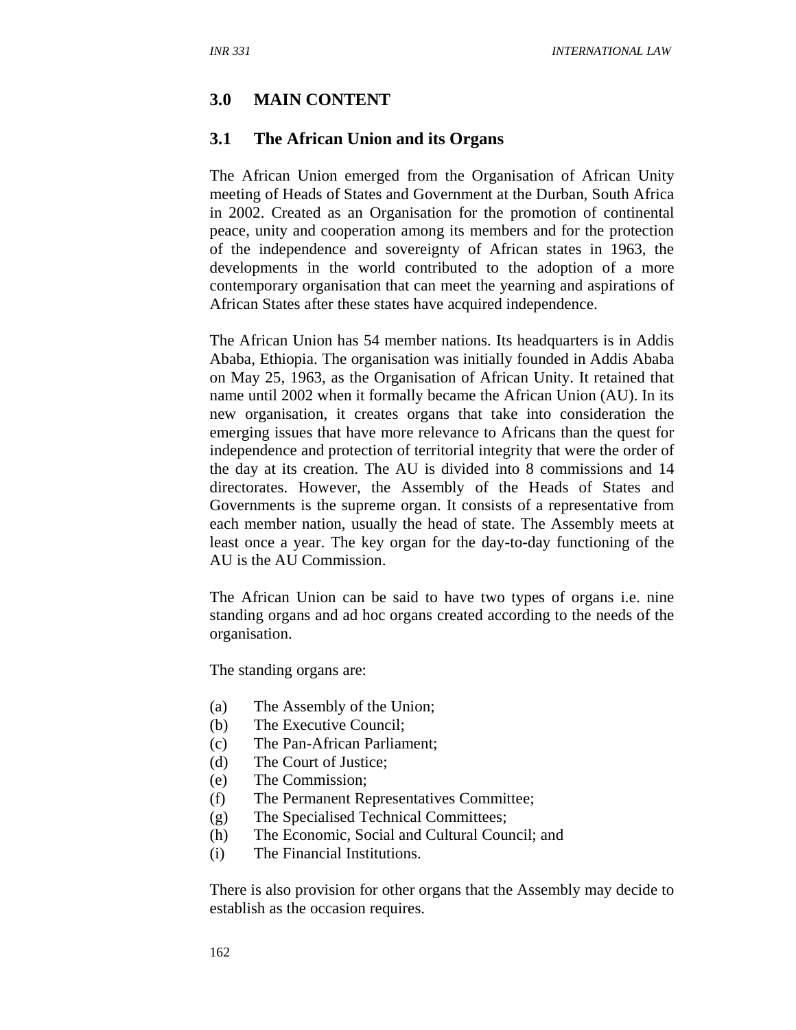## 3.0 MAIN CONTENT

### 3.1 The African Union and its Organs

The African Union emerged from the Organisation of African Unity meeting of Heads of States and Government at the Durban, South Africa in 2002. Created as an Organisation for the promotion of continental peace, unity and cooperation among its members and for the protection of the independence and sovereignty of African states in 1963, the developments in the world contributed to the adoption of a more contemporary organisation that can meet the yearning and aspirations of African States after these states have acquired independence.

The African Union has 54 member nations. Its headquarters is in Addis Ababa, Ethiopia. The organisation was initially founded in Addis Ababa on May 25, 1963, as the Organisation of African Unity. It retained that name until 2002 when it formally became the African Union (AU). In its new organisation, it creates organs that take into consideration the emerging issues that have more relevance to Africans than the quest for independence and protection of territorial integrity that were the order of the day at its creation. The AU is divided into 8 commissions and 14 directorates. However, the Assembly of the Heads of States and Governments is the supreme organ. It consists of a representative from each member nation, usually the head of state. The Assembly meets at least once a year. The key organ for the day-to-day functioning of the AU is the AU Commission.

The African Union can be said to have two types of organs i.e. nine standing organs and ad hoc organs created according to the needs of the organisation.

The standing organs are:

(a) The Assembly of the Union;
(b) The Executive Council;
(c) The Pan-African Parliament;
(d) The Court of Justice;
(e) The Commission;
(f) The Permanent Representatives Committee;
(g) The Specialised Technical Committees;
(h) The Economic, Social and Cultural Council; and
(i) The Financial Institutions.

There is also provision for other organs that the Assembly may decide to establish as the occasion requires.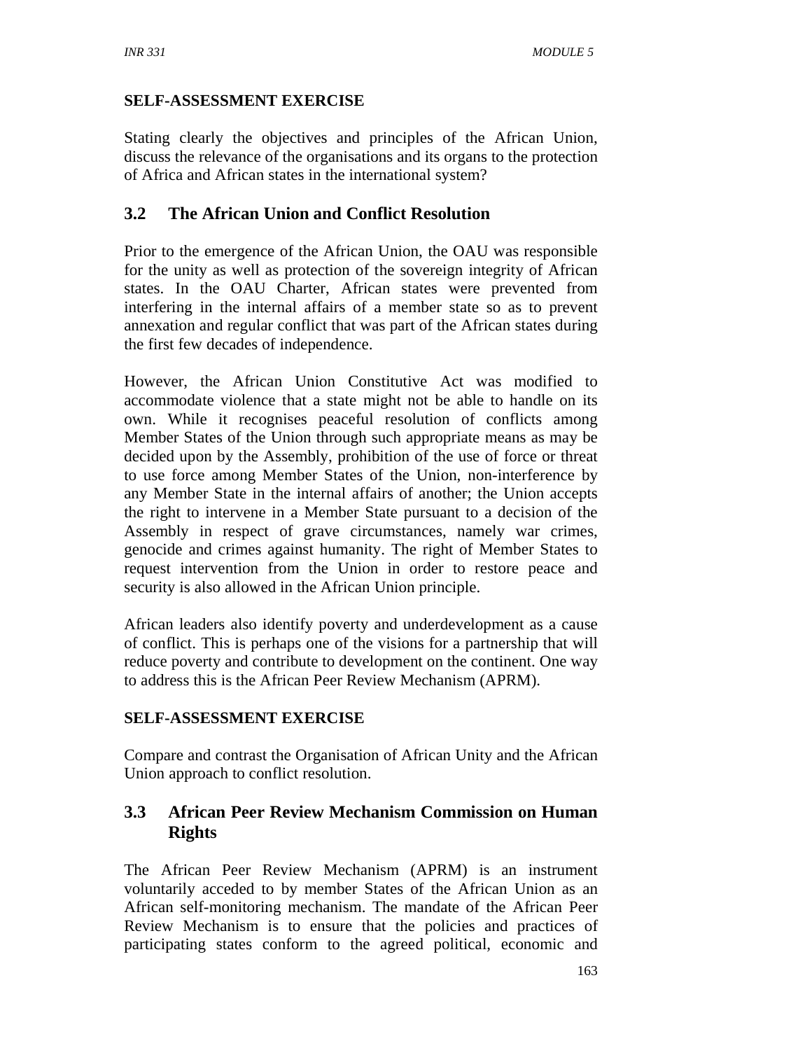**SELF-ASSESSMENT EXERCISE**

Stating clearly the objectives and principles of the African Union, discuss the relevance of the organisations and its organs to the protection of Africa and African states in the international system?

## 3.2 The African Union and Conflict Resolution

Prior to the emergence of the African Union, the OAU was responsible for the unity as well as protection of the sovereign integrity of African states. In the OAU Charter, African states were prevented from interfering in the internal affairs of a member state so as to prevent annexation and regular conflict that was part of the African states during the first few decades of independence.

However, the African Union Constitutive Act was modified to accommodate violence that a state might not be able to handle on its own. While it recognises peaceful resolution of conflicts among Member States of the Union through such appropriate means as may be decided upon by the Assembly, prohibition of the use of force or threat to use force among Member States of the Union, non-interference by any Member State in the internal affairs of another; the Union accepts the right to intervene in a Member State pursuant to a decision of the Assembly in respect of grave circumstances, namely war crimes, genocide and crimes against humanity. The right of Member States to request intervention from the Union in order to restore peace and security is also allowed in the African Union principle.

African leaders also identify poverty and underdevelopment as a cause of conflict. This is perhaps one of the visions for a partnership that will reduce poverty and contribute to development on the continent. One way to address this is the African Peer Review Mechanism (APRM).

**SELF-ASSESSMENT EXERCISE**

Compare and contrast the Organisation of African Unity and the African Union approach to conflict resolution.

## 3.3 African Peer Review Mechanism Commission on Human Rights

The African Peer Review Mechanism (APRM) is an instrument voluntarily acceded to by member States of the African Union as an African self-monitoring mechanism. The mandate of the African Peer Review Mechanism is to ensure that the policies and practices of participating states conform to the agreed political, economic and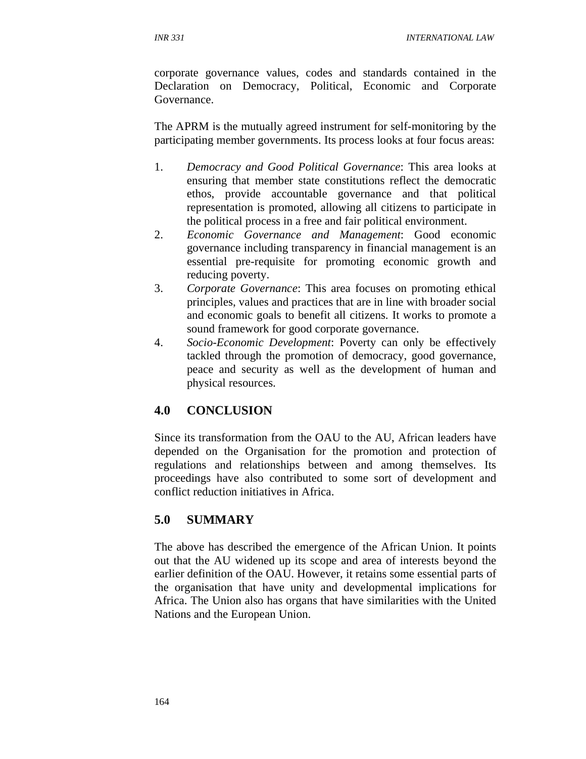corporate governance values, codes and standards contained in the Declaration on Democracy, Political, Economic and Corporate Governance.

The APRM is the mutually agreed instrument for self-monitoring by the participating member governments. Its process looks at four focus areas:

1. *Democracy and Good Political Governance*: This area looks at ensuring that member state constitutions reflect the democratic ethos, provide accountable governance and that political representation is promoted, allowing all citizens to participate in the political process in a free and fair political environment.
2. *Economic Governance and Management*: Good economic governance including transparency in financial management is an essential pre-requisite for promoting economic growth and reducing poverty.
3. *Corporate Governance*: This area focuses on promoting ethical principles, values and practices that are in line with broader social and economic goals to benefit all citizens. It works to promote a sound framework for good corporate governance.
4. *Socio-Economic Development*: Poverty can only be effectively tackled through the promotion of democracy, good governance, peace and security as well as the development of human and physical resources.

## 4.0 CONCLUSION

Since its transformation from the OAU to the AU, African leaders have depended on the Organisation for the promotion and protection of regulations and relationships between and among themselves. Its proceedings have also contributed to some sort of development and conflict reduction initiatives in Africa.

## 5.0 SUMMARY

The above has described the emergence of the African Union. It points out that the AU widened up its scope and area of interests beyond the earlier definition of the OAU. However, it retains some essential parts of the organisation that have unity and developmental implications for Africa. The Union also has organs that have similarities with the United Nations and the European Union.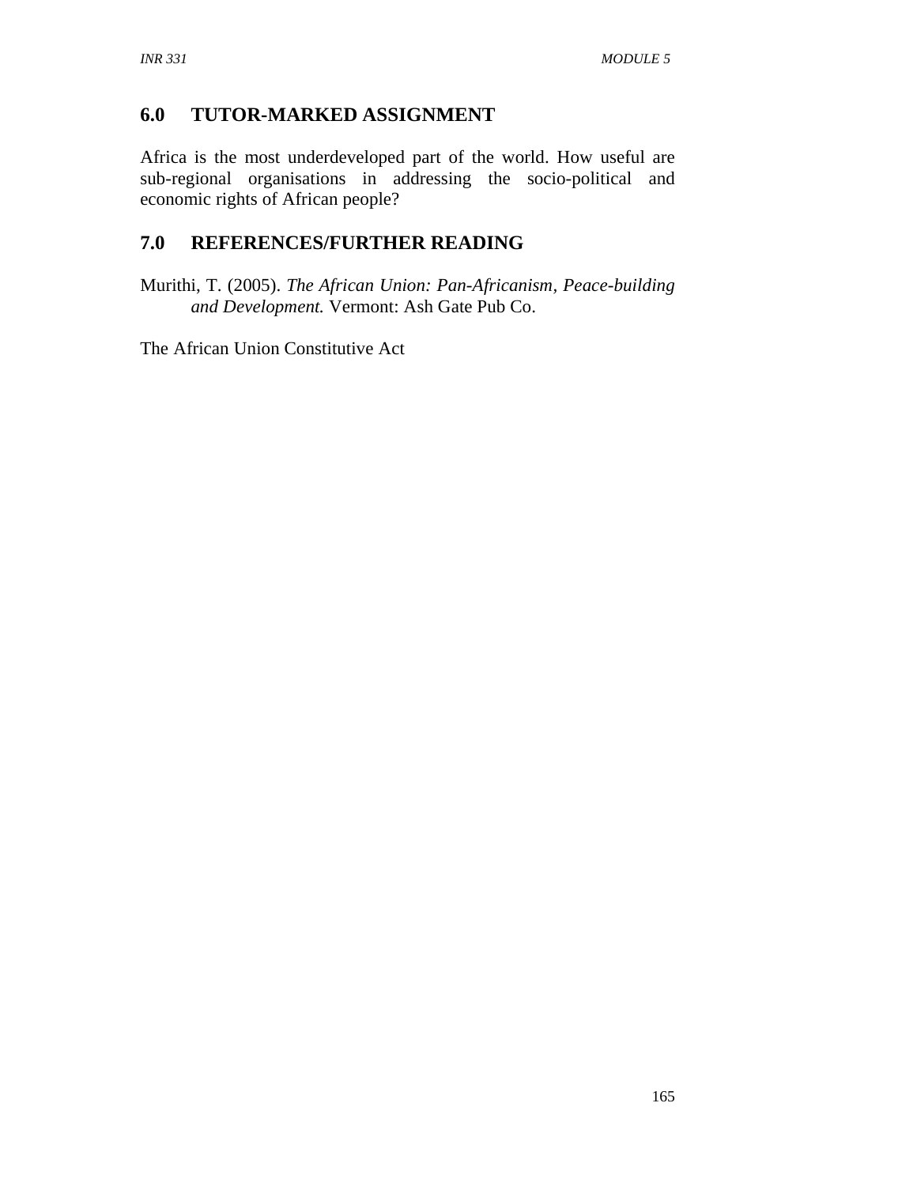## 6.0 TUTOR-MARKED ASSIGNMENT

Africa is the most underdeveloped part of the world. How useful are sub-regional organisations in addressing the socio-political and economic rights of African people?

## 7.0 REFERENCES/FURTHER READING

Murithi, T. (2005). *The African Union: Pan-Africanism, Peace-building and Development.* Vermont: Ash Gate Pub Co.

The African Union Constitutive Act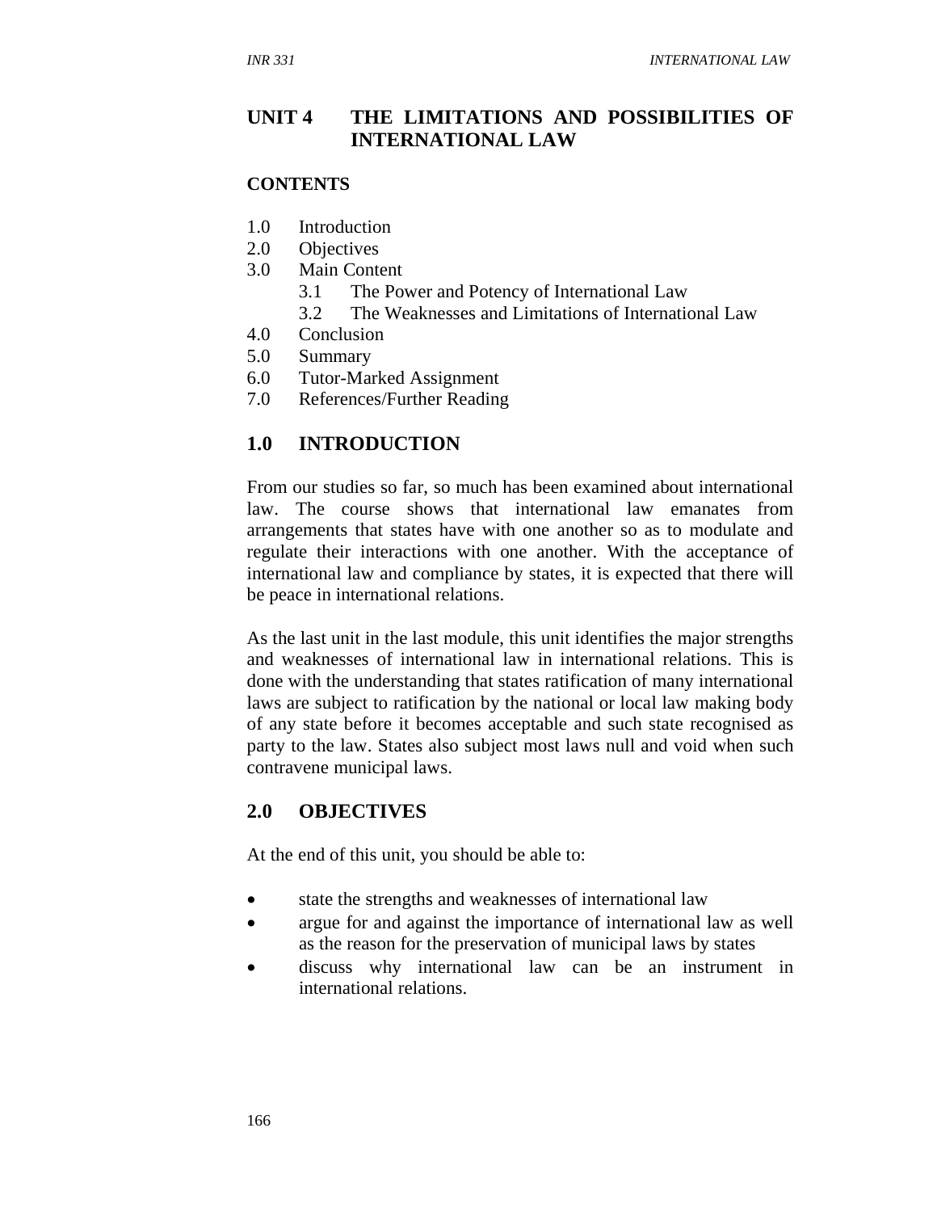# UNIT 4 THE LIMITATIONS AND POSSIBILITIES OF INTERNATIONAL LAW

## CONTENTS

1.0 Introduction
2.0 Objectives
3.0 Main Content
 3.1 The Power and Potency of International Law
 3.2 The Weaknesses and Limitations of International Law
4.0 Conclusion
5.0 Summary
6.0 Tutor-Marked Assignment
7.0 References/Further Reading

## 1.0 INTRODUCTION

From our studies so far, so much has been examined about international law. The course shows that international law emanates from arrangements that states have with one another so as to modulate and regulate their interactions with one another. With the acceptance of international law and compliance by states, it is expected that there will be peace in international relations.

As the last unit in the last module, this unit identifies the major strengths and weaknesses of international law in international relations. This is done with the understanding that states ratification of many international laws are subject to ratification by the national or local law making body of any state before it becomes acceptable and such state recognised as party to the law. States also subject most laws null and void when such contravene municipal laws.

## 2.0 OBJECTIVES

At the end of this unit, you should be able to:

- state the strengths and weaknesses of international law
- argue for and against the importance of international law as well as the reason for the preservation of municipal laws by states
- discuss why international law can be an instrument in international relations.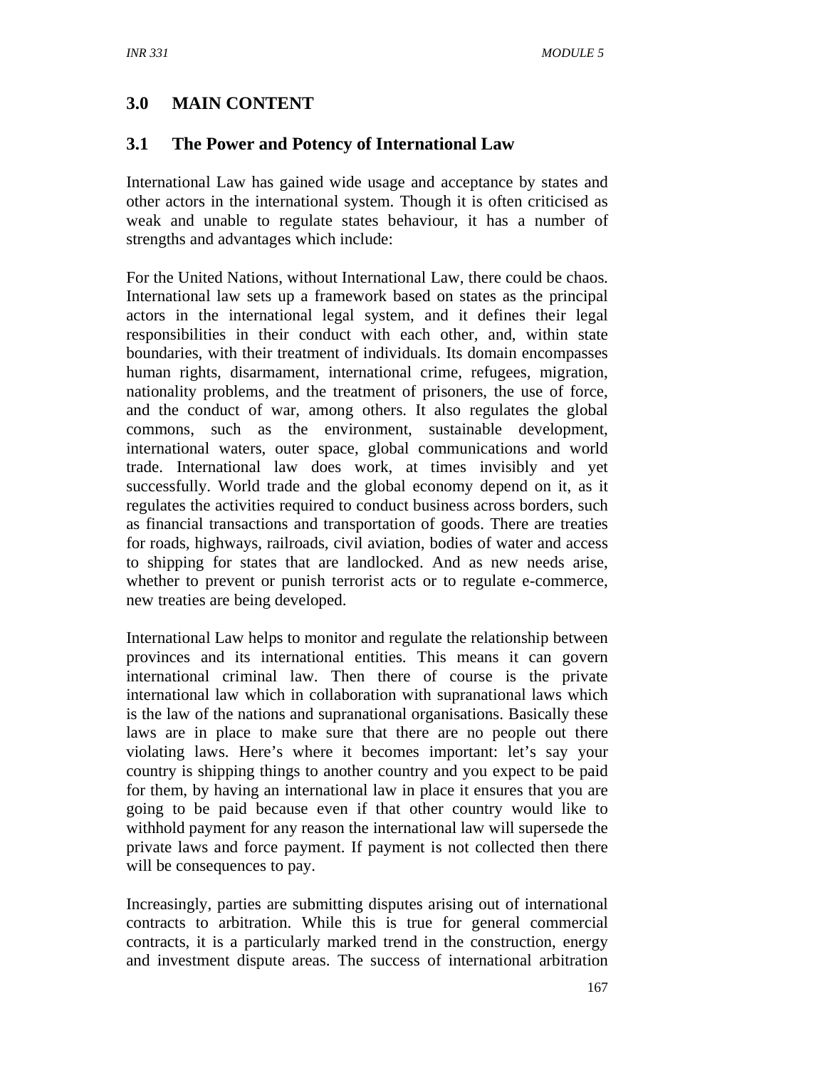## 3.0 MAIN CONTENT

### 3.1 The Power and Potency of International Law

International Law has gained wide usage and acceptance by states and other actors in the international system. Though it is often criticised as weak and unable to regulate states behaviour, it has a number of strengths and advantages which include:

For the United Nations, without International Law, there could be chaos. International law sets up a framework based on states as the principal actors in the international legal system, and it defines their legal responsibilities in their conduct with each other, and, within state boundaries, with their treatment of individuals. Its domain encompasses human rights, disarmament, international crime, refugees, migration, nationality problems, and the treatment of prisoners, the use of force, and the conduct of war, among others. It also regulates the global commons, such as the environment, sustainable development, international waters, outer space, global communications and world trade. International law does work, at times invisibly and yet successfully. World trade and the global economy depend on it, as it regulates the activities required to conduct business across borders, such as financial transactions and transportation of goods. There are treaties for roads, highways, railroads, civil aviation, bodies of water and access to shipping for states that are landlocked. And as new needs arise, whether to prevent or punish terrorist acts or to regulate e-commerce, new treaties are being developed.

International Law helps to monitor and regulate the relationship between provinces and its international entities. This means it can govern international criminal law. Then there of course is the private international law which in collaboration with supranational laws which is the law of the nations and supranational organisations. Basically these laws are in place to make sure that there are no people out there violating laws. Here's where it becomes important: let's say your country is shipping things to another country and you expect to be paid for them, by having an international law in place it ensures that you are going to be paid because even if that other country would like to withhold payment for any reason the international law will supersede the private laws and force payment. If payment is not collected then there will be consequences to pay.

Increasingly, parties are submitting disputes arising out of international contracts to arbitration. While this is true for general commercial contracts, it is a particularly marked trend in the construction, energy and investment dispute areas. The success of international arbitration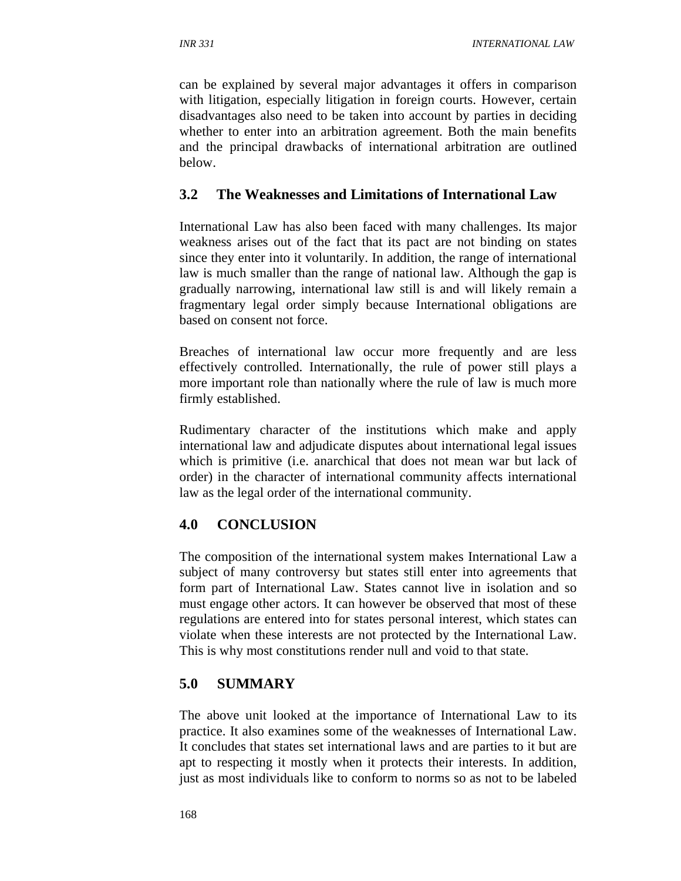can be explained by several major advantages it offers in comparison with litigation, especially litigation in foreign courts. However, certain disadvantages also need to be taken into account by parties in deciding whether to enter into an arbitration agreement. Both the main benefits and the principal drawbacks of international arbitration are outlined below.

## 3.2 The Weaknesses and Limitations of International Law

International Law has also been faced with many challenges. Its major weakness arises out of the fact that its pact are not binding on states since they enter into it voluntarily. In addition, the range of international law is much smaller than the range of national law. Although the gap is gradually narrowing, international law still is and will likely remain a fragmentary legal order simply because International obligations are based on consent not force.

Breaches of international law occur more frequently and are less effectively controlled. Internationally, the rule of power still plays a more important role than nationally where the rule of law is much more firmly established.

Rudimentary character of the institutions which make and apply international law and adjudicate disputes about international legal issues which is primitive (i.e. anarchical that does not mean war but lack of order) in the character of international community affects international law as the legal order of the international community.

## 4.0 CONCLUSION

The composition of the international system makes International Law a subject of many controversy but states still enter into agreements that form part of International Law. States cannot live in isolation and so must engage other actors. It can however be observed that most of these regulations are entered into for states personal interest, which states can violate when these interests are not protected by the International Law. This is why most constitutions render null and void to that state.

## 5.0 SUMMARY

The above unit looked at the importance of International Law to its practice. It also examines some of the weaknesses of International Law. It concludes that states set international laws and are parties to it but are apt to respecting it mostly when it protects their interests. In addition, just as most individuals like to conform to norms so as not to be labeled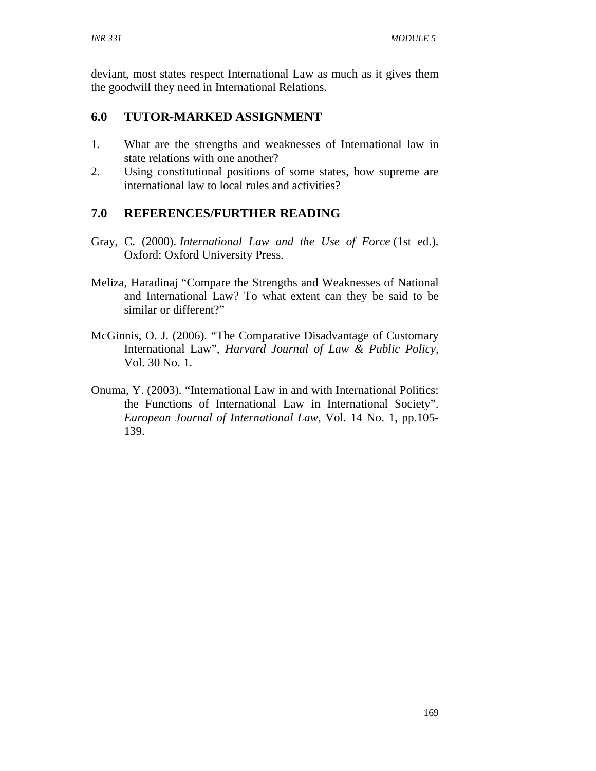deviant, most states respect International Law as much as it gives them the goodwill they need in International Relations.

## 6.0 TUTOR-MARKED ASSIGNMENT

1. What are the strengths and weaknesses of International law in state relations with one another?
2. Using constitutional positions of some states, how supreme are international law to local rules and activities?

## 7.0 REFERENCES/FURTHER READING

Gray, C. (2000). *International Law and the Use of Force* (1st ed.). Oxford: Oxford University Press.

Meliza, Haradinaj "Compare the Strengths and Weaknesses of National and International Law? To what extent can they be said to be similar or different?"

McGinnis, O. J. (2006). "The Comparative Disadvantage of Customary International Law", *Harvard Journal of Law & Public Policy*, Vol. 30 No. 1.

Onuma, Y. (2003). "International Law in and with International Politics: the Functions of International Law in International Society". *European Journal of International Law*, Vol. 14 No. 1, pp.105-139.